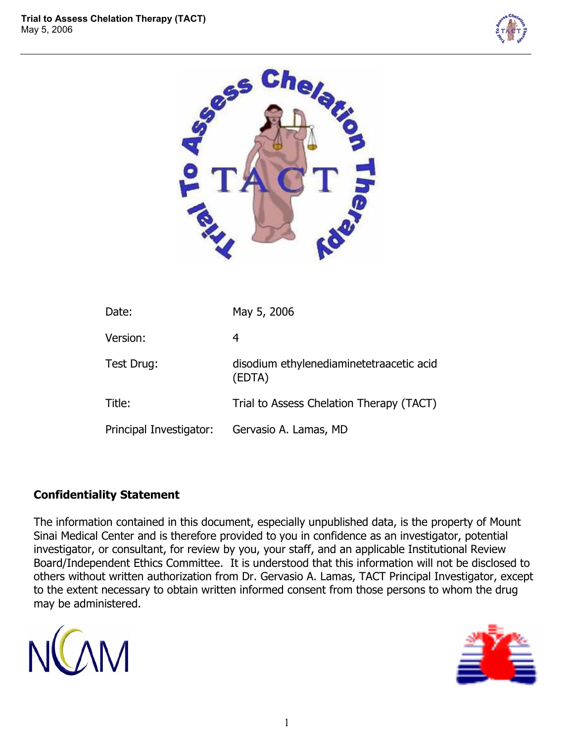| | |
|---|---|
| Date: | May 5, 2006 |
| Version: | 4 |
| Test Drug: | disodium ethylenediaminetetraacetic acid (EDTA) |
| Title: | Trial to Assess Chelation Therapy (TACT) |
| Principal Investigator: | Gervasio A. Lamas, MD |

## Confidentiality Statement

The information contained in this document, especially unpublished data, is the property of Mount Sinai Medical Center and is therefore provided to you in confidence as an investigator, potential investigator, or consultant, for review by you, your staff, and an applicable Institutional Review Board/Independent Ethics Committee. It is understood that this information will not be disclosed to others without written authorization from Dr. Gervasio A. Lamas, TACT Principal Investigator, except to the extent necessary to obtain written informed consent from those persons to whom the drug may be administered.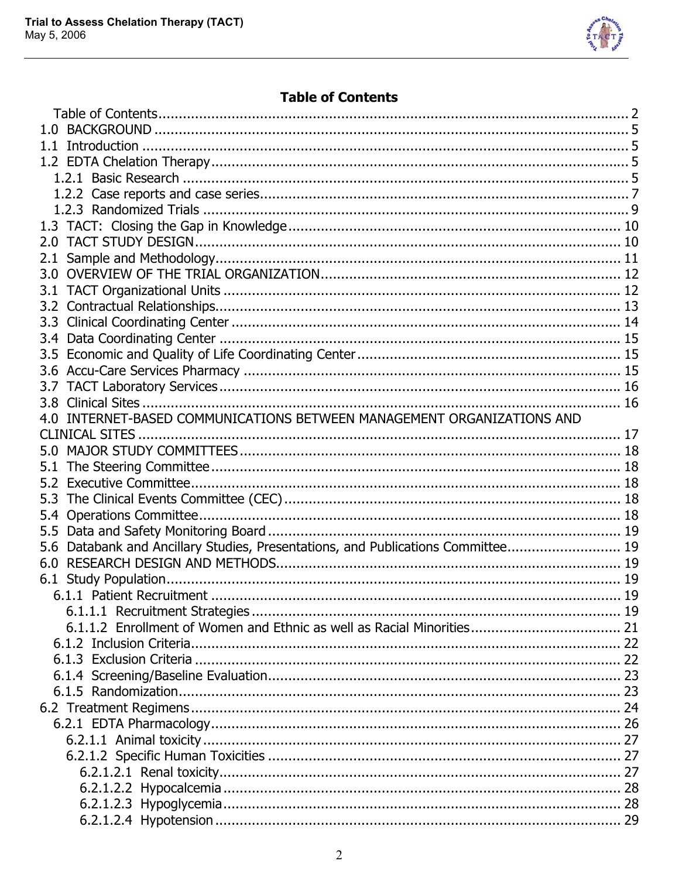## Table of Contents

Table of Contents ..... 2
1.0 BACKGROUND ..... 5
1.1 Introduction ..... 5
1.2 EDTA Chelation Therapy ..... 5
  1.2.1 Basic Research ..... 5
  1.2.2 Case reports and case series ..... 7
  1.2.3 Randomized Trials ..... 9
1.3 TACT: Closing the Gap in Knowledge ..... 10
2.0 TACT STUDY DESIGN ..... 10
2.1 Sample and Methodology ..... 11
3.0 OVERVIEW OF THE TRIAL ORGANIZATION ..... 12
3.1 TACT Organizational Units ..... 12
3.2 Contractual Relationships ..... 13
3.3 Clinical Coordinating Center ..... 14
3.4 Data Coordinating Center ..... 15
3.5 Economic and Quality of Life Coordinating Center ..... 15
3.6 Accu-Care Services Pharmacy ..... 15
3.7 TACT Laboratory Services ..... 16
3.8 Clinical Sites ..... 16
4.0 INTERNET-BASED COMMUNICATIONS BETWEEN MANAGEMENT ORGANIZATIONS AND CLINICAL SITES ..... 17
5.0 MAJOR STUDY COMMITTEES ..... 18
5.1 The Steering Committee ..... 18
5.2 Executive Committee ..... 18
5.3 The Clinical Events Committee (CEC) ..... 18
5.4 Operations Committee ..... 18
5.5 Data and Safety Monitoring Board ..... 19
5.6 Databank and Ancillary Studies, Presentations, and Publications Committee ..... 19
6.0 RESEARCH DESIGN AND METHODS ..... 19
6.1 Study Population ..... 19
  6.1.1 Patient Recruitment ..... 19
    6.1.1.1 Recruitment Strategies ..... 19
    6.1.1.2 Enrollment of Women and Ethnic as well as Racial Minorities ..... 21
  6.1.2 Inclusion Criteria ..... 22
  6.1.3 Exclusion Criteria ..... 22
  6.1.4 Screening/Baseline Evaluation ..... 23
  6.1.5 Randomization ..... 23
6.2 Treatment Regimens ..... 24
  6.2.1 EDTA Pharmacology ..... 26
    6.2.1.1 Animal toxicity ..... 27
    6.2.1.2 Specific Human Toxicities ..... 27
      6.2.1.2.1 Renal toxicity ..... 27
      6.2.1.2.2 Hypocalcemia ..... 28
      6.2.1.2.3 Hypoglycemia ..... 28
      6.2.1.2.4 Hypotension ..... 29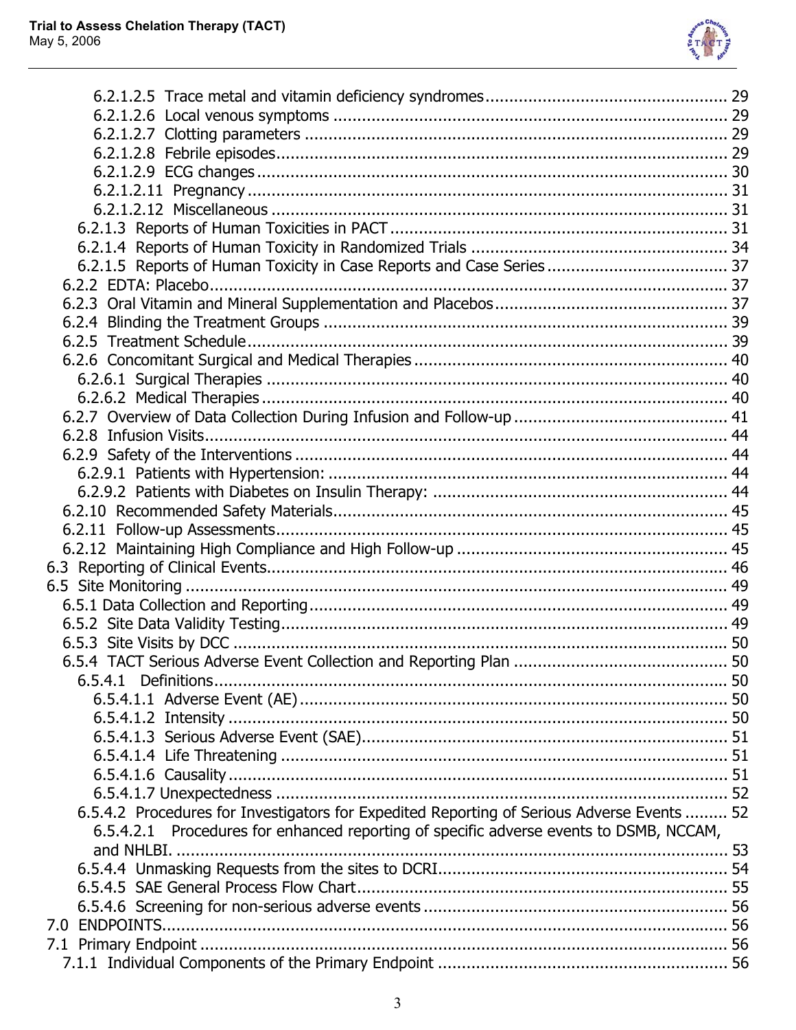6.2.1.2.5 Trace metal and vitamin deficiency syndromes ........ 29
6.2.1.2.6 Local venous symptoms ........ 29
6.2.1.2.7 Clotting parameters ........ 29
6.2.1.2.8 Febrile episodes ........ 29
6.2.1.2.9 ECG changes ........ 30
6.2.1.2.11 Pregnancy ........ 31
6.2.1.2.12 Miscellaneous ........ 31
6.2.1.3 Reports of Human Toxicities in PACT ........ 31
6.2.1.4 Reports of Human Toxicity in Randomized Trials ........ 34
6.2.1.5 Reports of Human Toxicity in Case Reports and Case Series ........ 37
6.2.2 EDTA: Placebo ........ 37
6.2.3 Oral Vitamin and Mineral Supplementation and Placebos ........ 37
6.2.4 Blinding the Treatment Groups ........ 39
6.2.5 Treatment Schedule ........ 39
6.2.6 Concomitant Surgical and Medical Therapies ........ 40
6.2.6.1 Surgical Therapies ........ 40
6.2.6.2 Medical Therapies ........ 40
6.2.7 Overview of Data Collection During Infusion and Follow-up ........ 41
6.2.8 Infusion Visits ........ 44
6.2.9 Safety of the Interventions ........ 44
6.2.9.1 Patients with Hypertension: ........ 44
6.2.9.2 Patients with Diabetes on Insulin Therapy: ........ 44
6.2.10 Recommended Safety Materials ........ 45
6.2.11 Follow-up Assessments ........ 45
6.2.12 Maintaining High Compliance and High Follow-up ........ 45
6.3 Reporting of Clinical Events ........ 46
6.5 Site Monitoring ........ 49
6.5.1 Data Collection and Reporting ........ 49
6.5.2 Site Data Validity Testing ........ 49
6.5.3 Site Visits by DCC ........ 50
6.5.4 TACT Serious Adverse Event Collection and Reporting Plan ........ 50
6.5.4.1 Definitions ........ 50
6.5.4.1.1 Adverse Event (AE) ........ 50
6.5.4.1.2 Intensity ........ 50
6.5.4.1.3 Serious Adverse Event (SAE) ........ 51
6.5.4.1.4 Life Threatening ........ 51
6.5.4.1.6 Causality ........ 51
6.5.4.1.7 Unexpectedness ........ 52
6.5.4.2 Procedures for Investigators for Expedited Reporting of Serious Adverse Events ........ 52
6.5.4.2.1 Procedures for enhanced reporting of specific adverse events to DSMB, NCCAM, and NHLBI. ........ 53
6.5.4.4 Unmasking Requests from the sites to DCRI ........ 54
6.5.4.5 SAE General Process Flow Chart ........ 55
6.5.4.6 Screening for non-serious adverse events ........ 56
7.0 ENDPOINTS ........ 56
7.1 Primary Endpoint ........ 56
7.1.1 Individual Components of the Primary Endpoint ........ 56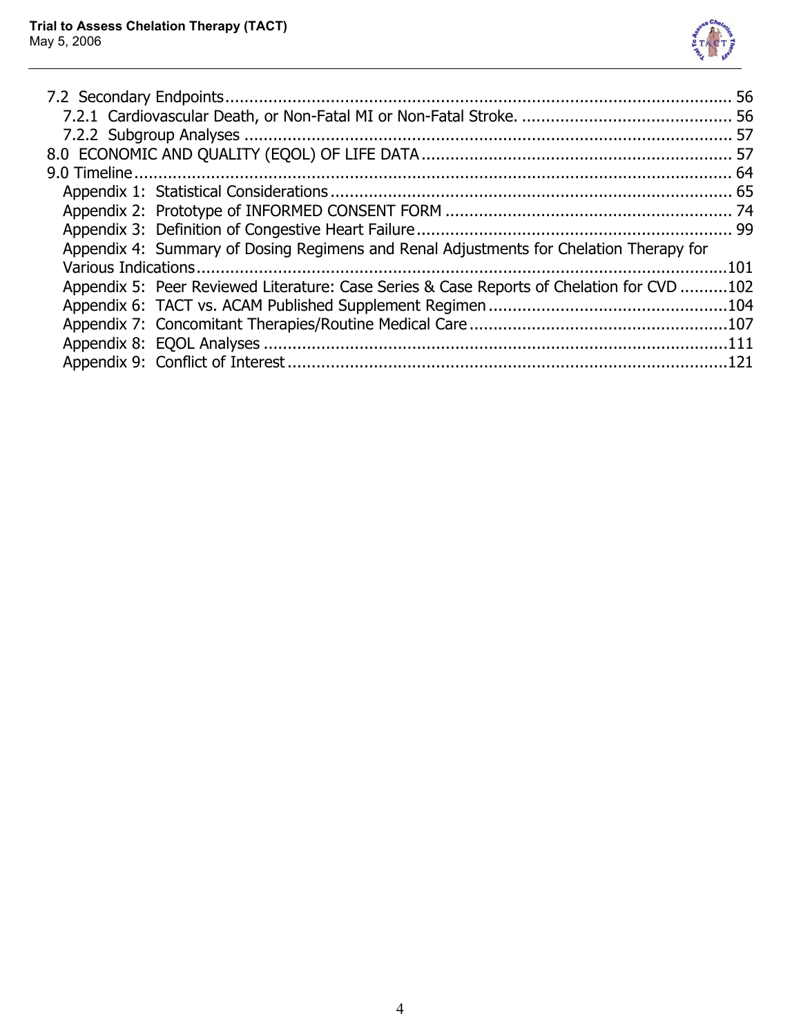7.2 Secondary Endpoints ........................................................................................................ 56
  7.2.1 Cardiovascular Death, or Non-Fatal MI or Non-Fatal Stroke. ............................................ 56
  7.2.2 Subgroup Analyses ...................................................................................................... 57
8.0 ECONOMIC AND QUALITY (EQOL) OF LIFE DATA ................................................................. 57
9.0 Timeline ............................................................................................................................. 64
  Appendix 1: Statistical Considerations ................................................................................... 65
  Appendix 2: Prototype of INFORMED CONSENT FORM ............................................................ 74
  Appendix 3: Definition of Congestive Heart Failure .................................................................. 99
  Appendix 4: Summary of Dosing Regimens and Renal Adjustments for Chelation Therapy for Various Indications ................................................................................................................101
  Appendix 5: Peer Reviewed Literature: Case Series & Case Reports of Chelation for CVD ..........102
  Appendix 6: TACT vs. ACAM Published Supplement Regimen ..................................................104
  Appendix 7: Concomitant Therapies/Routine Medical Care ......................................................107
  Appendix 8: EQOL Analyses .................................................................................................111
  Appendix 9: Conflict of Interest ............................................................................................121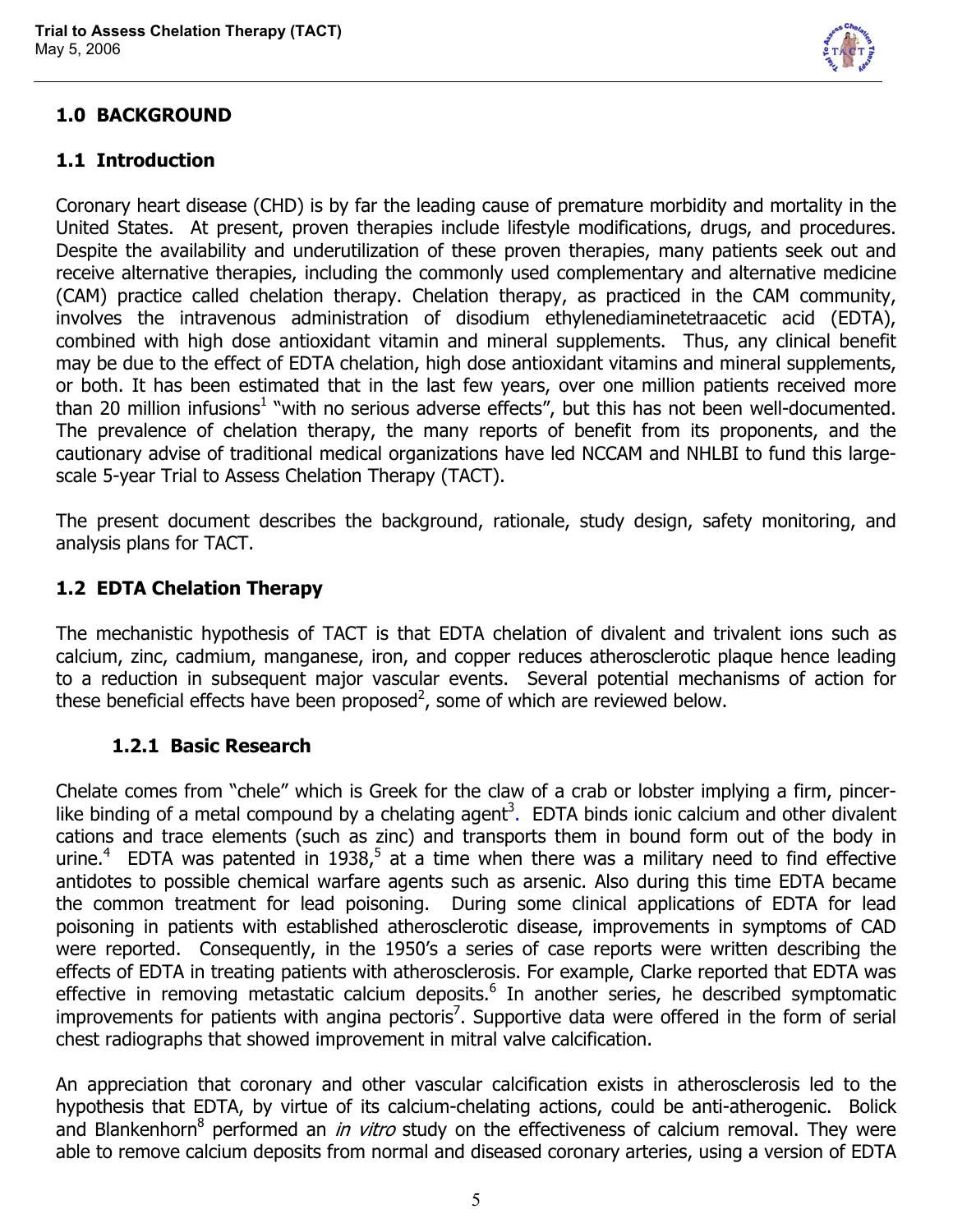## 1.0 BACKGROUND

### 1.1 Introduction

Coronary heart disease (CHD) is by far the leading cause of premature morbidity and mortality in the United States. At present, proven therapies include lifestyle modifications, drugs, and procedures. Despite the availability and underutilization of these proven therapies, many patients seek out and receive alternative therapies, including the commonly used complementary and alternative medicine (CAM) practice called chelation therapy. Chelation therapy, as practiced in the CAM community, involves the intravenous administration of disodium ethylenediaminetetraacetic acid (EDTA), combined with high dose antioxidant vitamin and mineral supplements. Thus, any clinical benefit may be due to the effect of EDTA chelation, high dose antioxidant vitamins and mineral supplements, or both. It has been estimated that in the last few years, over one million patients received more than 20 million infusions[1] "with no serious adverse effects", but this has not been well-documented. The prevalence of chelation therapy, the many reports of benefit from its proponents, and the cautionary advise of traditional medical organizations have led NCCAM and NHLBI to fund this large-scale 5-year Trial to Assess Chelation Therapy (TACT).

The present document describes the background, rationale, study design, safety monitoring, and analysis plans for TACT.

### 1.2 EDTA Chelation Therapy

The mechanistic hypothesis of TACT is that EDTA chelation of divalent and trivalent ions such as calcium, zinc, cadmium, manganese, iron, and copper reduces atherosclerotic plaque hence leading to a reduction in subsequent major vascular events. Several potential mechanisms of action for these beneficial effects have been proposed[2], some of which are reviewed below.

#### 1.2.1 Basic Research

Chelate comes from "chele" which is Greek for the claw of a crab or lobster implying a firm, pincer-like binding of a metal compound by a chelating agent[3]. EDTA binds ionic calcium and other divalent cations and trace elements (such as zinc) and transports them in bound form out of the body in urine.[4] EDTA was patented in 1938,[5] at a time when there was a military need to find effective antidotes to possible chemical warfare agents such as arsenic. Also during this time EDTA became the common treatment for lead poisoning. During some clinical applications of EDTA for lead poisoning in patients with established atherosclerotic disease, improvements in symptoms of CAD were reported. Consequently, in the 1950's a series of case reports were written describing the effects of EDTA in treating patients with atherosclerosis. For example, Clarke reported that EDTA was effective in removing metastatic calcium deposits.[6] In another series, he described symptomatic improvements for patients with angina pectoris[7]. Supportive data were offered in the form of serial chest radiographs that showed improvement in mitral valve calcification.

An appreciation that coronary and other vascular calcification exists in atherosclerosis led to the hypothesis that EDTA, by virtue of its calcium-chelating actions, could be anti-atherogenic. Bolick and Blankenhorn[8] performed an *in vitro* study on the effectiveness of calcium removal. They were able to remove calcium deposits from normal and diseased coronary arteries, using a version of EDTA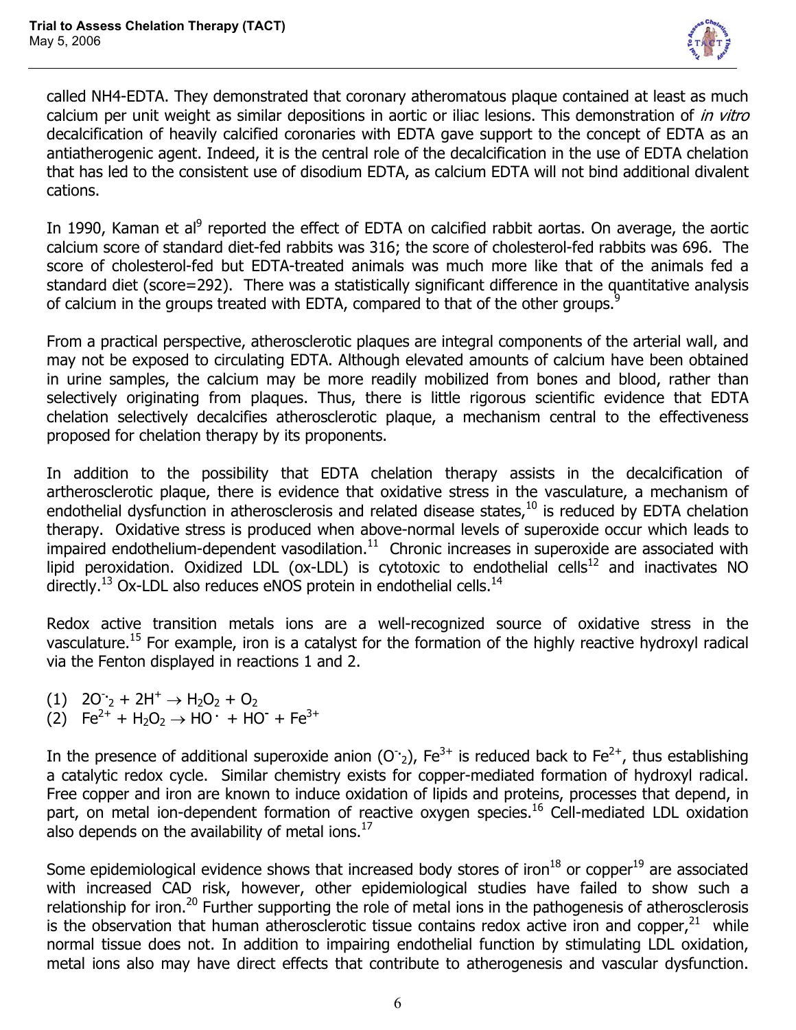called NH4-EDTA. They demonstrated that coronary atheromatous plaque contained at least as much calcium per unit weight as similar depositions in aortic or iliac lesions. This demonstration of *in vitro* decalcification of heavily calcified coronaries with EDTA gave support to the concept of EDTA as an antiatherogenic agent. Indeed, it is the central role of the decalcification in the use of EDTA chelation that has led to the consistent use of disodium EDTA, as calcium EDTA will not bind additional divalent cations.

In 1990, Kaman et al[9] reported the effect of EDTA on calcified rabbit aortas. On average, the aortic calcium score of standard diet-fed rabbits was 316; the score of cholesterol-fed rabbits was 696. The score of cholesterol-fed but EDTA-treated animals was much more like that of the animals fed a standard diet (score=292). There was a statistically significant difference in the quantitative analysis of calcium in the groups treated with EDTA, compared to that of the other groups.[9]

From a practical perspective, atherosclerotic plaques are integral components of the arterial wall, and may not be exposed to circulating EDTA. Although elevated amounts of calcium have been obtained in urine samples, the calcium may be more readily mobilized from bones and blood, rather than selectively originating from plaques. Thus, there is little rigorous scientific evidence that EDTA chelation selectively decalcifies atherosclerotic plaque, a mechanism central to the effectiveness proposed for chelation therapy by its proponents.

In addition to the possibility that EDTA chelation therapy assists in the decalcification of artherosclerotic plaque, there is evidence that oxidative stress in the vasculature, a mechanism of endothelial dysfunction in atherosclerosis and related disease states,[10] is reduced by EDTA chelation therapy. Oxidative stress is produced when above-normal levels of superoxide occur which leads to impaired endothelium-dependent vasodilation.[11] Chronic increases in superoxide are associated with lipid peroxidation. Oxidized LDL (ox-LDL) is cytotoxic to endothelial cells[12] and inactivates NO directly.[13] Ox-LDL also reduces eNOS protein in endothelial cells.[14]

Redox active transition metals ions are a well-recognized source of oxidative stress in the vasculature.[15] For example, iron is a catalyst for the formation of the highly reactive hydroxyl radical via the Fenton displayed in reactions 1 and 2.

(1) $2O_2^{\cdot-} + 2H^+ \rightarrow H_2O_2 + O_2$

(2) $Fe^{2+} + H_2O_2 \rightarrow HO^{\cdot} + HO^- + Fe^{3+}$

In the presence of additional superoxide anion ($O_2^{\cdot-}$), $Fe^{3+}$ is reduced back to $Fe^{2+}$, thus establishing a catalytic redox cycle. Similar chemistry exists for copper-mediated formation of hydroxyl radical. Free copper and iron are known to induce oxidation of lipids and proteins, processes that depend, in part, on metal ion-dependent formation of reactive oxygen species.[16] Cell-mediated LDL oxidation also depends on the availability of metal ions.[17]

Some epidemiological evidence shows that increased body stores of iron[18] or copper[19] are associated with increased CAD risk, however, other epidemiological studies have failed to show such a relationship for iron.[20] Further supporting the role of metal ions in the pathogenesis of atherosclerosis is the observation that human atherosclerotic tissue contains redox active iron and copper,[21] while normal tissue does not. In addition to impairing endothelial function by stimulating LDL oxidation, metal ions also may have direct effects that contribute to atherogenesis and vascular dysfunction.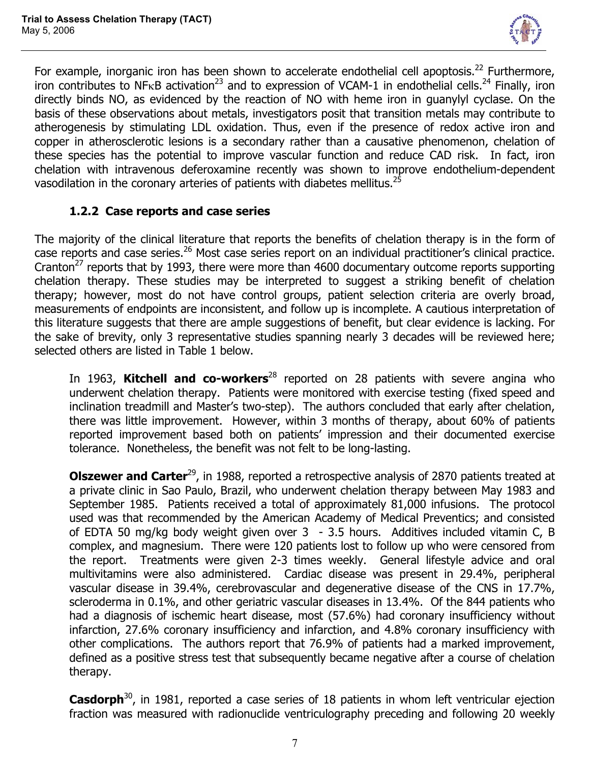For example, inorganic iron has been shown to accelerate endothelial cell apoptosis.[22] Furthermore, iron contributes to NFκB activation[23] and to expression of VCAM-1 in endothelial cells.[24] Finally, iron directly binds NO, as evidenced by the reaction of NO with heme iron in guanylyl cyclase. On the basis of these observations about metals, investigators posit that transition metals may contribute to atherogenesis by stimulating LDL oxidation. Thus, even if the presence of redox active iron and copper in atherosclerotic lesions is a secondary rather than a causative phenomenon, chelation of these species has the potential to improve vascular function and reduce CAD risk. In fact, iron chelation with intravenous deferoxamine recently was shown to improve endothelium-dependent vasodilation in the coronary arteries of patients with diabetes mellitus.[25]

### 1.2.2 Case reports and case series

The majority of the clinical literature that reports the benefits of chelation therapy is in the form of case reports and case series.[26] Most case series report on an individual practitioner's clinical practice. Cranton[27] reports that by 1993, there were more than 4600 documentary outcome reports supporting chelation therapy. These studies may be interpreted to suggest a striking benefit of chelation therapy; however, most do not have control groups, patient selection criteria are overly broad, measurements of endpoints are inconsistent, and follow up is incomplete. A cautious interpretation of this literature suggests that there are ample suggestions of benefit, but clear evidence is lacking. For the sake of brevity, only 3 representative studies spanning nearly 3 decades will be reviewed here; selected others are listed in Table 1 below.

In 1963, **Kitchell and co-workers**[28] reported on 28 patients with severe angina who underwent chelation therapy. Patients were monitored with exercise testing (fixed speed and inclination treadmill and Master's two-step). The authors concluded that early after chelation, there was little improvement. However, within 3 months of therapy, about 60% of patients reported improvement based both on patients' impression and their documented exercise tolerance. Nonetheless, the benefit was not felt to be long-lasting.

**Olszewer and Carter**[29], in 1988, reported a retrospective analysis of 2870 patients treated at a private clinic in Sao Paulo, Brazil, who underwent chelation therapy between May 1983 and September 1985. Patients received a total of approximately 81,000 infusions. The protocol used was that recommended by the American Academy of Medical Preventics; and consisted of EDTA 50 mg/kg body weight given over 3 - 3.5 hours. Additives included vitamin C, B complex, and magnesium. There were 120 patients lost to follow up who were censored from the report. Treatments were given 2-3 times weekly. General lifestyle advice and oral multivitamins were also administered. Cardiac disease was present in 29.4%, peripheral vascular disease in 39.4%, cerebrovascular and degenerative disease of the CNS in 17.7%, scleroderma in 0.1%, and other geriatric vascular diseases in 13.4%. Of the 844 patients who had a diagnosis of ischemic heart disease, most (57.6%) had coronary insufficiency without infarction, 27.6% coronary insufficiency and infarction, and 4.8% coronary insufficiency with other complications. The authors report that 76.9% of patients had a marked improvement, defined as a positive stress test that subsequently became negative after a course of chelation therapy.

**Casdorph**[30], in 1981, reported a case series of 18 patients in whom left ventricular ejection fraction was measured with radionuclide ventriculography preceding and following 20 weekly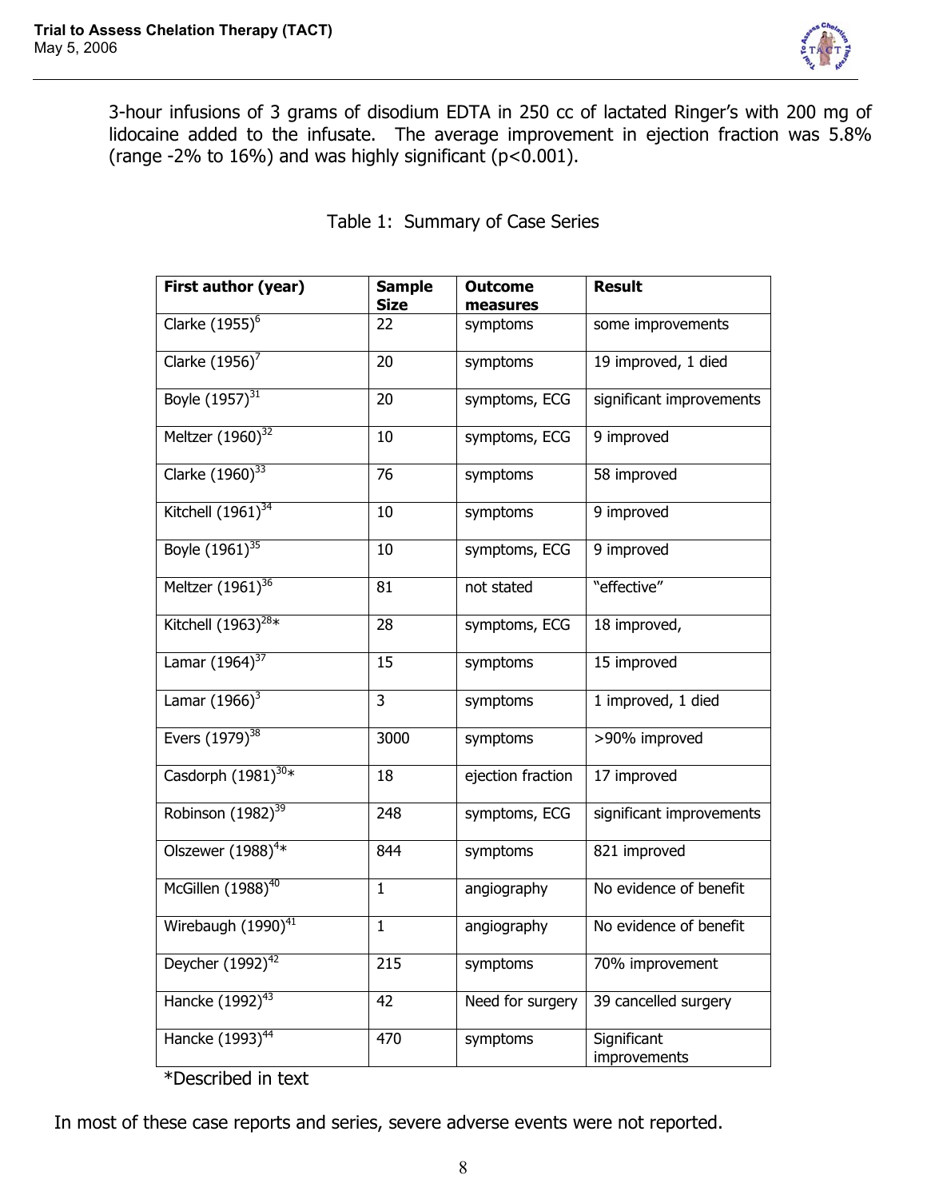3-hour infusions of 3 grams of disodium EDTA in 250 cc of lactated Ringer's with 200 mg of lidocaine added to the infusate. The average improvement in ejection fraction was 5.8% (range -2% to 16%) and was highly significant ($p<0.001$).

Table 1: Summary of Case Series

| First author (year) | Sample Size | Outcome measures | Result |
|---|---|---|---|
| Clarke (1955)[6] | 22 | symptoms | some improvements |
| Clarke (1956)[7] | 20 | symptoms | 19 improved, 1 died |
| Boyle (1957)[31] | 20 | symptoms, ECG | significant improvements |
| Meltzer (1960)[32] | 10 | symptoms, ECG | 9 improved |
| Clarke (1960)[33] | 76 | symptoms | 58 improved |
| Kitchell (1961)[34] | 10 | symptoms | 9 improved |
| Boyle (1961)[35] | 10 | symptoms, ECG | 9 improved |
| Meltzer (1961)[36] | 81 | not stated | "effective" |
| Kitchell (1963)[28]* | 28 | symptoms, ECG | 18 improved, |
| Lamar (1964)[37] | 15 | symptoms | 15 improved |
| Lamar (1966)[3] | 3 | symptoms | 1 improved, 1 died |
| Evers (1979)[38] | 3000 | symptoms | >90% improved |
| Casdorph (1981)[30]* | 18 | ejection fraction | 17 improved |
| Robinson (1982)[39] | 248 | symptoms, ECG | significant improvements |
| Olszewer (1988)[4]* | 844 | symptoms | 821 improved |
| McGillen (1988)[40] | 1 | angiography | No evidence of benefit |
| Wirebaugh (1990)[41] | 1 | angiography | No evidence of benefit |
| Deycher (1992)[42] | 215 | symptoms | 70% improvement |
| Hancke (1992)[43] | 42 | Need for surgery | 39 cancelled surgery |
| Hancke (1993)[44] | 470 | symptoms | Significant improvements |

*Described in text

In most of these case reports and series, severe adverse events were not reported.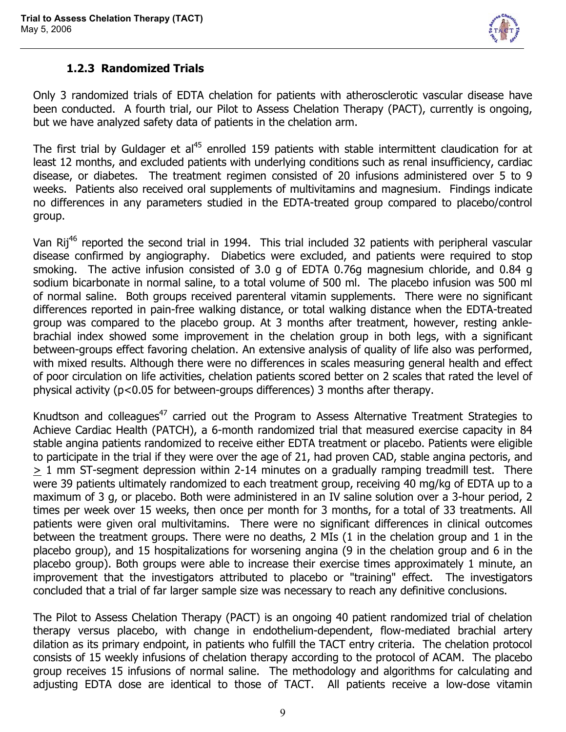### 1.2.3 Randomized Trials

Only 3 randomized trials of EDTA chelation for patients with atherosclerotic vascular disease have been conducted. A fourth trial, our Pilot to Assess Chelation Therapy (PACT), currently is ongoing, but we have analyzed safety data of patients in the chelation arm.

The first trial by Guldager et al[45] enrolled 159 patients with stable intermittent claudication for at least 12 months, and excluded patients with underlying conditions such as renal insufficiency, cardiac disease, or diabetes. The treatment regimen consisted of 20 infusions administered over 5 to 9 weeks. Patients also received oral supplements of multivitamins and magnesium. Findings indicate no differences in any parameters studied in the EDTA-treated group compared to placebo/control group.

Van Rij[46] reported the second trial in 1994. This trial included 32 patients with peripheral vascular disease confirmed by angiography. Diabetics were excluded, and patients were required to stop smoking. The active infusion consisted of 3.0 g of EDTA 0.76g magnesium chloride, and 0.84 g sodium bicarbonate in normal saline, to a total volume of 500 ml. The placebo infusion was 500 ml of normal saline. Both groups received parenteral vitamin supplements. There were no significant differences reported in pain-free walking distance, or total walking distance when the EDTA-treated group was compared to the placebo group. At 3 months after treatment, however, resting ankle-brachial index showed some improvement in the chelation group in both legs, with a significant between-groups effect favoring chelation. An extensive analysis of quality of life also was performed, with mixed results. Although there were no differences in scales measuring general health and effect of poor circulation on life activities, chelation patients scored better on 2 scales that rated the level of physical activity ($p<0.05$ for between-groups differences) 3 months after therapy.

Knudtson and colleagues[47] carried out the Program to Assess Alternative Treatment Strategies to Achieve Cardiac Health (PATCH), a 6-month randomized trial that measured exercise capacity in 84 stable angina patients randomized to receive either EDTA treatment or placebo. Patients were eligible to participate in the trial if they were over the age of 21, had proven CAD, stable angina pectoris, and $\geq$ 1 mm ST-segment depression within 2-14 minutes on a gradually ramping treadmill test. There were 39 patients ultimately randomized to each treatment group, receiving 40 mg/kg of EDTA up to a maximum of 3 g, or placebo. Both were administered in an IV saline solution over a 3-hour period, 2 times per week over 15 weeks, then once per month for 3 months, for a total of 33 treatments. All patients were given oral multivitamins. There were no significant differences in clinical outcomes between the treatment groups. There were no deaths, 2 MIs (1 in the chelation group and 1 in the placebo group), and 15 hospitalizations for worsening angina (9 in the chelation group and 6 in the placebo group). Both groups were able to increase their exercise times approximately 1 minute, an improvement that the investigators attributed to placebo or "training" effect. The investigators concluded that a trial of far larger sample size was necessary to reach any definitive conclusions.

The Pilot to Assess Chelation Therapy (PACT) is an ongoing 40 patient randomized trial of chelation therapy versus placebo, with change in endothelium-dependent, flow-mediated brachial artery dilation as its primary endpoint, in patients who fulfill the TACT entry criteria. The chelation protocol consists of 15 weekly infusions of chelation therapy according to the protocol of ACAM. The placebo group receives 15 infusions of normal saline. The methodology and algorithms for calculating and adjusting EDTA dose are identical to those of TACT. All patients receive a low-dose vitamin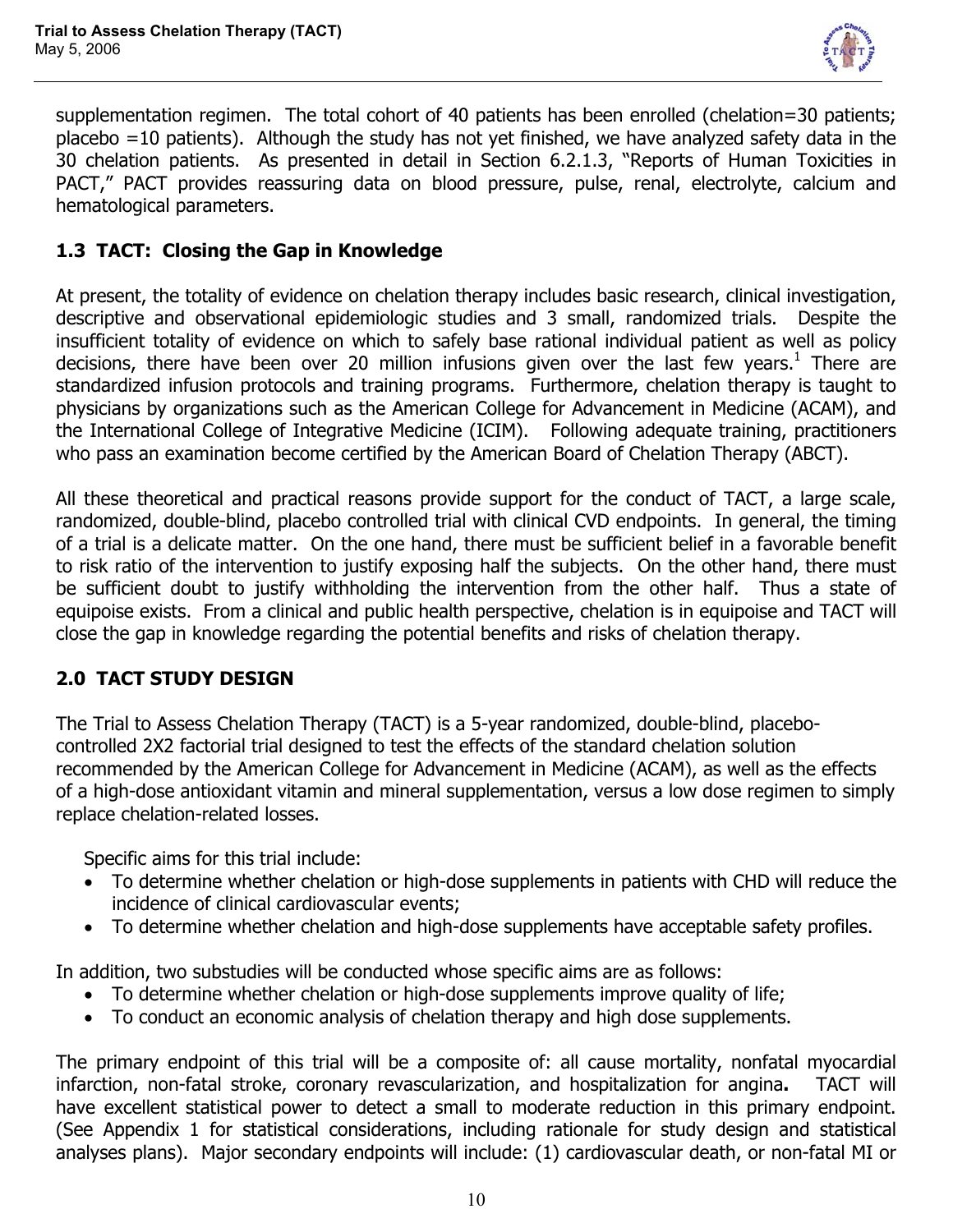supplementation regimen. The total cohort of 40 patients has been enrolled (chelation=30 patients; placebo =10 patients). Although the study has not yet finished, we have analyzed safety data in the 30 chelation patients. As presented in detail in Section 6.2.1.3, "Reports of Human Toxicities in PACT," PACT provides reassuring data on blood pressure, pulse, renal, electrolyte, calcium and hematological parameters.

## 1.3 TACT: Closing the Gap in Knowledge

At present, the totality of evidence on chelation therapy includes basic research, clinical investigation, descriptive and observational epidemiologic studies and 3 small, randomized trials. Despite the insufficient totality of evidence on which to safely base rational individual patient as well as policy decisions, there have been over 20 million infusions given over the last few years.[1] There are standardized infusion protocols and training programs. Furthermore, chelation therapy is taught to physicians by organizations such as the American College for Advancement in Medicine (ACAM), and the International College of Integrative Medicine (ICIM). Following adequate training, practitioners who pass an examination become certified by the American Board of Chelation Therapy (ABCT).

All these theoretical and practical reasons provide support for the conduct of TACT, a large scale, randomized, double-blind, placebo controlled trial with clinical CVD endpoints. In general, the timing of a trial is a delicate matter. On the one hand, there must be sufficient belief in a favorable benefit to risk ratio of the intervention to justify exposing half the subjects. On the other hand, there must be sufficient doubt to justify withholding the intervention from the other half. Thus a state of equipoise exists. From a clinical and public health perspective, chelation is in equipoise and TACT will close the gap in knowledge regarding the potential benefits and risks of chelation therapy.

## 2.0 TACT STUDY DESIGN

The Trial to Assess Chelation Therapy (TACT) is a 5-year randomized, double-blind, placebo-controlled 2X2 factorial trial designed to test the effects of the standard chelation solution recommended by the American College for Advancement in Medicine (ACAM), as well as the effects of a high-dose antioxidant vitamin and mineral supplementation, versus a low dose regimen to simply replace chelation-related losses.

Specific aims for this trial include:

- To determine whether chelation or high-dose supplements in patients with CHD will reduce the incidence of clinical cardiovascular events;
- To determine whether chelation and high-dose supplements have acceptable safety profiles.

In addition, two substudies will be conducted whose specific aims are as follows:

- To determine whether chelation or high-dose supplements improve quality of life;
- To conduct an economic analysis of chelation therapy and high dose supplements.

The primary endpoint of this trial will be a composite of: all cause mortality, nonfatal myocardial infarction, non-fatal stroke, coronary revascularization, and hospitalization for angina**.** TACT will have excellent statistical power to detect a small to moderate reduction in this primary endpoint. (See Appendix 1 for statistical considerations, including rationale for study design and statistical analyses plans). Major secondary endpoints will include: (1) cardiovascular death, or non-fatal MI or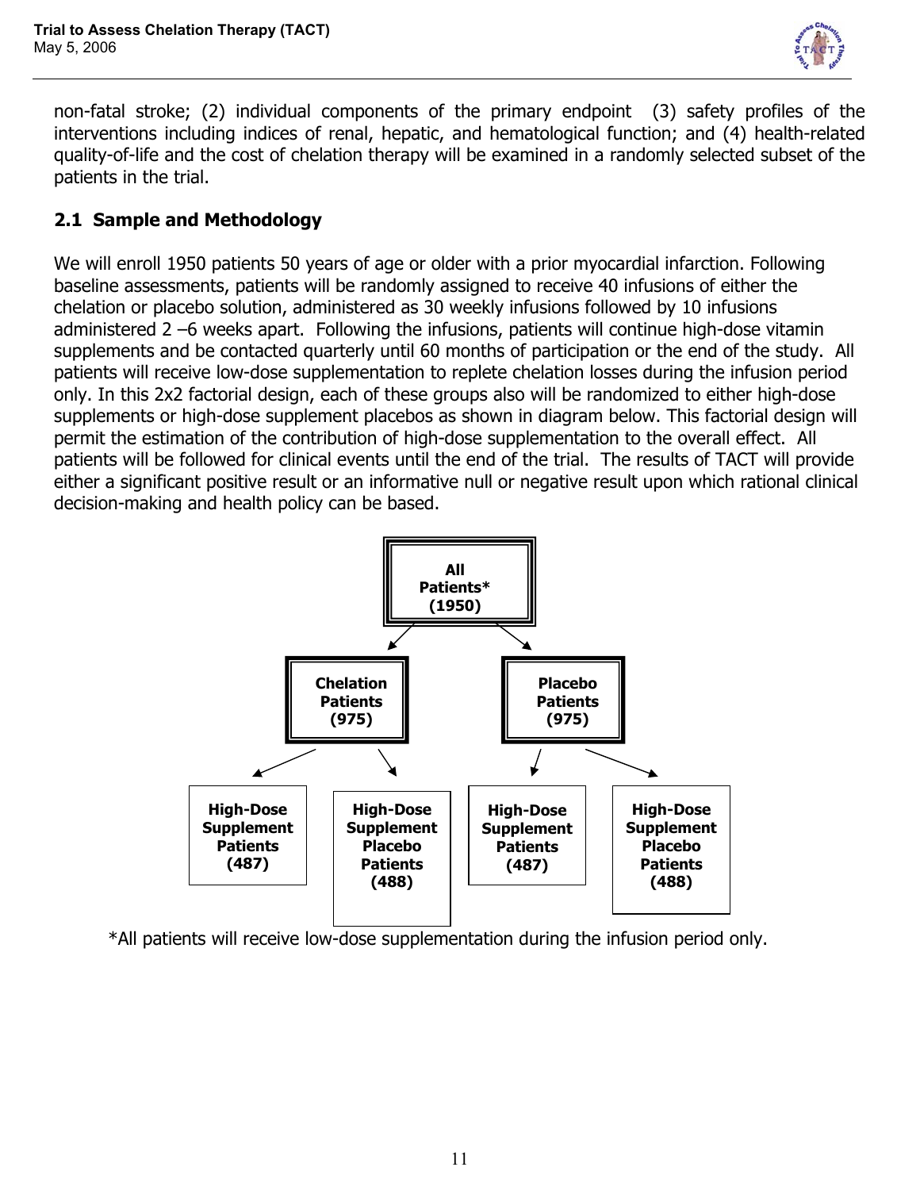non-fatal stroke; (2) individual components of the primary endpoint (3) safety profiles of the interventions including indices of renal, hepatic, and hematological function; and (4) health-related quality-of-life and the cost of chelation therapy will be examined in a randomly selected subset of the patients in the trial.

## 2.1 Sample and Methodology

We will enroll 1950 patients 50 years of age or older with a prior myocardial infarction. Following baseline assessments, patients will be randomly assigned to receive 40 infusions of either the chelation or placebo solution, administered as 30 weekly infusions followed by 10 infusions administered 2 –6 weeks apart. Following the infusions, patients will continue high-dose vitamin supplements and be contacted quarterly until 60 months of participation or the end of the study. All patients will receive low-dose supplementation to replete chelation losses during the infusion period only. In this 2x2 factorial design, each of these groups also will be randomized to either high-dose supplements or high-dose supplement placebos as shown in diagram below. This factorial design will permit the estimation of the contribution of high-dose supplementation to the overall effect. All patients will be followed for clinical events until the end of the trial. The results of TACT will provide either a significant positive result or an informative null or negative result upon which rational clinical decision-making and health policy can be based.

**All Patients* (1950)**

- **Chelation Patients (975)**
  - **High-Dose Supplement Patients (487)**
  - **High-Dose Supplement Placebo Patients (488)**
- **Placebo Patients (975)**
  - **High-Dose Supplement Patients (487)**
  - **High-Dose Supplement Placebo Patients (488)**

*All patients will receive low-dose supplementation during the infusion period only.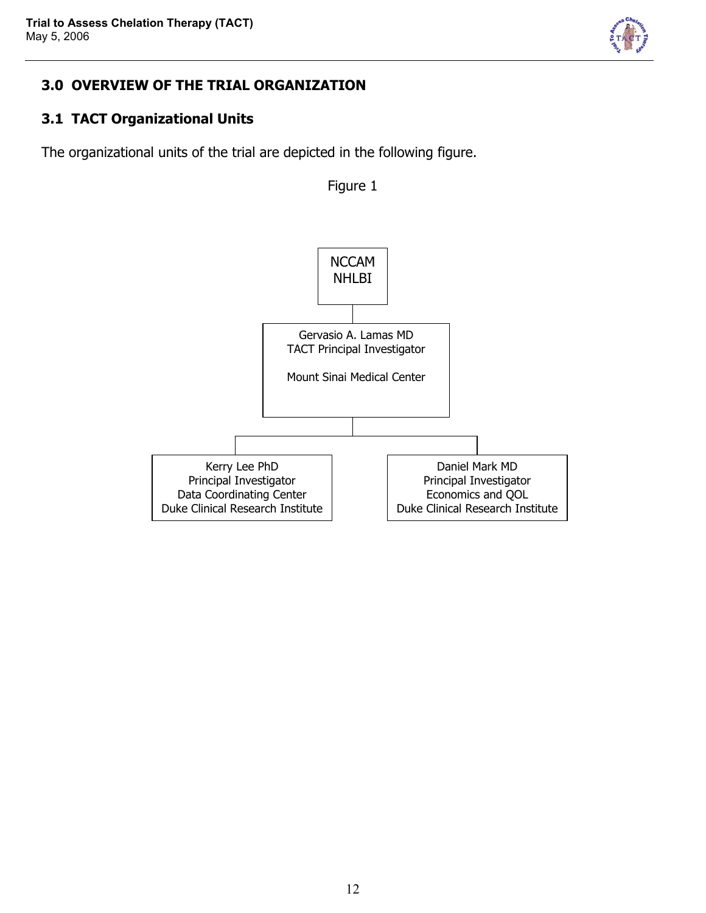## 3.0 OVERVIEW OF THE TRIAL ORGANIZATION

### 3.1 TACT Organizational Units

The organizational units of the trial are depicted in the following figure.

Figure 1

NCCAM
NHLBI

Gervasio A. Lamas MD
TACT Principal Investigator

Mount Sinai Medical Center

Kerry Lee PhD
Principal Investigator
Data Coordinating Center
Duke Clinical Research Institute

Daniel Mark MD
Principal Investigator
Economics and QOL
Duke Clinical Research Institute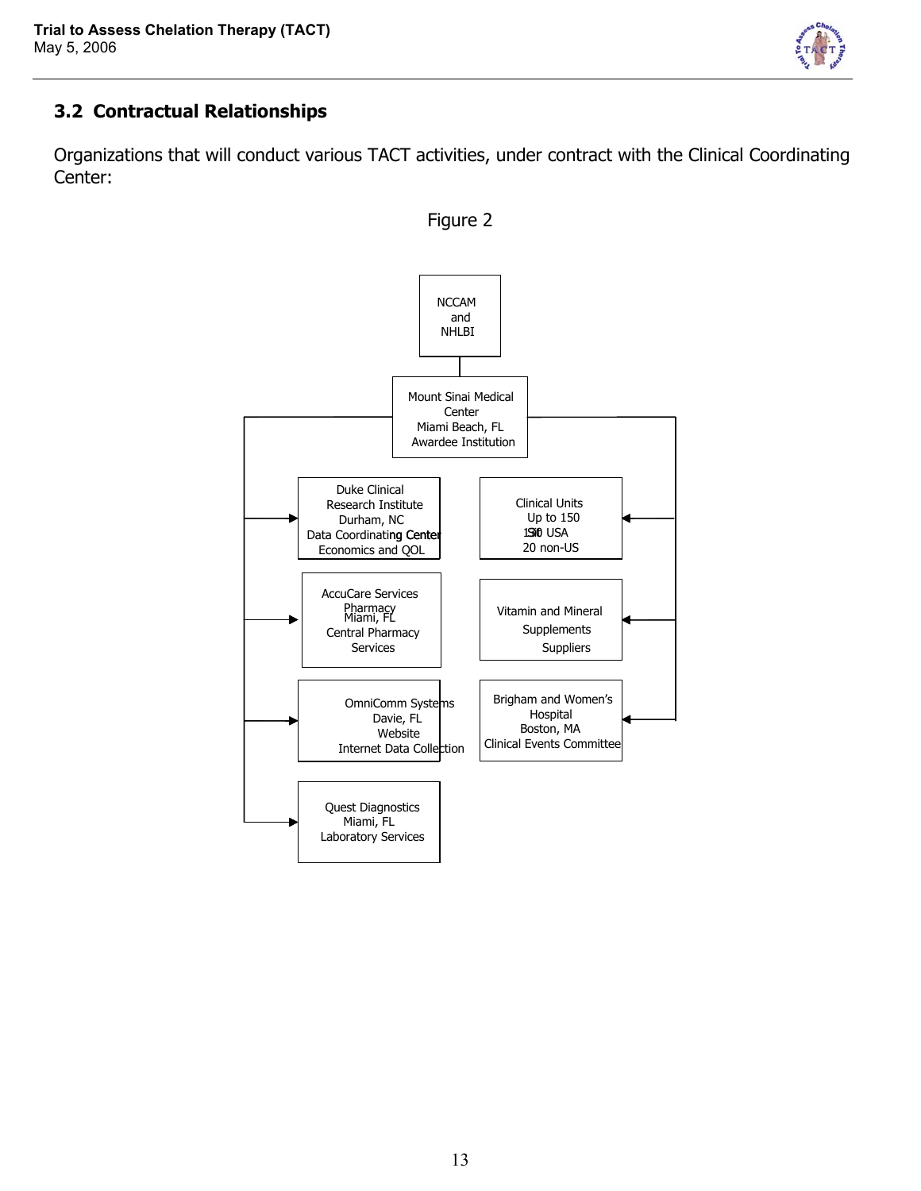## 3.2 Contractual Relationships

Organizations that will conduct various TACT activities, under contract with the Clinical Coordinating Center:

Figure 2

NCCAM and NHLBI

Mount Sinai Medical Center
Miami Beach, FL
Awardee Institution

Duke Clinical Research Institute
Durham, NC
Data Coordinating Center
Economics and QOL

Clinical Units
Up to 150
130 USA
20 non-US

AccuCare Services Pharmacy
Miami, FL
Central Pharmacy Services

Vitamin and Mineral Supplements Suppliers

OmniComm Systems
Davie, FL
Website
Internet Data Collection

Brigham and Women's Hospital
Boston, MA
Clinical Events Committee

Quest Diagnostics
Miami, FL
Laboratory Services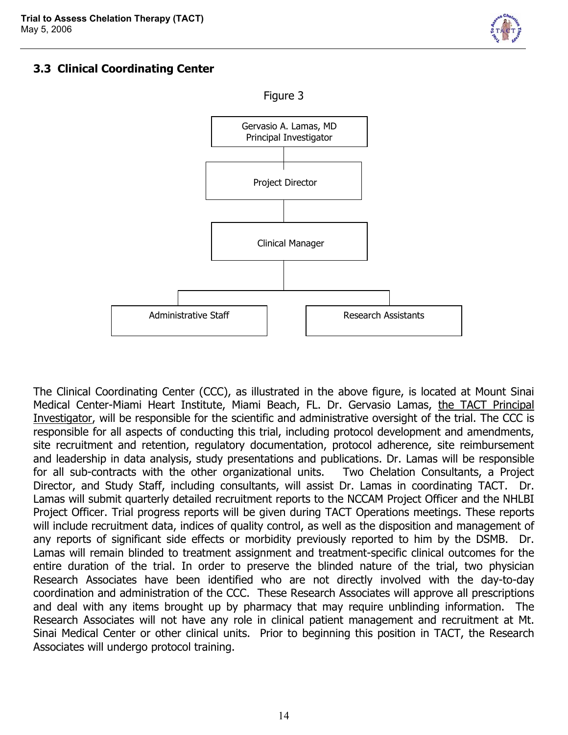### 3.3 Clinical Coordinating Center

Figure 3

Gervasio A. Lamas, MD
Principal Investigator

Project Director

Clinical Manager

Administrative Staff

Research Assistants

The Clinical Coordinating Center (CCC), as illustrated in the above figure, is located at Mount Sinai Medical Center-Miami Heart Institute, Miami Beach, FL. Dr. Gervasio Lamas, the TACT Principal Investigator, will be responsible for the scientific and administrative oversight of the trial. The CCC is responsible for all aspects of conducting this trial, including protocol development and amendments, site recruitment and retention, regulatory documentation, protocol adherence, site reimbursement and leadership in data analysis, study presentations and publications. Dr. Lamas will be responsible for all sub-contracts with the other organizational units. Two Chelation Consultants, a Project Director, and Study Staff, including consultants, will assist Dr. Lamas in coordinating TACT. Dr. Lamas will submit quarterly detailed recruitment reports to the NCCAM Project Officer and the NHLBI Project Officer. Trial progress reports will be given during TACT Operations meetings. These reports will include recruitment data, indices of quality control, as well as the disposition and management of any reports of significant side effects or morbidity previously reported to him by the DSMB. Dr. Lamas will remain blinded to treatment assignment and treatment-specific clinical outcomes for the entire duration of the trial. In order to preserve the blinded nature of the trial, two physician Research Associates have been identified who are not directly involved with the day-to-day coordination and administration of the CCC. These Research Associates will approve all prescriptions and deal with any items brought up by pharmacy that may require unblinding information. The Research Associates will not have any role in clinical patient management and recruitment at Mt. Sinai Medical Center or other clinical units. Prior to beginning this position in TACT, the Research Associates will undergo protocol training.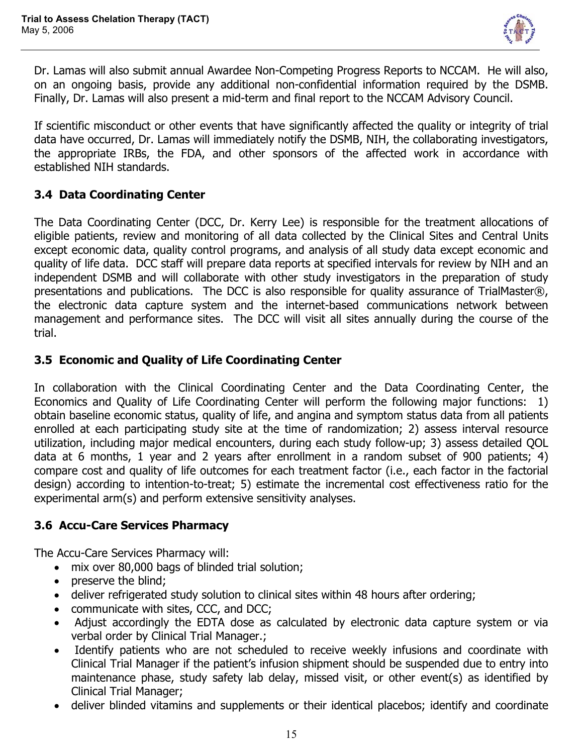Dr. Lamas will also submit annual Awardee Non-Competing Progress Reports to NCCAM. He will also, on an ongoing basis, provide any additional non-confidential information required by the DSMB. Finally, Dr. Lamas will also present a mid-term and final report to the NCCAM Advisory Council.

If scientific misconduct or other events that have significantly affected the quality or integrity of trial data have occurred, Dr. Lamas will immediately notify the DSMB, NIH, the collaborating investigators, the appropriate IRBs, the FDA, and other sponsors of the affected work in accordance with established NIH standards.

### 3.4 Data Coordinating Center

The Data Coordinating Center (DCC, Dr. Kerry Lee) is responsible for the treatment allocations of eligible patients, review and monitoring of all data collected by the Clinical Sites and Central Units except economic data, quality control programs, and analysis of all study data except economic and quality of life data. DCC staff will prepare data reports at specified intervals for review by NIH and an independent DSMB and will collaborate with other study investigators in the preparation of study presentations and publications. The DCC is also responsible for quality assurance of TrialMaster®, the electronic data capture system and the internet-based communications network between management and performance sites. The DCC will visit all sites annually during the course of the trial.

### 3.5 Economic and Quality of Life Coordinating Center

In collaboration with the Clinical Coordinating Center and the Data Coordinating Center, the Economics and Quality of Life Coordinating Center will perform the following major functions: 1) obtain baseline economic status, quality of life, and angina and symptom status data from all patients enrolled at each participating study site at the time of randomization; 2) assess interval resource utilization, including major medical encounters, during each study follow-up; 3) assess detailed QOL data at 6 months, 1 year and 2 years after enrollment in a random subset of 900 patients; 4) compare cost and quality of life outcomes for each treatment factor (i.e., each factor in the factorial design) according to intention-to-treat; 5) estimate the incremental cost effectiveness ratio for the experimental arm(s) and perform extensive sensitivity analyses.

### 3.6 Accu-Care Services Pharmacy

The Accu-Care Services Pharmacy will:

- mix over 80,000 bags of blinded trial solution;
- preserve the blind;
- deliver refrigerated study solution to clinical sites within 48 hours after ordering;
- communicate with sites, CCC, and DCC;
- Adjust accordingly the EDTA dose as calculated by electronic data capture system or via verbal order by Clinical Trial Manager.;
- Identify patients who are not scheduled to receive weekly infusions and coordinate with Clinical Trial Manager if the patient's infusion shipment should be suspended due to entry into maintenance phase, study safety lab delay, missed visit, or other event(s) as identified by Clinical Trial Manager;
- deliver blinded vitamins and supplements or their identical placebos; identify and coordinate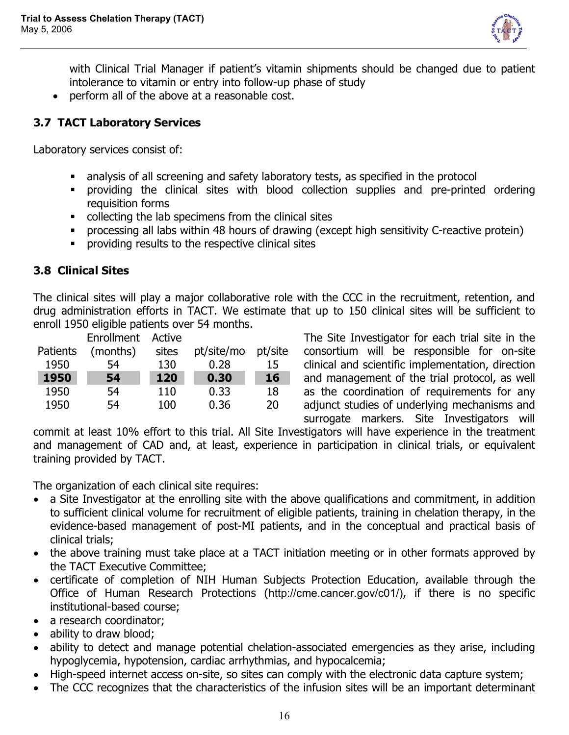with Clinical Trial Manager if patient's vitamin shipments should be changed due to patient intolerance to vitamin or entry into follow-up phase of study

- perform all of the above at a reasonable cost.

## 3.7 TACT Laboratory Services

Laboratory services consist of:

- analysis of all screening and safety laboratory tests, as specified in the protocol
- providing the clinical sites with blood collection supplies and pre-printed ordering requisition forms
- collecting the lab specimens from the clinical sites
- processing all labs within 48 hours of drawing (except high sensitivity C-reactive protein)
- providing results to the respective clinical sites

## 3.8 Clinical Sites

The clinical sites will play a major collaborative role with the CCC in the recruitment, retention, and drug administration efforts in TACT. We estimate that up to 150 clinical sites will be sufficient to enroll 1950 eligible patients over 54 months.

| Patients | Enrollment (months) | Active sites | pt/site/mo | pt/site |
|---|---|---|---|---|
| 1950 | 54 | 130 | 0.28 | 15 |
| **1950** | **54** | **120** | **0.30** | **16** |
| 1950 | 54 | 110 | 0.33 | 18 |
| 1950 | 54 | 100 | 0.36 | 20 |

The Site Investigator for each trial site in the consortium will be responsible for on-site clinical and scientific implementation, direction and management of the trial protocol, as well as the coordination of requirements for any adjunct studies of underlying mechanisms and surrogate markers. Site Investigators will commit at least 10% effort to this trial. All Site Investigators will have experience in the treatment and management of CAD and, at least, experience in participation in clinical trials, or equivalent training provided by TACT.

The organization of each clinical site requires:

- a Site Investigator at the enrolling site with the above qualifications and commitment, in addition to sufficient clinical volume for recruitment of eligible patients, training in chelation therapy, in the evidence-based management of post-MI patients, and in the conceptual and practical basis of clinical trials;
- the above training must take place at a TACT initiation meeting or in other formats approved by the TACT Executive Committee;
- certificate of completion of NIH Human Subjects Protection Education, available through the Office of Human Research Protections (http://cme.cancer.gov/c01/), if there is no specific institutional-based course;
- a research coordinator;
- ability to draw blood;
- ability to detect and manage potential chelation-associated emergencies as they arise, including hypoglycemia, hypotension, cardiac arrhythmias, and hypocalcemia;
- High-speed internet access on-site, so sites can comply with the electronic data capture system;
- The CCC recognizes that the characteristics of the infusion sites will be an important determinant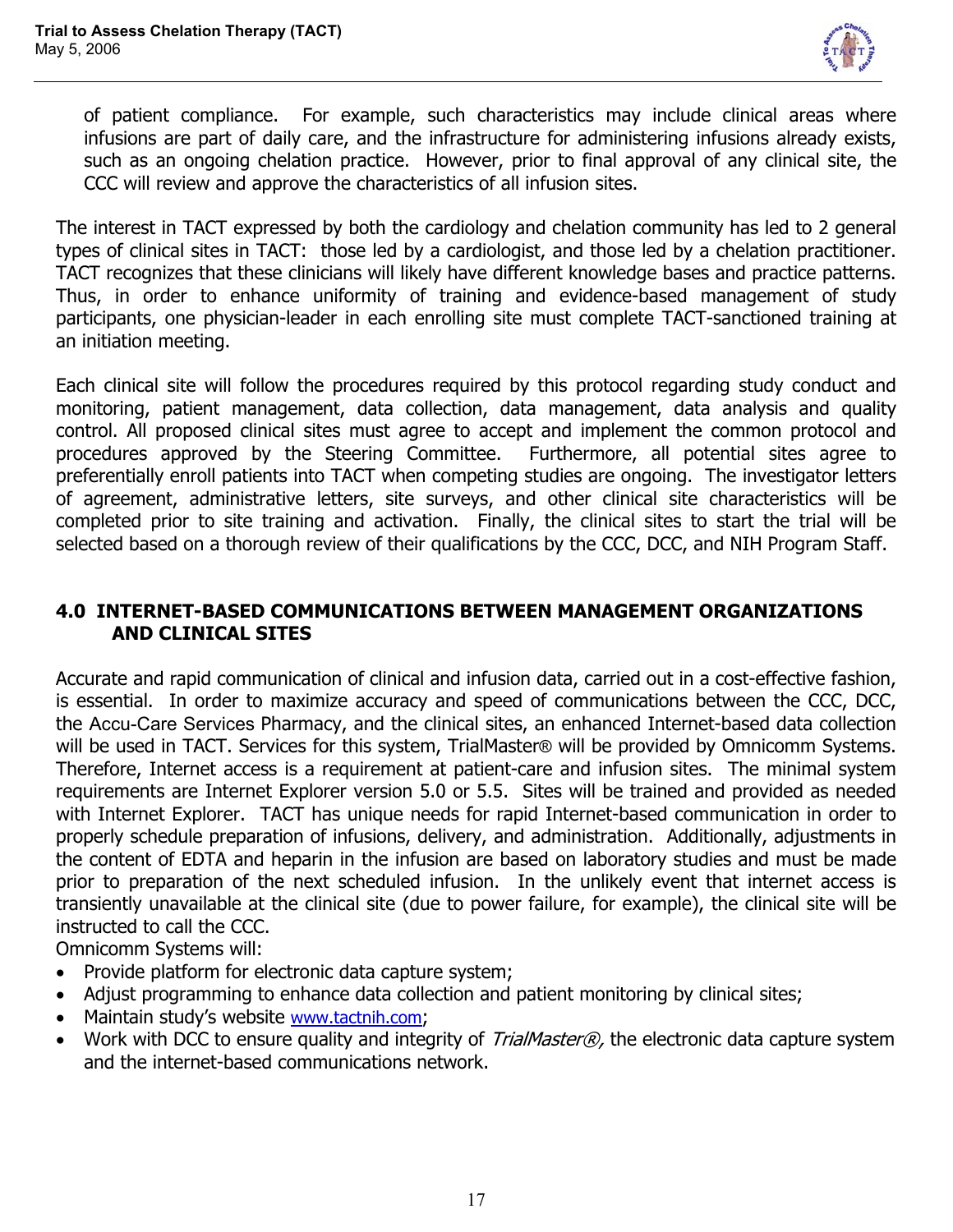of patient compliance. For example, such characteristics may include clinical areas where infusions are part of daily care, and the infrastructure for administering infusions already exists, such as an ongoing chelation practice. However, prior to final approval of any clinical site, the CCC will review and approve the characteristics of all infusion sites.

The interest in TACT expressed by both the cardiology and chelation community has led to 2 general types of clinical sites in TACT: those led by a cardiologist, and those led by a chelation practitioner. TACT recognizes that these clinicians will likely have different knowledge bases and practice patterns. Thus, in order to enhance uniformity of training and evidence-based management of study participants, one physician-leader in each enrolling site must complete TACT-sanctioned training at an initiation meeting.

Each clinical site will follow the procedures required by this protocol regarding study conduct and monitoring, patient management, data collection, data management, data analysis and quality control. All proposed clinical sites must agree to accept and implement the common protocol and procedures approved by the Steering Committee. Furthermore, all potential sites agree to preferentially enroll patients into TACT when competing studies are ongoing. The investigator letters of agreement, administrative letters, site surveys, and other clinical site characteristics will be completed prior to site training and activation. Finally, the clinical sites to start the trial will be selected based on a thorough review of their qualifications by the CCC, DCC, and NIH Program Staff.

## 4.0 INTERNET-BASED COMMUNICATIONS BETWEEN MANAGEMENT ORGANIZATIONS AND CLINICAL SITES

Accurate and rapid communication of clinical and infusion data, carried out in a cost-effective fashion, is essential. In order to maximize accuracy and speed of communications between the CCC, DCC, the Accu-Care Services Pharmacy, and the clinical sites, an enhanced Internet-based data collection will be used in TACT. Services for this system, TrialMaster® will be provided by Omnicomm Systems. Therefore, Internet access is a requirement at patient-care and infusion sites. The minimal system requirements are Internet Explorer version 5.0 or 5.5. Sites will be trained and provided as needed with Internet Explorer. TACT has unique needs for rapid Internet-based communication in order to properly schedule preparation of infusions, delivery, and administration. Additionally, adjustments in the content of EDTA and heparin in the infusion are based on laboratory studies and must be made prior to preparation of the next scheduled infusion. In the unlikely event that internet access is transiently unavailable at the clinical site (due to power failure, for example), the clinical site will be instructed to call the CCC.

Omnicomm Systems will:

- Provide platform for electronic data capture system;
- Adjust programming to enhance data collection and patient monitoring by clinical sites;
- Maintain study's website www.tactnih.com;
- Work with DCC to ensure quality and integrity of *TrialMaster®,* the electronic data capture system and the internet-based communications network.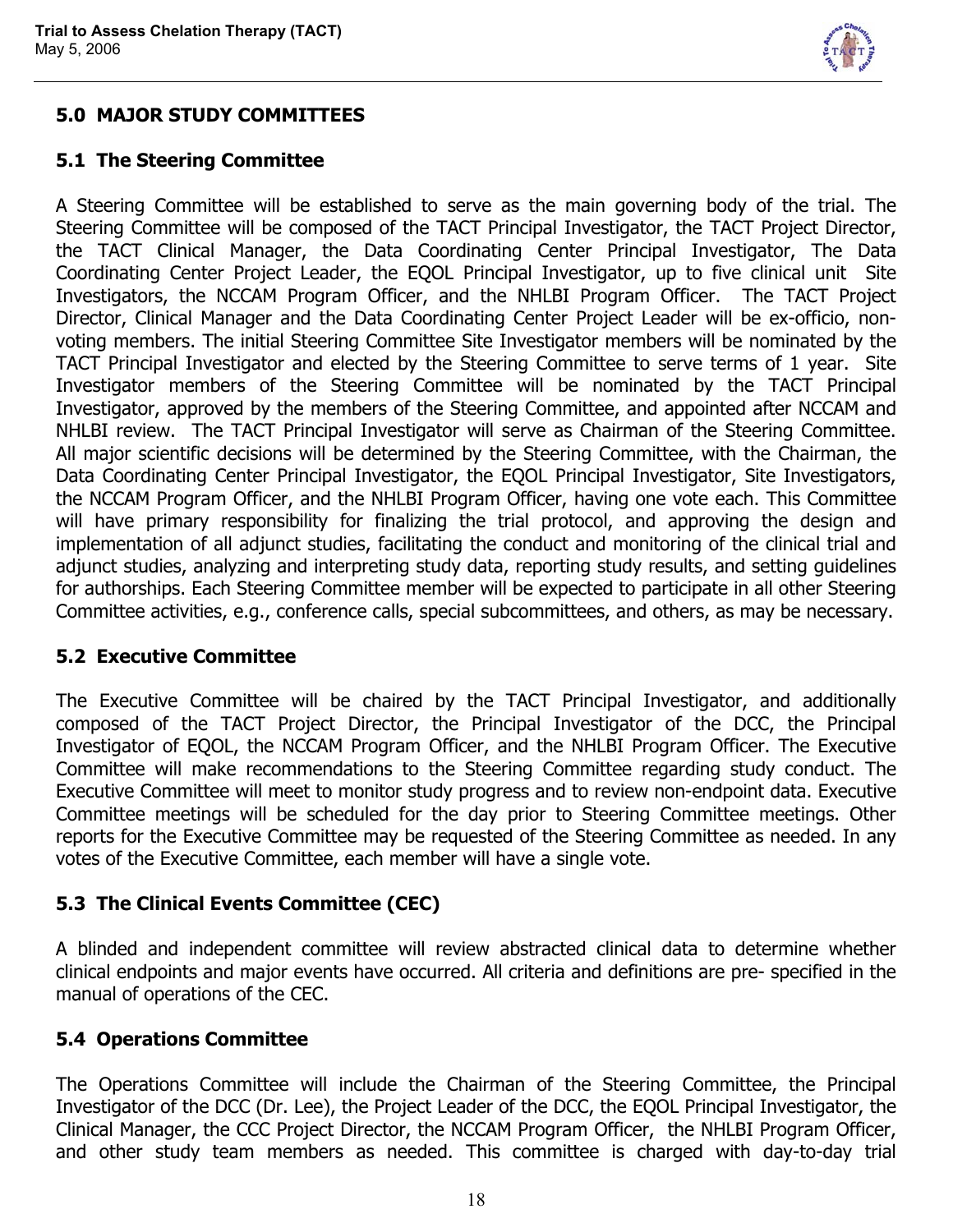## 5.0 MAJOR STUDY COMMITTEES

### 5.1 The Steering Committee

A Steering Committee will be established to serve as the main governing body of the trial. The Steering Committee will be composed of the TACT Principal Investigator, the TACT Project Director, the TACT Clinical Manager, the Data Coordinating Center Principal Investigator, The Data Coordinating Center Project Leader, the EQOL Principal Investigator, up to five clinical unit Site Investigators, the NCCAM Program Officer, and the NHLBI Program Officer. The TACT Project Director, Clinical Manager and the Data Coordinating Center Project Leader will be ex-officio, non-voting members. The initial Steering Committee Site Investigator members will be nominated by the TACT Principal Investigator and elected by the Steering Committee to serve terms of 1 year. Site Investigator members of the Steering Committee will be nominated by the TACT Principal Investigator, approved by the members of the Steering Committee, and appointed after NCCAM and NHLBI review. The TACT Principal Investigator will serve as Chairman of the Steering Committee. All major scientific decisions will be determined by the Steering Committee, with the Chairman, the Data Coordinating Center Principal Investigator, the EQOL Principal Investigator, Site Investigators, the NCCAM Program Officer, and the NHLBI Program Officer, having one vote each. This Committee will have primary responsibility for finalizing the trial protocol, and approving the design and implementation of all adjunct studies, facilitating the conduct and monitoring of the clinical trial and adjunct studies, analyzing and interpreting study data, reporting study results, and setting guidelines for authorships. Each Steering Committee member will be expected to participate in all other Steering Committee activities, e.g., conference calls, special subcommittees, and others, as may be necessary.

### 5.2 Executive Committee

The Executive Committee will be chaired by the TACT Principal Investigator, and additionally composed of the TACT Project Director, the Principal Investigator of the DCC, the Principal Investigator of EQOL, the NCCAM Program Officer, and the NHLBI Program Officer. The Executive Committee will make recommendations to the Steering Committee regarding study conduct. The Executive Committee will meet to monitor study progress and to review non-endpoint data. Executive Committee meetings will be scheduled for the day prior to Steering Committee meetings. Other reports for the Executive Committee may be requested of the Steering Committee as needed. In any votes of the Executive Committee, each member will have a single vote.

### 5.3 The Clinical Events Committee (CEC)

A blinded and independent committee will review abstracted clinical data to determine whether clinical endpoints and major events have occurred. All criteria and definitions are pre- specified in the manual of operations of the CEC.

### 5.4 Operations Committee

The Operations Committee will include the Chairman of the Steering Committee, the Principal Investigator of the DCC (Dr. Lee), the Project Leader of the DCC, the EQOL Principal Investigator, the Clinical Manager, the CCC Project Director, the NCCAM Program Officer, the NHLBI Program Officer, and other study team members as needed. This committee is charged with day-to-day trial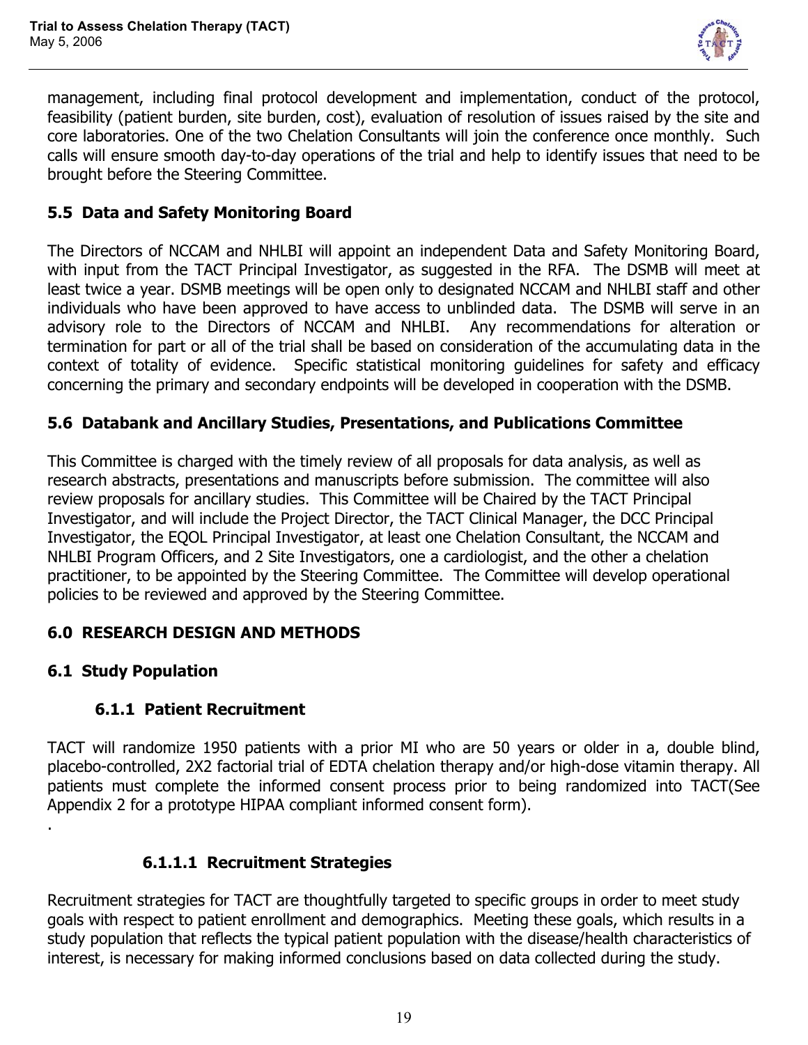management, including final protocol development and implementation, conduct of the protocol, feasibility (patient burden, site burden, cost), evaluation of resolution of issues raised by the site and core laboratories. One of the two Chelation Consultants will join the conference once monthly. Such calls will ensure smooth day-to-day operations of the trial and help to identify issues that need to be brought before the Steering Committee.

### 5.5 Data and Safety Monitoring Board

The Directors of NCCAM and NHLBI will appoint an independent Data and Safety Monitoring Board, with input from the TACT Principal Investigator, as suggested in the RFA. The DSMB will meet at least twice a year. DSMB meetings will be open only to designated NCCAM and NHLBI staff and other individuals who have been approved to have access to unblinded data. The DSMB will serve in an advisory role to the Directors of NCCAM and NHLBI. Any recommendations for alteration or termination for part or all of the trial shall be based on consideration of the accumulating data in the context of totality of evidence. Specific statistical monitoring guidelines for safety and efficacy concerning the primary and secondary endpoints will be developed in cooperation with the DSMB.

### 5.6 Databank and Ancillary Studies, Presentations, and Publications Committee

This Committee is charged with the timely review of all proposals for data analysis, as well as research abstracts, presentations and manuscripts before submission. The committee will also review proposals for ancillary studies. This Committee will be Chaired by the TACT Principal Investigator, and will include the Project Director, the TACT Clinical Manager, the DCC Principal Investigator, the EQOL Principal Investigator, at least one Chelation Consultant, the NCCAM and NHLBI Program Officers, and 2 Site Investigators, one a cardiologist, and the other a chelation practitioner, to be appointed by the Steering Committee. The Committee will develop operational policies to be reviewed and approved by the Steering Committee.

## 6.0 RESEARCH DESIGN AND METHODS

### 6.1 Study Population

#### 6.1.1 Patient Recruitment

TACT will randomize 1950 patients with a prior MI who are 50 years or older in a, double blind, placebo-controlled, 2X2 factorial trial of EDTA chelation therapy and/or high-dose vitamin therapy. All patients must complete the informed consent process prior to being randomized into TACT(See Appendix 2 for a prototype HIPAA compliant informed consent form).

.

##### 6.1.1.1 Recruitment Strategies

Recruitment strategies for TACT are thoughtfully targeted to specific groups in order to meet study goals with respect to patient enrollment and demographics. Meeting these goals, which results in a study population that reflects the typical patient population with the disease/health characteristics of interest, is necessary for making informed conclusions based on data collected during the study.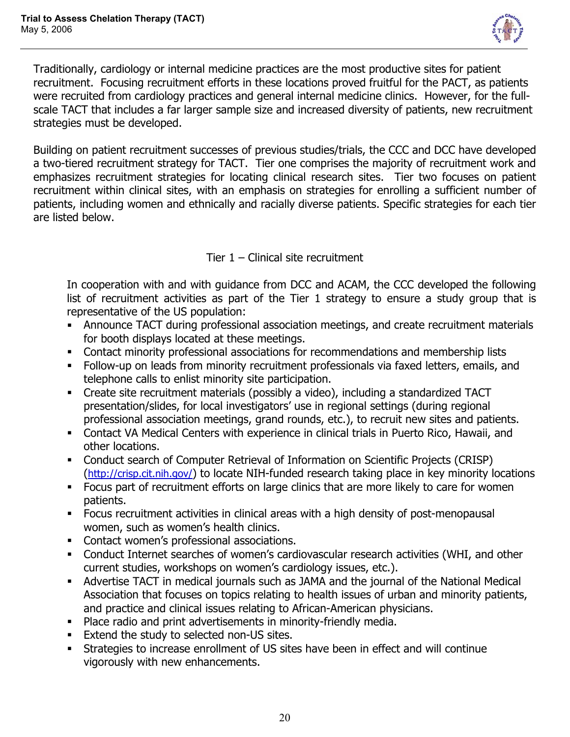Traditionally, cardiology or internal medicine practices are the most productive sites for patient recruitment. Focusing recruitment efforts in these locations proved fruitful for the PACT, as patients were recruited from cardiology practices and general internal medicine clinics. However, for the full-scale TACT that includes a far larger sample size and increased diversity of patients, new recruitment strategies must be developed.

Building on patient recruitment successes of previous studies/trials, the CCC and DCC have developed a two-tiered recruitment strategy for TACT. Tier one comprises the majority of recruitment work and emphasizes recruitment strategies for locating clinical research sites. Tier two focuses on patient recruitment within clinical sites, with an emphasis on strategies for enrolling a sufficient number of patients, including women and ethnically and racially diverse patients. Specific strategies for each tier are listed below.

Tier 1 – Clinical site recruitment

In cooperation with and with guidance from DCC and ACAM, the CCC developed the following list of recruitment activities as part of the Tier 1 strategy to ensure a study group that is representative of the US population:

- Announce TACT during professional association meetings, and create recruitment materials for booth displays located at these meetings.
- Contact minority professional associations for recommendations and membership lists
- Follow-up on leads from minority recruitment professionals via faxed letters, emails, and telephone calls to enlist minority site participation.
- Create site recruitment materials (possibly a video), including a standardized TACT presentation/slides, for local investigators' use in regional settings (during regional professional association meetings, grand rounds, etc.), to recruit new sites and patients.
- Contact VA Medical Centers with experience in clinical trials in Puerto Rico, Hawaii, and other locations.
- Conduct search of Computer Retrieval of Information on Scientific Projects (CRISP) (http://crisp.cit.nih.gov/) to locate NIH-funded research taking place in key minority locations
- Focus part of recruitment efforts on large clinics that are more likely to care for women patients.
- Focus recruitment activities in clinical areas with a high density of post-menopausal women, such as women's health clinics.
- Contact women's professional associations.
- Conduct Internet searches of women's cardiovascular research activities (WHI, and other current studies, workshops on women's cardiology issues, etc.).
- Advertise TACT in medical journals such as JAMA and the journal of the National Medical Association that focuses on topics relating to health issues of urban and minority patients, and practice and clinical issues relating to African-American physicians.
- Place radio and print advertisements in minority-friendly media.
- Extend the study to selected non-US sites.
- Strategies to increase enrollment of US sites have been in effect and will continue vigorously with new enhancements.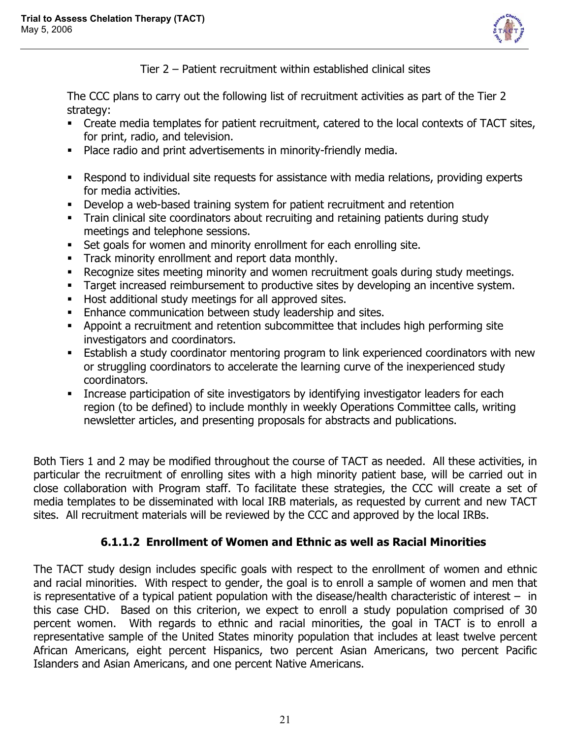Tier 2 – Patient recruitment within established clinical sites

The CCC plans to carry out the following list of recruitment activities as part of the Tier 2 strategy:

- Create media templates for patient recruitment, catered to the local contexts of TACT sites, for print, radio, and television.
- Place radio and print advertisements in minority-friendly media.
- Respond to individual site requests for assistance with media relations, providing experts for media activities.
- Develop a web-based training system for patient recruitment and retention
- Train clinical site coordinators about recruiting and retaining patients during study meetings and telephone sessions.
- Set goals for women and minority enrollment for each enrolling site.
- Track minority enrollment and report data monthly.
- Recognize sites meeting minority and women recruitment goals during study meetings.
- Target increased reimbursement to productive sites by developing an incentive system.
- Host additional study meetings for all approved sites.
- Enhance communication between study leadership and sites.
- Appoint a recruitment and retention subcommittee that includes high performing site investigators and coordinators.
- Establish a study coordinator mentoring program to link experienced coordinators with new or struggling coordinators to accelerate the learning curve of the inexperienced study coordinators.
- Increase participation of site investigators by identifying investigator leaders for each region (to be defined) to include monthly in weekly Operations Committee calls, writing newsletter articles, and presenting proposals for abstracts and publications.

Both Tiers 1 and 2 may be modified throughout the course of TACT as needed. All these activities, in particular the recruitment of enrolling sites with a high minority patient base, will be carried out in close collaboration with Program staff. To facilitate these strategies, the CCC will create a set of media templates to be disseminated with local IRB materials, as requested by current and new TACT sites. All recruitment materials will be reviewed by the CCC and approved by the local IRBs.

#### 6.1.1.2 Enrollment of Women and Ethnic as well as Racial Minorities

The TACT study design includes specific goals with respect to the enrollment of women and ethnic and racial minorities. With respect to gender, the goal is to enroll a sample of women and men that is representative of a typical patient population with the disease/health characteristic of interest – in this case CHD. Based on this criterion, we expect to enroll a study population comprised of 30 percent women. With regards to ethnic and racial minorities, the goal in TACT is to enroll a representative sample of the United States minority population that includes at least twelve percent African Americans, eight percent Hispanics, two percent Asian Americans, two percent Pacific Islanders and Asian Americans, and one percent Native Americans.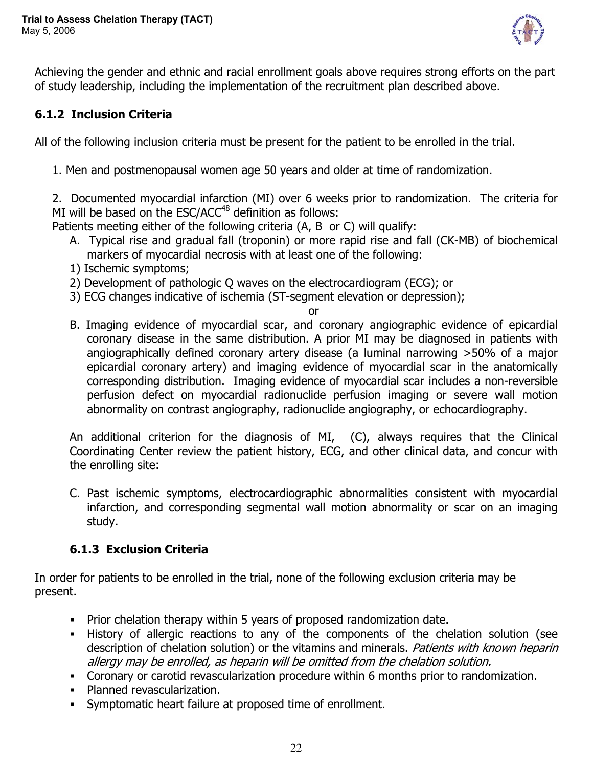Achieving the gender and ethnic and racial enrollment goals above requires strong efforts on the part of study leadership, including the implementation of the recruitment plan described above.

### 6.1.2 Inclusion Criteria

All of the following inclusion criteria must be present for the patient to be enrolled in the trial.

1. Men and postmenopausal women age 50 years and older at time of randomization.

2. Documented myocardial infarction (MI) over 6 weeks prior to randomization. The criteria for MI will be based on the ESC/ACC[48] definition as follows:

Patients meeting either of the following criteria (A, B or C) will qualify:

A. Typical rise and gradual fall (troponin) or more rapid rise and fall (CK-MB) of biochemical markers of myocardial necrosis with at least one of the following:
1) Ischemic symptoms;
2) Development of pathologic Q waves on the electrocardiogram (ECG); or
3) ECG changes indicative of ischemia (ST-segment elevation or depression);

or

B. Imaging evidence of myocardial scar, and coronary angiographic evidence of epicardial coronary disease in the same distribution. A prior MI may be diagnosed in patients with angiographically defined coronary artery disease (a luminal narrowing >50% of a major epicardial coronary artery) and imaging evidence of myocardial scar in the anatomically corresponding distribution. Imaging evidence of myocardial scar includes a non-reversible perfusion defect on myocardial radionuclide perfusion imaging or severe wall motion abnormality on contrast angiography, radionuclide angiography, or echocardiography.

An additional criterion for the diagnosis of MI, (C), always requires that the Clinical Coordinating Center review the patient history, ECG, and other clinical data, and concur with the enrolling site:

C. Past ischemic symptoms, electrocardiographic abnormalities consistent with myocardial infarction, and corresponding segmental wall motion abnormality or scar on an imaging study.

### 6.1.3 Exclusion Criteria

In order for patients to be enrolled in the trial, none of the following exclusion criteria may be present.

- Prior chelation therapy within 5 years of proposed randomization date.
- History of allergic reactions to any of the components of the chelation solution (see description of chelation solution) or the vitamins and minerals. *Patients with known heparin allergy may be enrolled, as heparin will be omitted from the chelation solution.*
- Coronary or carotid revascularization procedure within 6 months prior to randomization.
- Planned revascularization.
- Symptomatic heart failure at proposed time of enrollment.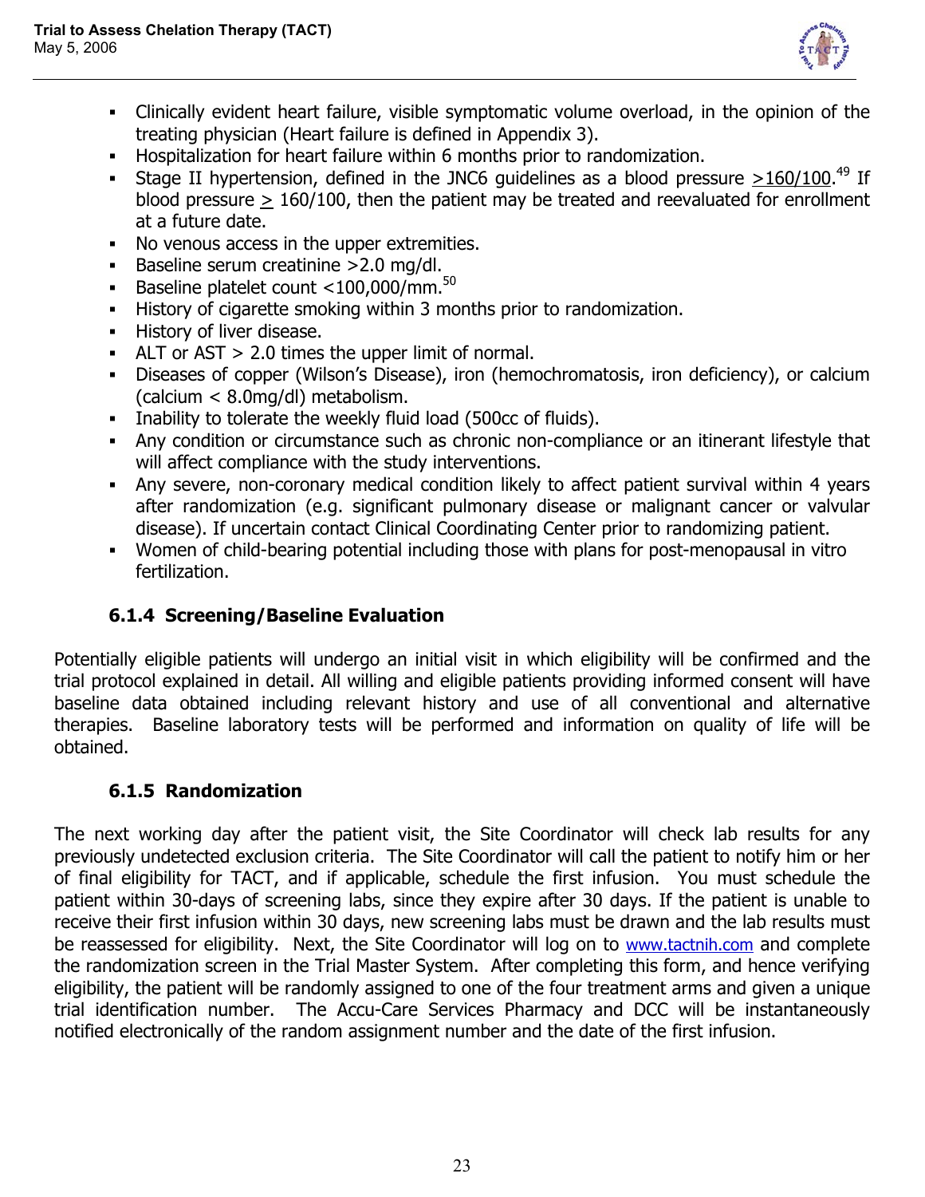- Clinically evident heart failure, visible symptomatic volume overload, in the opinion of the treating physician (Heart failure is defined in Appendix 3).
- Hospitalization for heart failure within 6 months prior to randomization.
- Stage II hypertension, defined in the JNC6 guidelines as a blood pressure $\geq$160/100.[49] If blood pressure $\geq$ 160/100, then the patient may be treated and reevaluated for enrollment at a future date.
- No venous access in the upper extremities.
- Baseline serum creatinine >2.0 mg/dl.
- Baseline platelet count <100,000/mm.[50]
- History of cigarette smoking within 3 months prior to randomization.
- History of liver disease.
- ALT or AST > 2.0 times the upper limit of normal.
- Diseases of copper (Wilson's Disease), iron (hemochromatosis, iron deficiency), or calcium (calcium < 8.0mg/dl) metabolism.
- Inability to tolerate the weekly fluid load (500cc of fluids).
- Any condition or circumstance such as chronic non-compliance or an itinerant lifestyle that will affect compliance with the study interventions.
- Any severe, non-coronary medical condition likely to affect patient survival within 4 years after randomization (e.g. significant pulmonary disease or malignant cancer or valvular disease). If uncertain contact Clinical Coordinating Center prior to randomizing patient.
- Women of child-bearing potential including those with plans for post-menopausal in vitro fertilization.

#### 6.1.4 Screening/Baseline Evaluation

Potentially eligible patients will undergo an initial visit in which eligibility will be confirmed and the trial protocol explained in detail. All willing and eligible patients providing informed consent will have baseline data obtained including relevant history and use of all conventional and alternative therapies. Baseline laboratory tests will be performed and information on quality of life will be obtained.

#### 6.1.5 Randomization

The next working day after the patient visit, the Site Coordinator will check lab results for any previously undetected exclusion criteria. The Site Coordinator will call the patient to notify him or her of final eligibility for TACT, and if applicable, schedule the first infusion. You must schedule the patient within 30-days of screening labs, since they expire after 30 days. If the patient is unable to receive their first infusion within 30 days, new screening labs must be drawn and the lab results must be reassessed for eligibility. Next, the Site Coordinator will log on to www.tactnih.com and complete the randomization screen in the Trial Master System. After completing this form, and hence verifying eligibility, the patient will be randomly assigned to one of the four treatment arms and given a unique trial identification number. The Accu-Care Services Pharmacy and DCC will be instantaneously notified electronically of the random assignment number and the date of the first infusion.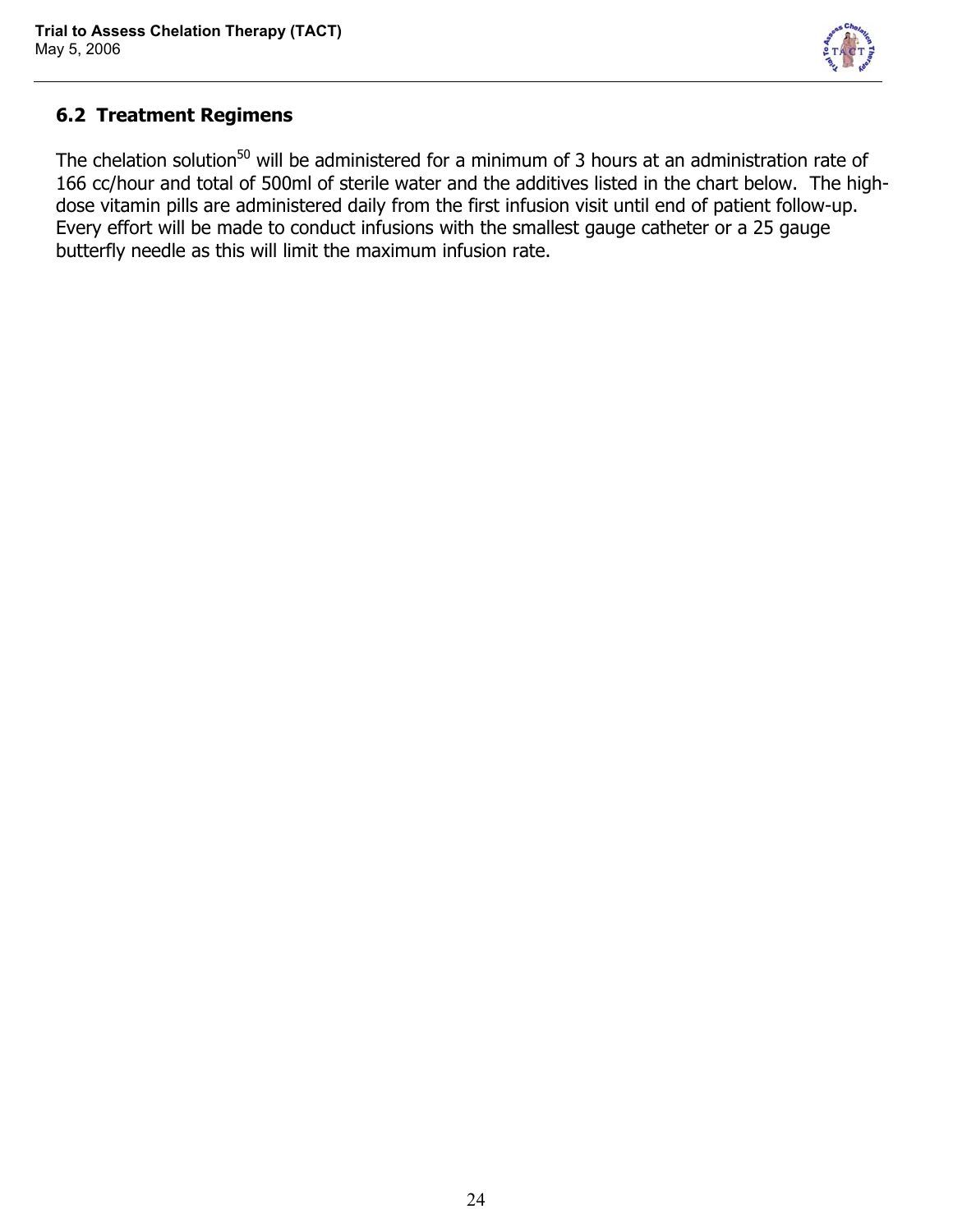## 6.2 Treatment Regimens

The chelation solution[50] will be administered for a minimum of 3 hours at an administration rate of 166 cc/hour and total of 500ml of sterile water and the additives listed in the chart below. The high-dose vitamin pills are administered daily from the first infusion visit until end of patient follow-up. Every effort will be made to conduct infusions with the smallest gauge catheter or a 25 gauge butterfly needle as this will limit the maximum infusion rate.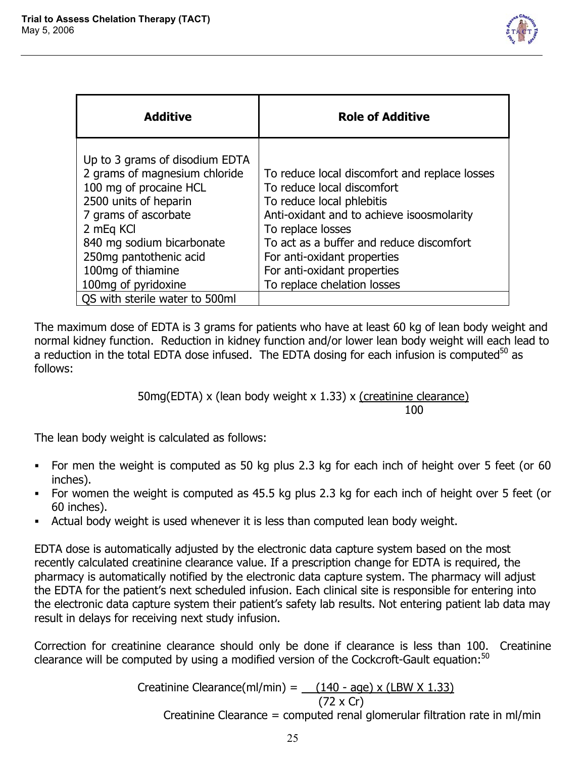| Additive | Role of Additive |
|---|---|
| Up to 3 grams of disodium EDTA | |
| 2 grams of magnesium chloride | To reduce local discomfort and replace losses |
| 100 mg of procaine HCL | To reduce local discomfort |
| 2500 units of heparin | To reduce local phlebitis |
| 7 grams of ascorbate | Anti-oxidant and to achieve isoosmolarity |
| 2 mEq KCl | To replace losses |
| 840 mg sodium bicarbonate | To act as a buffer and reduce discomfort |
| 250mg pantothenic acid | For anti-oxidant properties |
| 100mg of thiamine | For anti-oxidant properties |
| 100mg of pyridoxine | To replace chelation losses |
| QS with sterile water to 500ml | |

The maximum dose of EDTA is 3 grams for patients who have at least 60 kg of lean body weight and normal kidney function. Reduction in kidney function and/or lower lean body weight will each lead to a reduction in the total EDTA dose infused. The EDTA dosing for each infusion is computed[50] as follows:

$$50\text{mg(EDTA)} \times (\text{lean body weight} \times 1.33) \times \frac{(\text{creatinine clearance})}{100}$$

The lean body weight is calculated as follows:

- For men the weight is computed as 50 kg plus 2.3 kg for each inch of height over 5 feet (or 60 inches).
- For women the weight is computed as 45.5 kg plus 2.3 kg for each inch of height over 5 feet (or 60 inches).
- Actual body weight is used whenever it is less than computed lean body weight.

EDTA dose is automatically adjusted by the electronic data capture system based on the most recently calculated creatinine clearance value. If a prescription change for EDTA is required, the pharmacy is automatically notified by the electronic data capture system. The pharmacy will adjust the EDTA for the patient's next scheduled infusion. Each clinical site is responsible for entering into the electronic data capture system their patient's safety lab results. Not entering patient lab data may result in delays for receiving next study infusion.

Correction for creatinine clearance should only be done if clearance is less than 100. Creatinine clearance will be computed by using a modified version of the Cockcroft-Gault equation:[50]

$$\text{Creatinine Clearance(ml/min)} = \frac{(140 - \text{age}) \times (\text{LBW} \times 1.33)}{(72 \times \text{Cr})}$$

Creatinine Clearance = computed renal glomerular filtration rate in ml/min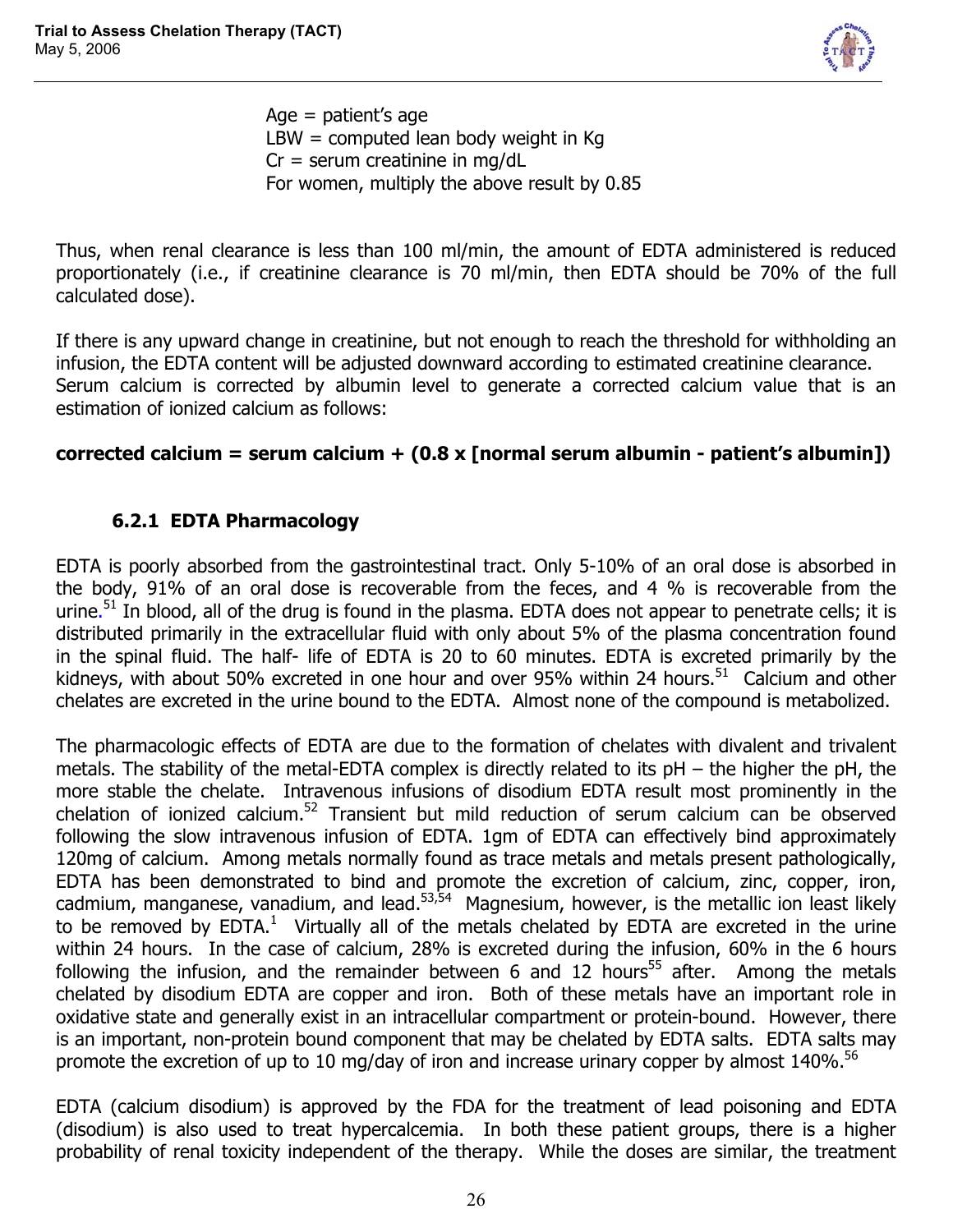Age = patient's age
LBW = computed lean body weight in Kg
Cr = serum creatinine in mg/dL
For women, multiply the above result by 0.85

Thus, when renal clearance is less than 100 ml/min, the amount of EDTA administered is reduced proportionately (i.e., if creatinine clearance is 70 ml/min, then EDTA should be 70% of the full calculated dose).

If there is any upward change in creatinine, but not enough to reach the threshold for withholding an infusion, the EDTA content will be adjusted downward according to estimated creatinine clearance.
Serum calcium is corrected by albumin level to generate a corrected calcium value that is an estimation of ionized calcium as follows:

**corrected calcium = serum calcium + (0.8 x [normal serum albumin - patient's albumin])**

### 6.2.1 EDTA Pharmacology

EDTA is poorly absorbed from the gastrointestinal tract. Only 5-10% of an oral dose is absorbed in the body, 91% of an oral dose is recoverable from the feces, and 4 % is recoverable from the urine.[51] In blood, all of the drug is found in the plasma. EDTA does not appear to penetrate cells; it is distributed primarily in the extracellular fluid with only about 5% of the plasma concentration found in the spinal fluid. The half- life of EDTA is 20 to 60 minutes. EDTA is excreted primarily by the kidneys, with about 50% excreted in one hour and over 95% within 24 hours.[51] Calcium and other chelates are excreted in the urine bound to the EDTA. Almost none of the compound is metabolized.

The pharmacologic effects of EDTA are due to the formation of chelates with divalent and trivalent metals. The stability of the metal-EDTA complex is directly related to its pH – the higher the pH, the more stable the chelate. Intravenous infusions of disodium EDTA result most prominently in the chelation of ionized calcium.[52] Transient but mild reduction of serum calcium can be observed following the slow intravenous infusion of EDTA. 1gm of EDTA can effectively bind approximately 120mg of calcium. Among metals normally found as trace metals and metals present pathologically, EDTA has been demonstrated to bind and promote the excretion of calcium, zinc, copper, iron, cadmium, manganese, vanadium, and lead.[53,54] Magnesium, however, is the metallic ion least likely to be removed by EDTA.[1] Virtually all of the metals chelated by EDTA are excreted in the urine within 24 hours. In the case of calcium, 28% is excreted during the infusion, 60% in the 6 hours following the infusion, and the remainder between 6 and 12 hours[55] after. Among the metals chelated by disodium EDTA are copper and iron. Both of these metals have an important role in oxidative state and generally exist in an intracellular compartment or protein-bound. However, there is an important, non-protein bound component that may be chelated by EDTA salts. EDTA salts may promote the excretion of up to 10 mg/day of iron and increase urinary copper by almost 140%.[56]

EDTA (calcium disodium) is approved by the FDA for the treatment of lead poisoning and EDTA (disodium) is also used to treat hypercalcemia. In both these patient groups, there is a higher probability of renal toxicity independent of the therapy. While the doses are similar, the treatment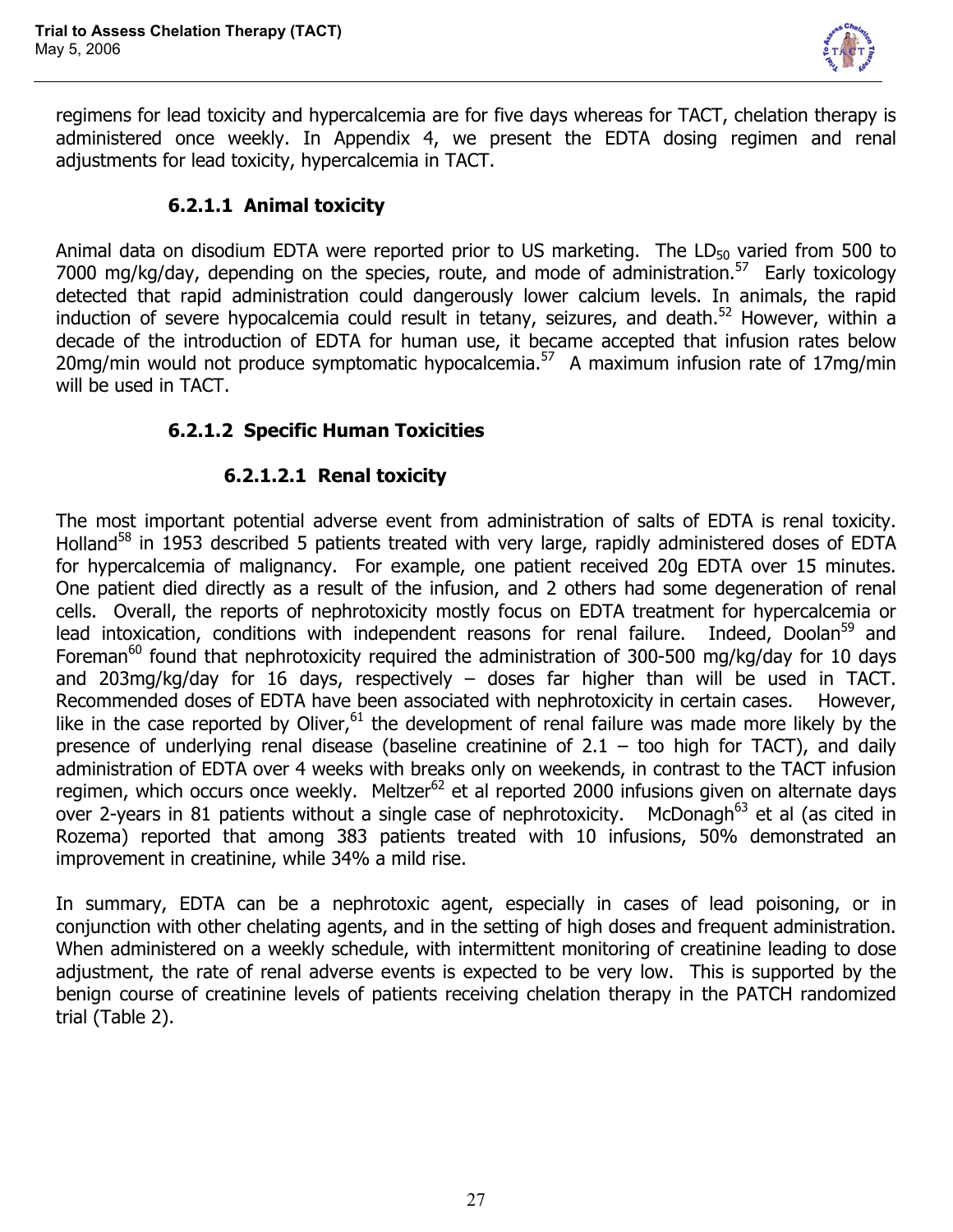regimens for lead toxicity and hypercalcemia are for five days whereas for TACT, chelation therapy is administered once weekly. In Appendix 4, we present the EDTA dosing regimen and renal adjustments for lead toxicity, hypercalcemia in TACT.

#### 6.2.1.1 Animal toxicity

Animal data on disodium EDTA were reported prior to US marketing. The $LD_{50}$ varied from 500 to 7000 mg/kg/day, depending on the species, route, and mode of administration.[57] Early toxicology detected that rapid administration could dangerously lower calcium levels. In animals, the rapid induction of severe hypocalcemia could result in tetany, seizures, and death.[52] However, within a decade of the introduction of EDTA for human use, it became accepted that infusion rates below 20mg/min would not produce symptomatic hypocalcemia.[57] A maximum infusion rate of 17mg/min will be used in TACT.

#### 6.2.1.2 Specific Human Toxicities

##### 6.2.1.2.1 Renal toxicity

The most important potential adverse event from administration of salts of EDTA is renal toxicity. Holland[58] in 1953 described 5 patients treated with very large, rapidly administered doses of EDTA for hypercalcemia of malignancy. For example, one patient received 20g EDTA over 15 minutes. One patient died directly as a result of the infusion, and 2 others had some degeneration of renal cells. Overall, the reports of nephrotoxicity mostly focus on EDTA treatment for hypercalcemia or lead intoxication, conditions with independent reasons for renal failure. Indeed, Doolan[59] and Foreman[60] found that nephrotoxicity required the administration of 300-500 mg/kg/day for 10 days and 203mg/kg/day for 16 days, respectively – doses far higher than will be used in TACT. Recommended doses of EDTA have been associated with nephrotoxicity in certain cases. However, like in the case reported by Oliver,[61] the development of renal failure was made more likely by the presence of underlying renal disease (baseline creatinine of 2.1 – too high for TACT), and daily administration of EDTA over 4 weeks with breaks only on weekends, in contrast to the TACT infusion regimen, which occurs once weekly. Meltzer[62] et al reported 2000 infusions given on alternate days over 2-years in 81 patients without a single case of nephrotoxicity. McDonagh[63] et al (as cited in Rozema) reported that among 383 patients treated with 10 infusions, 50% demonstrated an improvement in creatinine, while 34% a mild rise.

In summary, EDTA can be a nephrotoxic agent, especially in cases of lead poisoning, or in conjunction with other chelating agents, and in the setting of high doses and frequent administration. When administered on a weekly schedule, with intermittent monitoring of creatinine leading to dose adjustment, the rate of renal adverse events is expected to be very low. This is supported by the benign course of creatinine levels of patients receiving chelation therapy in the PATCH randomized trial (Table 2).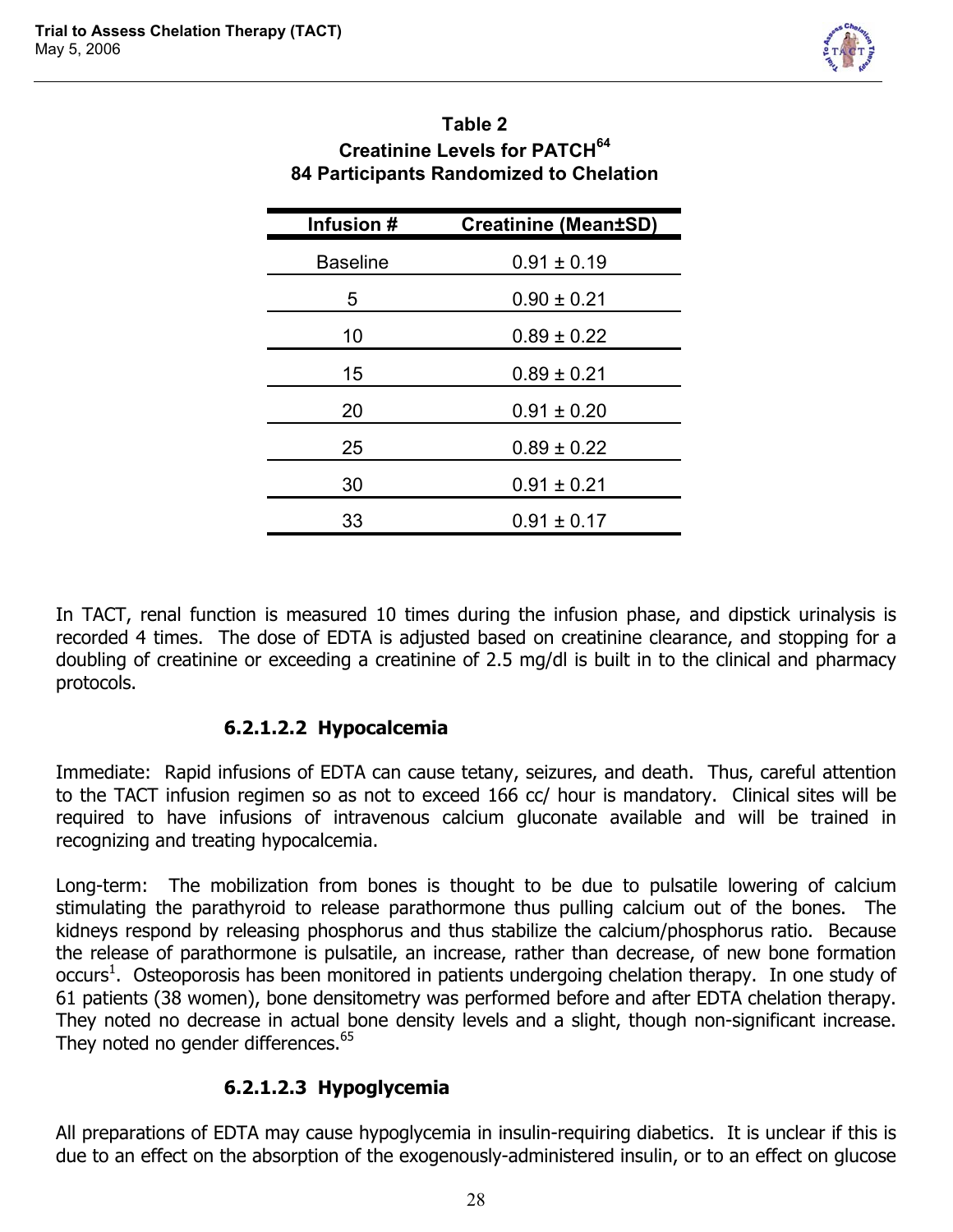**Table 2**
**Creatinine Levels for PATCH[64]**
**84 Participants Randomized to Chelation**

| Infusion # | Creatinine (Mean±SD) |
|---|---|
| Baseline | 0.91 ± 0.19 |
| 5 | 0.90 ± 0.21 |
| 10 | 0.89 ± 0.22 |
| 15 | 0.89 ± 0.21 |
| 20 | 0.91 ± 0.20 |
| 25 | 0.89 ± 0.22 |
| 30 | 0.91 ± 0.21 |
| 33 | 0.91 ± 0.17 |

In TACT, renal function is measured 10 times during the infusion phase, and dipstick urinalysis is recorded 4 times. The dose of EDTA is adjusted based on creatinine clearance, and stopping for a doubling of creatinine or exceeding a creatinine of 2.5 mg/dl is built in to the clinical and pharmacy protocols.

#### 6.2.1.2.2 Hypocalcemia

Immediate: Rapid infusions of EDTA can cause tetany, seizures, and death. Thus, careful attention to the TACT infusion regimen so as not to exceed 166 cc/ hour is mandatory. Clinical sites will be required to have infusions of intravenous calcium gluconate available and will be trained in recognizing and treating hypocalcemia.

Long-term: The mobilization from bones is thought to be due to pulsatile lowering of calcium stimulating the parathyroid to release parathormone thus pulling calcium out of the bones. The kidneys respond by releasing phosphorus and thus stabilize the calcium/phosphorus ratio. Because the release of parathormone is pulsatile, an increase, rather than decrease, of new bone formation occurs[1]. Osteoporosis has been monitored in patients undergoing chelation therapy. In one study of 61 patients (38 women), bone densitometry was performed before and after EDTA chelation therapy. They noted no decrease in actual bone density levels and a slight, though non-significant increase. They noted no gender differences.[65]

#### 6.2.1.2.3 Hypoglycemia

All preparations of EDTA may cause hypoglycemia in insulin-requiring diabetics. It is unclear if this is due to an effect on the absorption of the exogenously-administered insulin, or to an effect on glucose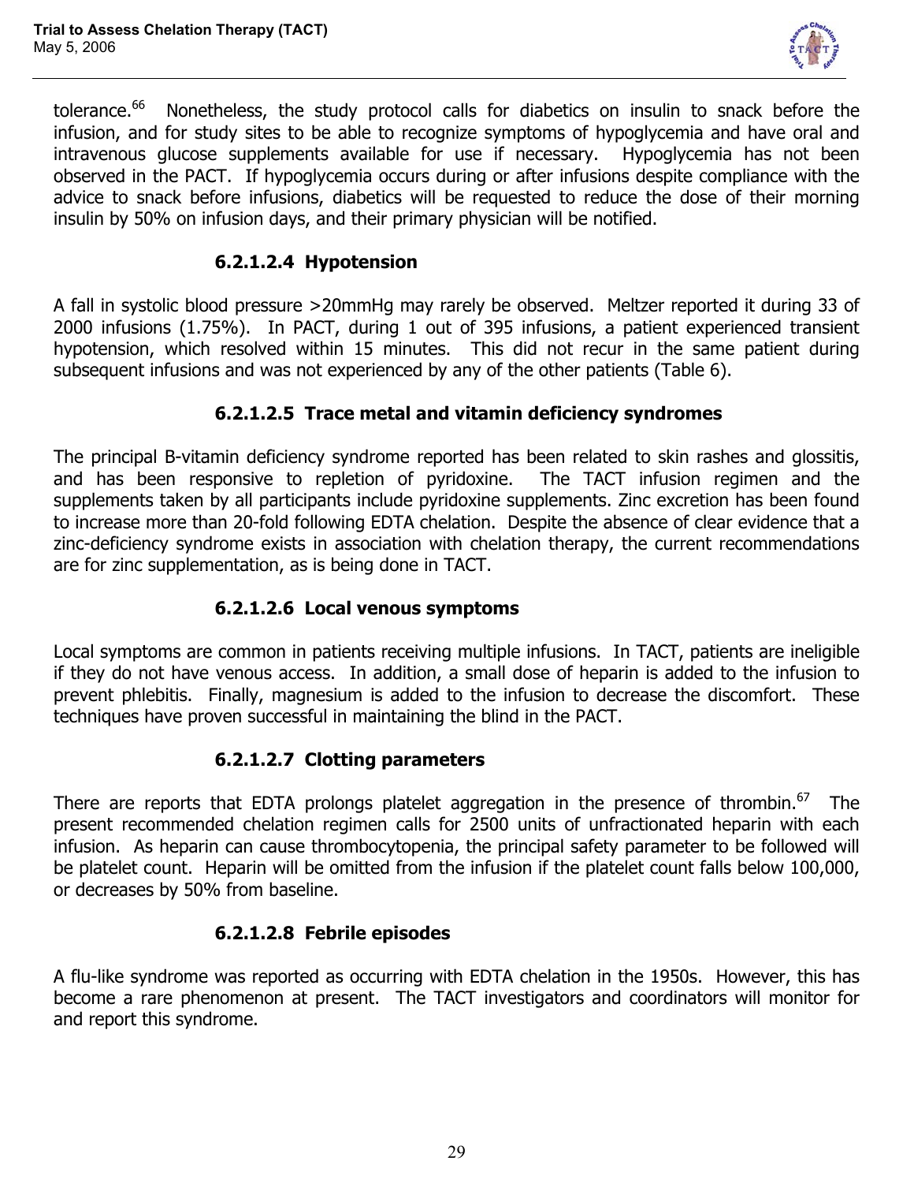tolerance.[66] Nonetheless, the study protocol calls for diabetics on insulin to snack before the infusion, and for study sites to be able to recognize symptoms of hypoglycemia and have oral and intravenous glucose supplements available for use if necessary. Hypoglycemia has not been observed in the PACT. If hypoglycemia occurs during or after infusions despite compliance with the advice to snack before infusions, diabetics will be requested to reduce the dose of their morning insulin by 50% on infusion days, and their primary physician will be notified.

#### 6.2.1.2.4 Hypotension

A fall in systolic blood pressure >20mmHg may rarely be observed. Meltzer reported it during 33 of 2000 infusions (1.75%). In PACT, during 1 out of 395 infusions, a patient experienced transient hypotension, which resolved within 15 minutes. This did not recur in the same patient during subsequent infusions and was not experienced by any of the other patients (Table 6).

#### 6.2.1.2.5 Trace metal and vitamin deficiency syndromes

The principal B-vitamin deficiency syndrome reported has been related to skin rashes and glossitis, and has been responsive to repletion of pyridoxine. The TACT infusion regimen and the supplements taken by all participants include pyridoxine supplements. Zinc excretion has been found to increase more than 20-fold following EDTA chelation. Despite the absence of clear evidence that a zinc-deficiency syndrome exists in association with chelation therapy, the current recommendations are for zinc supplementation, as is being done in TACT.

#### 6.2.1.2.6 Local venous symptoms

Local symptoms are common in patients receiving multiple infusions. In TACT, patients are ineligible if they do not have venous access. In addition, a small dose of heparin is added to the infusion to prevent phlebitis. Finally, magnesium is added to the infusion to decrease the discomfort. These techniques have proven successful in maintaining the blind in the PACT.

#### 6.2.1.2.7 Clotting parameters

There are reports that EDTA prolongs platelet aggregation in the presence of thrombin.[67] The present recommended chelation regimen calls for 2500 units of unfractionated heparin with each infusion. As heparin can cause thrombocytopenia, the principal safety parameter to be followed will be platelet count. Heparin will be omitted from the infusion if the platelet count falls below 100,000, or decreases by 50% from baseline.

#### 6.2.1.2.8 Febrile episodes

A flu-like syndrome was reported as occurring with EDTA chelation in the 1950s. However, this has become a rare phenomenon at present. The TACT investigators and coordinators will monitor for and report this syndrome.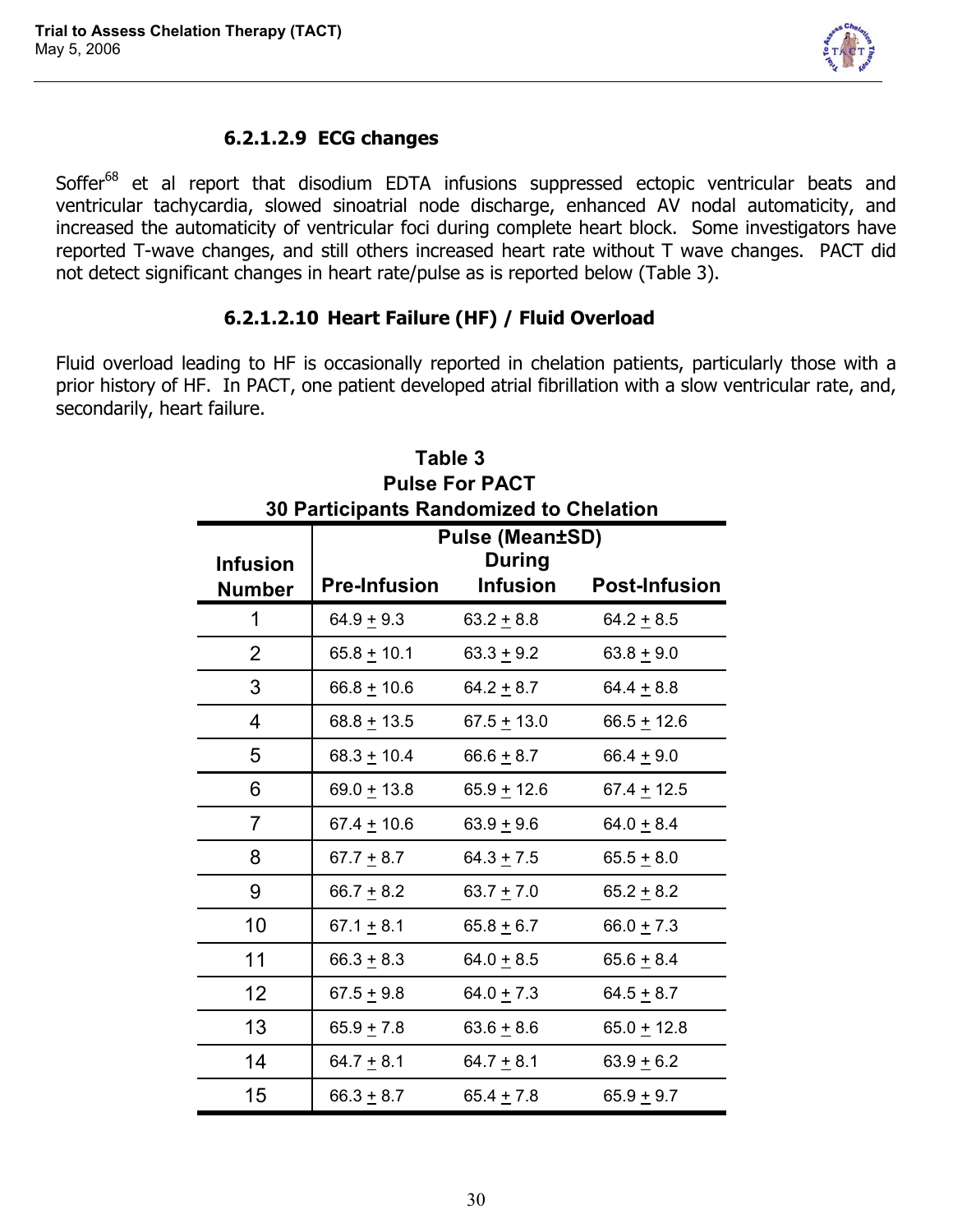#### 6.2.1.2.9 ECG changes

Soffer[68] et al report that disodium EDTA infusions suppressed ectopic ventricular beats and ventricular tachycardia, slowed sinoatrial node discharge, enhanced AV nodal automaticity, and increased the automaticity of ventricular foci during complete heart block. Some investigators have reported T-wave changes, and still others increased heart rate without T wave changes. PACT did not detect significant changes in heart rate/pulse as is reported below (Table 3).

#### 6.2.1.2.10 Heart Failure (HF) / Fluid Overload

Fluid overload leading to HF is occasionally reported in chelation patients, particularly those with a prior history of HF. In PACT, one patient developed atrial fibrillation with a slow ventricular rate, and, secondarily, heart failure.

**Table 3**
**Pulse For PACT**
**30 Participants Randomized to Chelation**

| Infusion Number | Pulse (Mean±SD) Pre-Infusion | During Infusion | Post-Infusion |
|---|---|---|---|
| 1 | 64.9 ± 9.3 | 63.2 ± 8.8 | 64.2 ± 8.5 |
| 2 | 65.8 ± 10.1 | 63.3 ± 9.2 | 63.8 ± 9.0 |
| 3 | 66.8 ± 10.6 | 64.2 ± 8.7 | 64.4 ± 8.8 |
| 4 | 68.8 ± 13.5 | 67.5 ± 13.0 | 66.5 ± 12.6 |
| 5 | 68.3 ± 10.4 | 66.6 ± 8.7 | 66.4 ± 9.0 |
| 6 | 69.0 ± 13.8 | 65.9 ± 12.6 | 67.4 ± 12.5 |
| 7 | 67.4 ± 10.6 | 63.9 ± 9.6 | 64.0 ± 8.4 |
| 8 | 67.7 ± 8.7 | 64.3 ± 7.5 | 65.5 ± 8.0 |
| 9 | 66.7 ± 8.2 | 63.7 ± 7.0 | 65.2 ± 8.2 |
| 10 | 67.1 ± 8.1 | 65.8 ± 6.7 | 66.0 ± 7.3 |
| 11 | 66.3 ± 8.3 | 64.0 ± 8.5 | 65.6 ± 8.4 |
| 12 | 67.5 ± 9.8 | 64.0 ± 7.3 | 64.5 ± 8.7 |
| 13 | 65.9 ± 7.8 | 63.6 ± 8.6 | 65.0 ± 12.8 |
| 14 | 64.7 ± 8.1 | 64.7 ± 8.1 | 63.9 ± 6.2 |
| 15 | 66.3 ± 8.7 | 65.4 ± 7.8 | 65.9 ± 9.7 |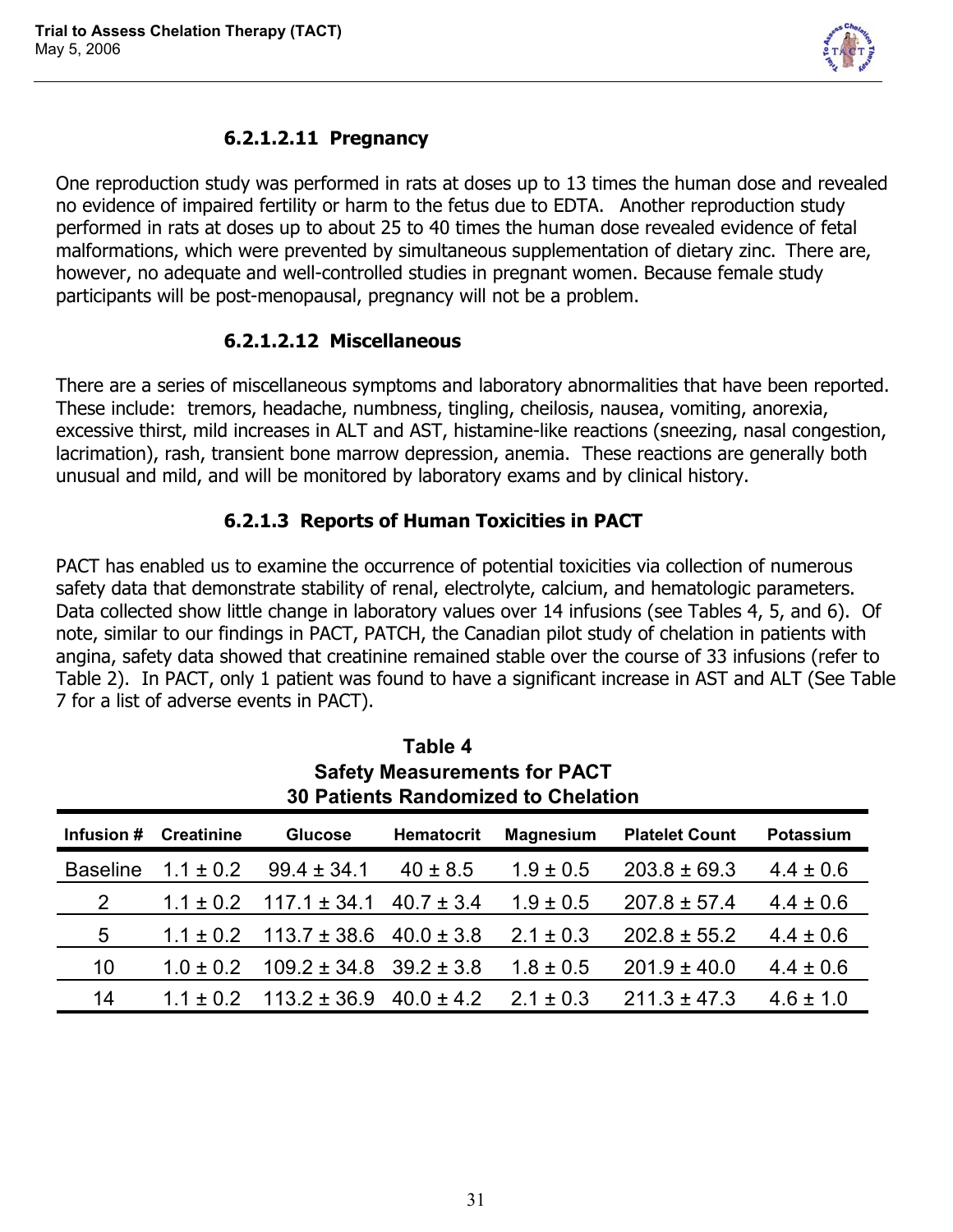#### 6.2.1.2.11 Pregnancy

One reproduction study was performed in rats at doses up to 13 times the human dose and revealed no evidence of impaired fertility or harm to the fetus due to EDTA. Another reproduction study performed in rats at doses up to about 25 to 40 times the human dose revealed evidence of fetal malformations, which were prevented by simultaneous supplementation of dietary zinc. There are, however, no adequate and well-controlled studies in pregnant women. Because female study participants will be post-menopausal, pregnancy will not be a problem.

#### 6.2.1.2.12 Miscellaneous

There are a series of miscellaneous symptoms and laboratory abnormalities that have been reported. These include: tremors, headache, numbness, tingling, cheilosis, nausea, vomiting, anorexia, excessive thirst, mild increases in ALT and AST, histamine-like reactions (sneezing, nasal congestion, lacrimation), rash, transient bone marrow depression, anemia. These reactions are generally both unusual and mild, and will be monitored by laboratory exams and by clinical history.

#### 6.2.1.3 Reports of Human Toxicities in PACT

PACT has enabled us to examine the occurrence of potential toxicities via collection of numerous safety data that demonstrate stability of renal, electrolyte, calcium, and hematologic parameters. Data collected show little change in laboratory values over 14 infusions (see Tables 4, 5, and 6). Of note, similar to our findings in PACT, PATCH, the Canadian pilot study of chelation in patients with angina, safety data showed that creatinine remained stable over the course of 33 infusions (refer to Table 2). In PACT, only 1 patient was found to have a significant increase in AST and ALT (See Table 7 for a list of adverse events in PACT).

**Table 4**
**Safety Measurements for PACT**
**30 Patients Randomized to Chelation**

| Infusion # | Creatinine | Glucose | Hematocrit | Magnesium | Platelet Count | Potassium |
|---|---|---|---|---|---|---|
| Baseline | 1.1 ± 0.2 | 99.4 ± 34.1 | 40 ± 8.5 | 1.9 ± 0.5 | 203.8 ± 69.3 | 4.4 ± 0.6 |
| 2 | 1.1 ± 0.2 | 117.1 ± 34.1 | 40.7 ± 3.4 | 1.9 ± 0.5 | 207.8 ± 57.4 | 4.4 ± 0.6 |
| 5 | 1.1 ± 0.2 | 113.7 ± 38.6 | 40.0 ± 3.8 | 2.1 ± 0.3 | 202.8 ± 55.2 | 4.4 ± 0.6 |
| 10 | 1.0 ± 0.2 | 109.2 ± 34.8 | 39.2 ± 3.8 | 1.8 ± 0.5 | 201.9 ± 40.0 | 4.4 ± 0.6 |
| 14 | 1.1 ± 0.2 | 113.2 ± 36.9 | 40.0 ± 4.2 | 2.1 ± 0.3 | 211.3 ± 47.3 | 4.6 ± 1.0 |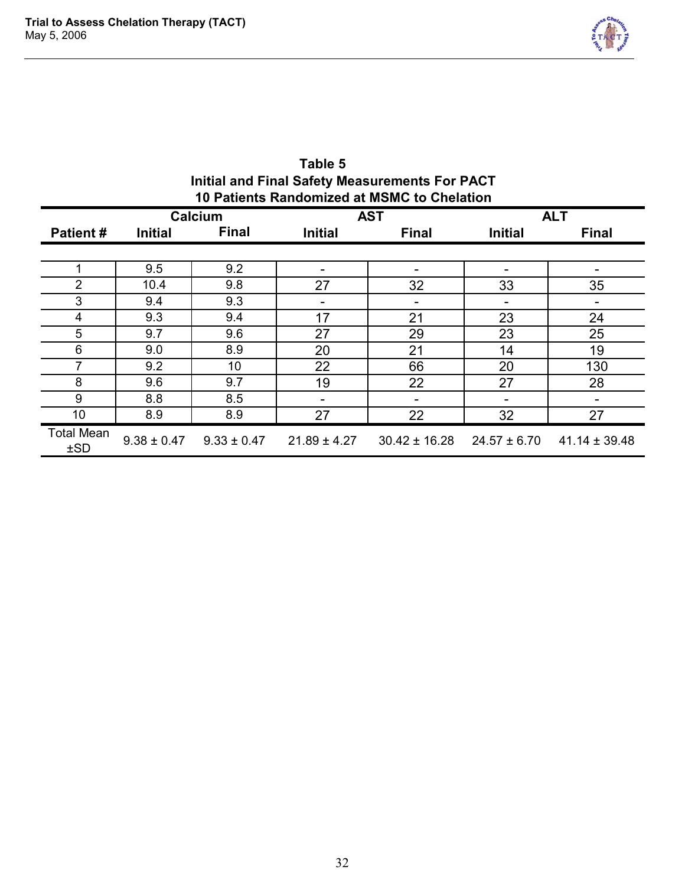**Table 5**
**Initial and Final Safety Measurements For PACT**
**10 Patients Randomized at MSMC to Chelation**

| | Calcium | | AST | | ALT | |
|---|---|---|---|---|---|---|
| **Patient #** | **Initial** | **Final** | **Initial** | **Final** | **Initial** | **Final** |
| 1 | 9.5 | 9.2 | - | - | - | - |
| 2 | 10.4 | 9.8 | 27 | 32 | 33 | 35 |
| 3 | 9.4 | 9.3 | - | - | - | - |
| 4 | 9.3 | 9.4 | 17 | 21 | 23 | 24 |
| 5 | 9.7 | 9.6 | 27 | 29 | 23 | 25 |
| 6 | 9.0 | 8.9 | 20 | 21 | 14 | 19 |
| 7 | 9.2 | 10 | 22 | 66 | 20 | 130 |
| 8 | 9.6 | 9.7 | 19 | 22 | 27 | 28 |
| 9 | 8.8 | 8.5 | - | - | - | - |
| 10 | 8.9 | 8.9 | 27 | 22 | 32 | 27 |
| Total Mean ±SD | 9.38 ± 0.47 | 9.33 ± 0.47 | 21.89 ± 4.27 | 30.42 ± 16.28 | 24.57 ± 6.70 | 41.14 ± 39.48 |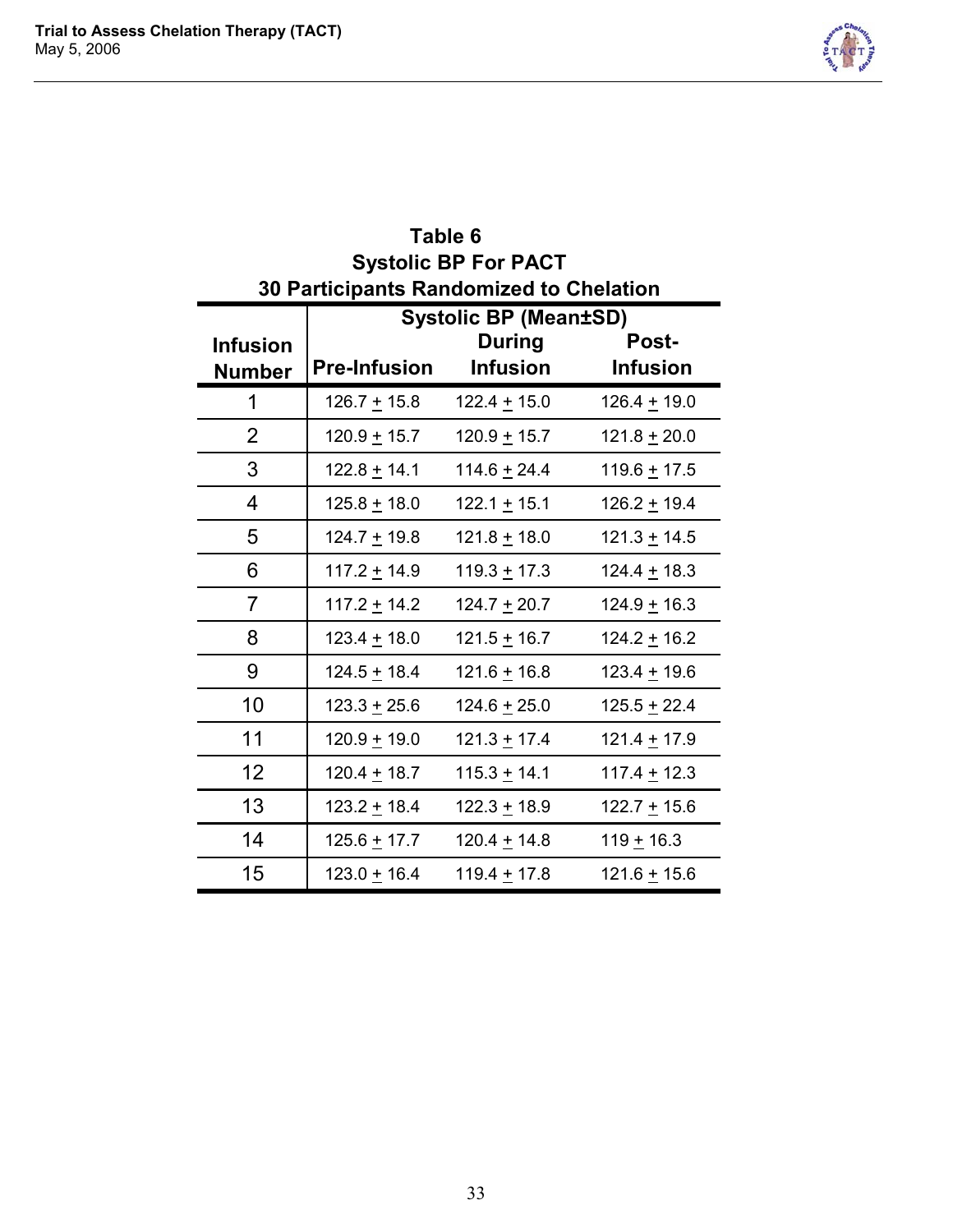**Table 6**
**Systolic BP For PACT**
**30 Participants Randomized to Chelation**

| Infusion Number | Systolic BP (Mean±SD) | | |
|---|---|---|---|
| | Pre-Infusion | During Infusion | Post-Infusion |
| 1 | 126.7 ± 15.8 | 122.4 ± 15.0 | 126.4 ± 19.0 |
| 2 | 120.9 ± 15.7 | 120.9 ± 15.7 | 121.8 ± 20.0 |
| 3 | 122.8 ± 14.1 | 114.6 ± 24.4 | 119.6 ± 17.5 |
| 4 | 125.8 ± 18.0 | 122.1 ± 15.1 | 126.2 ± 19.4 |
| 5 | 124.7 ± 19.8 | 121.8 ± 18.0 | 121.3 ± 14.5 |
| 6 | 117.2 ± 14.9 | 119.3 ± 17.3 | 124.4 ± 18.3 |
| 7 | 117.2 ± 14.2 | 124.7 ± 20.7 | 124.9 ± 16.3 |
| 8 | 123.4 ± 18.0 | 121.5 ± 16.7 | 124.2 ± 16.2 |
| 9 | 124.5 ± 18.4 | 121.6 ± 16.8 | 123.4 ± 19.6 |
| 10 | 123.3 ± 25.6 | 124.6 ± 25.0 | 125.5 ± 22.4 |
| 11 | 120.9 ± 19.0 | 121.3 ± 17.4 | 121.4 ± 17.9 |
| 12 | 120.4 ± 18.7 | 115.3 ± 14.1 | 117.4 ± 12.3 |
| 13 | 123.2 ± 18.4 | 122.3 ± 18.9 | 122.7 ± 15.6 |
| 14 | 125.6 ± 17.7 | 120.4 ± 14.8 | 119 ± 16.3 |
| 15 | 123.0 ± 16.4 | 119.4 ± 17.8 | 121.6 ± 15.6 |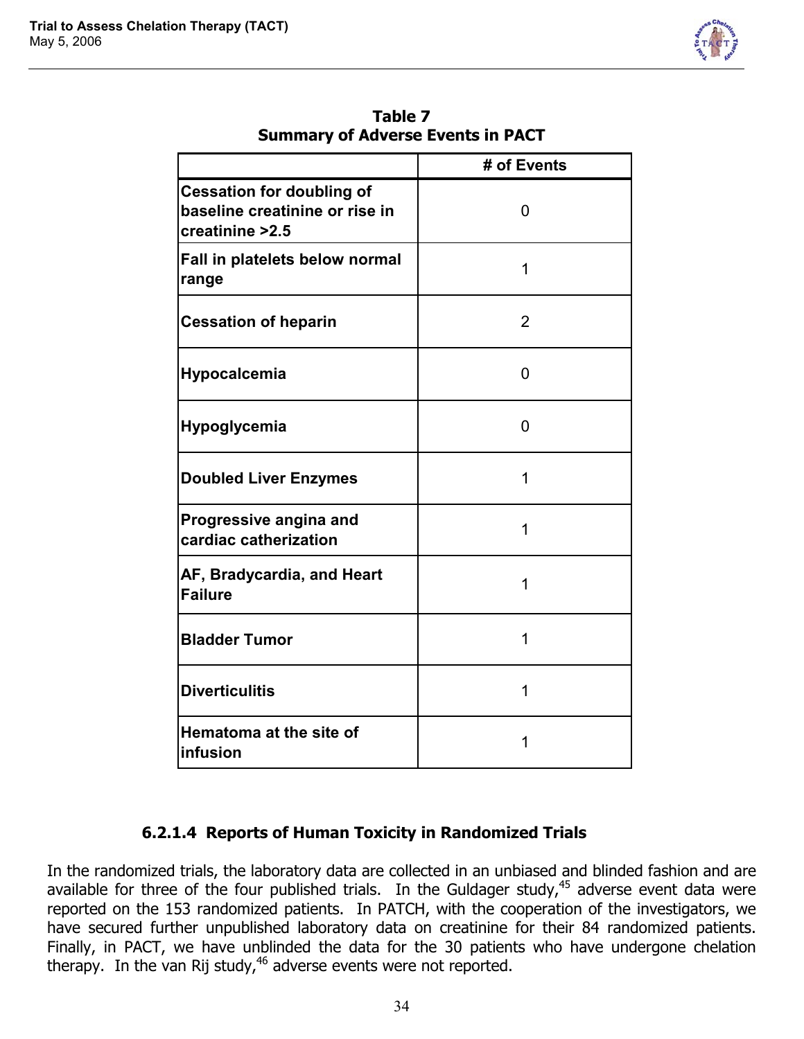**Table 7**
**Summary of Adverse Events in PACT**

| | # of Events |
|---|---|
| **Cessation for doubling of baseline creatinine or rise in creatinine >2.5** | 0 |
| **Fall in platelets below normal range** | 1 |
| **Cessation of heparin** | 2 |
| **Hypocalcemia** | 0 |
| **Hypoglycemia** | 0 |
| **Doubled Liver Enzymes** | 1 |
| **Progressive angina and cardiac catherization** | 1 |
| **AF, Bradycardia, and Heart Failure** | 1 |
| **Bladder Tumor** | 1 |
| **Diverticulitis** | 1 |
| **Hematoma at the site of infusion** | 1 |

#### 6.2.1.4 Reports of Human Toxicity in Randomized Trials

In the randomized trials, the laboratory data are collected in an unbiased and blinded fashion and are available for three of the four published trials. In the Guldager study,[45] adverse event data were reported on the 153 randomized patients. In PATCH, with the cooperation of the investigators, we have secured further unpublished laboratory data on creatinine for their 84 randomized patients. Finally, in PACT, we have unblinded the data for the 30 patients who have undergone chelation therapy. In the van Rij study,[46] adverse events were not reported.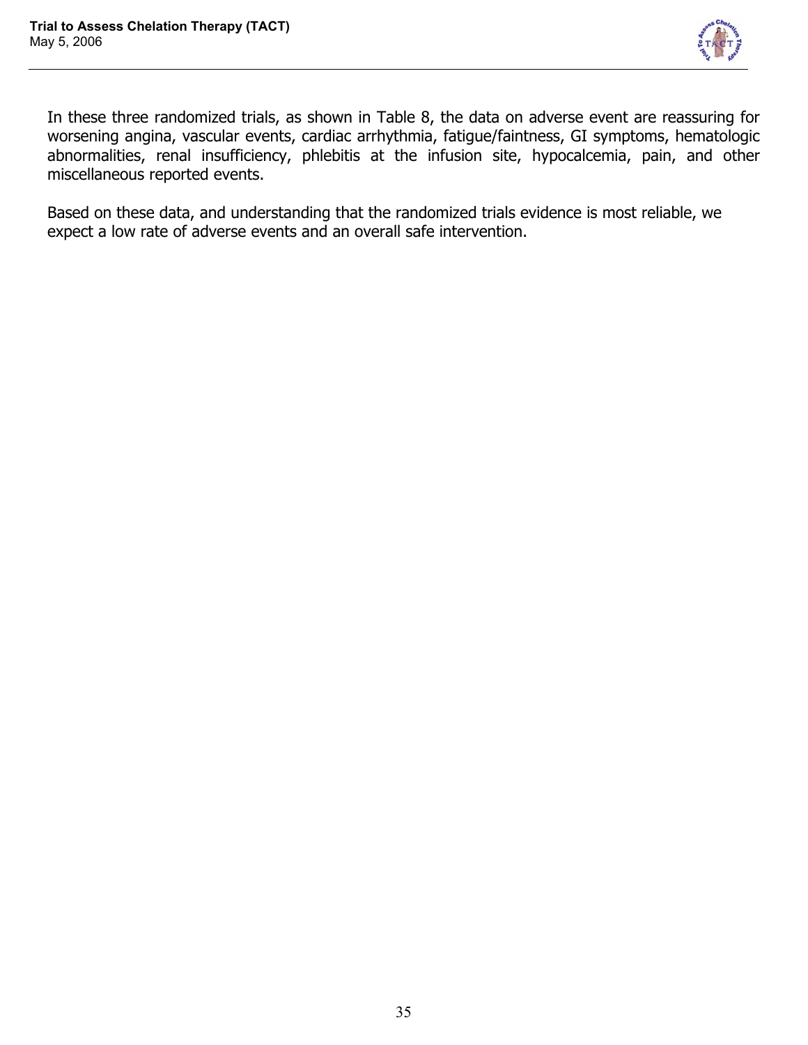In these three randomized trials, as shown in Table 8, the data on adverse event are reassuring for worsening angina, vascular events, cardiac arrhythmia, fatigue/faintness, GI symptoms, hematologic abnormalities, renal insufficiency, phlebitis at the infusion site, hypocalcemia, pain, and other miscellaneous reported events.

Based on these data, and understanding that the randomized trials evidence is most reliable, we expect a low rate of adverse events and an overall safe intervention.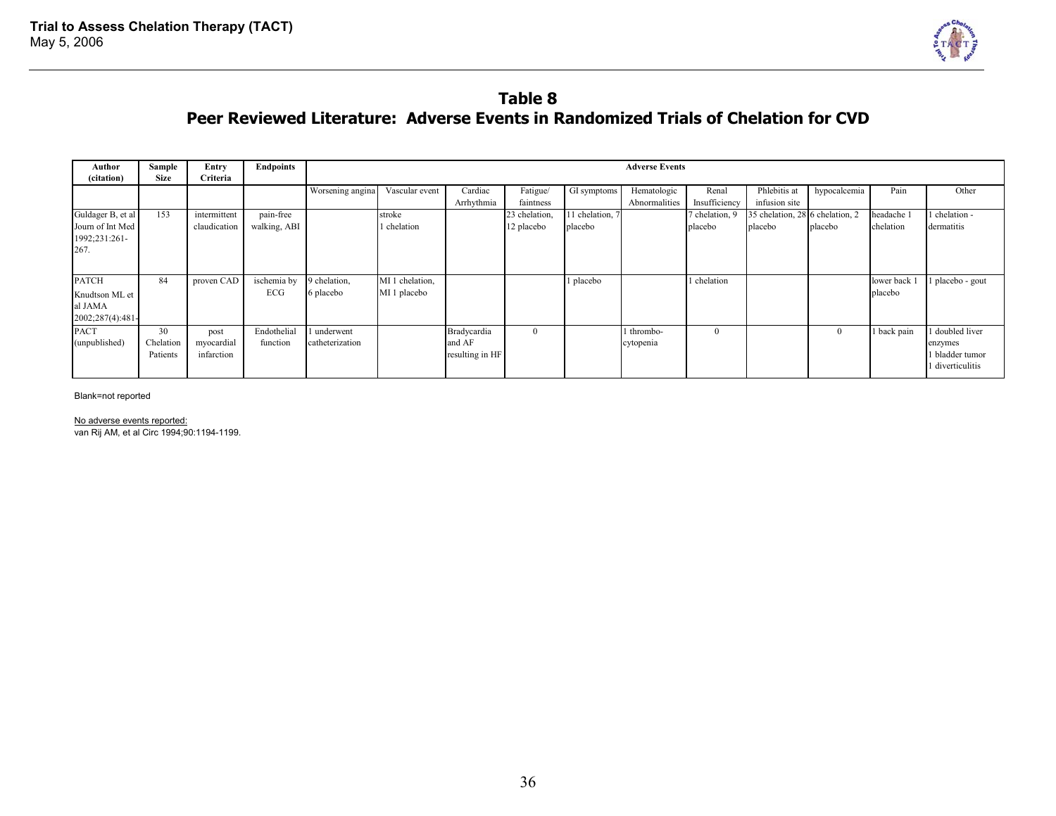## Table 8
## Peer Reviewed Literature: Adverse Events in Randomized Trials of Chelation for CVD

| Author (citation) | Sample Size | Entry Criteria | Endpoints | Adverse Events | | | | | | | | | | |
|---|---|---|---|---|---|---|---|---|---|---|---|---|---|---|
| | | | | Worsening angina | Vascular event | Cardiac Arrhythmia | Fatigue/ faintness | GI symptoms | Hematologic Abnormalities | Renal Insufficiency | Phlebitis at infusion site | hypocalcemia | Pain | Other |
| Guldager B, et al Journ of Int Med 1992;231:261-267. | 153 | intermittent claudication | pain-free walking, ABI | | stroke 1 chelation | | 23 chelation, 12 placebo | 11 chelation, 7 placebo | | 7 chelation, 9 placebo | 35 chelation, 28 placebo | 6 chelation, 2 placebo | headache 1 chelation | 1 chelation - dermatitis |
| PATCH Knudtson ML et al JAMA 2002;287(4):481- | 84 | proven CAD | ischemia by ECG | 9 chelation, 6 placebo | MI 1 chelation, MI 1 placebo | | | 1 placebo | | 1 chelation | | | lower back 1 placebo | 1 placebo - gout |
| PACT (unpublished) | 30 Chelation Patients | post myocardial infarction | Endothelial function | 1 underwent catheterization | | Bradycardia and AF resulting in HF | 0 | | 1 thrombo-cytopenia | 0 | | 0 | 1 back pain | 1 doubled liver enzymes 1 bladder tumor 1 diverticulitis |

Blank=not reported

No adverse events reported:
van Rij AM, et al Circ 1994;90:1194-1199.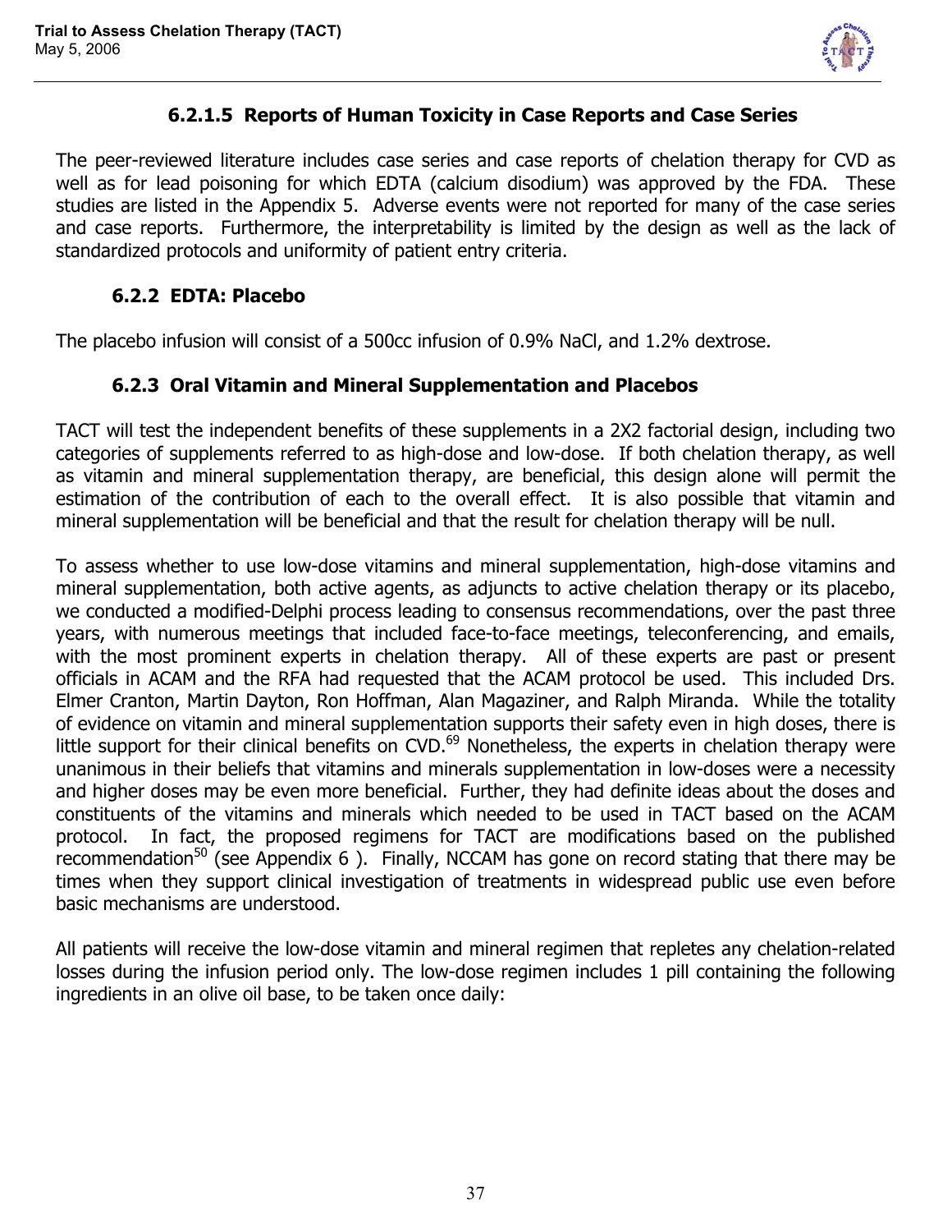#### 6.2.1.5 Reports of Human Toxicity in Case Reports and Case Series

The peer-reviewed literature includes case series and case reports of chelation therapy for CVD as well as for lead poisoning for which EDTA (calcium disodium) was approved by the FDA. These studies are listed in the Appendix 5. Adverse events were not reported for many of the case series and case reports. Furthermore, the interpretability is limited by the design as well as the lack of standardized protocols and uniformity of patient entry criteria.

### 6.2.2 EDTA: Placebo

The placebo infusion will consist of a 500cc infusion of 0.9% NaCl, and 1.2% dextrose.

### 6.2.3 Oral Vitamin and Mineral Supplementation and Placebos

TACT will test the independent benefits of these supplements in a 2X2 factorial design, including two categories of supplements referred to as high-dose and low-dose. If both chelation therapy, as well as vitamin and mineral supplementation therapy, are beneficial, this design alone will permit the estimation of the contribution of each to the overall effect. It is also possible that vitamin and mineral supplementation will be beneficial and that the result for chelation therapy will be null.

To assess whether to use low-dose vitamins and mineral supplementation, high-dose vitamins and mineral supplementation, both active agents, as adjuncts to active chelation therapy or its placebo, we conducted a modified-Delphi process leading to consensus recommendations, over the past three years, with numerous meetings that included face-to-face meetings, teleconferencing, and emails, with the most prominent experts in chelation therapy. All of these experts are past or present officials in ACAM and the RFA had requested that the ACAM protocol be used. This included Drs. Elmer Cranton, Martin Dayton, Ron Hoffman, Alan Magaziner, and Ralph Miranda. While the totality of evidence on vitamin and mineral supplementation supports their safety even in high doses, there is little support for their clinical benefits on CVD.[69] Nonetheless, the experts in chelation therapy were unanimous in their beliefs that vitamins and minerals supplementation in low-doses were a necessity and higher doses may be even more beneficial. Further, they had definite ideas about the doses and constituents of the vitamins and minerals which needed to be used in TACT based on the ACAM protocol. In fact, the proposed regimens for TACT are modifications based on the published recommendation[50] (see Appendix 6 ). Finally, NCCAM has gone on record stating that there may be times when they support clinical investigation of treatments in widespread public use even before basic mechanisms are understood.

All patients will receive the low-dose vitamin and mineral regimen that repletes any chelation-related losses during the infusion period only. The low-dose regimen includes 1 pill containing the following ingredients in an olive oil base, to be taken once daily: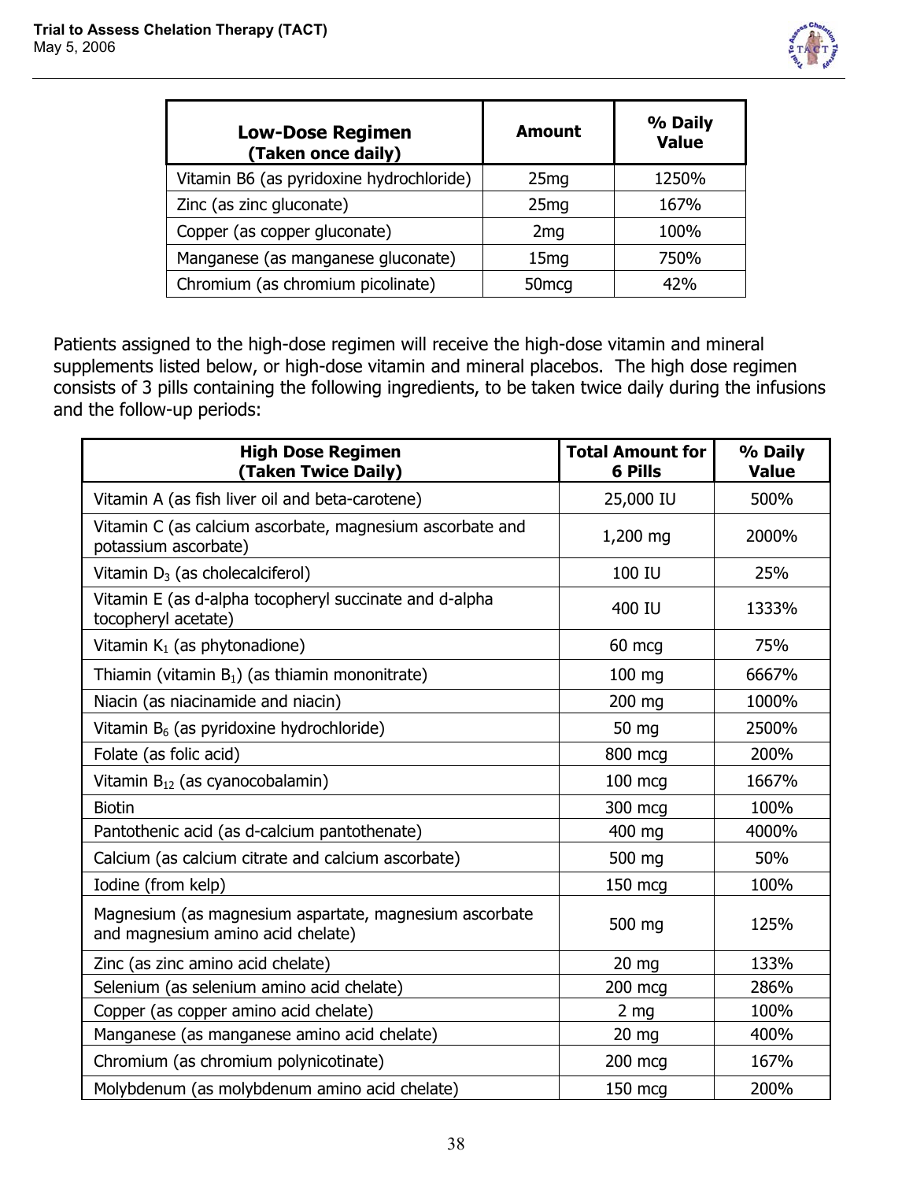| Low-Dose Regimen (Taken once daily) | Amount | % Daily Value |
|---|---|---|
| Vitamin B6 (as pyridoxine hydrochloride) | 25mg | 1250% |
| Zinc (as zinc gluconate) | 25mg | 167% |
| Copper (as copper gluconate) | 2mg | 100% |
| Manganese (as manganese gluconate) | 15mg | 750% |
| Chromium (as chromium picolinate) | 50mcg | 42% |

Patients assigned to the high-dose regimen will receive the high-dose vitamin and mineral supplements listed below, or high-dose vitamin and mineral placebos. The high dose regimen consists of 3 pills containing the following ingredients, to be taken twice daily during the infusions and the follow-up periods:

| High Dose Regimen (Taken Twice Daily) | Total Amount for 6 Pills | % Daily Value |
|---|---|---|
| Vitamin A (as fish liver oil and beta-carotene) | 25,000 IU | 500% |
| Vitamin C (as calcium ascorbate, magnesium ascorbate and potassium ascorbate) | 1,200 mg | 2000% |
| Vitamin $D_3$ (as cholecalciferol) | 100 IU | 25% |
| Vitamin E (as d-alpha tocopheryl succinate and d-alpha tocopheryl acetate) | 400 IU | 1333% |
| Vitamin $K_1$ (as phytonadione) | 60 mcg | 75% |
| Thiamin (vitamin $B_1$) (as thiamin mononitrate) | 100 mg | 6667% |
| Niacin (as niacinamide and niacin) | 200 mg | 1000% |
| Vitamin $B_6$ (as pyridoxine hydrochloride) | 50 mg | 2500% |
| Folate (as folic acid) | 800 mcg | 200% |
| Vitamin $B_{12}$ (as cyanocobalamin) | 100 mcg | 1667% |
| Biotin | 300 mcg | 100% |
| Pantothenic acid (as d-calcium pantothenate) | 400 mg | 4000% |
| Calcium (as calcium citrate and calcium ascorbate) | 500 mg | 50% |
| Iodine (from kelp) | 150 mcg | 100% |
| Magnesium (as magnesium aspartate, magnesium ascorbate and magnesium amino acid chelate) | 500 mg | 125% |
| Zinc (as zinc amino acid chelate) | 20 mg | 133% |
| Selenium (as selenium amino acid chelate) | 200 mcg | 286% |
| Copper (as copper amino acid chelate) | 2 mg | 100% |
| Manganese (as manganese amino acid chelate) | 20 mg | 400% |
| Chromium (as chromium polynicotinate) | 200 mcg | 167% |
| Molybdenum (as molybdenum amino acid chelate) | 150 mcg | 200% |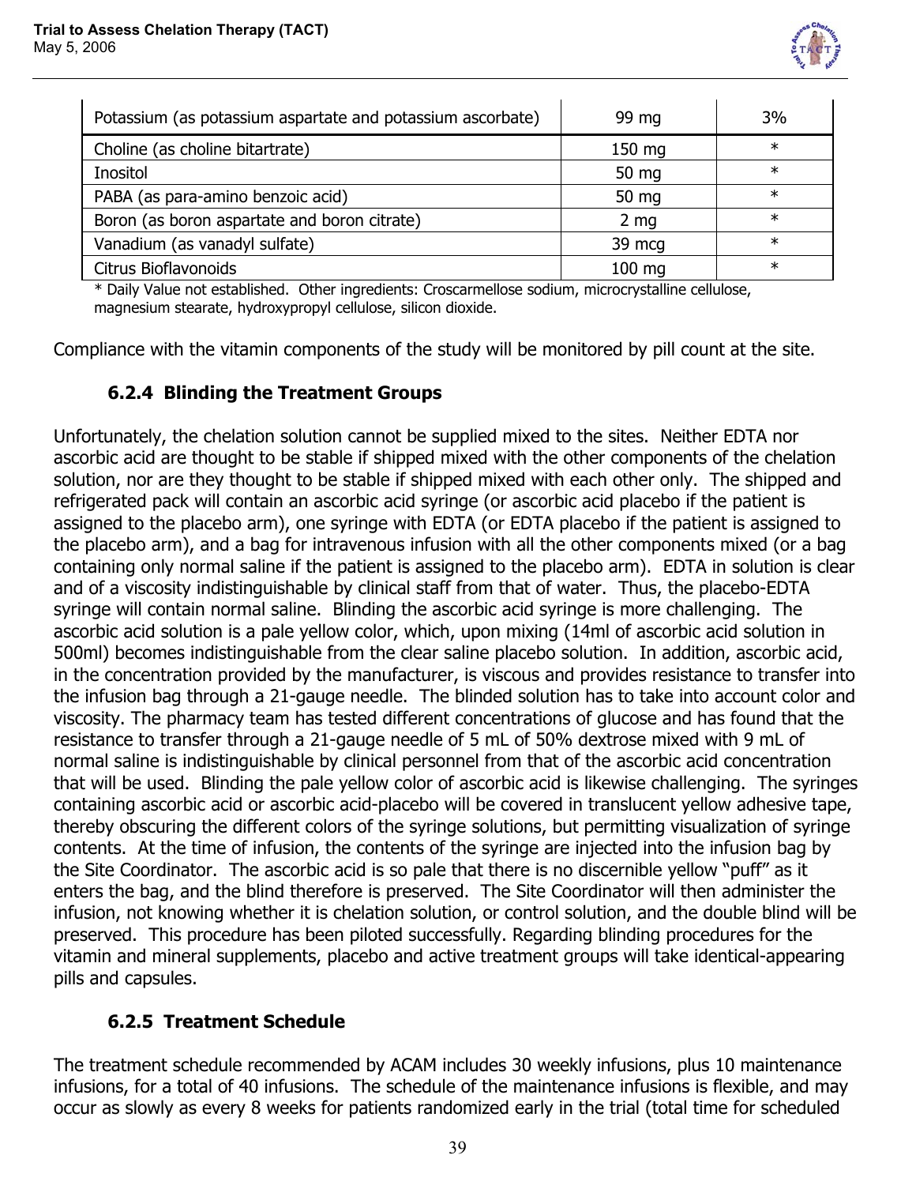| Potassium (as potassium aspartate and potassium ascorbate) | 99 mg | 3% |
| --- | --- | --- |
| Choline (as choline bitartrate) | 150 mg | * |
| Inositol | 50 mg | * |
| PABA (as para-amino benzoic acid) | 50 mg | * |
| Boron (as boron aspartate and boron citrate) | 2 mg | * |
| Vanadium (as vanadyl sulfate) | 39 mcg | * |
| Citrus Bioflavonoids | 100 mg | * |

* Daily Value not established. Other ingredients: Croscarmellose sodium, microcrystalline cellulose, magnesium stearate, hydroxypropyl cellulose, silicon dioxide.

Compliance with the vitamin components of the study will be monitored by pill count at the site.

### 6.2.4 Blinding the Treatment Groups

Unfortunately, the chelation solution cannot be supplied mixed to the sites. Neither EDTA nor ascorbic acid are thought to be stable if shipped mixed with the other components of the chelation solution, nor are they thought to be stable if shipped mixed with each other only. The shipped and refrigerated pack will contain an ascorbic acid syringe (or ascorbic acid placebo if the patient is assigned to the placebo arm), one syringe with EDTA (or EDTA placebo if the patient is assigned to the placebo arm), and a bag for intravenous infusion with all the other components mixed (or a bag containing only normal saline if the patient is assigned to the placebo arm). EDTA in solution is clear and of a viscosity indistinguishable by clinical staff from that of water. Thus, the placebo-EDTA syringe will contain normal saline. Blinding the ascorbic acid syringe is more challenging. The ascorbic acid solution is a pale yellow color, which, upon mixing (14ml of ascorbic acid solution in 500ml) becomes indistinguishable from the clear saline placebo solution. In addition, ascorbic acid, in the concentration provided by the manufacturer, is viscous and provides resistance to transfer into the infusion bag through a 21-gauge needle. The blinded solution has to take into account color and viscosity. The pharmacy team has tested different concentrations of glucose and has found that the resistance to transfer through a 21-gauge needle of 5 mL of 50% dextrose mixed with 9 mL of normal saline is indistinguishable by clinical personnel from that of the ascorbic acid concentration that will be used. Blinding the pale yellow color of ascorbic acid is likewise challenging. The syringes containing ascorbic acid or ascorbic acid-placebo will be covered in translucent yellow adhesive tape, thereby obscuring the different colors of the syringe solutions, but permitting visualization of syringe contents. At the time of infusion, the contents of the syringe are injected into the infusion bag by the Site Coordinator. The ascorbic acid is so pale that there is no discernible yellow "puff" as it enters the bag, and the blind therefore is preserved. The Site Coordinator will then administer the infusion, not knowing whether it is chelation solution, or control solution, and the double blind will be preserved. This procedure has been piloted successfully. Regarding blinding procedures for the vitamin and mineral supplements, placebo and active treatment groups will take identical-appearing pills and capsules.

### 6.2.5 Treatment Schedule

The treatment schedule recommended by ACAM includes 30 weekly infusions, plus 10 maintenance infusions, for a total of 40 infusions. The schedule of the maintenance infusions is flexible, and may occur as slowly as every 8 weeks for patients randomized early in the trial (total time for scheduled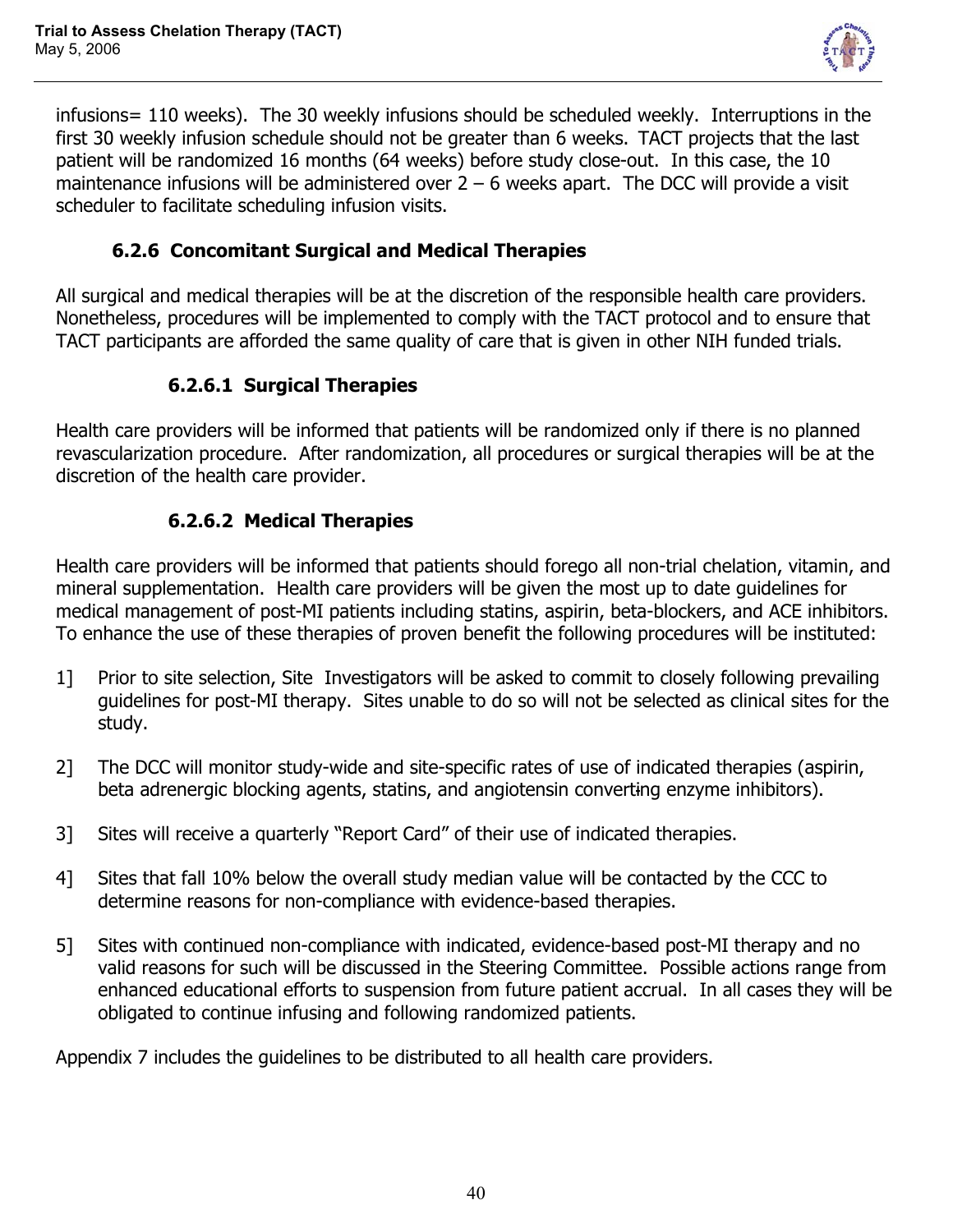infusions= 110 weeks). The 30 weekly infusions should be scheduled weekly. Interruptions in the first 30 weekly infusion schedule should not be greater than 6 weeks. TACT projects that the last patient will be randomized 16 months (64 weeks) before study close-out. In this case, the 10 maintenance infusions will be administered over 2 – 6 weeks apart. The DCC will provide a visit scheduler to facilitate scheduling infusion visits.

### 6.2.6 Concomitant Surgical and Medical Therapies

All surgical and medical therapies will be at the discretion of the responsible health care providers. Nonetheless, procedures will be implemented to comply with the TACT protocol and to ensure that TACT participants are afforded the same quality of care that is given in other NIH funded trials.

#### 6.2.6.1 Surgical Therapies

Health care providers will be informed that patients will be randomized only if there is no planned revascularization procedure. After randomization, all procedures or surgical therapies will be at the discretion of the health care provider.

#### 6.2.6.2 Medical Therapies

Health care providers will be informed that patients should forego all non-trial chelation, vitamin, and mineral supplementation. Health care providers will be given the most up to date guidelines for medical management of post-MI patients including statins, aspirin, beta-blockers, and ACE inhibitors. To enhance the use of these therapies of proven benefit the following procedures will be instituted:

1] Prior to site selection, Site Investigators will be asked to commit to closely following prevailing guidelines for post-MI therapy. Sites unable to do so will not be selected as clinical sites for the study.

2] The DCC will monitor study-wide and site-specific rates of use of indicated therapies (aspirin, beta adrenergic blocking agents, statins, and angiotensin converting enzyme inhibitors).

3] Sites will receive a quarterly "Report Card" of their use of indicated therapies.

4] Sites that fall 10% below the overall study median value will be contacted by the CCC to determine reasons for non-compliance with evidence-based therapies.

5] Sites with continued non-compliance with indicated, evidence-based post-MI therapy and no valid reasons for such will be discussed in the Steering Committee. Possible actions range from enhanced educational efforts to suspension from future patient accrual. In all cases they will be obligated to continue infusing and following randomized patients.

Appendix 7 includes the guidelines to be distributed to all health care providers.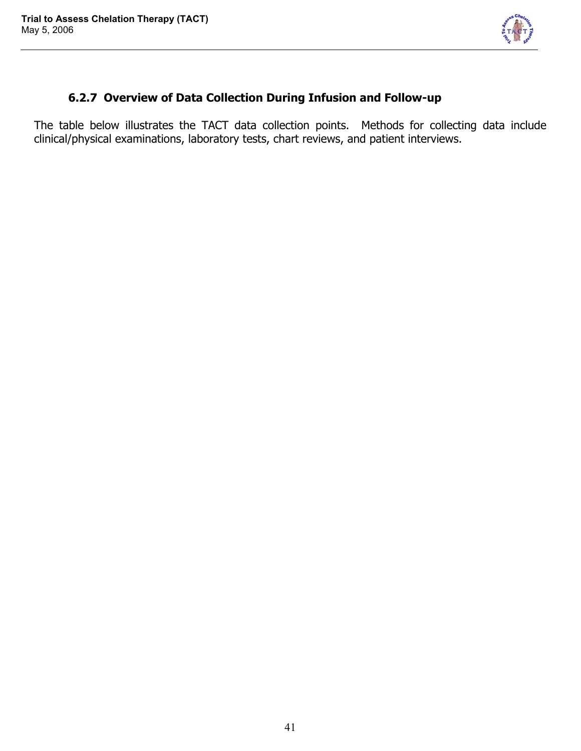### 6.2.7 Overview of Data Collection During Infusion and Follow-up

The table below illustrates the TACT data collection points. Methods for collecting data include clinical/physical examinations, laboratory tests, chart reviews, and patient interviews.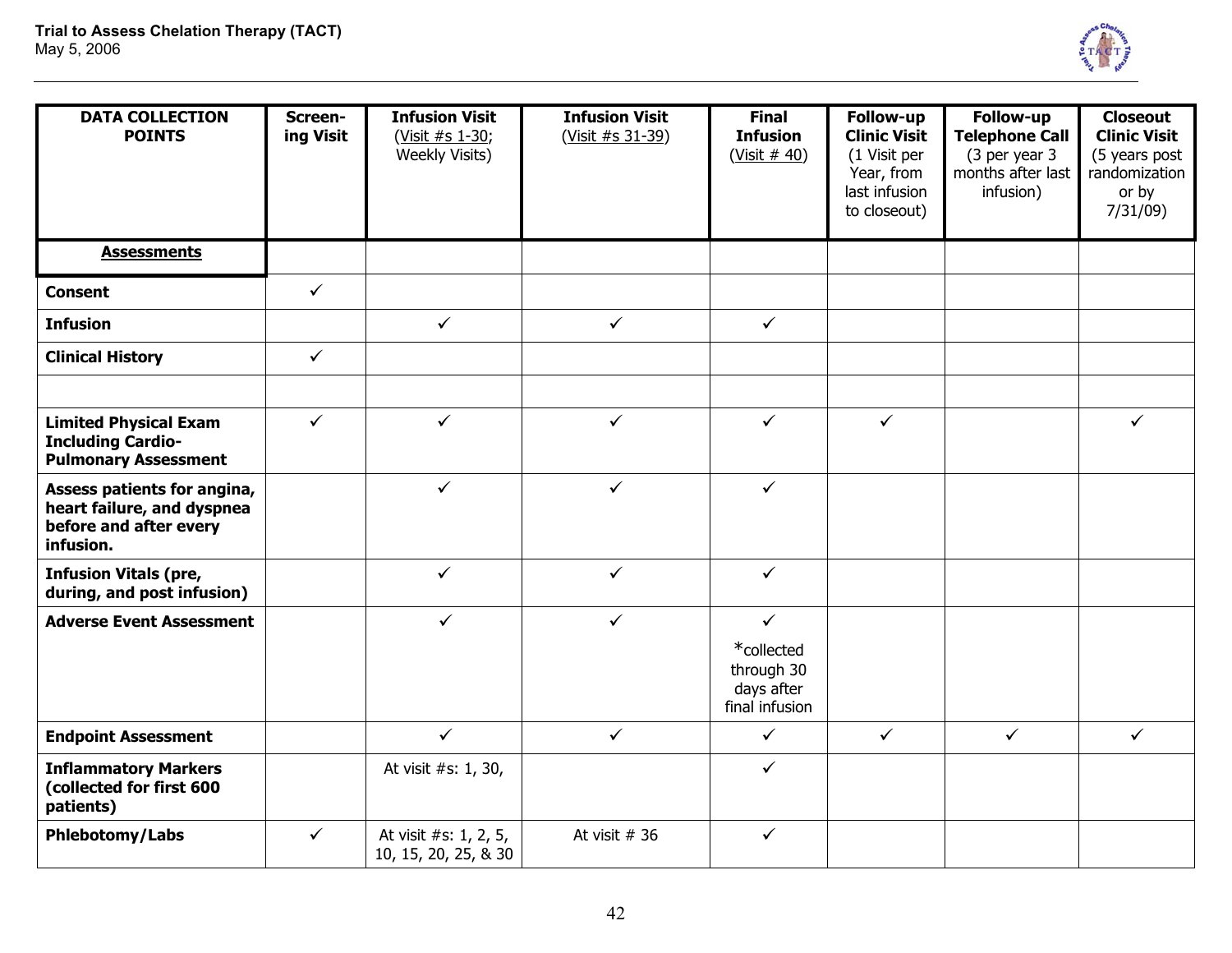| DATA COLLECTION POINTS | Screen-ing Visit | Infusion Visit (Visit #s 1-30; Weekly Visits) | Infusion Visit (Visit #s 31-39) | Final Infusion (Visit # 40) | Follow-up Clinic Visit (1 Visit per Year, from last infusion to closeout) | Follow-up Telephone Call (3 per year 3 months after last infusion) | Closeout Clinic Visit (5 years post randomization or by 7/31/09) |
|---|---|---|---|---|---|---|---|
| **Assessments** | | | | | | | |
| **Consent** | ✓ | | | | | | |
| **Infusion** | | ✓ | ✓ | ✓ | | | |
| **Clinical History** | ✓ | | | | | | |
| | | | | | | | |
| **Limited Physical Exam Including Cardio-Pulmonary Assessment** | ✓ | ✓ | ✓ | ✓ | ✓ | | ✓ |
| **Assess patients for angina, heart failure, and dyspnea before and after every infusion.** | | ✓ | ✓ | ✓ | | | |
| **Infusion Vitals (pre, during, and post infusion)** | | ✓ | ✓ | ✓ | | | |
| **Adverse Event Assessment** | | ✓ | ✓ | ✓ *collected through 30 days after final infusion | | | |
| **Endpoint Assessment** | | ✓ | ✓ | ✓ | ✓ | ✓ | ✓ |
| **Inflammatory Markers (collected for first 600 patients)** | | At visit #s: 1, 30, | | ✓ | | | |
| **Phlebotomy/Labs** | ✓ | At visit #s: 1, 2, 5, 10, 15, 20, 25, & 30 | At visit # 36 | ✓ | | | |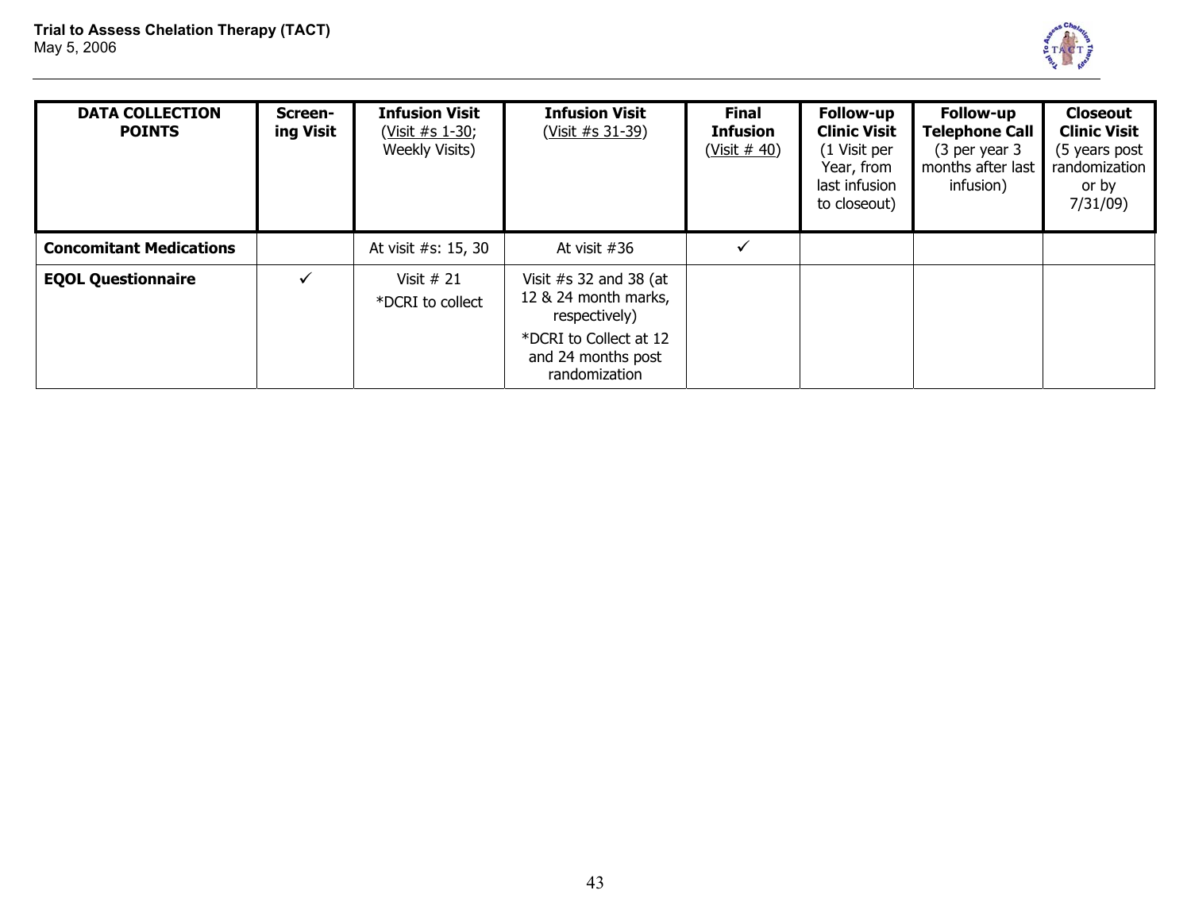| DATA COLLECTION POINTS | Screen-ing Visit | Infusion Visit (Visit #s 1-30; Weekly Visits) | Infusion Visit (Visit #s 31-39) | Final Infusion (Visit # 40) | Follow-up Clinic Visit (1 Visit per Year, from last infusion to closeout) | Follow-up Telephone Call (3 per year 3 months after last infusion) | Closeout Clinic Visit (5 years post randomization or by 7/31/09) |
|---|---|---|---|---|---|---|---|
| **Concomitant Medications** | | At visit #s: 15, 30 | At visit #36 | ✓ | | | |
| **EQOL Questionnaire** | ✓ | Visit # 21<br>*DCRI to collect | Visit #s 32 and 38 (at 12 & 24 month marks, respectively)<br>*DCRI to Collect at 12 and 24 months post randomization | | | | |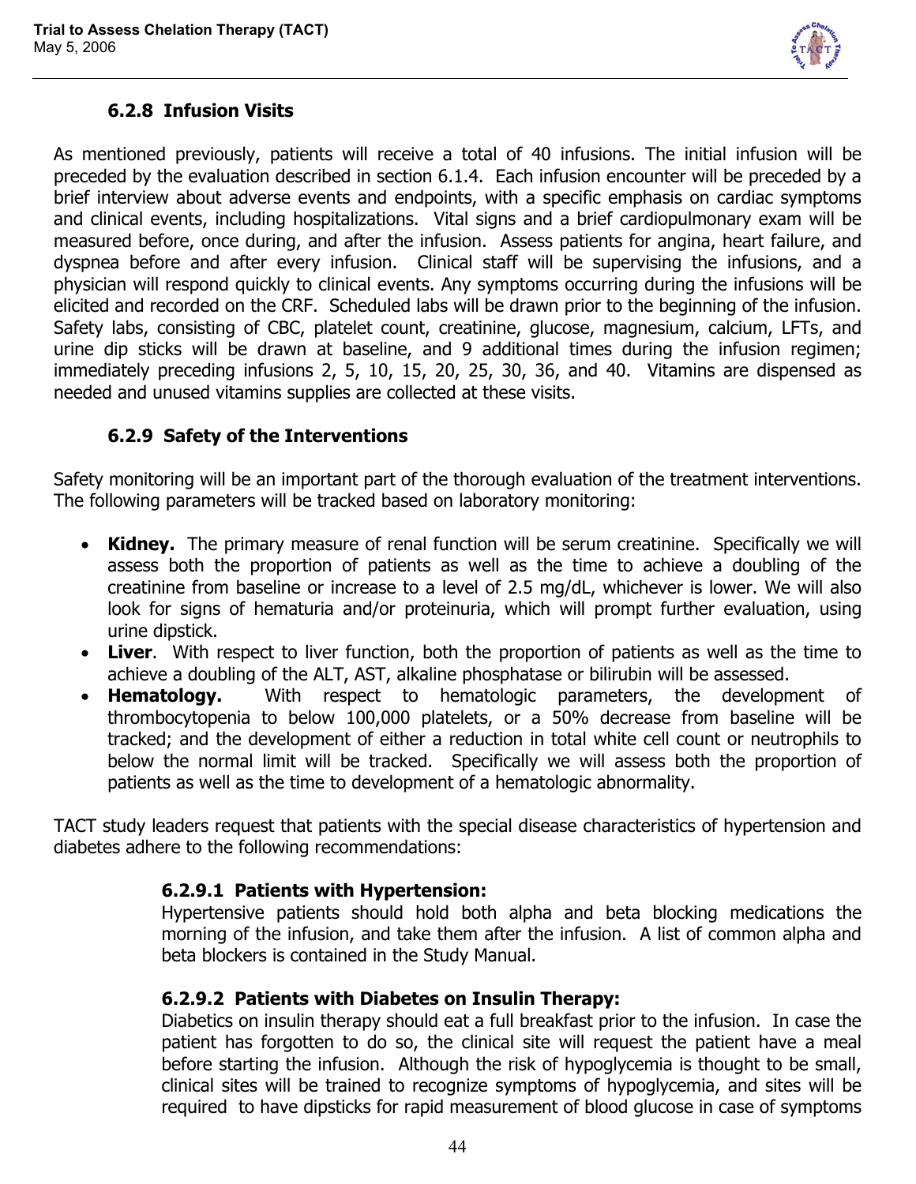### 6.2.8 Infusion Visits

As mentioned previously, patients will receive a total of 40 infusions. The initial infusion will be preceded by the evaluation described in section 6.1.4. Each infusion encounter will be preceded by a brief interview about adverse events and endpoints, with a specific emphasis on cardiac symptoms and clinical events, including hospitalizations. Vital signs and a brief cardiopulmonary exam will be measured before, once during, and after the infusion. Assess patients for angina, heart failure, and dyspnea before and after every infusion. Clinical staff will be supervising the infusions, and a physician will respond quickly to clinical events. Any symptoms occurring during the infusions will be elicited and recorded on the CRF. Scheduled labs will be drawn prior to the beginning of the infusion. Safety labs, consisting of CBC, platelet count, creatinine, glucose, magnesium, calcium, LFTs, and urine dip sticks will be drawn at baseline, and 9 additional times during the infusion regimen; immediately preceding infusions 2, 5, 10, 15, 20, 25, 30, 36, and 40. Vitamins are dispensed as needed and unused vitamins supplies are collected at these visits.

### 6.2.9 Safety of the Interventions

Safety monitoring will be an important part of the thorough evaluation of the treatment interventions. The following parameters will be tracked based on laboratory monitoring:

- **Kidney.** The primary measure of renal function will be serum creatinine. Specifically we will assess both the proportion of patients as well as the time to achieve a doubling of the creatinine from baseline or increase to a level of 2.5 mg/dL, whichever is lower. We will also look for signs of hematuria and/or proteinuria, which will prompt further evaluation, using urine dipstick.
- **Liver**. With respect to liver function, both the proportion of patients as well as the time to achieve a doubling of the ALT, AST, alkaline phosphatase or bilirubin will be assessed.
- **Hematology.** With respect to hematologic parameters, the development of thrombocytopenia to below 100,000 platelets, or a 50% decrease from baseline will be tracked; and the development of either a reduction in total white cell count or neutrophils to below the normal limit will be tracked. Specifically we will assess both the proportion of patients as well as the time to development of a hematologic abnormality.

TACT study leaders request that patients with the special disease characteristics of hypertension and diabetes adhere to the following recommendations:

#### 6.2.9.1 Patients with Hypertension:

Hypertensive patients should hold both alpha and beta blocking medications the morning of the infusion, and take them after the infusion. A list of common alpha and beta blockers is contained in the Study Manual.

#### 6.2.9.2 Patients with Diabetes on Insulin Therapy:

Diabetics on insulin therapy should eat a full breakfast prior to the infusion. In case the patient has forgotten to do so, the clinical site will request the patient have a meal before starting the infusion. Although the risk of hypoglycemia is thought to be small, clinical sites will be trained to recognize symptoms of hypoglycemia, and sites will be required to have dipsticks for rapid measurement of blood glucose in case of symptoms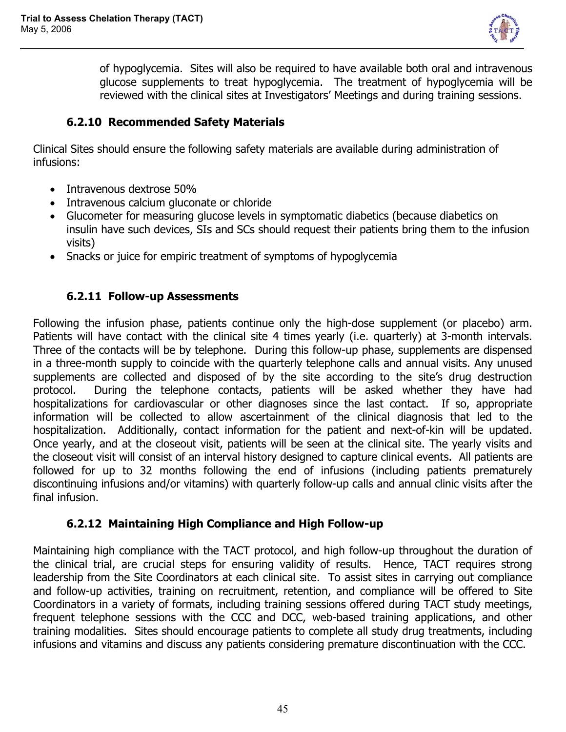of hypoglycemia. Sites will also be required to have available both oral and intravenous glucose supplements to treat hypoglycemia. The treatment of hypoglycemia will be reviewed with the clinical sites at Investigators' Meetings and during training sessions.

### 6.2.10 Recommended Safety Materials

Clinical Sites should ensure the following safety materials are available during administration of infusions:

- Intravenous dextrose 50%
- Intravenous calcium gluconate or chloride
- Glucometer for measuring glucose levels in symptomatic diabetics (because diabetics on insulin have such devices, SIs and SCs should request their patients bring them to the infusion visits)
- Snacks or juice for empiric treatment of symptoms of hypoglycemia

### 6.2.11 Follow-up Assessments

Following the infusion phase, patients continue only the high-dose supplement (or placebo) arm. Patients will have contact with the clinical site 4 times yearly (i.e. quarterly) at 3-month intervals. Three of the contacts will be by telephone. During this follow-up phase, supplements are dispensed in a three-month supply to coincide with the quarterly telephone calls and annual visits. Any unused supplements are collected and disposed of by the site according to the site's drug destruction protocol. During the telephone contacts, patients will be asked whether they have had hospitalizations for cardiovascular or other diagnoses since the last contact. If so, appropriate information will be collected to allow ascertainment of the clinical diagnosis that led to the hospitalization. Additionally, contact information for the patient and next-of-kin will be updated. Once yearly, and at the closeout visit, patients will be seen at the clinical site. The yearly visits and the closeout visit will consist of an interval history designed to capture clinical events. All patients are followed for up to 32 months following the end of infusions (including patients prematurely discontinuing infusions and/or vitamins) with quarterly follow-up calls and annual clinic visits after the final infusion.

### 6.2.12 Maintaining High Compliance and High Follow-up

Maintaining high compliance with the TACT protocol, and high follow-up throughout the duration of the clinical trial, are crucial steps for ensuring validity of results. Hence, TACT requires strong leadership from the Site Coordinators at each clinical site. To assist sites in carrying out compliance and follow-up activities, training on recruitment, retention, and compliance will be offered to Site Coordinators in a variety of formats, including training sessions offered during TACT study meetings, frequent telephone sessions with the CCC and DCC, web-based training applications, and other training modalities. Sites should encourage patients to complete all study drug treatments, including infusions and vitamins and discuss any patients considering premature discontinuation with the CCC.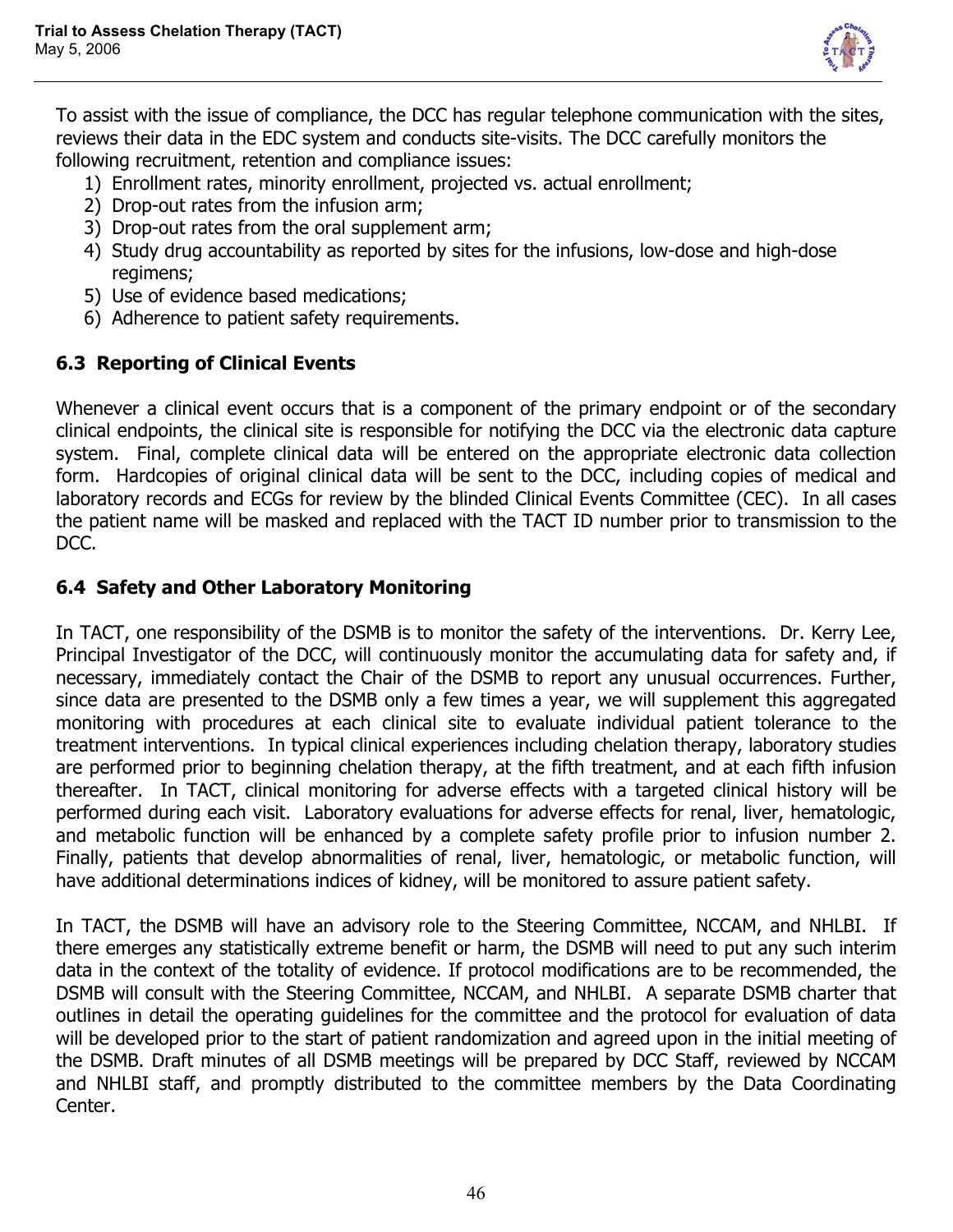To assist with the issue of compliance, the DCC has regular telephone communication with the sites, reviews their data in the EDC system and conducts site-visits. The DCC carefully monitors the following recruitment, retention and compliance issues:

1) Enrollment rates, minority enrollment, projected vs. actual enrollment;
2) Drop-out rates from the infusion arm;
3) Drop-out rates from the oral supplement arm;
4) Study drug accountability as reported by sites for the infusions, low-dose and high-dose regimens;
5) Use of evidence based medications;
6) Adherence to patient safety requirements.

## 6.3 Reporting of Clinical Events

Whenever a clinical event occurs that is a component of the primary endpoint or of the secondary clinical endpoints, the clinical site is responsible for notifying the DCC via the electronic data capture system. Final, complete clinical data will be entered on the appropriate electronic data collection form. Hardcopies of original clinical data will be sent to the DCC, including copies of medical and laboratory records and ECGs for review by the blinded Clinical Events Committee (CEC). In all cases the patient name will be masked and replaced with the TACT ID number prior to transmission to the DCC.

## 6.4 Safety and Other Laboratory Monitoring

In TACT, one responsibility of the DSMB is to monitor the safety of the interventions. Dr. Kerry Lee, Principal Investigator of the DCC, will continuously monitor the accumulating data for safety and, if necessary, immediately contact the Chair of the DSMB to report any unusual occurrences. Further, since data are presented to the DSMB only a few times a year, we will supplement this aggregated monitoring with procedures at each clinical site to evaluate individual patient tolerance to the treatment interventions. In typical clinical experiences including chelation therapy, laboratory studies are performed prior to beginning chelation therapy, at the fifth treatment, and at each fifth infusion thereafter. In TACT, clinical monitoring for adverse effects with a targeted clinical history will be performed during each visit. Laboratory evaluations for adverse effects for renal, liver, hematologic, and metabolic function will be enhanced by a complete safety profile prior to infusion number 2. Finally, patients that develop abnormalities of renal, liver, hematologic, or metabolic function, will have additional determinations indices of kidney, will be monitored to assure patient safety.

In TACT, the DSMB will have an advisory role to the Steering Committee, NCCAM, and NHLBI. If there emerges any statistically extreme benefit or harm, the DSMB will need to put any such interim data in the context of the totality of evidence. If protocol modifications are to be recommended, the DSMB will consult with the Steering Committee, NCCAM, and NHLBI. A separate DSMB charter that outlines in detail the operating guidelines for the committee and the protocol for evaluation of data will be developed prior to the start of patient randomization and agreed upon in the initial meeting of the DSMB. Draft minutes of all DSMB meetings will be prepared by DCC Staff, reviewed by NCCAM and NHLBI staff, and promptly distributed to the committee members by the Data Coordinating Center.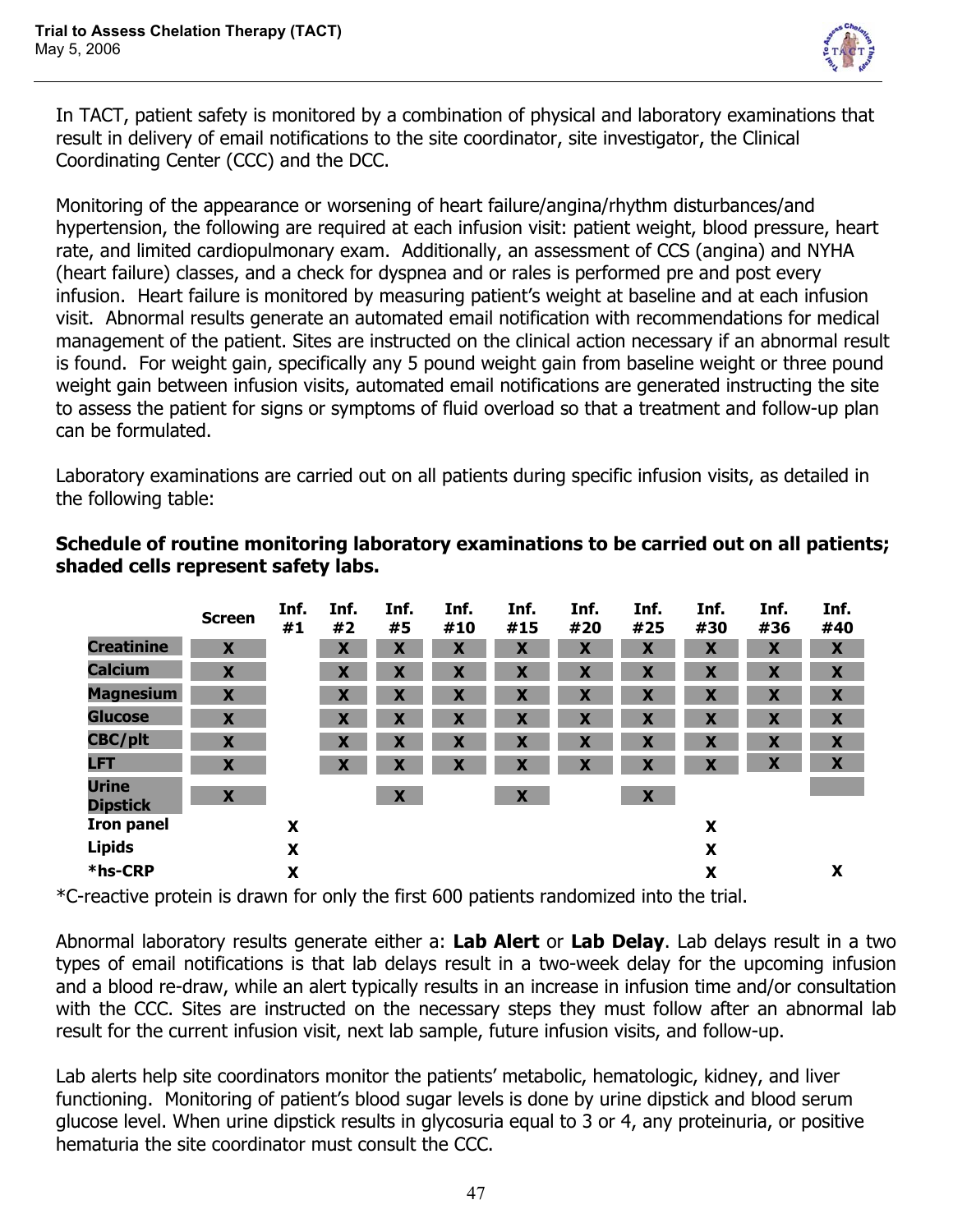In TACT, patient safety is monitored by a combination of physical and laboratory examinations that result in delivery of email notifications to the site coordinator, site investigator, the Clinical Coordinating Center (CCC) and the DCC.

Monitoring of the appearance or worsening of heart failure/angina/rhythm disturbances/and hypertension, the following are required at each infusion visit: patient weight, blood pressure, heart rate, and limited cardiopulmonary exam. Additionally, an assessment of CCS (angina) and NYHA (heart failure) classes, and a check for dyspnea and or rales is performed pre and post every infusion. Heart failure is monitored by measuring patient's weight at baseline and at each infusion visit. Abnormal results generate an automated email notification with recommendations for medical management of the patient. Sites are instructed on the clinical action necessary if an abnormal result is found. For weight gain, specifically any 5 pound weight gain from baseline weight or three pound weight gain between infusion visits, automated email notifications are generated instructing the site to assess the patient for signs or symptoms of fluid overload so that a treatment and follow-up plan can be formulated.

Laboratory examinations are carried out on all patients during specific infusion visits, as detailed in the following table:

**Schedule of routine monitoring laboratory examinations to be carried out on all patients; shaded cells represent safety labs.**

| | Screen | Inf. #1 | Inf. #2 | Inf. #5 | Inf. #10 | Inf. #15 | Inf. #20 | Inf. #25 | Inf. #30 | Inf. #36 | Inf. #40 |
|---|---|---|---|---|---|---|---|---|---|---|---|
| **Creatinine** | X | | X | X | X | X | X | X | X | X | X |
| **Calcium** | X | | X | X | X | X | X | X | X | X | X |
| **Magnesium** | X | | X | X | X | X | X | X | X | X | X |
| **Glucose** | X | | X | X | X | X | X | X | X | X | X |
| **CBC/plt** | X | | X | X | X | X | X | X | X | X | X |
| **LFT** | X | | X | X | X | X | X | X | X | X | X |
| **Urine Dipstick** | X | | | X | | X | | X | | | |
| **Iron panel** | | X | | | | | | | X | | |
| **Lipids** | | X | | | | | | | X | | |
| ***hs-CRP** | | X | | | | | | | X | | X |

*C-reactive protein is drawn for only the first 600 patients randomized into the trial.

Abnormal laboratory results generate either a: **Lab Alert** or **Lab Delay**. Lab delays result in a two types of email notifications is that lab delays result in a two-week delay for the upcoming infusion and a blood re-draw, while an alert typically results in an increase in infusion time and/or consultation with the CCC. Sites are instructed on the necessary steps they must follow after an abnormal lab result for the current infusion visit, next lab sample, future infusion visits, and follow-up.

Lab alerts help site coordinators monitor the patients' metabolic, hematologic, kidney, and liver functioning. Monitoring of patient's blood sugar levels is done by urine dipstick and blood serum glucose level. When urine dipstick results in glycosuria equal to 3 or 4, any proteinuria, or positive hematuria the site coordinator must consult the CCC.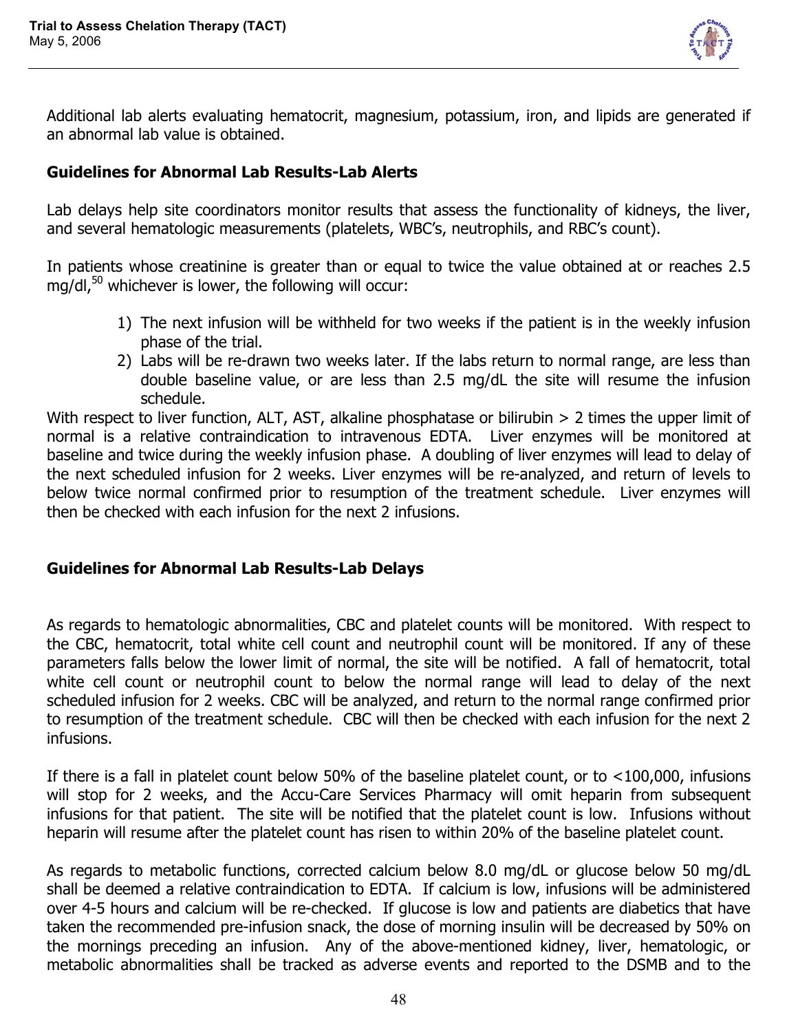Additional lab alerts evaluating hematocrit, magnesium, potassium, iron, and lipids are generated if an abnormal lab value is obtained.

## Guidelines for Abnormal Lab Results-Lab Alerts

Lab delays help site coordinators monitor results that assess the functionality of kidneys, the liver, and several hematologic measurements (platelets, WBC's, neutrophils, and RBC's count).

In patients whose creatinine is greater than or equal to twice the value obtained at or reaches 2.5 mg/dl,[50] whichever is lower, the following will occur:

1) The next infusion will be withheld for two weeks if the patient is in the weekly infusion phase of the trial.
2) Labs will be re-drawn two weeks later. If the labs return to normal range, are less than double baseline value, or are less than 2.5 mg/dL the site will resume the infusion schedule.

With respect to liver function, ALT, AST, alkaline phosphatase or bilirubin > 2 times the upper limit of normal is a relative contraindication to intravenous EDTA. Liver enzymes will be monitored at baseline and twice during the weekly infusion phase. A doubling of liver enzymes will lead to delay of the next scheduled infusion for 2 weeks. Liver enzymes will be re-analyzed, and return of levels to below twice normal confirmed prior to resumption of the treatment schedule. Liver enzymes will then be checked with each infusion for the next 2 infusions.

## Guidelines for Abnormal Lab Results-Lab Delays

As regards to hematologic abnormalities, CBC and platelet counts will be monitored. With respect to the CBC, hematocrit, total white cell count and neutrophil count will be monitored. If any of these parameters falls below the lower limit of normal, the site will be notified. A fall of hematocrit, total white cell count or neutrophil count to below the normal range will lead to delay of the next scheduled infusion for 2 weeks. CBC will be analyzed, and return to the normal range confirmed prior to resumption of the treatment schedule. CBC will then be checked with each infusion for the next 2 infusions.

If there is a fall in platelet count below 50% of the baseline platelet count, or to <100,000, infusions will stop for 2 weeks, and the Accu-Care Services Pharmacy will omit heparin from subsequent infusions for that patient. The site will be notified that the platelet count is low. Infusions without heparin will resume after the platelet count has risen to within 20% of the baseline platelet count.

As regards to metabolic functions, corrected calcium below 8.0 mg/dL or glucose below 50 mg/dL shall be deemed a relative contraindication to EDTA. If calcium is low, infusions will be administered over 4-5 hours and calcium will be re-checked. If glucose is low and patients are diabetics that have taken the recommended pre-infusion snack, the dose of morning insulin will be decreased by 50% on the mornings preceding an infusion. Any of the above-mentioned kidney, liver, hematologic, or metabolic abnormalities shall be tracked as adverse events and reported to the DSMB and to the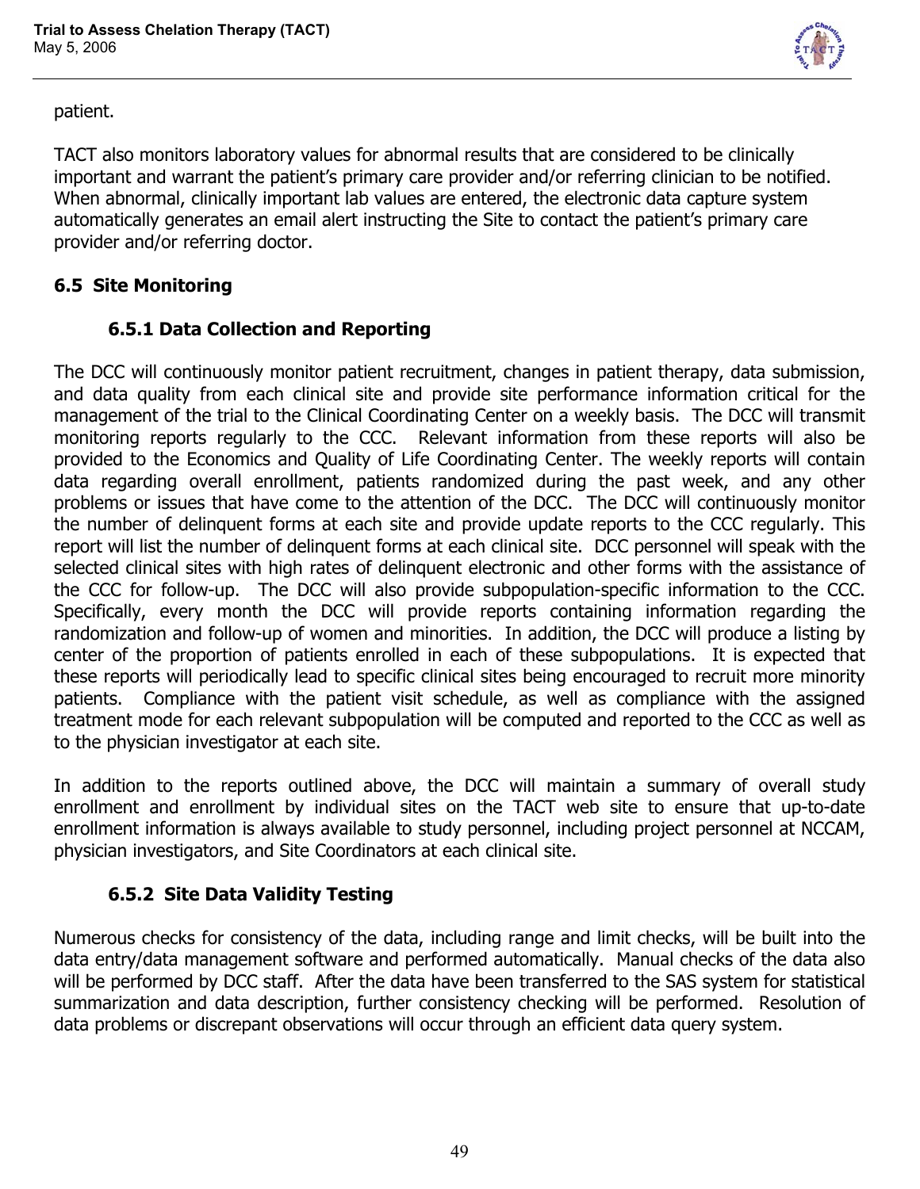patient.

TACT also monitors laboratory values for abnormal results that are considered to be clinically important and warrant the patient's primary care provider and/or referring clinician to be notified. When abnormal, clinically important lab values are entered, the electronic data capture system automatically generates an email alert instructing the Site to contact the patient's primary care provider and/or referring doctor.

## 6.5 Site Monitoring

### 6.5.1 Data Collection and Reporting

The DCC will continuously monitor patient recruitment, changes in patient therapy, data submission, and data quality from each clinical site and provide site performance information critical for the management of the trial to the Clinical Coordinating Center on a weekly basis. The DCC will transmit monitoring reports regularly to the CCC. Relevant information from these reports will also be provided to the Economics and Quality of Life Coordinating Center. The weekly reports will contain data regarding overall enrollment, patients randomized during the past week, and any other problems or issues that have come to the attention of the DCC. The DCC will continuously monitor the number of delinquent forms at each site and provide update reports to the CCC regularly. This report will list the number of delinquent forms at each clinical site. DCC personnel will speak with the selected clinical sites with high rates of delinquent electronic and other forms with the assistance of the CCC for follow-up. The DCC will also provide subpopulation-specific information to the CCC. Specifically, every month the DCC will provide reports containing information regarding the randomization and follow-up of women and minorities. In addition, the DCC will produce a listing by center of the proportion of patients enrolled in each of these subpopulations. It is expected that these reports will periodically lead to specific clinical sites being encouraged to recruit more minority patients. Compliance with the patient visit schedule, as well as compliance with the assigned treatment mode for each relevant subpopulation will be computed and reported to the CCC as well as to the physician investigator at each site.

In addition to the reports outlined above, the DCC will maintain a summary of overall study enrollment and enrollment by individual sites on the TACT web site to ensure that up-to-date enrollment information is always available to study personnel, including project personnel at NCCAM, physician investigators, and Site Coordinators at each clinical site.

### 6.5.2 Site Data Validity Testing

Numerous checks for consistency of the data, including range and limit checks, will be built into the data entry/data management software and performed automatically. Manual checks of the data also will be performed by DCC staff. After the data have been transferred to the SAS system for statistical summarization and data description, further consistency checking will be performed. Resolution of data problems or discrepant observations will occur through an efficient data query system.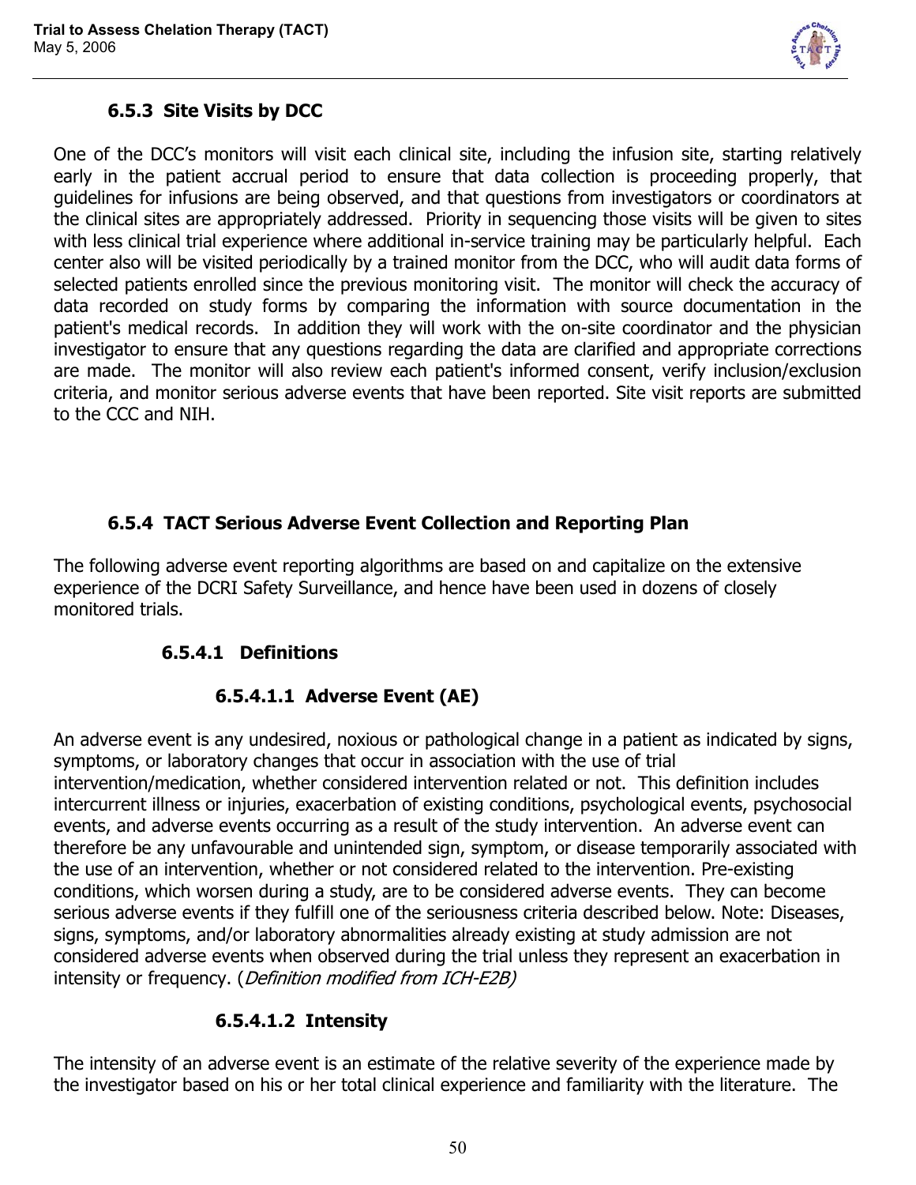### 6.5.3 Site Visits by DCC

One of the DCC's monitors will visit each clinical site, including the infusion site, starting relatively early in the patient accrual period to ensure that data collection is proceeding properly, that guidelines for infusions are being observed, and that questions from investigators or coordinators at the clinical sites are appropriately addressed. Priority in sequencing those visits will be given to sites with less clinical trial experience where additional in-service training may be particularly helpful. Each center also will be visited periodically by a trained monitor from the DCC, who will audit data forms of selected patients enrolled since the previous monitoring visit. The monitor will check the accuracy of data recorded on study forms by comparing the information with source documentation in the patient's medical records. In addition they will work with the on-site coordinator and the physician investigator to ensure that any questions regarding the data are clarified and appropriate corrections are made. The monitor will also review each patient's informed consent, verify inclusion/exclusion criteria, and monitor serious adverse events that have been reported. Site visit reports are submitted to the CCC and NIH.

### 6.5.4 TACT Serious Adverse Event Collection and Reporting Plan

The following adverse event reporting algorithms are based on and capitalize on the extensive experience of the DCRI Safety Surveillance, and hence have been used in dozens of closely monitored trials.

#### 6.5.4.1 Definitions

##### 6.5.4.1.1 Adverse Event (AE)

An adverse event is any undesired, noxious or pathological change in a patient as indicated by signs, symptoms, or laboratory changes that occur in association with the use of trial intervention/medication, whether considered intervention related or not. This definition includes intercurrent illness or injuries, exacerbation of existing conditions, psychological events, psychosocial events, and adverse events occurring as a result of the study intervention. An adverse event can therefore be any unfavourable and unintended sign, symptom, or disease temporarily associated with the use of an intervention, whether or not considered related to the intervention. Pre-existing conditions, which worsen during a study, are to be considered adverse events. They can become serious adverse events if they fulfill one of the seriousness criteria described below. Note: Diseases, signs, symptoms, and/or laboratory abnormalities already existing at study admission are not considered adverse events when observed during the trial unless they represent an exacerbation in intensity or frequency. (*Definition modified from ICH-E2B)*

##### 6.5.4.1.2 Intensity

The intensity of an adverse event is an estimate of the relative severity of the experience made by the investigator based on his or her total clinical experience and familiarity with the literature. The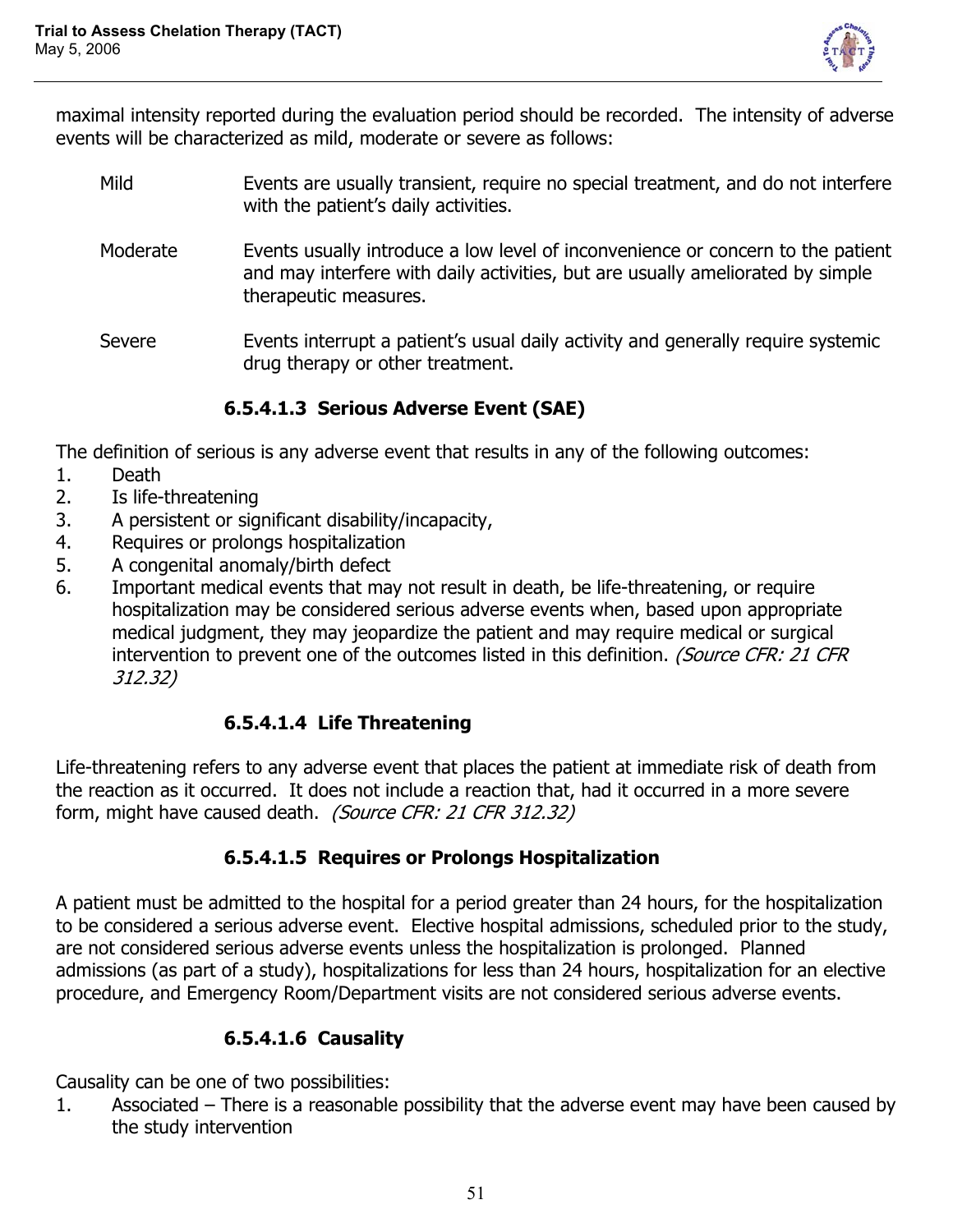maximal intensity reported during the evaluation period should be recorded. The intensity of adverse events will be characterized as mild, moderate or severe as follows:

| | |
|---|---|
| Mild | Events are usually transient, require no special treatment, and do not interfere with the patient's daily activities. |
| Moderate | Events usually introduce a low level of inconvenience or concern to the patient and may interfere with daily activities, but are usually ameliorated by simple therapeutic measures. |
| Severe | Events interrupt a patient's usual daily activity and generally require systemic drug therapy or other treatment. |

#### 6.5.4.1.3 Serious Adverse Event (SAE)

The definition of serious is any adverse event that results in any of the following outcomes:

1. Death
2. Is life-threatening
3. A persistent or significant disability/incapacity,
4. Requires or prolongs hospitalization
5. A congenital anomaly/birth defect
6. Important medical events that may not result in death, be life-threatening, or require hospitalization may be considered serious adverse events when, based upon appropriate medical judgment, they may jeopardize the patient and may require medical or surgical intervention to prevent one of the outcomes listed in this definition. *(Source CFR: 21 CFR 312.32)*

#### 6.5.4.1.4 Life Threatening

Life-threatening refers to any adverse event that places the patient at immediate risk of death from the reaction as it occurred. It does not include a reaction that, had it occurred in a more severe form, might have caused death. *(Source CFR: 21 CFR 312.32)*

#### 6.5.4.1.5 Requires or Prolongs Hospitalization

A patient must be admitted to the hospital for a period greater than 24 hours, for the hospitalization to be considered a serious adverse event. Elective hospital admissions, scheduled prior to the study, are not considered serious adverse events unless the hospitalization is prolonged. Planned admissions (as part of a study), hospitalizations for less than 24 hours, hospitalization for an elective procedure, and Emergency Room/Department visits are not considered serious adverse events.

#### 6.5.4.1.6 Causality

Causality can be one of two possibilities:

1. Associated – There is a reasonable possibility that the adverse event may have been caused by the study intervention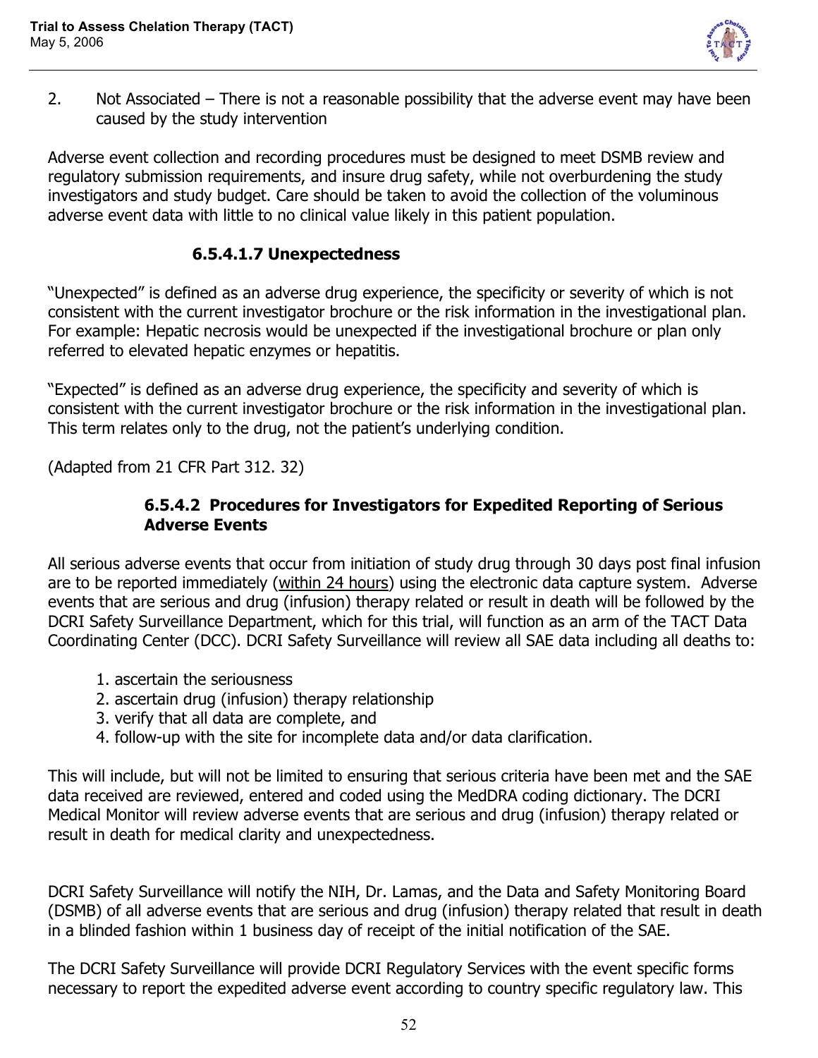2. Not Associated – There is not a reasonable possibility that the adverse event may have been caused by the study intervention

Adverse event collection and recording procedures must be designed to meet DSMB review and regulatory submission requirements, and insure drug safety, while not overburdening the study investigators and study budget. Care should be taken to avoid the collection of the voluminous adverse event data with little to no clinical value likely in this patient population.

#### 6.5.4.1.7 Unexpectedness

"Unexpected" is defined as an adverse drug experience, the specificity or severity of which is not consistent with the current investigator brochure or the risk information in the investigational plan. For example: Hepatic necrosis would be unexpected if the investigational brochure or plan only referred to elevated hepatic enzymes or hepatitis.

"Expected" is defined as an adverse drug experience, the specificity and severity of which is consistent with the current investigator brochure or the risk information in the investigational plan. This term relates only to the drug, not the patient's underlying condition.

(Adapted from 21 CFR Part 312. 32)

#### 6.5.4.2 Procedures for Investigators for Expedited Reporting of Serious Adverse Events

All serious adverse events that occur from initiation of study drug through 30 days post final infusion are to be reported immediately (within 24 hours) using the electronic data capture system. Adverse events that are serious and drug (infusion) therapy related or result in death will be followed by the DCRI Safety Surveillance Department, which for this trial, will function as an arm of the TACT Data Coordinating Center (DCC). DCRI Safety Surveillance will review all SAE data including all deaths to:

1. ascertain the seriousness
2. ascertain drug (infusion) therapy relationship
3. verify that all data are complete, and
4. follow-up with the site for incomplete data and/or data clarification.

This will include, but will not be limited to ensuring that serious criteria have been met and the SAE data received are reviewed, entered and coded using the MedDRA coding dictionary. The DCRI Medical Monitor will review adverse events that are serious and drug (infusion) therapy related or result in death for medical clarity and unexpectedness.

DCRI Safety Surveillance will notify the NIH, Dr. Lamas, and the Data and Safety Monitoring Board (DSMB) of all adverse events that are serious and drug (infusion) therapy related that result in death in a blinded fashion within 1 business day of receipt of the initial notification of the SAE.

The DCRI Safety Surveillance will provide DCRI Regulatory Services with the event specific forms necessary to report the expedited adverse event according to country specific regulatory law. This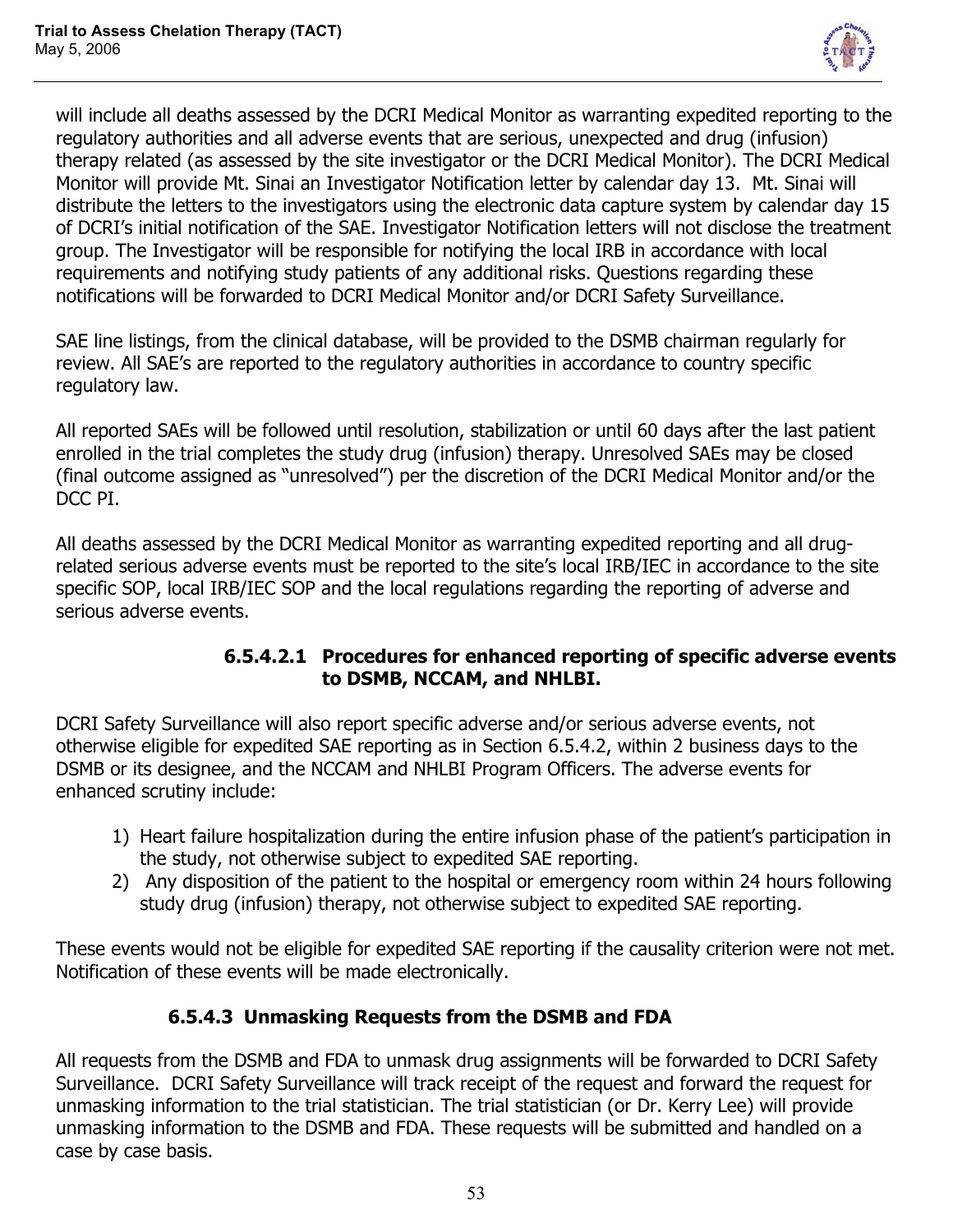will include all deaths assessed by the DCRI Medical Monitor as warranting expedited reporting to the regulatory authorities and all adverse events that are serious, unexpected and drug (infusion) therapy related (as assessed by the site investigator or the DCRI Medical Monitor). The DCRI Medical Monitor will provide Mt. Sinai an Investigator Notification letter by calendar day 13. Mt. Sinai will distribute the letters to the investigators using the electronic data capture system by calendar day 15 of DCRI's initial notification of the SAE. Investigator Notification letters will not disclose the treatment group. The Investigator will be responsible for notifying the local IRB in accordance with local requirements and notifying study patients of any additional risks. Questions regarding these notifications will be forwarded to DCRI Medical Monitor and/or DCRI Safety Surveillance.

SAE line listings, from the clinical database, will be provided to the DSMB chairman regularly for review. All SAE's are reported to the regulatory authorities in accordance to country specific regulatory law.

All reported SAEs will be followed until resolution, stabilization or until 60 days after the last patient enrolled in the trial completes the study drug (infusion) therapy. Unresolved SAEs may be closed (final outcome assigned as "unresolved") per the discretion of the DCRI Medical Monitor and/or the DCC PI.

All deaths assessed by the DCRI Medical Monitor as warranting expedited reporting and all drug-related serious adverse events must be reported to the site's local IRB/IEC in accordance to the site specific SOP, local IRB/IEC SOP and the local regulations regarding the reporting of adverse and serious adverse events.

##### 6.5.4.2.1 Procedures for enhanced reporting of specific adverse events to DSMB, NCCAM, and NHLBI.

DCRI Safety Surveillance will also report specific adverse and/or serious adverse events, not otherwise eligible for expedited SAE reporting as in Section 6.5.4.2, within 2 business days to the DSMB or its designee, and the NCCAM and NHLBI Program Officers. The adverse events for enhanced scrutiny include:

1) Heart failure hospitalization during the entire infusion phase of the patient's participation in the study, not otherwise subject to expedited SAE reporting.
2) Any disposition of the patient to the hospital or emergency room within 24 hours following study drug (infusion) therapy, not otherwise subject to expedited SAE reporting.

These events would not be eligible for expedited SAE reporting if the causality criterion were not met. Notification of these events will be made electronically.

#### 6.5.4.3 Unmasking Requests from the DSMB and FDA

All requests from the DSMB and FDA to unmask drug assignments will be forwarded to DCRI Safety Surveillance. DCRI Safety Surveillance will track receipt of the request and forward the request for unmasking information to the trial statistician. The trial statistician (or Dr. Kerry Lee) will provide unmasking information to the DSMB and FDA. These requests will be submitted and handled on a case by case basis.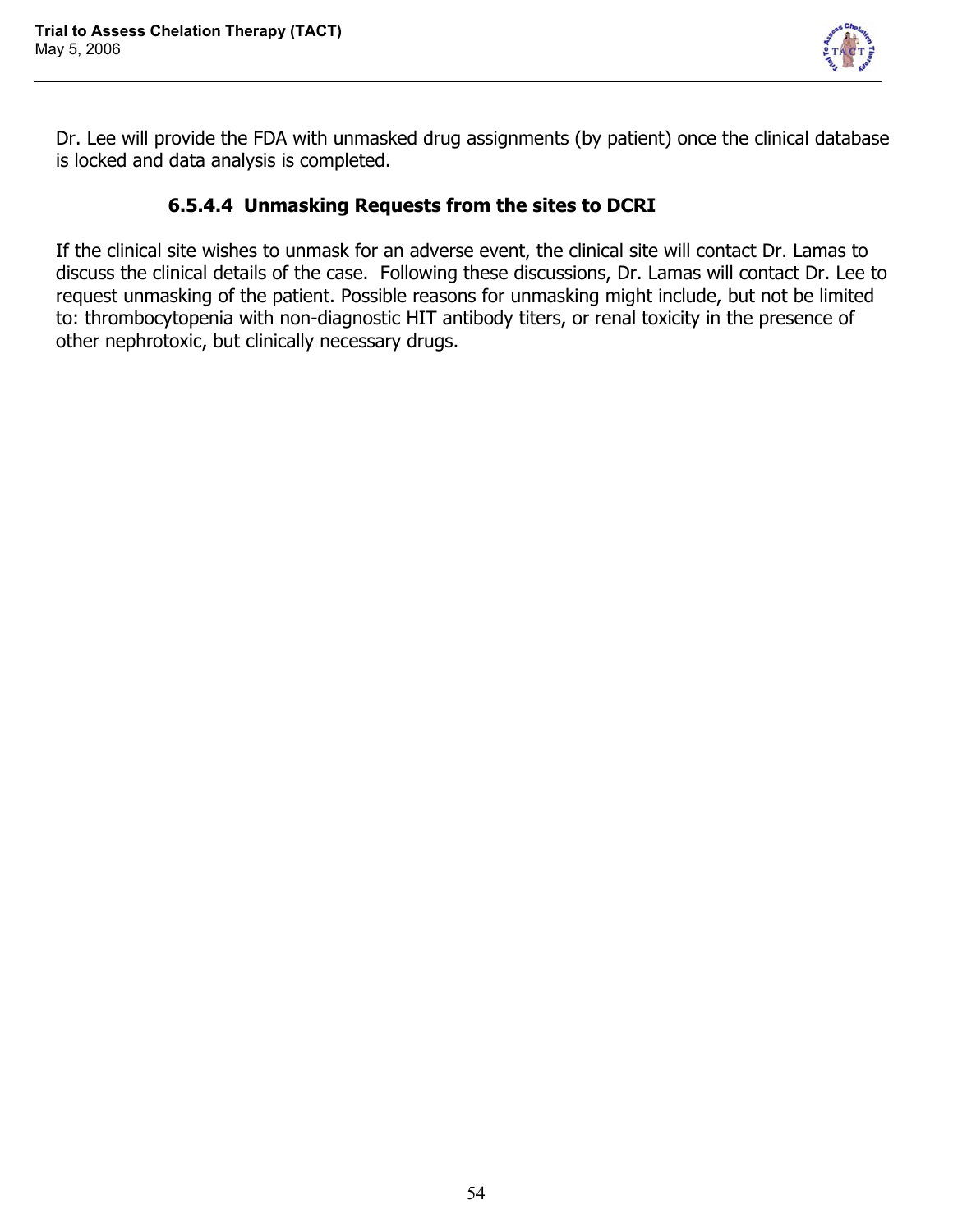Dr. Lee will provide the FDA with unmasked drug assignments (by patient) once the clinical database is locked and data analysis is completed.

#### 6.5.4.4 Unmasking Requests from the sites to DCRI

If the clinical site wishes to unmask for an adverse event, the clinical site will contact Dr. Lamas to discuss the clinical details of the case. Following these discussions, Dr. Lamas will contact Dr. Lee to request unmasking of the patient. Possible reasons for unmasking might include, but not be limited to: thrombocytopenia with non-diagnostic HIT antibody titers, or renal toxicity in the presence of other nephrotoxic, but clinically necessary drugs.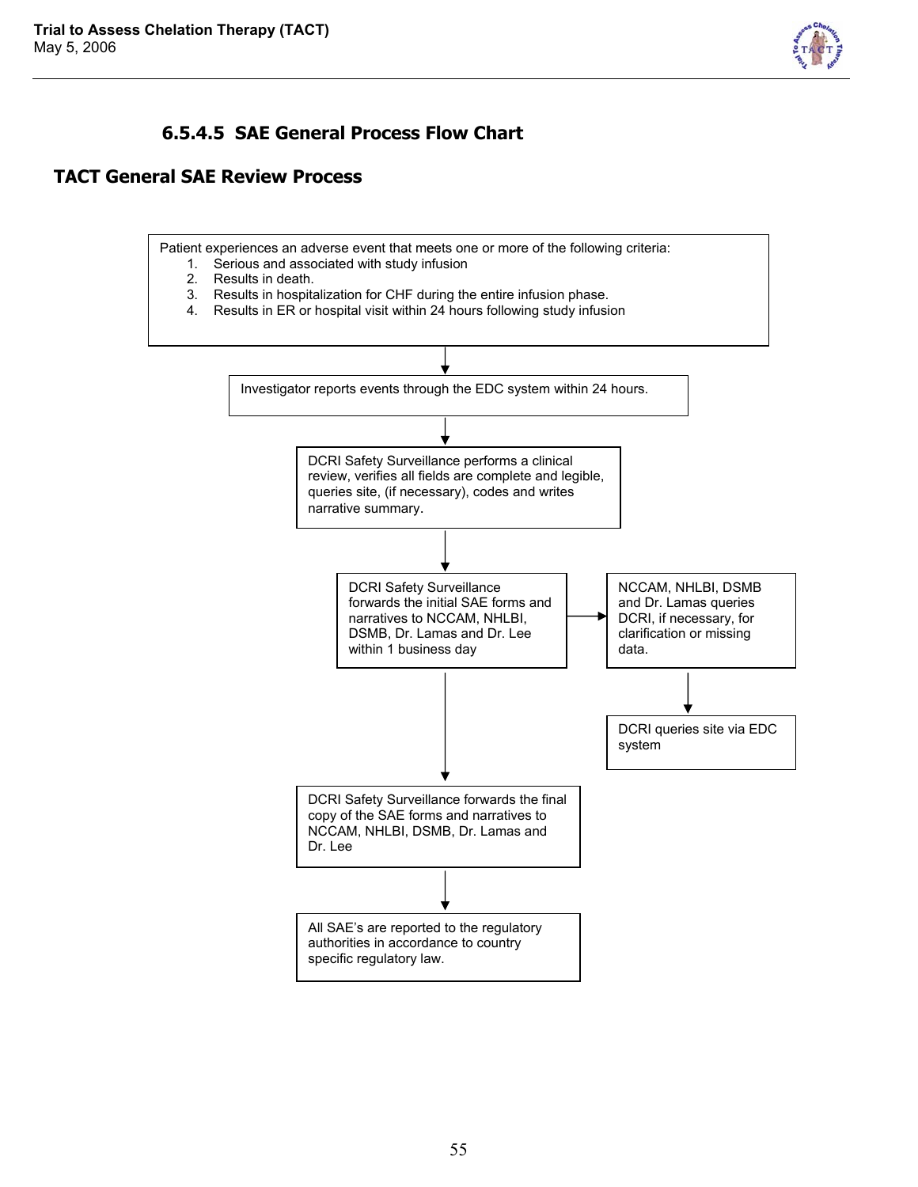### 6.5.4.5 SAE General Process Flow Chart

## TACT General SAE Review Process

Patient experiences an adverse event that meets one or more of the following criteria:

1. Serious and associated with study infusion
2. Results in death.
3. Results in hospitalization for CHF during the entire infusion phase.
4. Results in ER or hospital visit within 24 hours following study infusion

↓

Investigator reports events through the EDC system within 24 hours.

↓

DCRI Safety Surveillance performs a clinical review, verifies all fields are complete and legible, queries site, (if necessary), codes and writes narrative summary.

↓

DCRI Safety Surveillance forwards the initial SAE forms and narratives to NCCAM, NHLBI, DSMB, Dr. Lamas and Dr. Lee within 1 business day

→ NCCAM, NHLBI, DSMB and Dr. Lamas queries DCRI, if necessary, for clarification or missing data.

↓ DCRI queries site via EDC system

↓

DCRI Safety Surveillance forwards the final copy of the SAE forms and narratives to NCCAM, NHLBI, DSMB, Dr. Lamas and Dr. Lee

↓

All SAE's are reported to the regulatory authorities in accordance to country specific regulatory law.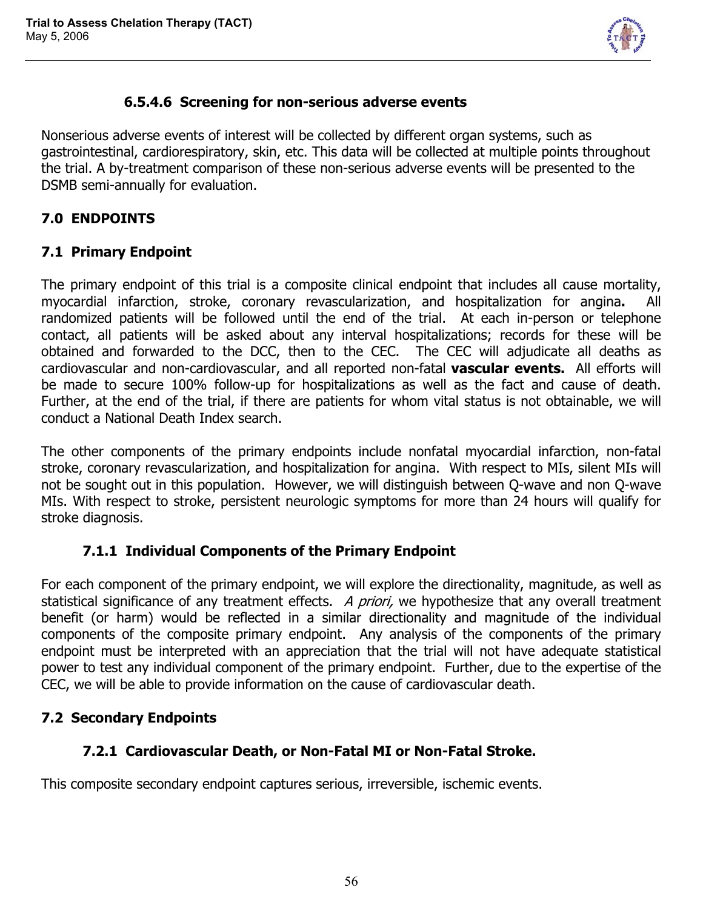#### 6.5.4.6 Screening for non-serious adverse events

Nonserious adverse events of interest will be collected by different organ systems, such as gastrointestinal, cardiorespiratory, skin, etc. This data will be collected at multiple points throughout the trial. A by-treatment comparison of these non-serious adverse events will be presented to the DSMB semi-annually for evaluation.

## 7.0 ENDPOINTS

### 7.1 Primary Endpoint

The primary endpoint of this trial is a composite clinical endpoint that includes all cause mortality, myocardial infarction, stroke, coronary revascularization, and hospitalization for angina**.** All randomized patients will be followed until the end of the trial. At each in-person or telephone contact, all patients will be asked about any interval hospitalizations; records for these will be obtained and forwarded to the DCC, then to the CEC. The CEC will adjudicate all deaths as cardiovascular and non-cardiovascular, and all reported non-fatal **vascular events.** All efforts will be made to secure 100% follow-up for hospitalizations as well as the fact and cause of death. Further, at the end of the trial, if there are patients for whom vital status is not obtainable, we will conduct a National Death Index search.

The other components of the primary endpoints include nonfatal myocardial infarction, non-fatal stroke, coronary revascularization, and hospitalization for angina. With respect to MIs, silent MIs will not be sought out in this population. However, we will distinguish between Q-wave and non Q-wave MIs. With respect to stroke, persistent neurologic symptoms for more than 24 hours will qualify for stroke diagnosis.

#### 7.1.1 Individual Components of the Primary Endpoint

For each component of the primary endpoint, we will explore the directionality, magnitude, as well as statistical significance of any treatment effects. *A priori,* we hypothesize that any overall treatment benefit (or harm) would be reflected in a similar directionality and magnitude of the individual components of the composite primary endpoint. Any analysis of the components of the primary endpoint must be interpreted with an appreciation that the trial will not have adequate statistical power to test any individual component of the primary endpoint. Further, due to the expertise of the CEC, we will be able to provide information on the cause of cardiovascular death.

### 7.2 Secondary Endpoints

#### 7.2.1 Cardiovascular Death, or Non-Fatal MI or Non-Fatal Stroke.

This composite secondary endpoint captures serious, irreversible, ischemic events.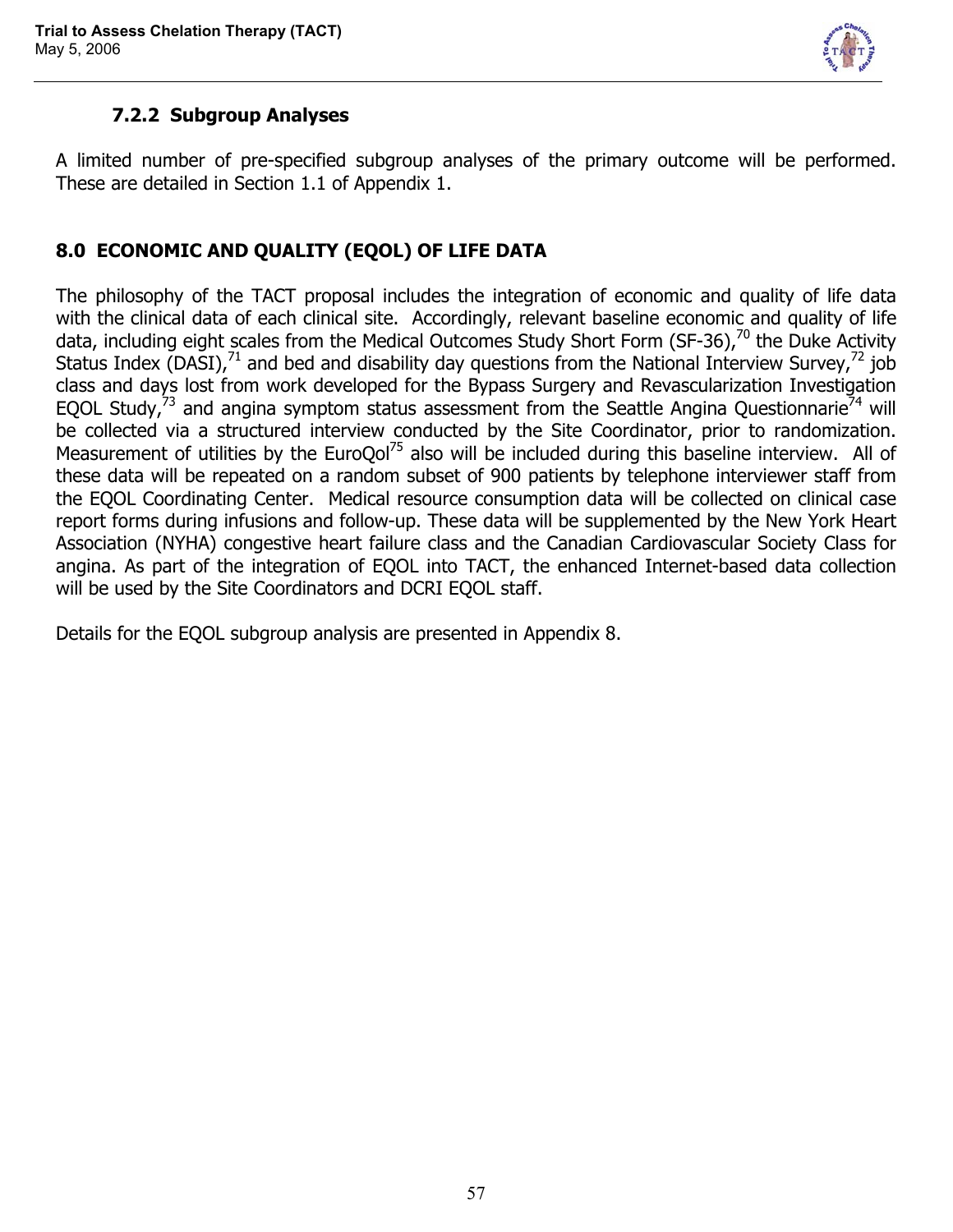### 7.2.2 Subgroup Analyses

A limited number of pre-specified subgroup analyses of the primary outcome will be performed. These are detailed in Section 1.1 of Appendix 1.

## 8.0 ECONOMIC AND QUALITY (EQOL) OF LIFE DATA

The philosophy of the TACT proposal includes the integration of economic and quality of life data with the clinical data of each clinical site. Accordingly, relevant baseline economic and quality of life data, including eight scales from the Medical Outcomes Study Short Form (SF-36),[70] the Duke Activity Status Index (DASI),[71] and bed and disability day questions from the National Interview Survey,[72] job class and days lost from work developed for the Bypass Surgery and Revascularization Investigation EQOL Study,[73] and angina symptom status assessment from the Seattle Angina Questionnarie[74] will be collected via a structured interview conducted by the Site Coordinator, prior to randomization. Measurement of utilities by the EuroQol[75] also will be included during this baseline interview. All of these data will be repeated on a random subset of 900 patients by telephone interviewer staff from the EQOL Coordinating Center. Medical resource consumption data will be collected on clinical case report forms during infusions and follow-up. These data will be supplemented by the New York Heart Association (NYHA) congestive heart failure class and the Canadian Cardiovascular Society Class for angina. As part of the integration of EQOL into TACT, the enhanced Internet-based data collection will be used by the Site Coordinators and DCRI EQOL staff.

Details for the EQOL subgroup analysis are presented in Appendix 8.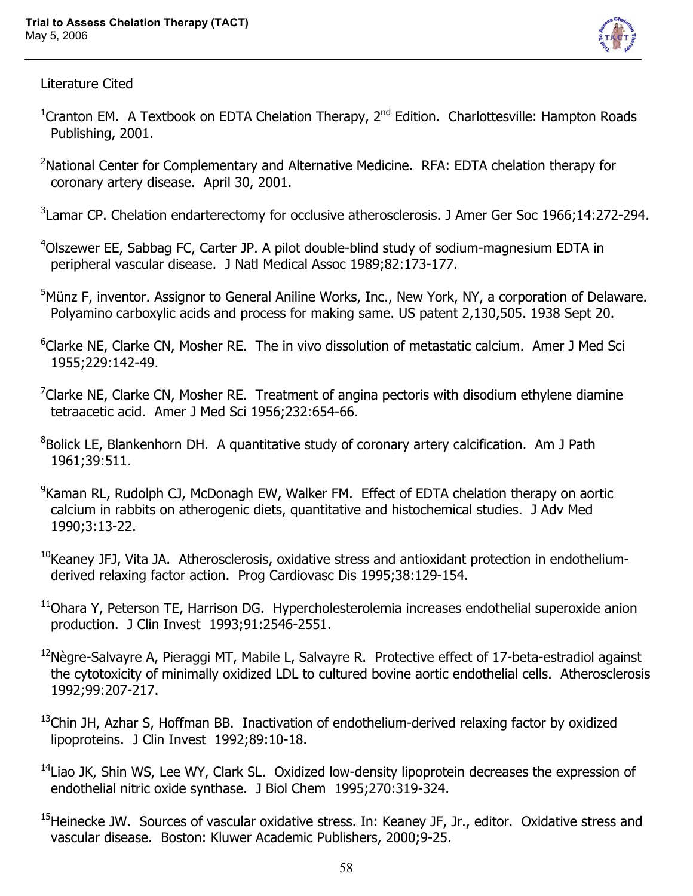Literature Cited

[1]Cranton EM. A Textbook on EDTA Chelation Therapy, 2nd Edition. Charlottesville: Hampton Roads Publishing, 2001.

[2]National Center for Complementary and Alternative Medicine. RFA: EDTA chelation therapy for coronary artery disease. April 30, 2001.

[3]Lamar CP. Chelation endarterectomy for occlusive atherosclerosis. J Amer Ger Soc 1966;14:272-294.

[4]Olszewer EE, Sabbag FC, Carter JP. A pilot double-blind study of sodium-magnesium EDTA in peripheral vascular disease. J Natl Medical Assoc 1989;82:173-177.

[5]Münz F, inventor. Assignor to General Aniline Works, Inc., New York, NY, a corporation of Delaware. Polyamino carboxylic acids and process for making same. US patent 2,130,505. 1938 Sept 20.

[6]Clarke NE, Clarke CN, Mosher RE. The in vivo dissolution of metastatic calcium. Amer J Med Sci 1955;229:142-49.

[7]Clarke NE, Clarke CN, Mosher RE. Treatment of angina pectoris with disodium ethylene diamine tetraacetic acid. Amer J Med Sci 1956;232:654-66.

[8]Bolick LE, Blankenhorn DH. A quantitative study of coronary artery calcification. Am J Path 1961;39:511.

[9]Kaman RL, Rudolph CJ, McDonagh EW, Walker FM. Effect of EDTA chelation therapy on aortic calcium in rabbits on atherogenic diets, quantitative and histochemical studies. J Adv Med 1990;3:13-22.

[10]Keaney JFJ, Vita JA. Atherosclerosis, oxidative stress and antioxidant protection in endothelium-derived relaxing factor action. Prog Cardiovasc Dis 1995;38:129-154.

[11]Ohara Y, Peterson TE, Harrison DG. Hypercholesterolemia increases endothelial superoxide anion production. J Clin Invest 1993;91:2546-2551.

[12]Nègre-Salvayre A, Pieraggi MT, Mabile L, Salvayre R. Protective effect of 17-beta-estradiol against the cytotoxicity of minimally oxidized LDL to cultured bovine aortic endothelial cells. Atherosclerosis 1992;99:207-217.

[13]Chin JH, Azhar S, Hoffman BB. Inactivation of endothelium-derived relaxing factor by oxidized lipoproteins. J Clin Invest 1992;89:10-18.

[14]Liao JK, Shin WS, Lee WY, Clark SL. Oxidized low-density lipoprotein decreases the expression of endothelial nitric oxide synthase. J Biol Chem 1995;270:319-324.

[15]Heinecke JW. Sources of vascular oxidative stress. In: Keaney JF, Jr., editor. Oxidative stress and vascular disease. Boston: Kluwer Academic Publishers, 2000;9-25.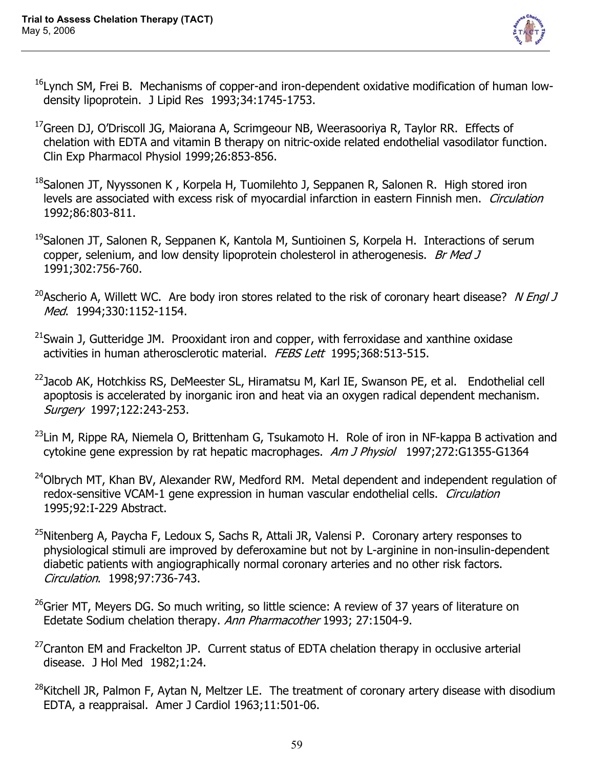[16]Lynch SM, Frei B. Mechanisms of copper-and iron-dependent oxidative modification of human low-density lipoprotein. J Lipid Res 1993;34:1745-1753.

[17]Green DJ, O'Driscoll JG, Maiorana A, Scrimgeour NB, Weerasooriya R, Taylor RR. Effects of chelation with EDTA and vitamin B therapy on nitric-oxide related endothelial vasodilator function. Clin Exp Pharmacol Physiol 1999;26:853-856.

[18]Salonen JT, Nyyssonen K , Korpela H, Tuomilehto J, Seppanen R, Salonen R. High stored iron levels are associated with excess risk of myocardial infarction in eastern Finnish men. *Circulation* 1992;86:803-811.

[19]Salonen JT, Salonen R, Seppanen K, Kantola M, Suntioinen S, Korpela H. Interactions of serum copper, selenium, and low density lipoprotein cholesterol in atherogenesis. *Br Med J* 1991;302:756-760.

[20]Ascherio A, Willett WC. Are body iron stores related to the risk of coronary heart disease? *N Engl J Med*. 1994;330:1152-1154.

[21]Swain J, Gutteridge JM. Prooxidant iron and copper, with ferroxidase and xanthine oxidase activities in human atherosclerotic material. *FEBS Lett* 1995;368:513-515.

[22]Jacob AK, Hotchkiss RS, DeMeester SL, Hiramatsu M, Karl IE, Swanson PE, et al. Endothelial cell apoptosis is accelerated by inorganic iron and heat via an oxygen radical dependent mechanism. *Surgery* 1997;122:243-253.

[23]Lin M, Rippe RA, Niemela O, Brittenham G, Tsukamoto H. Role of iron in NF-kappa B activation and cytokine gene expression by rat hepatic macrophages. *Am J Physiol* 1997;272:G1355-G1364

[24]Olbrych MT, Khan BV, Alexander RW, Medford RM. Metal dependent and independent regulation of redox-sensitive VCAM-1 gene expression in human vascular endothelial cells. *Circulation* 1995;92:I-229 Abstract.

[25]Nitenberg A, Paycha F, Ledoux S, Sachs R, Attali JR, Valensi P. Coronary artery responses to physiological stimuli are improved by deferoxamine but not by L-arginine in non-insulin-dependent diabetic patients with angiographically normal coronary arteries and no other risk factors. *Circulation*. 1998;97:736-743.

[26]Grier MT, Meyers DG. So much writing, so little science: A review of 37 years of literature on Edetate Sodium chelation therapy. *Ann Pharmacother* 1993; 27:1504-9.

[27]Cranton EM and Frackelton JP. Current status of EDTA chelation therapy in occlusive arterial disease. J Hol Med 1982;1:24.

[28]Kitchell JR, Palmon F, Aytan N, Meltzer LE. The treatment of coronary artery disease with disodium EDTA, a reappraisal. Amer J Cardiol 1963;11:501-06.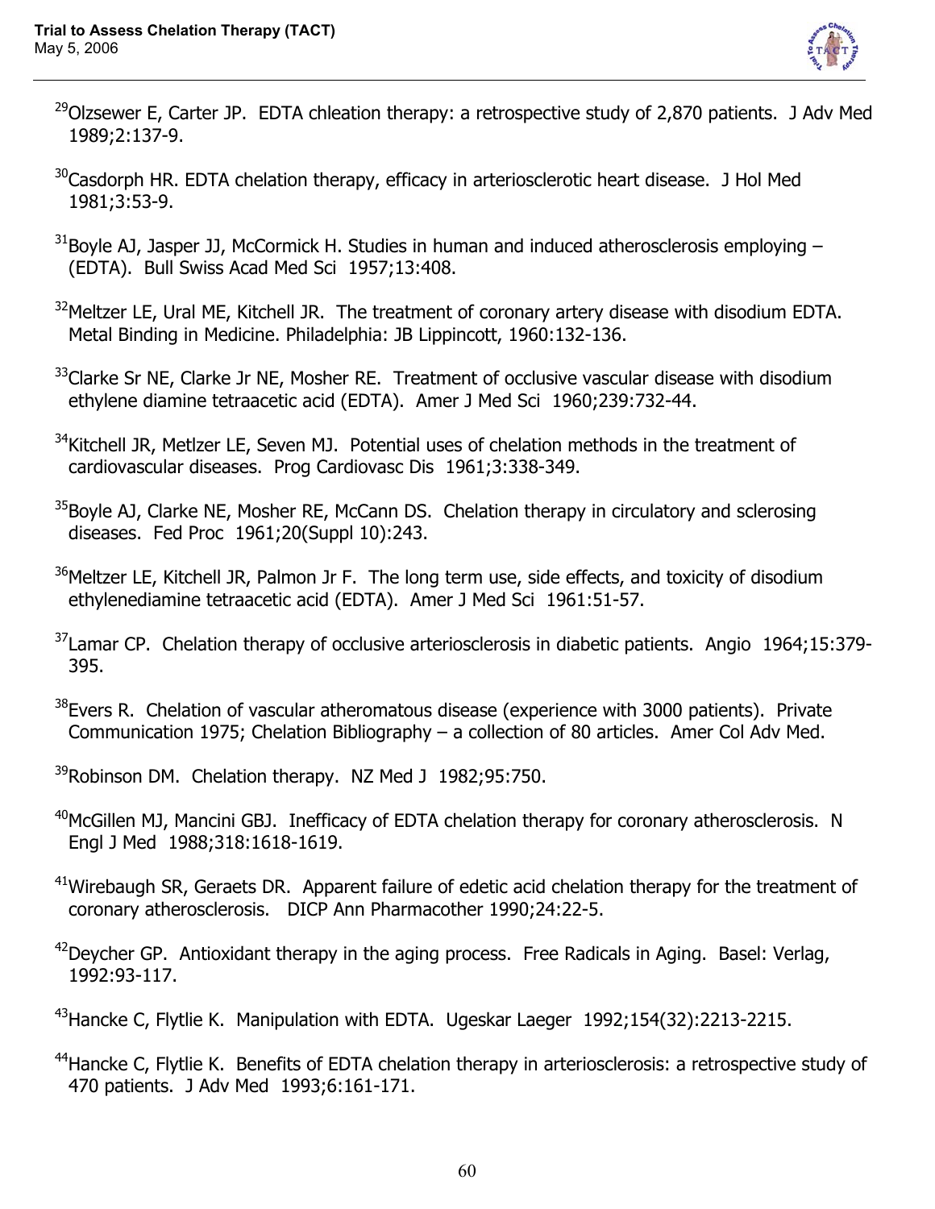[29]Olzsewer E, Carter JP. EDTA chleation therapy: a retrospective study of 2,870 patients. J Adv Med 1989;2:137-9.

[30]Casdorph HR. EDTA chelation therapy, efficacy in arteriosclerotic heart disease. J Hol Med 1981;3:53-9.

[31]Boyle AJ, Jasper JJ, McCormick H. Studies in human and induced atherosclerosis employing – (EDTA). Bull Swiss Acad Med Sci 1957;13:408.

[32]Meltzer LE, Ural ME, Kitchell JR. The treatment of coronary artery disease with disodium EDTA. Metal Binding in Medicine. Philadelphia: JB Lippincott, 1960:132-136.

[33]Clarke Sr NE, Clarke Jr NE, Mosher RE. Treatment of occlusive vascular disease with disodium ethylene diamine tetraacetic acid (EDTA). Amer J Med Sci 1960;239:732-44.

[34]Kitchell JR, Metlzer LE, Seven MJ. Potential uses of chelation methods in the treatment of cardiovascular diseases. Prog Cardiovasc Dis 1961;3:338-349.

[35]Boyle AJ, Clarke NE, Mosher RE, McCann DS. Chelation therapy in circulatory and sclerosing diseases. Fed Proc 1961;20(Suppl 10):243.

[36]Meltzer LE, Kitchell JR, Palmon Jr F. The long term use, side effects, and toxicity of disodium ethylenediamine tetraacetic acid (EDTA). Amer J Med Sci 1961:51-57.

[37]Lamar CP. Chelation therapy of occlusive arteriosclerosis in diabetic patients. Angio 1964;15:379-395.

[38]Evers R. Chelation of vascular atheromatous disease (experience with 3000 patients). Private Communication 1975; Chelation Bibliography – a collection of 80 articles. Amer Col Adv Med.

[39]Robinson DM. Chelation therapy. NZ Med J 1982;95:750.

[40]McGillen MJ, Mancini GBJ. Inefficacy of EDTA chelation therapy for coronary atherosclerosis. N Engl J Med 1988;318:1618-1619.

[41]Wirebaugh SR, Geraets DR. Apparent failure of edetic acid chelation therapy for the treatment of coronary atherosclerosis. DICP Ann Pharmacother 1990;24:22-5.

[42]Deycher GP. Antioxidant therapy in the aging process. Free Radicals in Aging. Basel: Verlag, 1992:93-117.

[43]Hancke C, Flytlie K. Manipulation with EDTA. Ugeskar Laeger 1992;154(32):2213-2215.

[44]Hancke C, Flytlie K. Benefits of EDTA chelation therapy in arteriosclerosis: a retrospective study of 470 patients. J Adv Med 1993;6:161-171.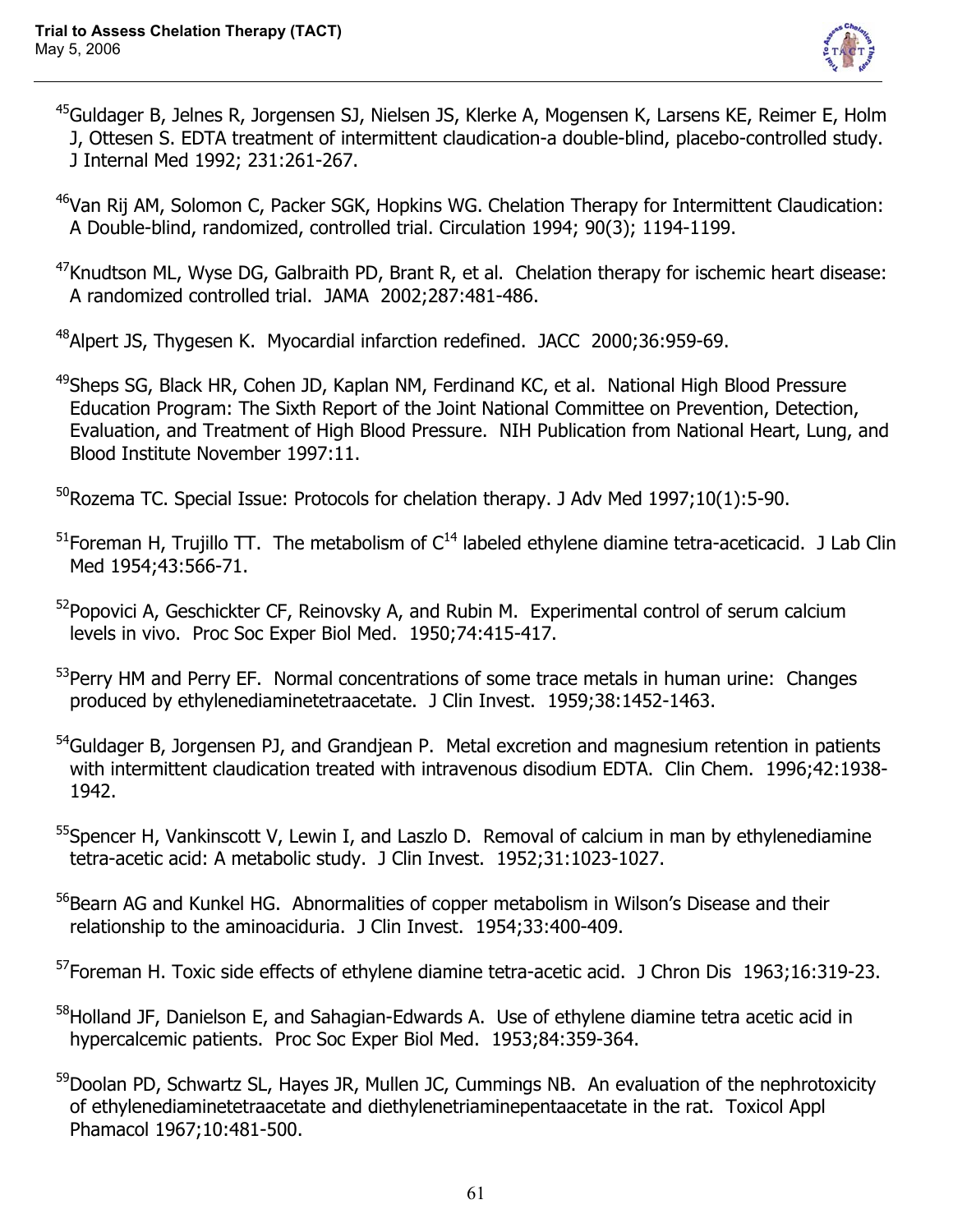[45]Guldager B, Jelnes R, Jorgensen SJ, Nielsen JS, Klerke A, Mogensen K, Larsens KE, Reimer E, Holm J, Ottesen S. EDTA treatment of intermittent claudication-a double-blind, placebo-controlled study. J Internal Med 1992; 231:261-267.

[46]Van Rij AM, Solomon C, Packer SGK, Hopkins WG. Chelation Therapy for Intermittent Claudication: A Double-blind, randomized, controlled trial. Circulation 1994; 90(3); 1194-1199.

[47]Knudtson ML, Wyse DG, Galbraith PD, Brant R, et al. Chelation therapy for ischemic heart disease: A randomized controlled trial. JAMA 2002;287:481-486.

[48]Alpert JS, Thygesen K. Myocardial infarction redefined. JACC 2000;36:959-69.

[49]Sheps SG, Black HR, Cohen JD, Kaplan NM, Ferdinand KC, et al. National High Blood Pressure Education Program: The Sixth Report of the Joint National Committee on Prevention, Detection, Evaluation, and Treatment of High Blood Pressure. NIH Publication from National Heart, Lung, and Blood Institute November 1997:11.

[50]Rozema TC. Special Issue: Protocols for chelation therapy. J Adv Med 1997;10(1):5-90.

[51]Foreman H, Trujillo TT. The metabolism of $C^{14}$ labeled ethylene diamine tetra-aceticacid. J Lab Clin Med 1954;43:566-71.

[52]Popovici A, Geschickter CF, Reinovsky A, and Rubin M. Experimental control of serum calcium levels in vivo. Proc Soc Exper Biol Med. 1950;74:415-417.

[53]Perry HM and Perry EF. Normal concentrations of some trace metals in human urine: Changes produced by ethylenediaminetetraacetate. J Clin Invest. 1959;38:1452-1463.

[54]Guldager B, Jorgensen PJ, and Grandjean P. Metal excretion and magnesium retention in patients with intermittent claudication treated with intravenous disodium EDTA. Clin Chem. 1996;42:1938-1942.

[55]Spencer H, Vankinscott V, Lewin I, and Laszlo D. Removal of calcium in man by ethylenediamine tetra-acetic acid: A metabolic study. J Clin Invest. 1952;31:1023-1027.

[56]Bearn AG and Kunkel HG. Abnormalities of copper metabolism in Wilson's Disease and their relationship to the aminoaciduria. J Clin Invest. 1954;33:400-409.

[57]Foreman H. Toxic side effects of ethylene diamine tetra-acetic acid. J Chron Dis 1963;16:319-23.

[58]Holland JF, Danielson E, and Sahagian-Edwards A. Use of ethylene diamine tetra acetic acid in hypercalcemic patients. Proc Soc Exper Biol Med. 1953;84:359-364.

[59]Doolan PD, Schwartz SL, Hayes JR, Mullen JC, Cummings NB. An evaluation of the nephrotoxicity of ethylenediaminetetraacetate and diethylenetriaminepentaacetate in the rat. Toxicol Appl Phamacol 1967;10:481-500.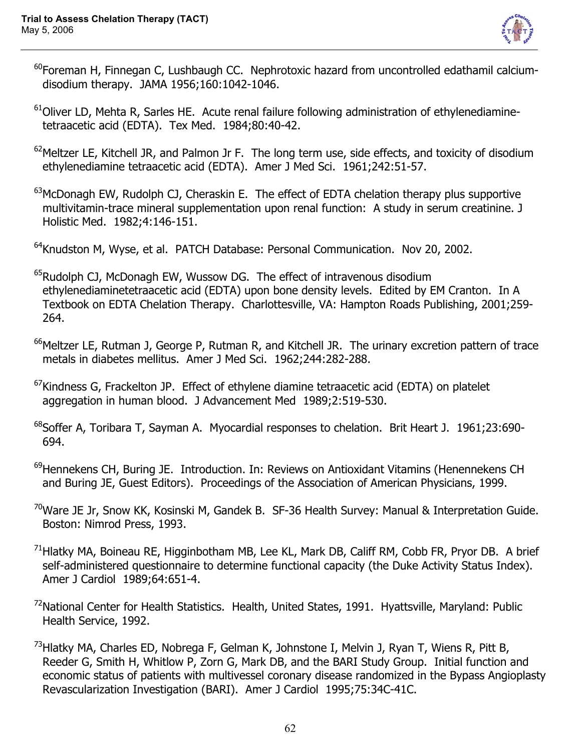[60]Foreman H, Finnegan C, Lushbaugh CC. Nephrotoxic hazard from uncontrolled edathamil calcium-disodium therapy. JAMA 1956;160:1042-1046.

[61]Oliver LD, Mehta R, Sarles HE. Acute renal failure following administration of ethylenediamine-tetraacetic acid (EDTA). Tex Med. 1984;80:40-42.

[62]Meltzer LE, Kitchell JR, and Palmon Jr F. The long term use, side effects, and toxicity of disodium ethylenediamine tetraacetic acid (EDTA). Amer J Med Sci. 1961;242:51-57.

[63]McDonagh EW, Rudolph CJ, Cheraskin E. The effect of EDTA chelation therapy plus supportive multivitamin-trace mineral supplementation upon renal function: A study in serum creatinine. J Holistic Med. 1982;4:146-151.

[64]Knudston M, Wyse, et al. PATCH Database: Personal Communication. Nov 20, 2002.

[65]Rudolph CJ, McDonagh EW, Wussow DG. The effect of intravenous disodium ethylenediaminetetraacetic acid (EDTA) upon bone density levels. Edited by EM Cranton. In A Textbook on EDTA Chelation Therapy. Charlottesville, VA: Hampton Roads Publishing, 2001;259-264.

[66]Meltzer LE, Rutman J, George P, Rutman R, and Kitchell JR. The urinary excretion pattern of trace metals in diabetes mellitus. Amer J Med Sci. 1962;244:282-288.

[67]Kindness G, Frackelton JP. Effect of ethylene diamine tetraacetic acid (EDTA) on platelet aggregation in human blood. J Advancement Med 1989;2:519-530.

[68]Soffer A, Toribara T, Sayman A. Myocardial responses to chelation. Brit Heart J. 1961;23:690-694.

[69]Hennekens CH, Buring JE. Introduction. In: Reviews on Antioxidant Vitamins (Henennekens CH and Buring JE, Guest Editors). Proceedings of the Association of American Physicians, 1999.

[70]Ware JE Jr, Snow KK, Kosinski M, Gandek B. SF-36 Health Survey: Manual & Interpretation Guide. Boston: Nimrod Press, 1993.

[71]Hlatky MA, Boineau RE, Higginbotham MB, Lee KL, Mark DB, Califf RM, Cobb FR, Pryor DB. A brief self-administered questionnaire to determine functional capacity (the Duke Activity Status Index). Amer J Cardiol 1989;64:651-4.

[72]National Center for Health Statistics. Health, United States, 1991. Hyattsville, Maryland: Public Health Service, 1992.

[73]Hlatky MA, Charles ED, Nobrega F, Gelman K, Johnstone I, Melvin J, Ryan T, Wiens R, Pitt B, Reeder G, Smith H, Whitlow P, Zorn G, Mark DB, and the BARI Study Group. Initial function and economic status of patients with multivessel coronary disease randomized in the Bypass Angioplasty Revascularization Investigation (BARI). Amer J Cardiol 1995;75:34C-41C.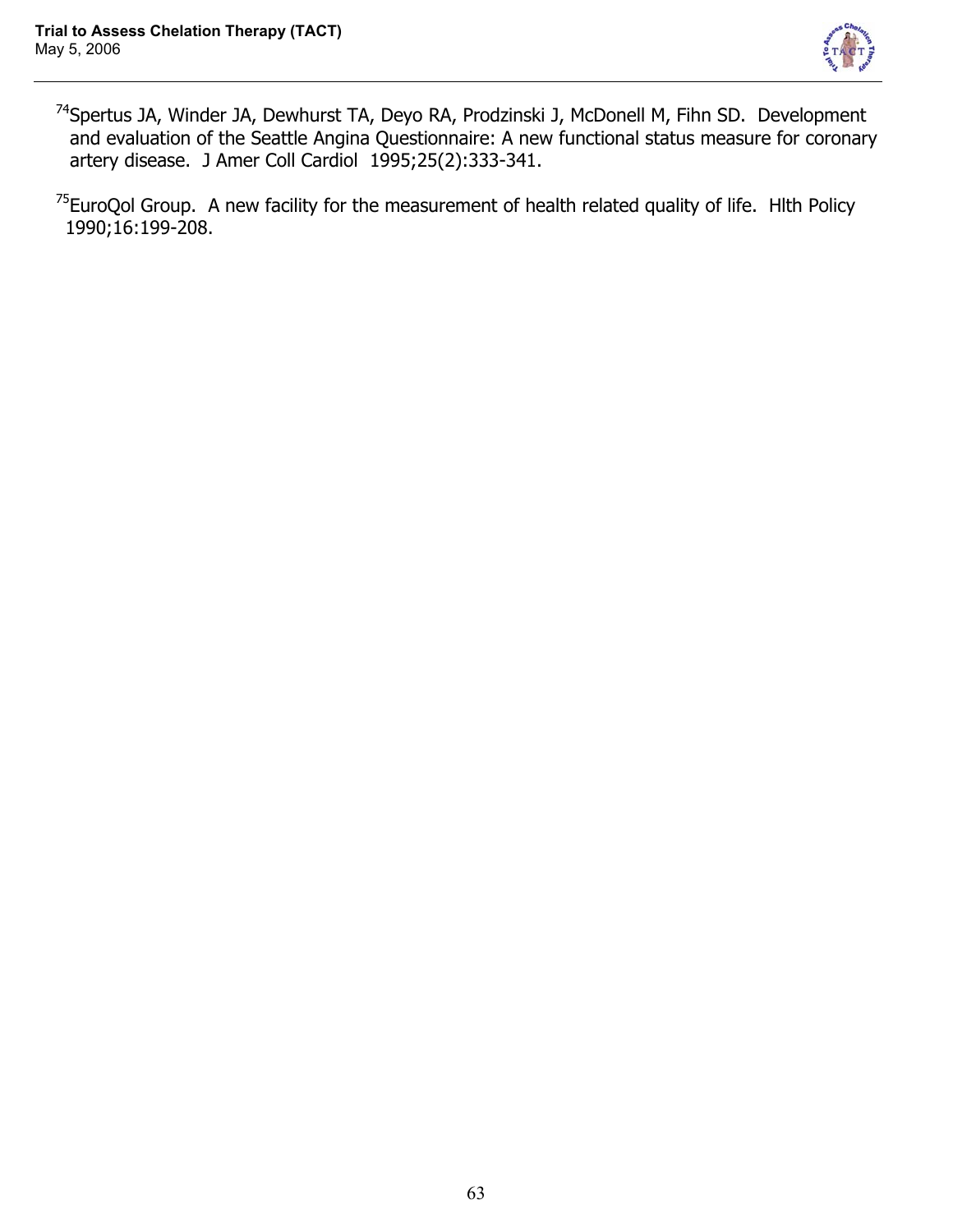[74]Spertus JA, Winder JA, Dewhurst TA, Deyo RA, Prodzinski J, McDonell M, Fihn SD. Development and evaluation of the Seattle Angina Questionnaire: A new functional status measure for coronary artery disease. J Amer Coll Cardiol 1995;25(2):333-341.

[75]EuroQol Group. A new facility for the measurement of health related quality of life. Hlth Policy 1990;16:199-208.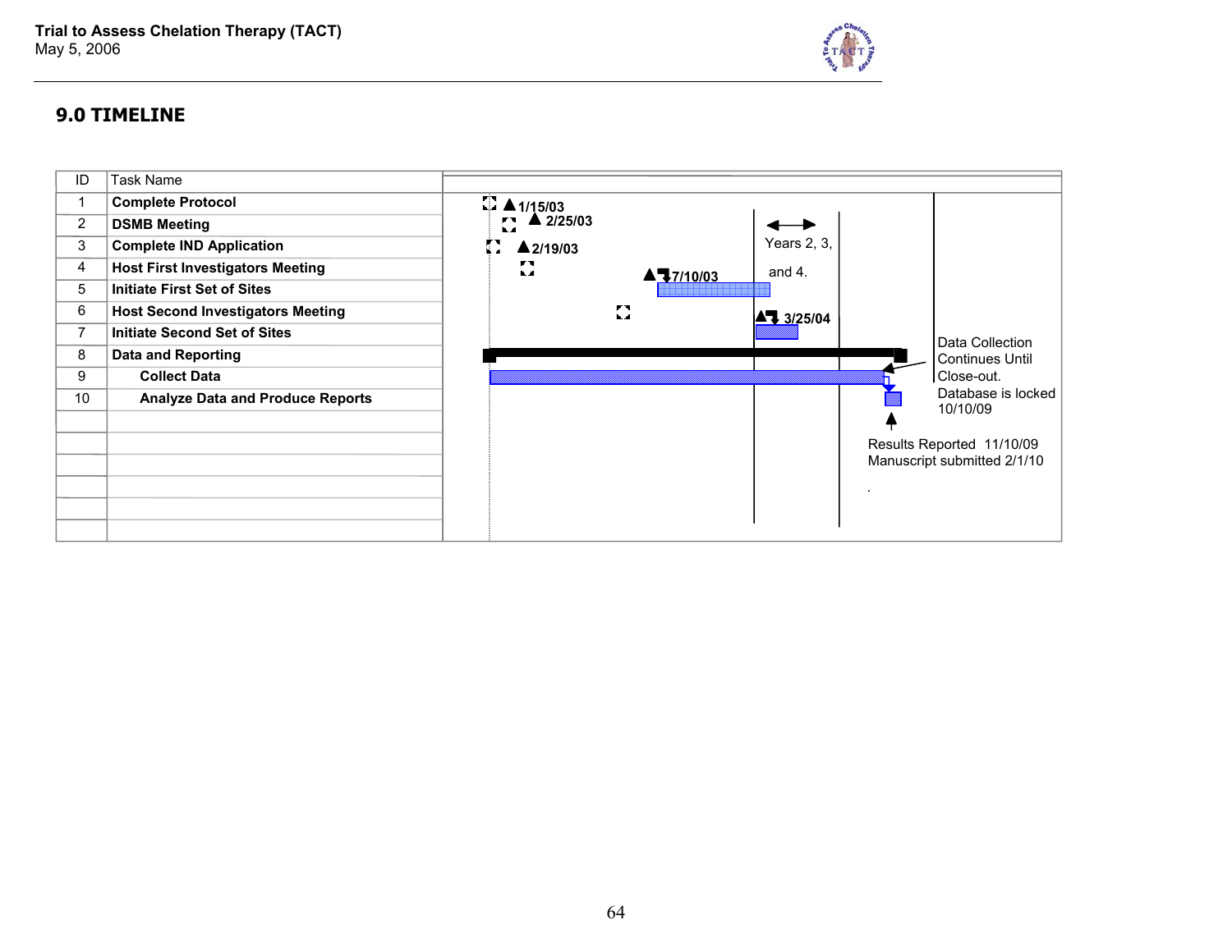## 9.0 TIMELINE

| ID | Task Name | |
|---|---|---|
| 1 | **Complete Protocol** | 1/15/03 |
| 2 | **DSMB Meeting** | 2/25/03 |
| 3 | **Complete IND Application** | 2/19/03 |
| 4 | **Host First Investigators Meeting** | 7/10/03 |
| 5 | **Initiate First Set of Sites** | |
| 6 | **Host Second Investigators Meeting** | 3/25/04 |
| 7 | **Initiate Second Set of Sites** | |
| 8 | **Data and Reporting** | |
| 9 | **Collect Data** | |
| 10 | **Analyze Data and Produce Reports** | |
| | | |
| | | |
| | | |
| | | |
| | | |

Years 2, 3, and 4.

Data Collection Continues Until Close-out.
Database is locked 10/10/09

Results Reported 11/10/09
Manuscript submitted 2/1/10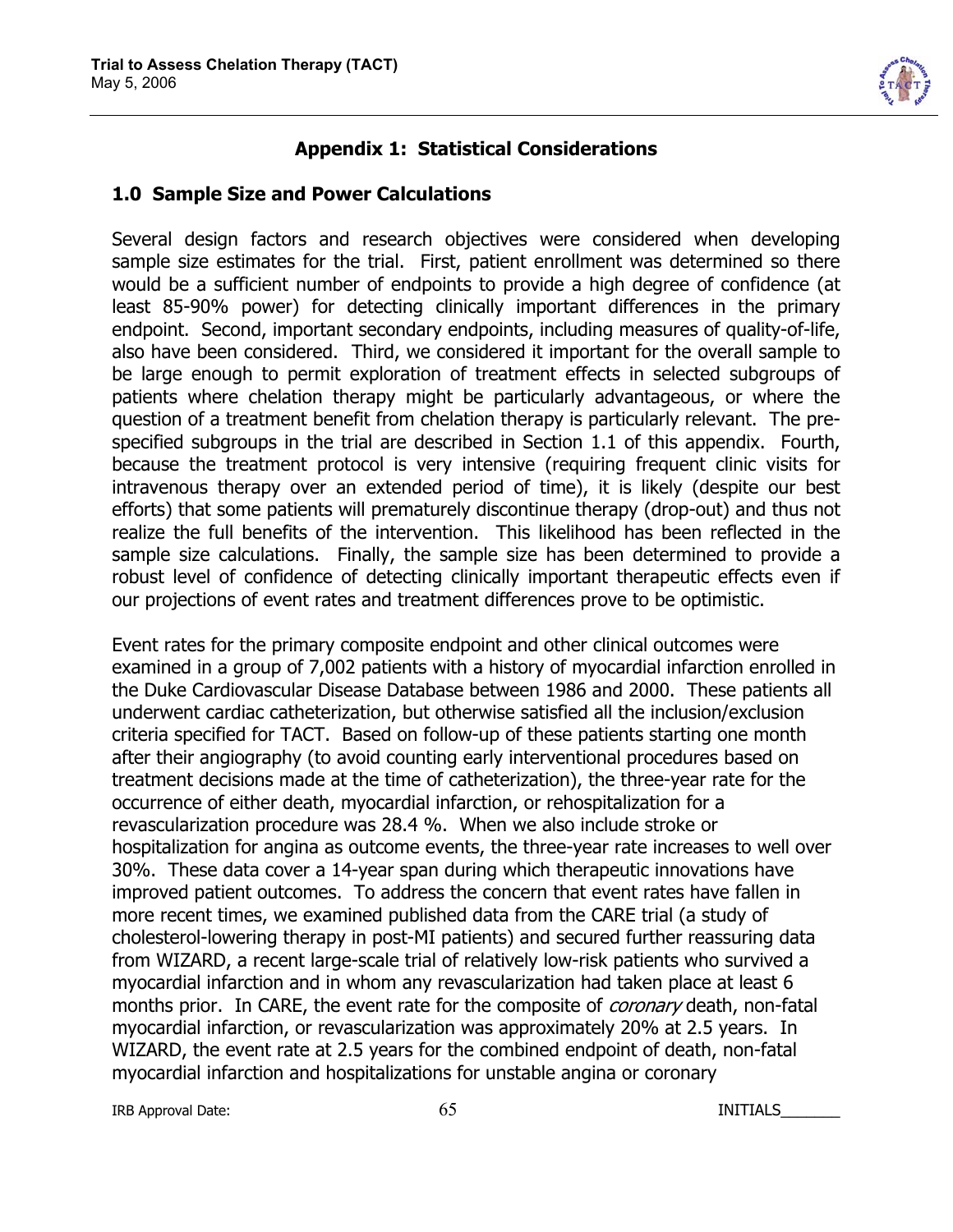## Appendix 1: Statistical Considerations

### 1.0 Sample Size and Power Calculations

Several design factors and research objectives were considered when developing sample size estimates for the trial. First, patient enrollment was determined so there would be a sufficient number of endpoints to provide a high degree of confidence (at least 85-90% power) for detecting clinically important differences in the primary endpoint. Second, important secondary endpoints, including measures of quality-of-life, also have been considered. Third, we considered it important for the overall sample to be large enough to permit exploration of treatment effects in selected subgroups of patients where chelation therapy might be particularly advantageous, or where the question of a treatment benefit from chelation therapy is particularly relevant. The pre-specified subgroups in the trial are described in Section 1.1 of this appendix. Fourth, because the treatment protocol is very intensive (requiring frequent clinic visits for intravenous therapy over an extended period of time), it is likely (despite our best efforts) that some patients will prematurely discontinue therapy (drop-out) and thus not realize the full benefits of the intervention. This likelihood has been reflected in the sample size calculations. Finally, the sample size has been determined to provide a robust level of confidence of detecting clinically important therapeutic effects even if our projections of event rates and treatment differences prove to be optimistic.

Event rates for the primary composite endpoint and other clinical outcomes were examined in a group of 7,002 patients with a history of myocardial infarction enrolled in the Duke Cardiovascular Disease Database between 1986 and 2000. These patients all underwent cardiac catheterization, but otherwise satisfied all the inclusion/exclusion criteria specified for TACT. Based on follow-up of these patients starting one month after their angiography (to avoid counting early interventional procedures based on treatment decisions made at the time of catheterization), the three-year rate for the occurrence of either death, myocardial infarction, or rehospitalization for a revascularization procedure was 28.4 %. When we also include stroke or hospitalization for angina as outcome events, the three-year rate increases to well over 30%. These data cover a 14-year span during which therapeutic innovations have improved patient outcomes. To address the concern that event rates have fallen in more recent times, we examined published data from the CARE trial (a study of cholesterol-lowering therapy in post-MI patients) and secured further reassuring data from WIZARD, a recent large-scale trial of relatively low-risk patients who survived a myocardial infarction and in whom any revascularization had taken place at least 6 months prior. In CARE, the event rate for the composite of *coronary* death, non-fatal myocardial infarction, or revascularization was approximately 20% at 2.5 years. In WIZARD, the event rate at 2.5 years for the combined endpoint of death, non-fatal myocardial infarction and hospitalizations for unstable angina or coronary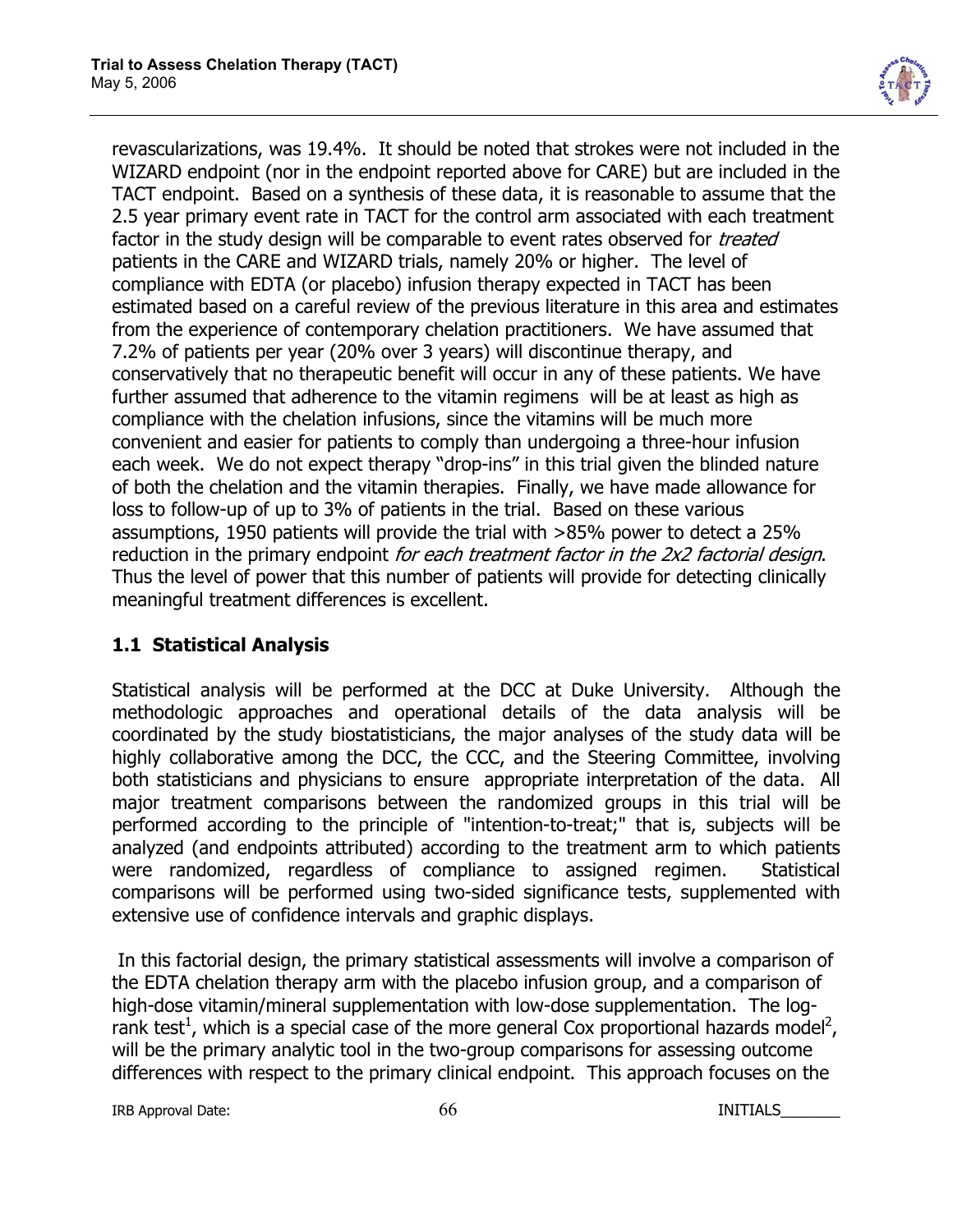revascularizations, was 19.4%. It should be noted that strokes were not included in the WIZARD endpoint (nor in the endpoint reported above for CARE) but are included in the TACT endpoint. Based on a synthesis of these data, it is reasonable to assume that the 2.5 year primary event rate in TACT for the control arm associated with each treatment factor in the study design will be comparable to event rates observed for *treated* patients in the CARE and WIZARD trials, namely 20% or higher. The level of compliance with EDTA (or placebo) infusion therapy expected in TACT has been estimated based on a careful review of the previous literature in this area and estimates from the experience of contemporary chelation practitioners. We have assumed that 7.2% of patients per year (20% over 3 years) will discontinue therapy, and conservatively that no therapeutic benefit will occur in any of these patients. We have further assumed that adherence to the vitamin regimens will be at least as high as compliance with the chelation infusions, since the vitamins will be much more convenient and easier for patients to comply than undergoing a three-hour infusion each week. We do not expect therapy "drop-ins" in this trial given the blinded nature of both the chelation and the vitamin therapies. Finally, we have made allowance for loss to follow-up of up to 3% of patients in the trial. Based on these various assumptions, 1950 patients will provide the trial with >85% power to detect a 25% reduction in the primary endpoint *for each treatment factor in the 2x2 factorial design*. Thus the level of power that this number of patients will provide for detecting clinically meaningful treatment differences is excellent.

## 1.1 Statistical Analysis

Statistical analysis will be performed at the DCC at Duke University. Although the methodologic approaches and operational details of the data analysis will be coordinated by the study biostatisticians, the major analyses of the study data will be highly collaborative among the DCC, the CCC, and the Steering Committee, involving both statisticians and physicians to ensure appropriate interpretation of the data. All major treatment comparisons between the randomized groups in this trial will be performed according to the principle of "intention-to-treat;" that is, subjects will be analyzed (and endpoints attributed) according to the treatment arm to which patients were randomized, regardless of compliance to assigned regimen. Statistical comparisons will be performed using two-sided significance tests, supplemented with extensive use of confidence intervals and graphic displays.

In this factorial design, the primary statistical assessments will involve a comparison of the EDTA chelation therapy arm with the placebo infusion group, and a comparison of high-dose vitamin/mineral supplementation with low-dose supplementation. The log-rank test[1], which is a special case of the more general Cox proportional hazards model[2], will be the primary analytic tool in the two-group comparisons for assessing outcome differences with respect to the primary clinical endpoint. This approach focuses on the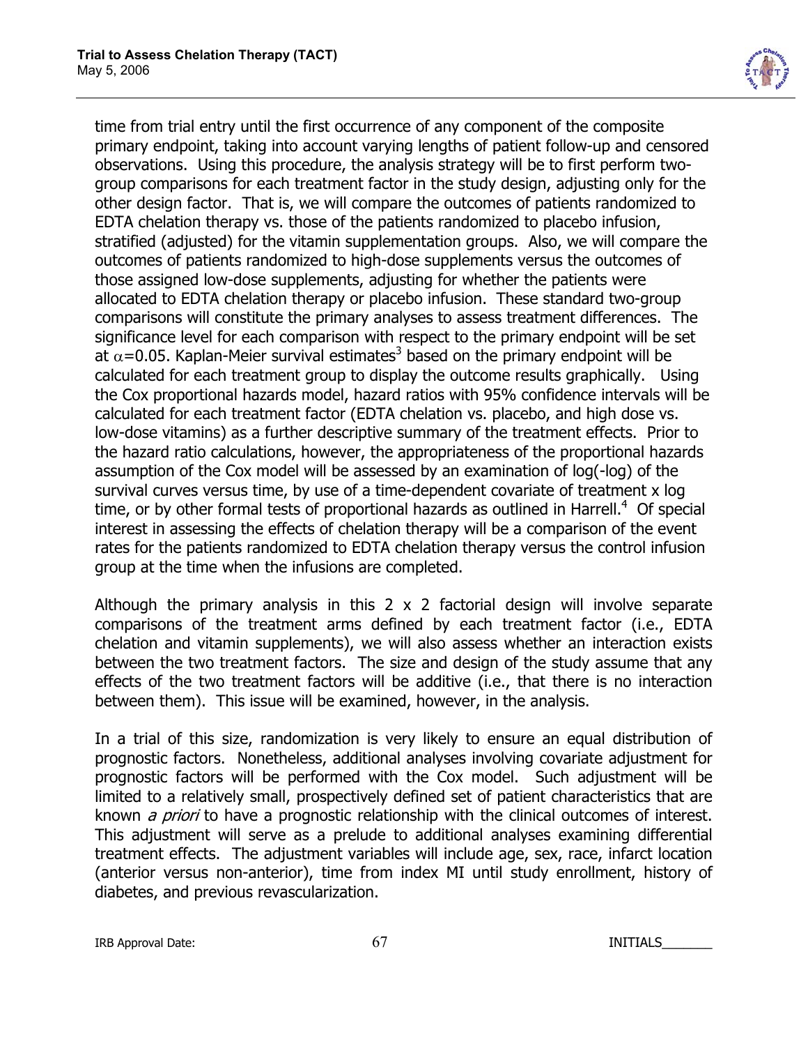time from trial entry until the first occurrence of any component of the composite primary endpoint, taking into account varying lengths of patient follow-up and censored observations. Using this procedure, the analysis strategy will be to first perform two-group comparisons for each treatment factor in the study design, adjusting only for the other design factor. That is, we will compare the outcomes of patients randomized to EDTA chelation therapy vs. those of the patients randomized to placebo infusion, stratified (adjusted) for the vitamin supplementation groups. Also, we will compare the outcomes of patients randomized to high-dose supplements versus the outcomes of those assigned low-dose supplements, adjusting for whether the patients were allocated to EDTA chelation therapy or placebo infusion. These standard two-group comparisons will constitute the primary analyses to assess treatment differences. The significance level for each comparison with respect to the primary endpoint will be set at $\alpha$=0.05. Kaplan-Meier survival estimates[3] based on the primary endpoint will be calculated for each treatment group to display the outcome results graphically. Using the Cox proportional hazards model, hazard ratios with 95% confidence intervals will be calculated for each treatment factor (EDTA chelation vs. placebo, and high dose vs. low-dose vitamins) as a further descriptive summary of the treatment effects. Prior to the hazard ratio calculations, however, the appropriateness of the proportional hazards assumption of the Cox model will be assessed by an examination of log(-log) of the survival curves versus time, by use of a time-dependent covariate of treatment x log time, or by other formal tests of proportional hazards as outlined in Harrell.[4] Of special interest in assessing the effects of chelation therapy will be a comparison of the event rates for the patients randomized to EDTA chelation therapy versus the control infusion group at the time when the infusions are completed.

Although the primary analysis in this 2 x 2 factorial design will involve separate comparisons of the treatment arms defined by each treatment factor (i.e., EDTA chelation and vitamin supplements), we will also assess whether an interaction exists between the two treatment factors. The size and design of the study assume that any effects of the two treatment factors will be additive (i.e., that there is no interaction between them). This issue will be examined, however, in the analysis.

In a trial of this size, randomization is very likely to ensure an equal distribution of prognostic factors. Nonetheless, additional analyses involving covariate adjustment for prognostic factors will be performed with the Cox model. Such adjustment will be limited to a relatively small, prospectively defined set of patient characteristics that are known *a priori* to have a prognostic relationship with the clinical outcomes of interest. This adjustment will serve as a prelude to additional analyses examining differential treatment effects. The adjustment variables will include age, sex, race, infarct location (anterior versus non-anterior), time from index MI until study enrollment, history of diabetes, and previous revascularization.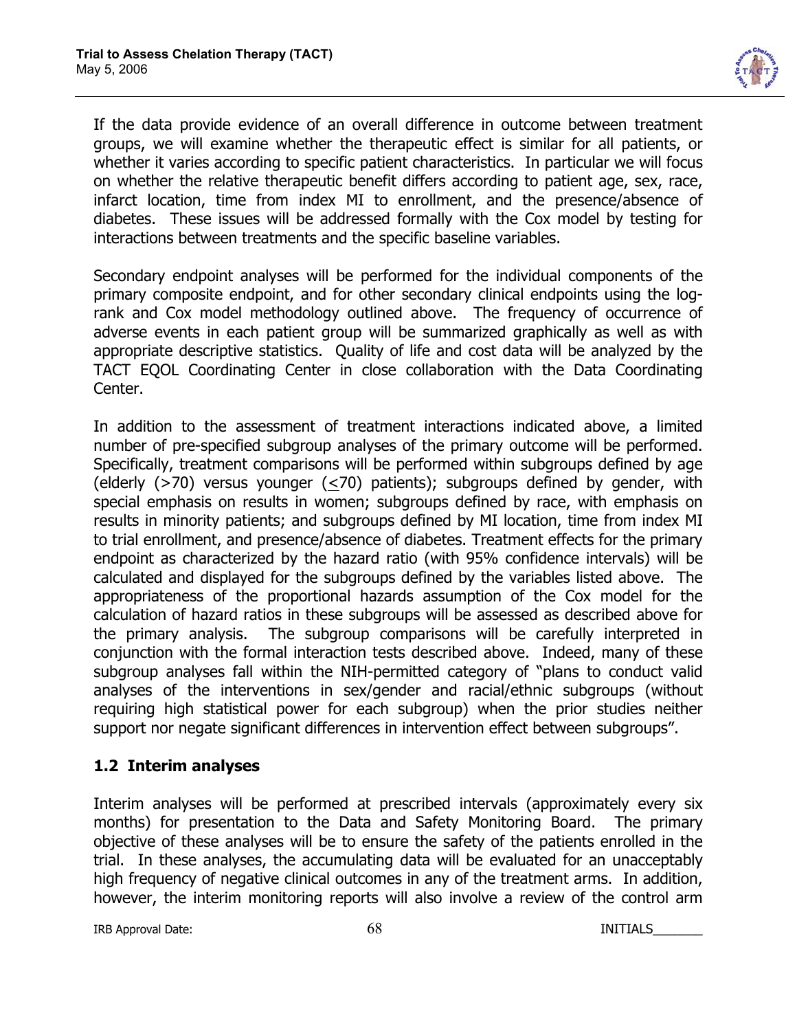If the data provide evidence of an overall difference in outcome between treatment groups, we will examine whether the therapeutic effect is similar for all patients, or whether it varies according to specific patient characteristics. In particular we will focus on whether the relative therapeutic benefit differs according to patient age, sex, race, infarct location, time from index MI to enrollment, and the presence/absence of diabetes. These issues will be addressed formally with the Cox model by testing for interactions between treatments and the specific baseline variables.

Secondary endpoint analyses will be performed for the individual components of the primary composite endpoint, and for other secondary clinical endpoints using the log-rank and Cox model methodology outlined above. The frequency of occurrence of adverse events in each patient group will be summarized graphically as well as with appropriate descriptive statistics. Quality of life and cost data will be analyzed by the TACT EQOL Coordinating Center in close collaboration with the Data Coordinating Center.

In addition to the assessment of treatment interactions indicated above, a limited number of pre-specified subgroup analyses of the primary outcome will be performed. Specifically, treatment comparisons will be performed within subgroups defined by age (elderly (>70) versus younger (≤70) patients); subgroups defined by gender, with special emphasis on results in women; subgroups defined by race, with emphasis on results in minority patients; and subgroups defined by MI location, time from index MI to trial enrollment, and presence/absence of diabetes. Treatment effects for the primary endpoint as characterized by the hazard ratio (with 95% confidence intervals) will be calculated and displayed for the subgroups defined by the variables listed above. The appropriateness of the proportional hazards assumption of the Cox model for the calculation of hazard ratios in these subgroups will be assessed as described above for the primary analysis. The subgroup comparisons will be carefully interpreted in conjunction with the formal interaction tests described above. Indeed, many of these subgroup analyses fall within the NIH-permitted category of "plans to conduct valid analyses of the interventions in sex/gender and racial/ethnic subgroups (without requiring high statistical power for each subgroup) when the prior studies neither support nor negate significant differences in intervention effect between subgroups".

## 1.2 Interim analyses

Interim analyses will be performed at prescribed intervals (approximately every six months) for presentation to the Data and Safety Monitoring Board. The primary objective of these analyses will be to ensure the safety of the patients enrolled in the trial. In these analyses, the accumulating data will be evaluated for an unacceptably high frequency of negative clinical outcomes in any of the treatment arms. In addition, however, the interim monitoring reports will also involve a review of the control arm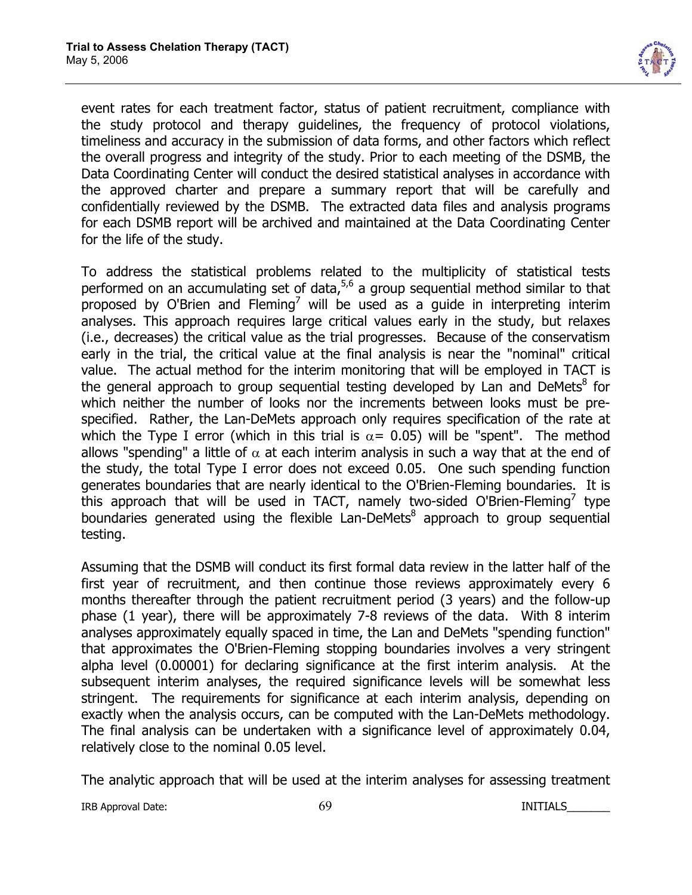event rates for each treatment factor, status of patient recruitment, compliance with the study protocol and therapy guidelines, the frequency of protocol violations, timeliness and accuracy in the submission of data forms, and other factors which reflect the overall progress and integrity of the study. Prior to each meeting of the DSMB, the Data Coordinating Center will conduct the desired statistical analyses in accordance with the approved charter and prepare a summary report that will be carefully and confidentially reviewed by the DSMB. The extracted data files and analysis programs for each DSMB report will be archived and maintained at the Data Coordinating Center for the life of the study.

To address the statistical problems related to the multiplicity of statistical tests performed on an accumulating set of data,[5,6] a group sequential method similar to that proposed by O'Brien and Fleming[7] will be used as a guide in interpreting interim analyses. This approach requires large critical values early in the study, but relaxes (i.e., decreases) the critical value as the trial progresses. Because of the conservatism early in the trial, the critical value at the final analysis is near the "nominal" critical value. The actual method for the interim monitoring that will be employed in TACT is the general approach to group sequential testing developed by Lan and DeMets[8] for which neither the number of looks nor the increments between looks must be pre-specified. Rather, the Lan-DeMets approach only requires specification of the rate at which the Type I error (which in this trial is $\alpha = 0.05$) will be "spent". The method allows "spending" a little of $\alpha$ at each interim analysis in such a way that at the end of the study, the total Type I error does not exceed 0.05. One such spending function generates boundaries that are nearly identical to the O'Brien-Fleming boundaries. It is this approach that will be used in TACT, namely two-sided O'Brien-Fleming[7] type boundaries generated using the flexible Lan-DeMets[8] approach to group sequential testing.

Assuming that the DSMB will conduct its first formal data review in the latter half of the first year of recruitment, and then continue those reviews approximately every 6 months thereafter through the patient recruitment period (3 years) and the follow-up phase (1 year), there will be approximately 7-8 reviews of the data. With 8 interim analyses approximately equally spaced in time, the Lan and DeMets "spending function" that approximates the O'Brien-Fleming stopping boundaries involves a very stringent alpha level (0.00001) for declaring significance at the first interim analysis. At the subsequent interim analyses, the required significance levels will be somewhat less stringent. The requirements for significance at each interim analysis, depending on exactly when the analysis occurs, can be computed with the Lan-DeMets methodology. The final analysis can be undertaken with a significance level of approximately 0.04, relatively close to the nominal 0.05 level.

The analytic approach that will be used at the interim analyses for assessing treatment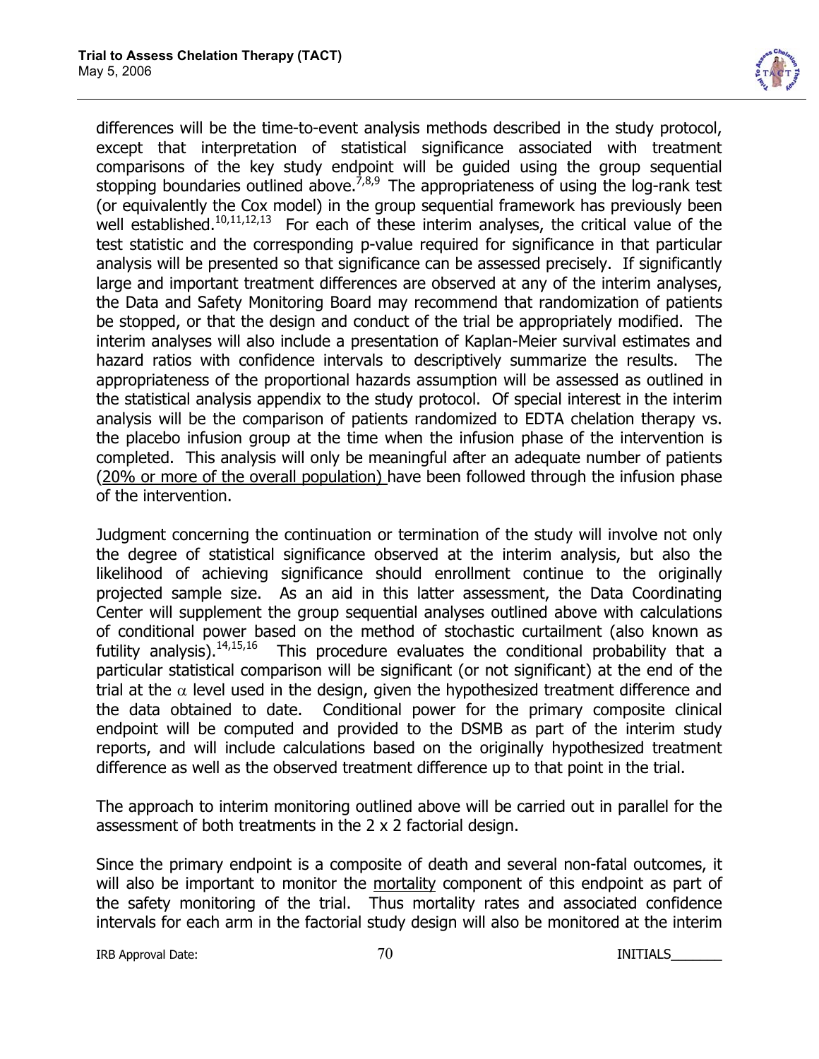differences will be the time-to-event analysis methods described in the study protocol, except that interpretation of statistical significance associated with treatment comparisons of the key study endpoint will be guided using the group sequential stopping boundaries outlined above.[7,8,9] The appropriateness of using the log-rank test (or equivalently the Cox model) in the group sequential framework has previously been well established.[10,11,12,13] For each of these interim analyses, the critical value of the test statistic and the corresponding p-value required for significance in that particular analysis will be presented so that significance can be assessed precisely. If significantly large and important treatment differences are observed at any of the interim analyses, the Data and Safety Monitoring Board may recommend that randomization of patients be stopped, or that the design and conduct of the trial be appropriately modified. The interim analyses will also include a presentation of Kaplan-Meier survival estimates and hazard ratios with confidence intervals to descriptively summarize the results. The appropriateness of the proportional hazards assumption will be assessed as outlined in the statistical analysis appendix to the study protocol. Of special interest in the interim analysis will be the comparison of patients randomized to EDTA chelation therapy vs. the placebo infusion group at the time when the infusion phase of the intervention is completed. This analysis will only be meaningful after an adequate number of patients (<u>20% or more of the overall population)</u> have been followed through the infusion phase of the intervention.

Judgment concerning the continuation or termination of the study will involve not only the degree of statistical significance observed at the interim analysis, but also the likelihood of achieving significance should enrollment continue to the originally projected sample size. As an aid in this latter assessment, the Data Coordinating Center will supplement the group sequential analyses outlined above with calculations of conditional power based on the method of stochastic curtailment (also known as futility analysis).[14,15,16] This procedure evaluates the conditional probability that a particular statistical comparison will be significant (or not significant) at the end of the trial at the $\alpha$ level used in the design, given the hypothesized treatment difference and the data obtained to date. Conditional power for the primary composite clinical endpoint will be computed and provided to the DSMB as part of the interim study reports, and will include calculations based on the originally hypothesized treatment difference as well as the observed treatment difference up to that point in the trial.

The approach to interim monitoring outlined above will be carried out in parallel for the assessment of both treatments in the 2 x 2 factorial design.

Since the primary endpoint is a composite of death and several non-fatal outcomes, it will also be important to monitor the <u>mortality</u> component of this endpoint as part of the safety monitoring of the trial. Thus mortality rates and associated confidence intervals for each arm in the factorial study design will also be monitored at the interim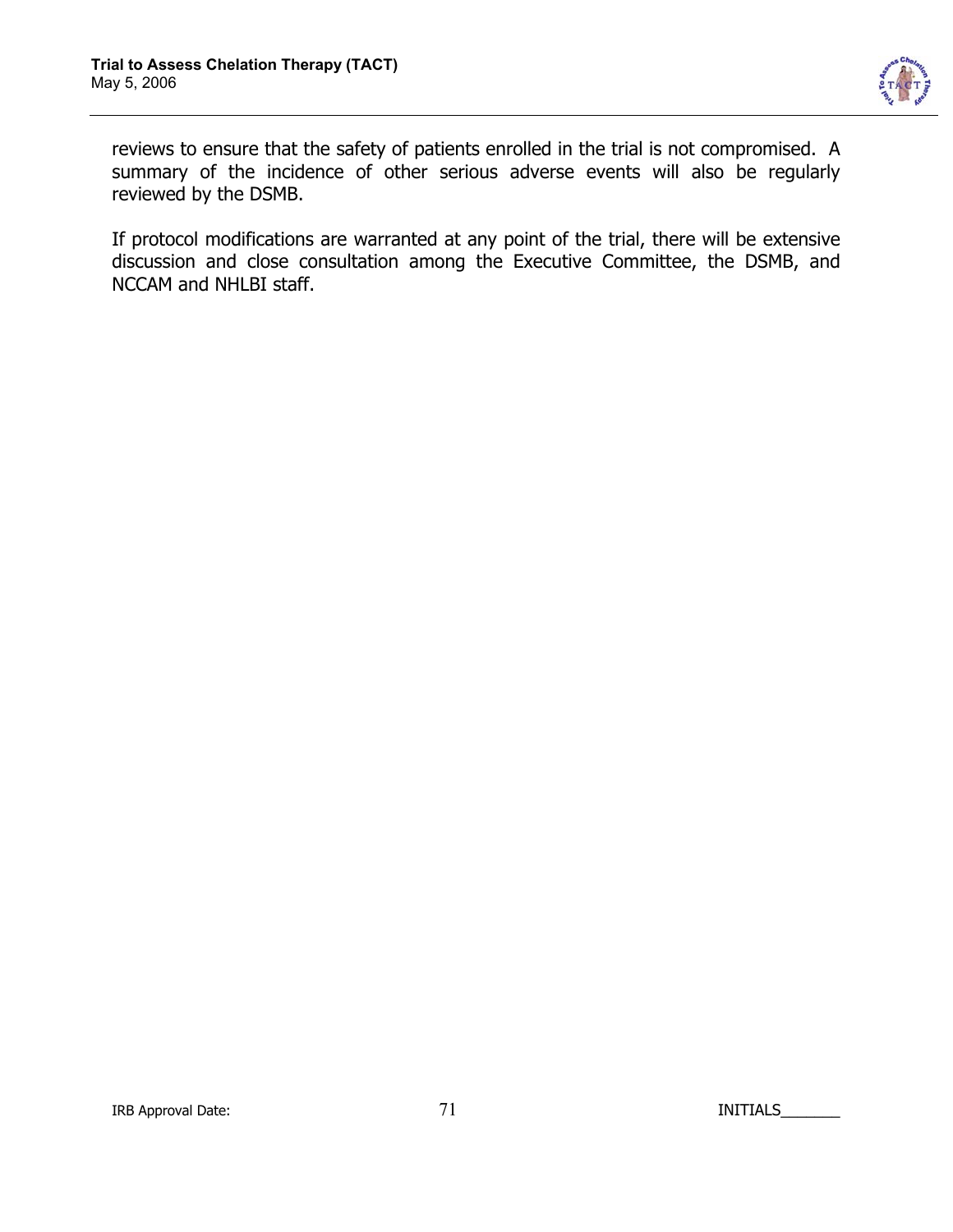reviews to ensure that the safety of patients enrolled in the trial is not compromised. A summary of the incidence of other serious adverse events will also be regularly reviewed by the DSMB.

If protocol modifications are warranted at any point of the trial, there will be extensive discussion and close consultation among the Executive Committee, the DSMB, and NCCAM and NHLBI staff.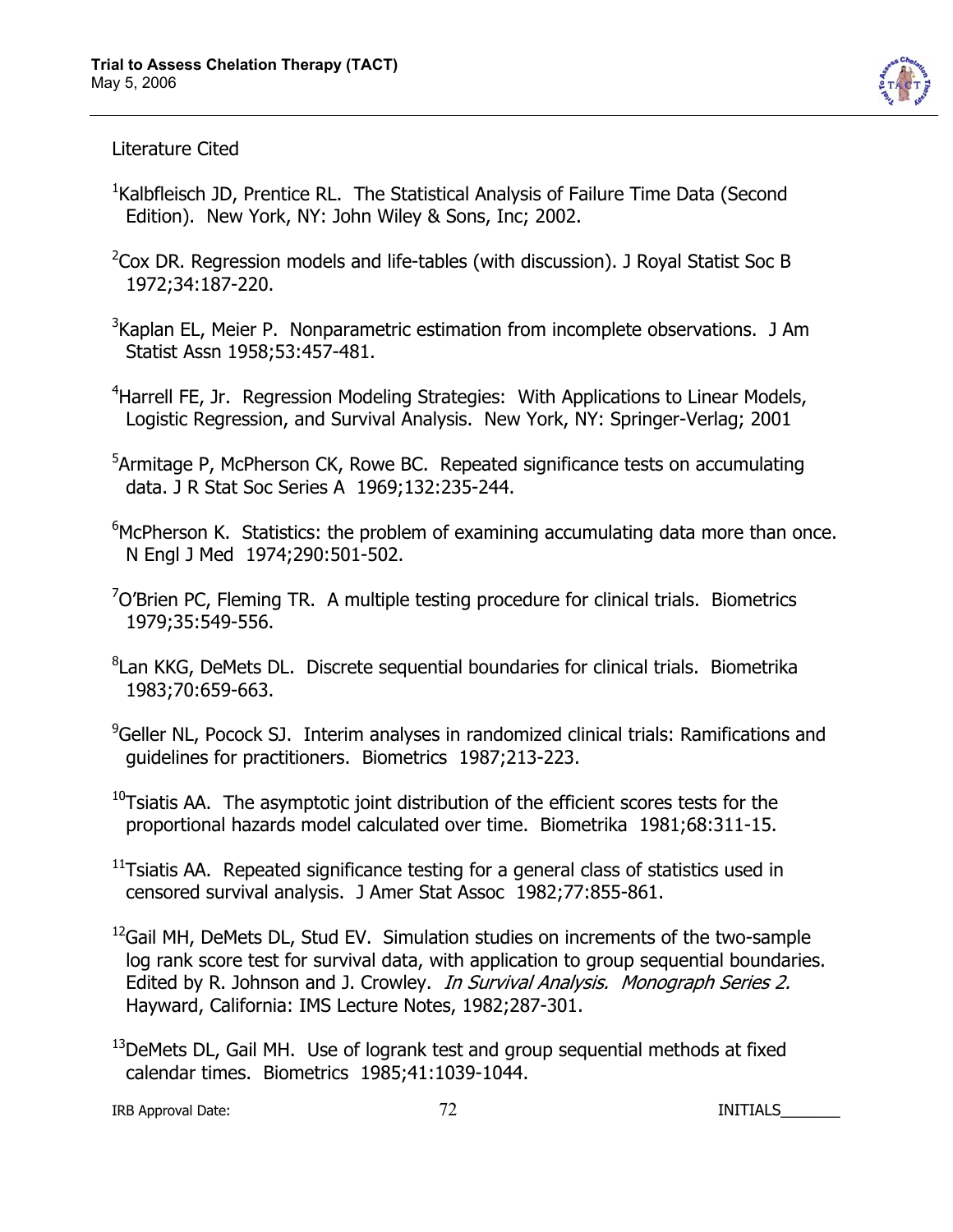Literature Cited

[1]Kalbfleisch JD, Prentice RL. The Statistical Analysis of Failure Time Data (Second Edition). New York, NY: John Wiley & Sons, Inc; 2002.

[2]Cox DR. Regression models and life-tables (with discussion). J Royal Statist Soc B 1972;34:187-220.

[3]Kaplan EL, Meier P. Nonparametric estimation from incomplete observations. J Am Statist Assn 1958;53:457-481.

[4]Harrell FE, Jr. Regression Modeling Strategies: With Applications to Linear Models, Logistic Regression, and Survival Analysis. New York, NY: Springer-Verlag; 2001

[5]Armitage P, McPherson CK, Rowe BC. Repeated significance tests on accumulating data. J R Stat Soc Series A 1969;132:235-244.

[6]McPherson K. Statistics: the problem of examining accumulating data more than once. N Engl J Med 1974;290:501-502.

[7]O'Brien PC, Fleming TR. A multiple testing procedure for clinical trials. Biometrics 1979;35:549-556.

[8]Lan KKG, DeMets DL. Discrete sequential boundaries for clinical trials. Biometrika 1983;70:659-663.

[9]Geller NL, Pocock SJ. Interim analyses in randomized clinical trials: Ramifications and guidelines for practitioners. Biometrics 1987;213-223.

[10]Tsiatis AA. The asymptotic joint distribution of the efficient scores tests for the proportional hazards model calculated over time. Biometrika 1981;68:311-15.

[11]Tsiatis AA. Repeated significance testing for a general class of statistics used in censored survival analysis. J Amer Stat Assoc 1982;77:855-861.

[12]Gail MH, DeMets DL, Stud EV. Simulation studies on increments of the two-sample log rank score test for survival data, with application to group sequential boundaries. Edited by R. Johnson and J. Crowley. *In Survival Analysis. Monograph Series 2.* Hayward, California: IMS Lecture Notes, 1982;287-301.

[13]DeMets DL, Gail MH. Use of logrank test and group sequential methods at fixed calendar times. Biometrics 1985;41:1039-1044.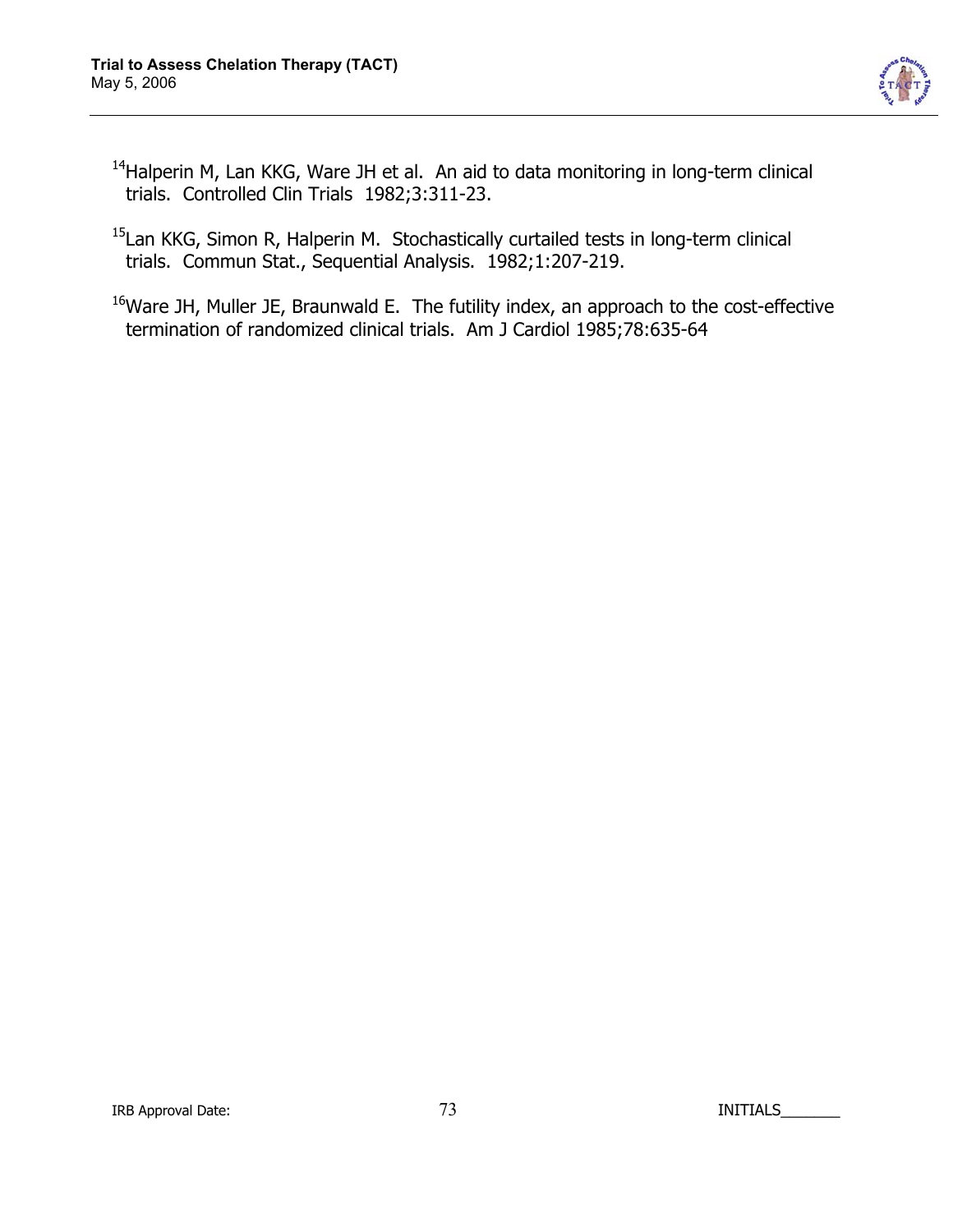[14]Halperin M, Lan KKG, Ware JH et al. An aid to data monitoring in long-term clinical trials. Controlled Clin Trials 1982;3:311-23.

[15]Lan KKG, Simon R, Halperin M. Stochastically curtailed tests in long-term clinical trials. Commun Stat., Sequential Analysis. 1982;1:207-219.

[16]Ware JH, Muller JE, Braunwald E. The futility index, an approach to the cost-effective termination of randomized clinical trials. Am J Cardiol 1985;78:635-64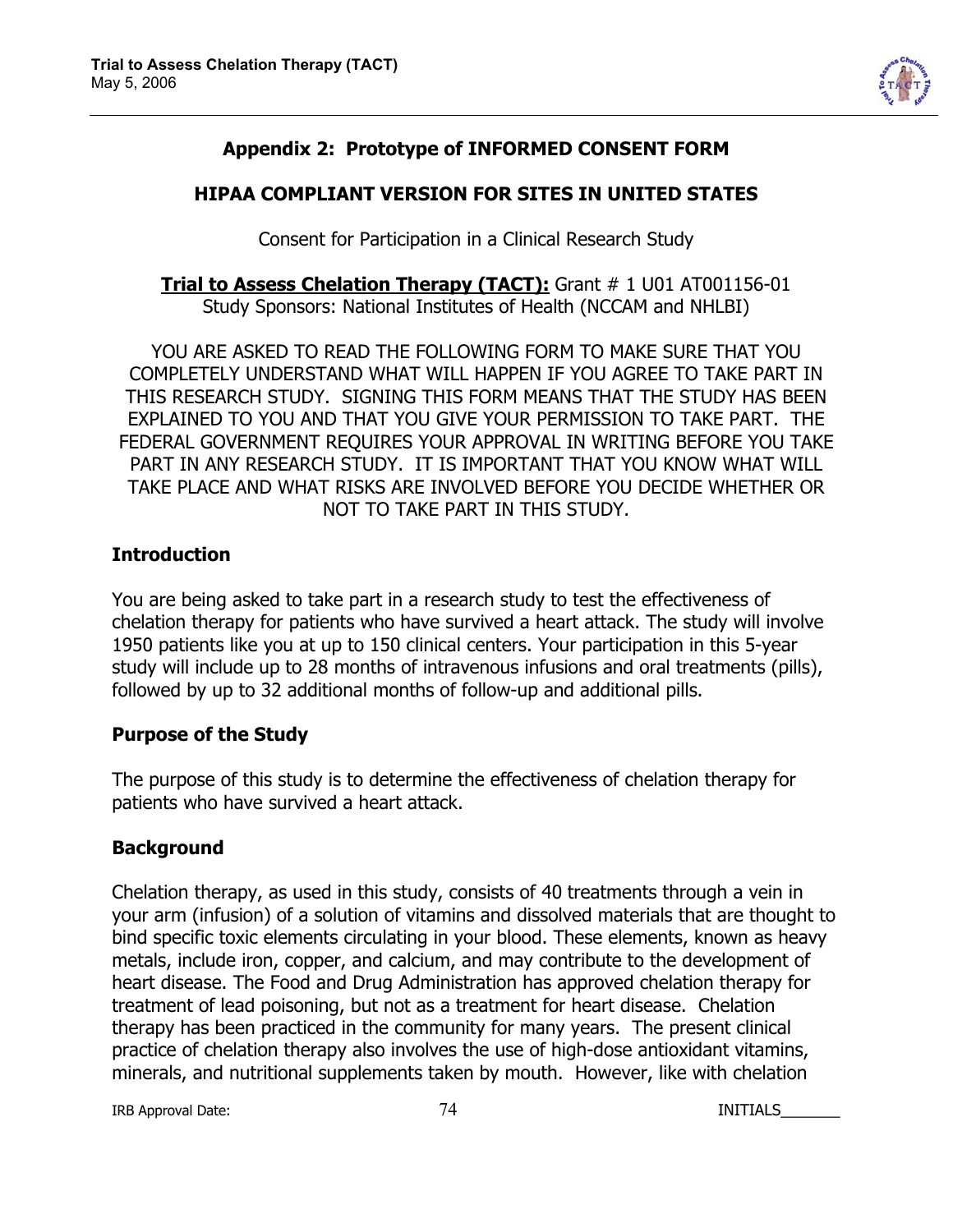## Appendix 2: Prototype of INFORMED CONSENT FORM

### HIPAA COMPLIANT VERSION FOR SITES IN UNITED STATES

Consent for Participation in a Clinical Research Study

**Trial to Assess Chelation Therapy (TACT):** Grant # 1 U01 AT001156-01
Study Sponsors: National Institutes of Health (NCCAM and NHLBI)

YOU ARE ASKED TO READ THE FOLLOWING FORM TO MAKE SURE THAT YOU COMPLETELY UNDERSTAND WHAT WILL HAPPEN IF YOU AGREE TO TAKE PART IN THIS RESEARCH STUDY. SIGNING THIS FORM MEANS THAT THE STUDY HAS BEEN EXPLAINED TO YOU AND THAT YOU GIVE YOUR PERMISSION TO TAKE PART. THE FEDERAL GOVERNMENT REQUIRES YOUR APPROVAL IN WRITING BEFORE YOU TAKE PART IN ANY RESEARCH STUDY. IT IS IMPORTANT THAT YOU KNOW WHAT WILL TAKE PLACE AND WHAT RISKS ARE INVOLVED BEFORE YOU DECIDE WHETHER OR NOT TO TAKE PART IN THIS STUDY.

### Introduction

You are being asked to take part in a research study to test the effectiveness of chelation therapy for patients who have survived a heart attack. The study will involve 1950 patients like you at up to 150 clinical centers. Your participation in this 5-year study will include up to 28 months of intravenous infusions and oral treatments (pills), followed by up to 32 additional months of follow-up and additional pills.

### Purpose of the Study

The purpose of this study is to determine the effectiveness of chelation therapy for patients who have survived a heart attack.

### Background

Chelation therapy, as used in this study, consists of 40 treatments through a vein in your arm (infusion) of a solution of vitamins and dissolved materials that are thought to bind specific toxic elements circulating in your blood. These elements, known as heavy metals, include iron, copper, and calcium, and may contribute to the development of heart disease. The Food and Drug Administration has approved chelation therapy for treatment of lead poisoning, but not as a treatment for heart disease. Chelation therapy has been practiced in the community for many years. The present clinical practice of chelation therapy also involves the use of high-dose antioxidant vitamins, minerals, and nutritional supplements taken by mouth. However, like with chelation

IRB Approval Date: INITIALS_______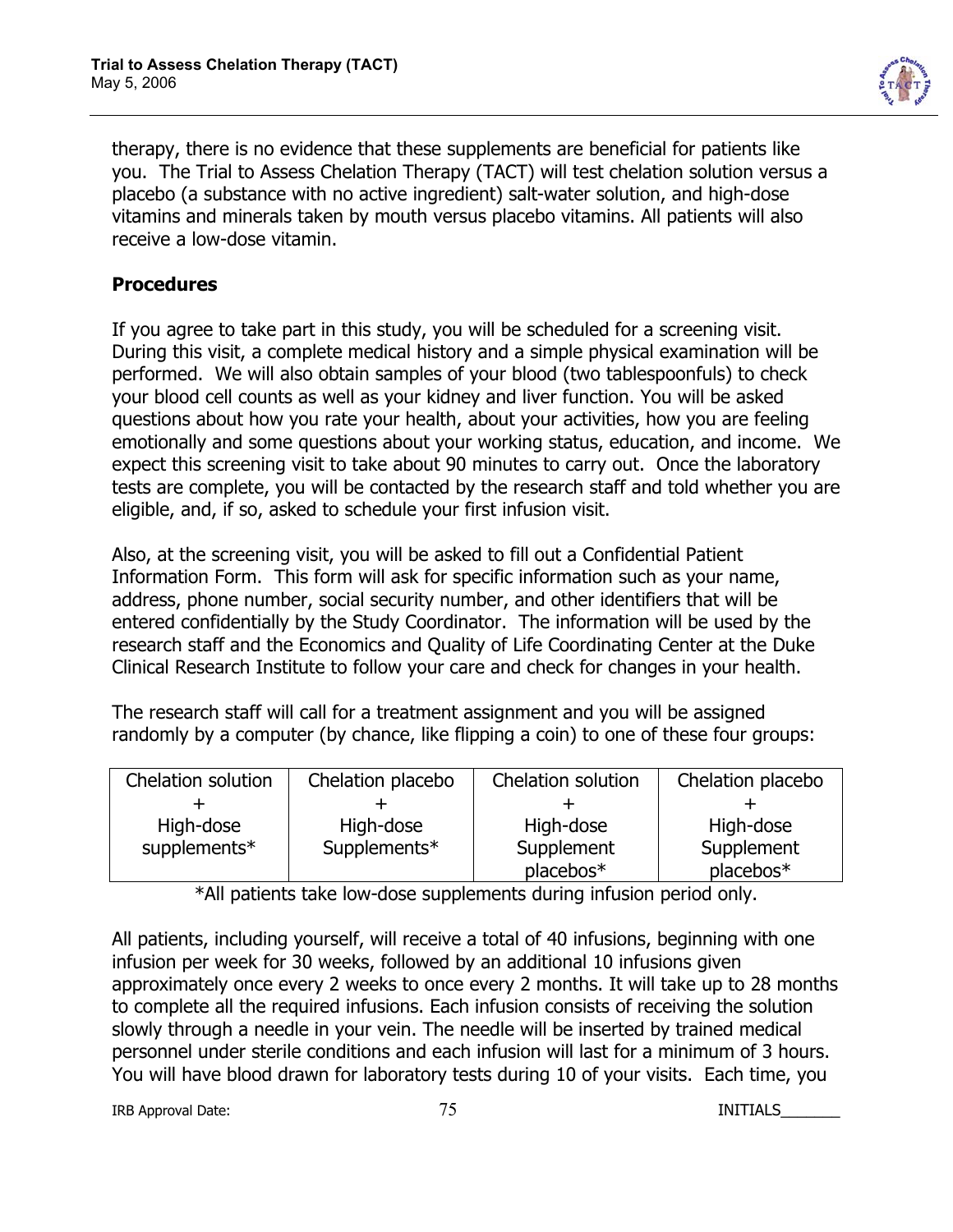therapy, there is no evidence that these supplements are beneficial for patients like you. The Trial to Assess Chelation Therapy (TACT) will test chelation solution versus a placebo (a substance with no active ingredient) salt-water solution, and high-dose vitamins and minerals taken by mouth versus placebo vitamins. All patients will also receive a low-dose vitamin.

## Procedures

If you agree to take part in this study, you will be scheduled for a screening visit. During this visit, a complete medical history and a simple physical examination will be performed. We will also obtain samples of your blood (two tablespoonfuls) to check your blood cell counts as well as your kidney and liver function. You will be asked questions about how you rate your health, about your activities, how you are feeling emotionally and some questions about your working status, education, and income. We expect this screening visit to take about 90 minutes to carry out. Once the laboratory tests are complete, you will be contacted by the research staff and told whether you are eligible, and, if so, asked to schedule your first infusion visit.

Also, at the screening visit, you will be asked to fill out a Confidential Patient Information Form. This form will ask for specific information such as your name, address, phone number, social security number, and other identifiers that will be entered confidentially by the Study Coordinator. The information will be used by the research staff and the Economics and Quality of Life Coordinating Center at the Duke Clinical Research Institute to follow your care and check for changes in your health.

The research staff will call for a treatment assignment and you will be assigned randomly by a computer (by chance, like flipping a coin) to one of these four groups:

| Chelation solution + High-dose supplements* | Chelation placebo + High-dose Supplements* | Chelation solution + High-dose Supplement placebos* | Chelation placebo + High-dose Supplement placebos* |
|---|---|---|---|

*All patients take low-dose supplements during infusion period only.

All patients, including yourself, will receive a total of 40 infusions, beginning with one infusion per week for 30 weeks, followed by an additional 10 infusions given approximately once every 2 weeks to once every 2 months. It will take up to 28 months to complete all the required infusions. Each infusion consists of receiving the solution slowly through a needle in your vein. The needle will be inserted by trained medical personnel under sterile conditions and each infusion will last for a minimum of 3 hours. You will have blood drawn for laboratory tests during 10 of your visits. Each time, you

IRB Approval Date: INITIALS_______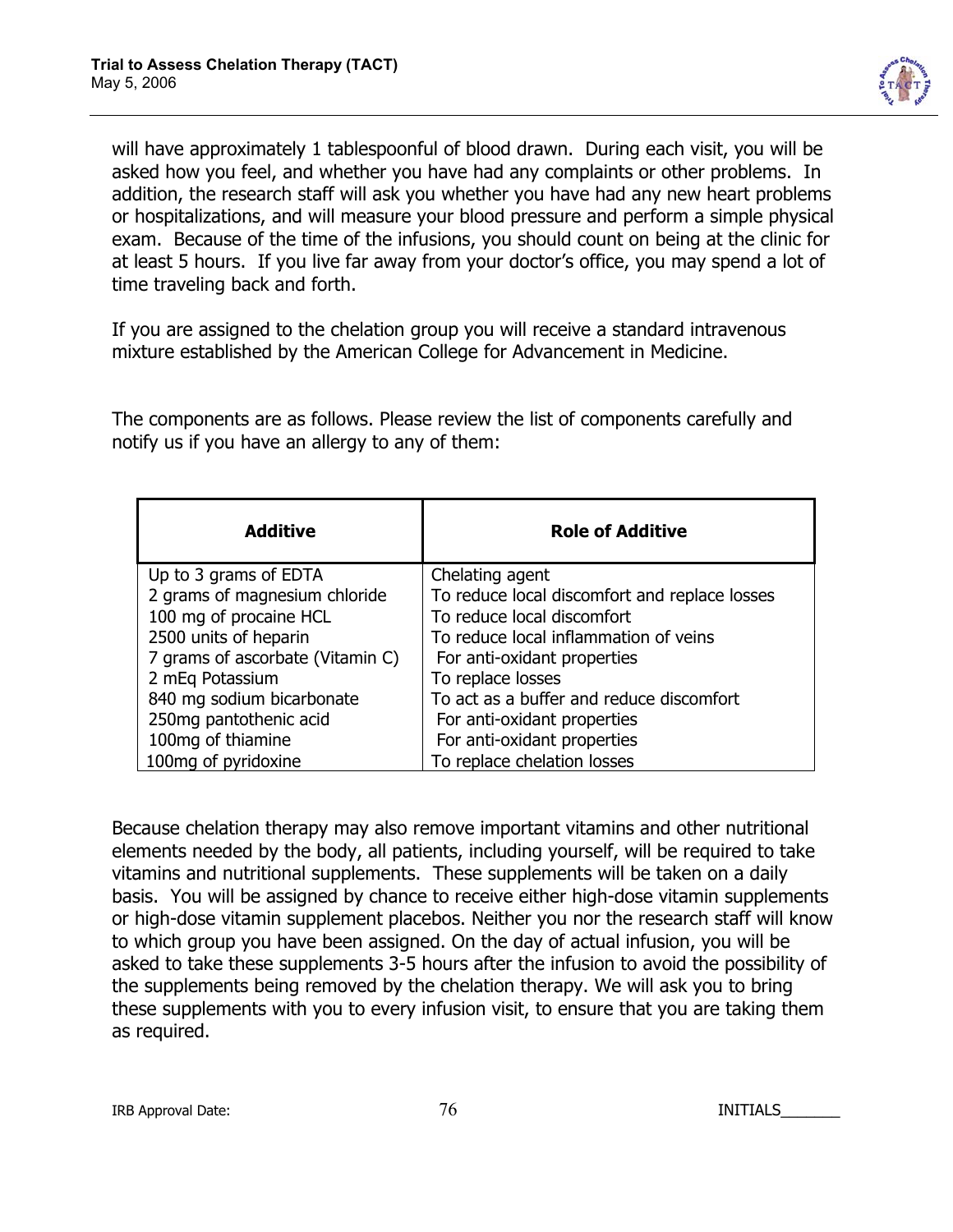will have approximately 1 tablespoonful of blood drawn. During each visit, you will be asked how you feel, and whether you have had any complaints or other problems. In addition, the research staff will ask you whether you have had any new heart problems or hospitalizations, and will measure your blood pressure and perform a simple physical exam. Because of the time of the infusions, you should count on being at the clinic for at least 5 hours. If you live far away from your doctor's office, you may spend a lot of time traveling back and forth.

If you are assigned to the chelation group you will receive a standard intravenous mixture established by the American College for Advancement in Medicine.

The components are as follows. Please review the list of components carefully and notify us if you have an allergy to any of them:

| Additive | Role of Additive |
| --- | --- |
| Up to 3 grams of EDTA | Chelating agent |
| 2 grams of magnesium chloride | To reduce local discomfort and replace losses |
| 100 mg of procaine HCL | To reduce local discomfort |
| 2500 units of heparin | To reduce local inflammation of veins |
| 7 grams of ascorbate (Vitamin C) | For anti-oxidant properties |
| 2 mEq Potassium | To replace losses |
| 840 mg sodium bicarbonate | To act as a buffer and reduce discomfort |
| 250mg pantothenic acid | For anti-oxidant properties |
| 100mg of thiamine | For anti-oxidant properties |
| 100mg of pyridoxine | To replace chelation losses |

Because chelation therapy may also remove important vitamins and other nutritional elements needed by the body, all patients, including yourself, will be required to take vitamins and nutritional supplements. These supplements will be taken on a daily basis. You will be assigned by chance to receive either high-dose vitamin supplements or high-dose vitamin supplement placebos. Neither you nor the research staff will know to which group you have been assigned. On the day of actual infusion, you will be asked to take these supplements 3-5 hours after the infusion to avoid the possibility of the supplements being removed by the chelation therapy. We will ask you to bring these supplements with you to every infusion visit, to ensure that you are taking them as required.

IRB Approval Date: INITIALS_______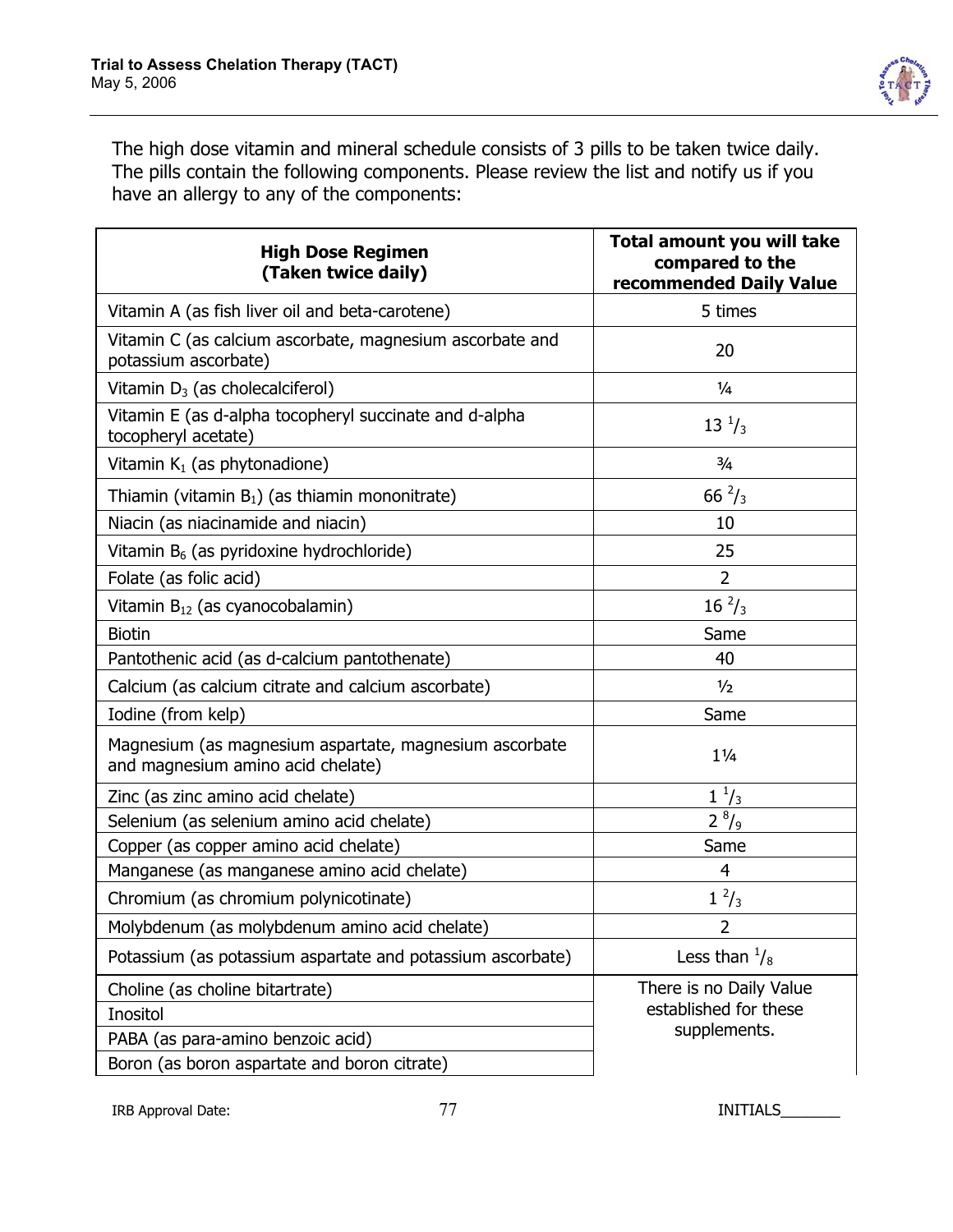The high dose vitamin and mineral schedule consists of 3 pills to be taken twice daily. The pills contain the following components. Please review the list and notify us if you have an allergy to any of the components:

| **High Dose Regimen (Taken twice daily)** | **Total amount you will take compared to the recommended Daily Value** |
|---|---|
| Vitamin A (as fish liver oil and beta-carotene) | 5 times |
| Vitamin C (as calcium ascorbate, magnesium ascorbate and potassium ascorbate) | 20 |
| Vitamin $D_3$ (as cholecalciferol) | ¼ |
| Vitamin E (as d-alpha tocopheryl succinate and d-alpha tocopheryl acetate) | 13 $^1/_3$ |
| Vitamin $K_1$ (as phytonadione) | ¾ |
| Thiamin (vitamin $B_1$) (as thiamin mononitrate) | 66 $^2/_3$ |
| Niacin (as niacinamide and niacin) | 10 |
| Vitamin $B_6$ (as pyridoxine hydrochloride) | 25 |
| Folate (as folic acid) | 2 |
| Vitamin $B_{12}$ (as cyanocobalamin) | 16 $^2/_3$ |
| Biotin | Same |
| Pantothenic acid (as d-calcium pantothenate) | 40 |
| Calcium (as calcium citrate and calcium ascorbate) | ½ |
| Iodine (from kelp) | Same |
| Magnesium (as magnesium aspartate, magnesium ascorbate and magnesium amino acid chelate) | 1¼ |
| Zinc (as zinc amino acid chelate) | 1 $^1/_3$ |
| Selenium (as selenium amino acid chelate) | 2 $^8/_9$ |
| Copper (as copper amino acid chelate) | Same |
| Manganese (as manganese amino acid chelate) | 4 |
| Chromium (as chromium polynicotinate) | 1 $^2/_3$ |
| Molybdenum (as molybdenum amino acid chelate) | 2 |
| Potassium (as potassium aspartate and potassium ascorbate) | Less than $^1/_8$ |
| Choline (as choline bitartrate) | There is no Daily Value established for these supplements. |
| Inositol | |
| PABA (as para-amino benzoic acid) | |
| Boron (as boron aspartate and boron citrate) | |

IRB Approval Date: INITIALS_______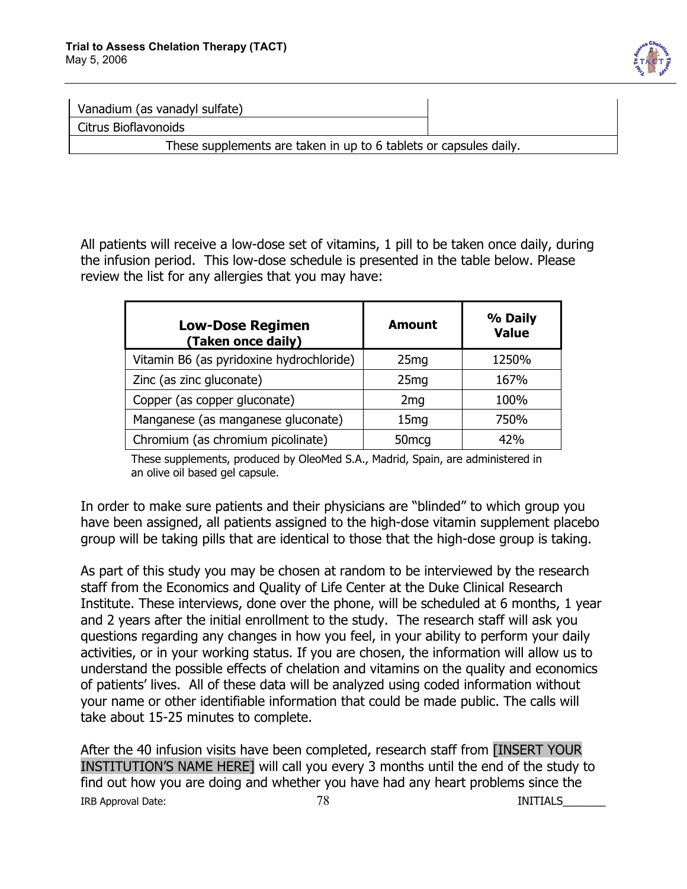| Vanadium (as vanadyl sulfate) | |
| --- | --- |
| Citrus Bioflavonoids | |
| These supplements are taken in up to 6 tablets or capsules daily. | |

All patients will receive a low-dose set of vitamins, 1 pill to be taken once daily, during the infusion period. This low-dose schedule is presented in the table below. Please review the list for any allergies that you may have:

| **Low-Dose Regimen (Taken once daily)** | **Amount** | **% Daily Value** |
| --- | --- | --- |
| Vitamin B6 (as pyridoxine hydrochloride) | 25mg | 1250% |
| Zinc (as zinc gluconate) | 25mg | 167% |
| Copper (as copper gluconate) | 2mg | 100% |
| Manganese (as manganese gluconate) | 15mg | 750% |
| Chromium (as chromium picolinate) | 50mcg | 42% |

These supplements, produced by OleoMed S.A., Madrid, Spain, are administered in an olive oil based gel capsule.

In order to make sure patients and their physicians are "blinded" to which group you have been assigned, all patients assigned to the high-dose vitamin supplement placebo group will be taking pills that are identical to those that the high-dose group is taking.

As part of this study you may be chosen at random to be interviewed by the research staff from the Economics and Quality of Life Center at the Duke Clinical Research Institute. These interviews, done over the phone, will be scheduled at 6 months, 1 year and 2 years after the initial enrollment to the study. The research staff will ask you questions regarding any changes in how you feel, in your ability to perform your daily activities, or in your working status. If you are chosen, the information will allow us to understand the possible effects of chelation and vitamins on the quality and economics of patients' lives. All of these data will be analyzed using coded information without your name or other identifiable information that could be made public. The calls will take about 15-25 minutes to complete.

After the 40 infusion visits have been completed, research staff from [INSERT YOUR INSTITUTION'S NAME HERE] will call you every 3 months until the end of the study to find out how you are doing and whether you have had any heart problems since the

IRB Approval Date: INITIALS_______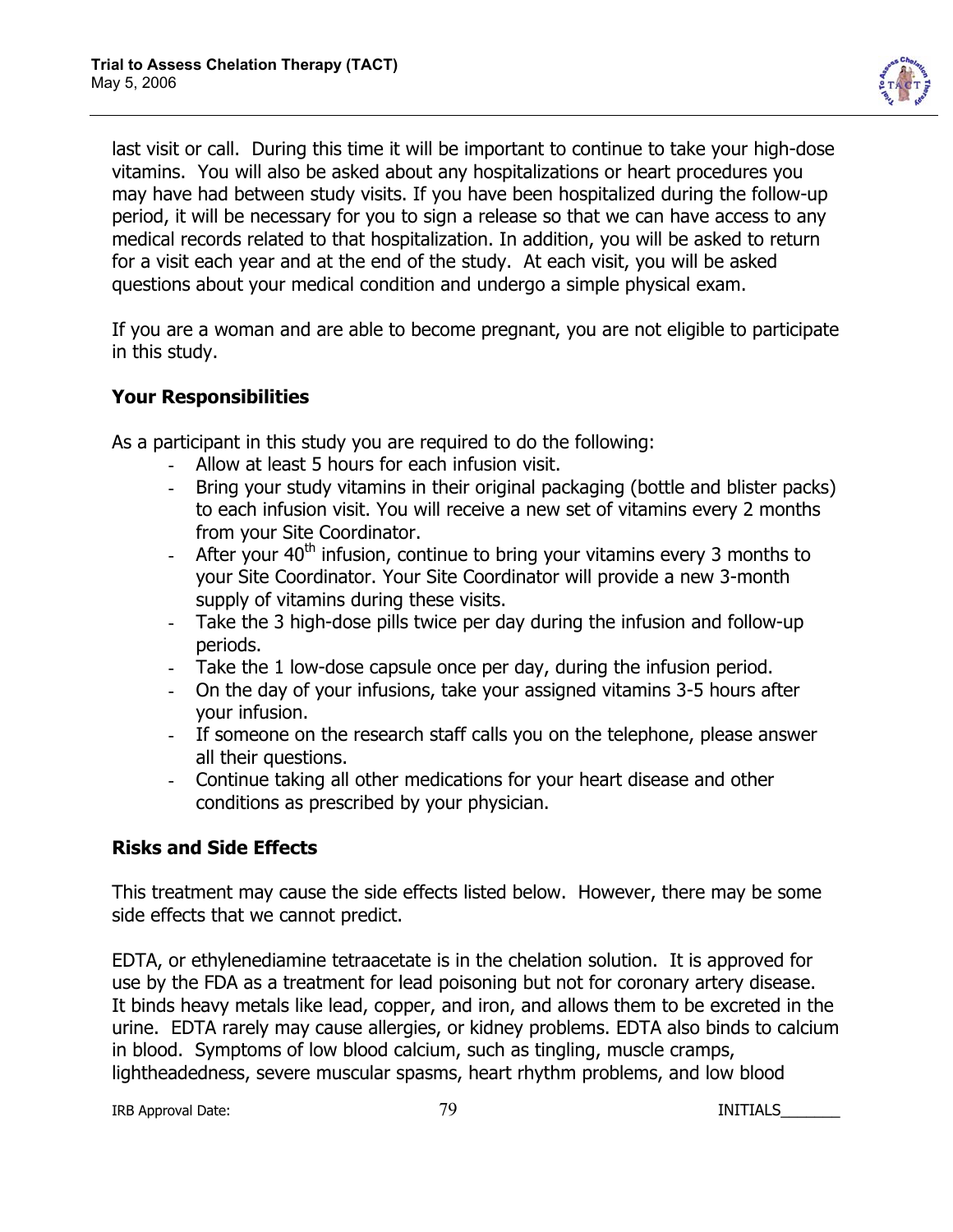last visit or call. During this time it will be important to continue to take your high-dose vitamins. You will also be asked about any hospitalizations or heart procedures you may have had between study visits. If you have been hospitalized during the follow-up period, it will be necessary for you to sign a release so that we can have access to any medical records related to that hospitalization. In addition, you will be asked to return for a visit each year and at the end of the study. At each visit, you will be asked questions about your medical condition and undergo a simple physical exam.

If you are a woman and are able to become pregnant, you are not eligible to participate in this study.

## Your Responsibilities

As a participant in this study you are required to do the following:

- Allow at least 5 hours for each infusion visit.
- Bring your study vitamins in their original packaging (bottle and blister packs) to each infusion visit. You will receive a new set of vitamins every 2 months from your Site Coordinator.
- After your 40th infusion, continue to bring your vitamins every 3 months to your Site Coordinator. Your Site Coordinator will provide a new 3-month supply of vitamins during these visits.
- Take the 3 high-dose pills twice per day during the infusion and follow-up periods.
- Take the 1 low-dose capsule once per day, during the infusion period.
- On the day of your infusions, take your assigned vitamins 3-5 hours after your infusion.
- If someone on the research staff calls you on the telephone, please answer all their questions.
- Continue taking all other medications for your heart disease and other conditions as prescribed by your physician.

## Risks and Side Effects

This treatment may cause the side effects listed below. However, there may be some side effects that we cannot predict.

EDTA, or ethylenediamine tetraacetate is in the chelation solution. It is approved for use by the FDA as a treatment for lead poisoning but not for coronary artery disease. It binds heavy metals like lead, copper, and iron, and allows them to be excreted in the urine. EDTA rarely may cause allergies, or kidney problems. EDTA also binds to calcium in blood. Symptoms of low blood calcium, such as tingling, muscle cramps, lightheadedness, severe muscular spasms, heart rhythm problems, and low blood

IRB Approval Date: INITIALS_______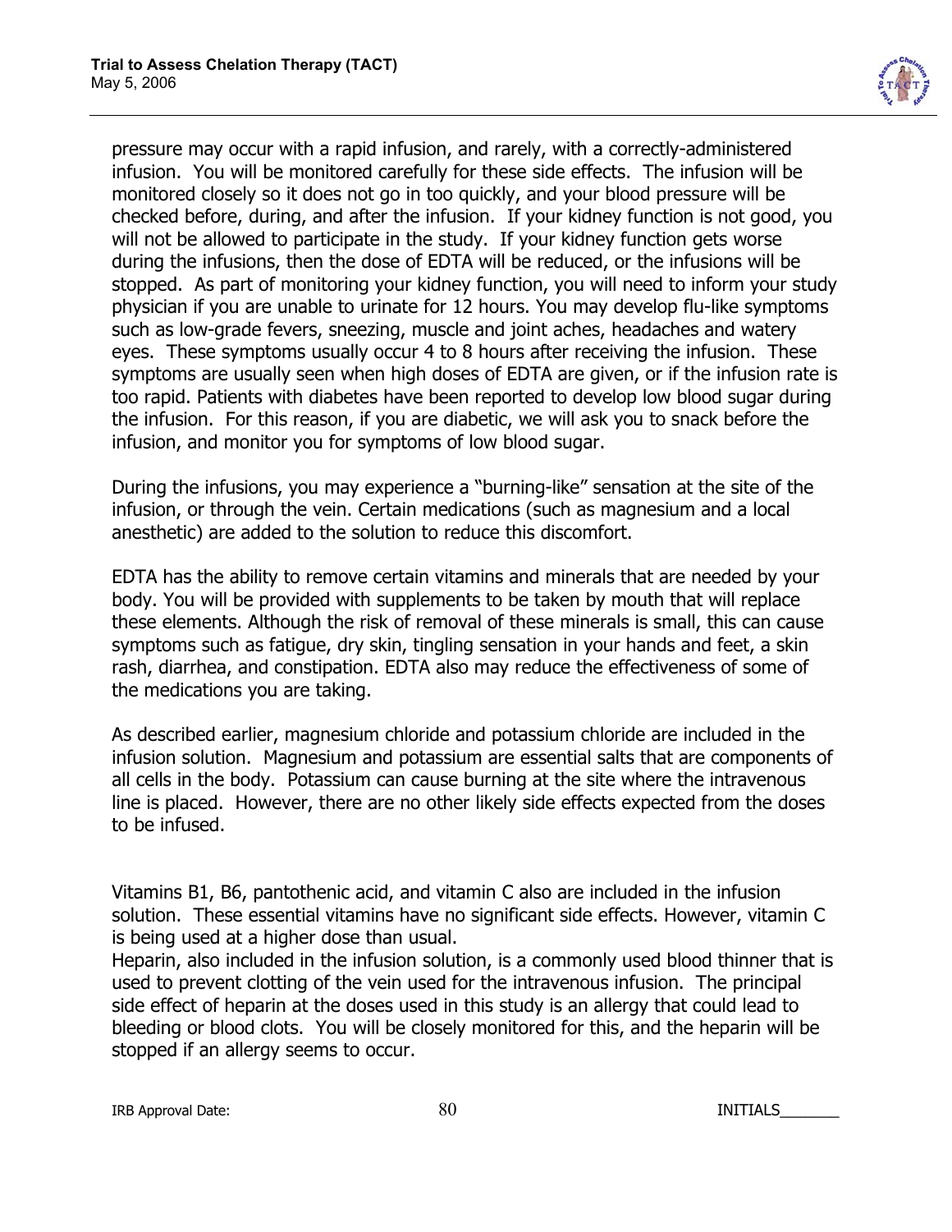pressure may occur with a rapid infusion, and rarely, with a correctly-administered infusion. You will be monitored carefully for these side effects. The infusion will be monitored closely so it does not go in too quickly, and your blood pressure will be checked before, during, and after the infusion. If your kidney function is not good, you will not be allowed to participate in the study. If your kidney function gets worse during the infusions, then the dose of EDTA will be reduced, or the infusions will be stopped. As part of monitoring your kidney function, you will need to inform your study physician if you are unable to urinate for 12 hours. You may develop flu-like symptoms such as low-grade fevers, sneezing, muscle and joint aches, headaches and watery eyes. These symptoms usually occur 4 to 8 hours after receiving the infusion. These symptoms are usually seen when high doses of EDTA are given, or if the infusion rate is too rapid. Patients with diabetes have been reported to develop low blood sugar during the infusion. For this reason, if you are diabetic, we will ask you to snack before the infusion, and monitor you for symptoms of low blood sugar.

During the infusions, you may experience a "burning-like" sensation at the site of the infusion, or through the vein. Certain medications (such as magnesium and a local anesthetic) are added to the solution to reduce this discomfort.

EDTA has the ability to remove certain vitamins and minerals that are needed by your body. You will be provided with supplements to be taken by mouth that will replace these elements. Although the risk of removal of these minerals is small, this can cause symptoms such as fatigue, dry skin, tingling sensation in your hands and feet, a skin rash, diarrhea, and constipation. EDTA also may reduce the effectiveness of some of the medications you are taking.

As described earlier, magnesium chloride and potassium chloride are included in the infusion solution. Magnesium and potassium are essential salts that are components of all cells in the body. Potassium can cause burning at the site where the intravenous line is placed. However, there are no other likely side effects expected from the doses to be infused.

Vitamins B1, B6, pantothenic acid, and vitamin C also are included in the infusion solution. These essential vitamins have no significant side effects. However, vitamin C is being used at a higher dose than usual.

Heparin, also included in the infusion solution, is a commonly used blood thinner that is used to prevent clotting of the vein used for the intravenous infusion. The principal side effect of heparin at the doses used in this study is an allergy that could lead to bleeding or blood clots. You will be closely monitored for this, and the heparin will be stopped if an allergy seems to occur.

IRB Approval Date: INITIALS_______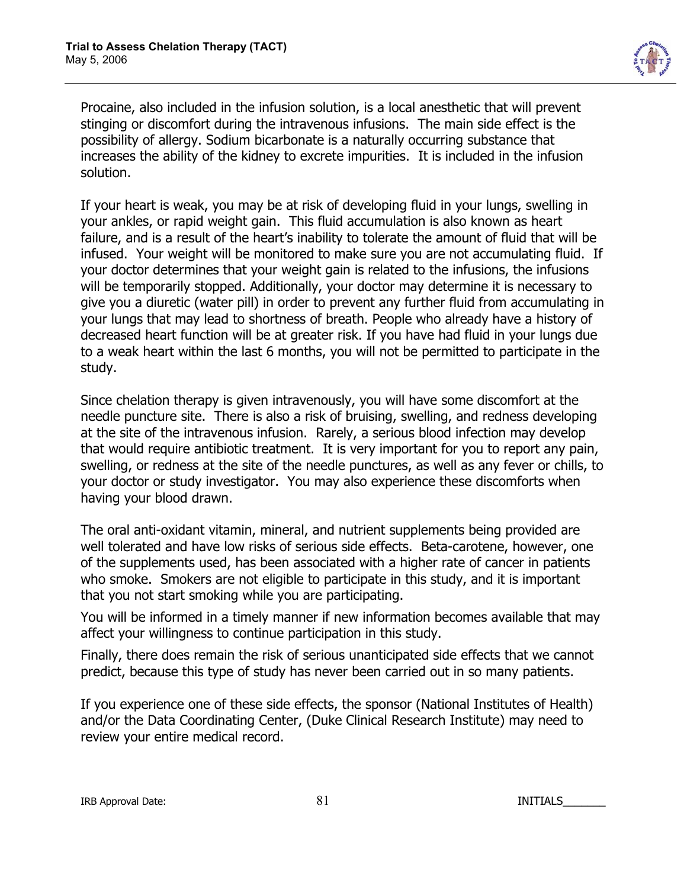Procaine, also included in the infusion solution, is a local anesthetic that will prevent stinging or discomfort during the intravenous infusions. The main side effect is the possibility of allergy. Sodium bicarbonate is a naturally occurring substance that increases the ability of the kidney to excrete impurities. It is included in the infusion solution.

If your heart is weak, you may be at risk of developing fluid in your lungs, swelling in your ankles, or rapid weight gain. This fluid accumulation is also known as heart failure, and is a result of the heart's inability to tolerate the amount of fluid that will be infused. Your weight will be monitored to make sure you are not accumulating fluid. If your doctor determines that your weight gain is related to the infusions, the infusions will be temporarily stopped. Additionally, your doctor may determine it is necessary to give you a diuretic (water pill) in order to prevent any further fluid from accumulating in your lungs that may lead to shortness of breath. People who already have a history of decreased heart function will be at greater risk. If you have had fluid in your lungs due to a weak heart within the last 6 months, you will not be permitted to participate in the study.

Since chelation therapy is given intravenously, you will have some discomfort at the needle puncture site. There is also a risk of bruising, swelling, and redness developing at the site of the intravenous infusion. Rarely, a serious blood infection may develop that would require antibiotic treatment. It is very important for you to report any pain, swelling, or redness at the site of the needle punctures, as well as any fever or chills, to your doctor or study investigator. You may also experience these discomforts when having your blood drawn.

The oral anti-oxidant vitamin, mineral, and nutrient supplements being provided are well tolerated and have low risks of serious side effects. Beta-carotene, however, one of the supplements used, has been associated with a higher rate of cancer in patients who smoke. Smokers are not eligible to participate in this study, and it is important that you not start smoking while you are participating.

You will be informed in a timely manner if new information becomes available that may affect your willingness to continue participation in this study.

Finally, there does remain the risk of serious unanticipated side effects that we cannot predict, because this type of study has never been carried out in so many patients.

If you experience one of these side effects, the sponsor (National Institutes of Health) and/or the Data Coordinating Center, (Duke Clinical Research Institute) may need to review your entire medical record.

IRB Approval Date: INITIALS_______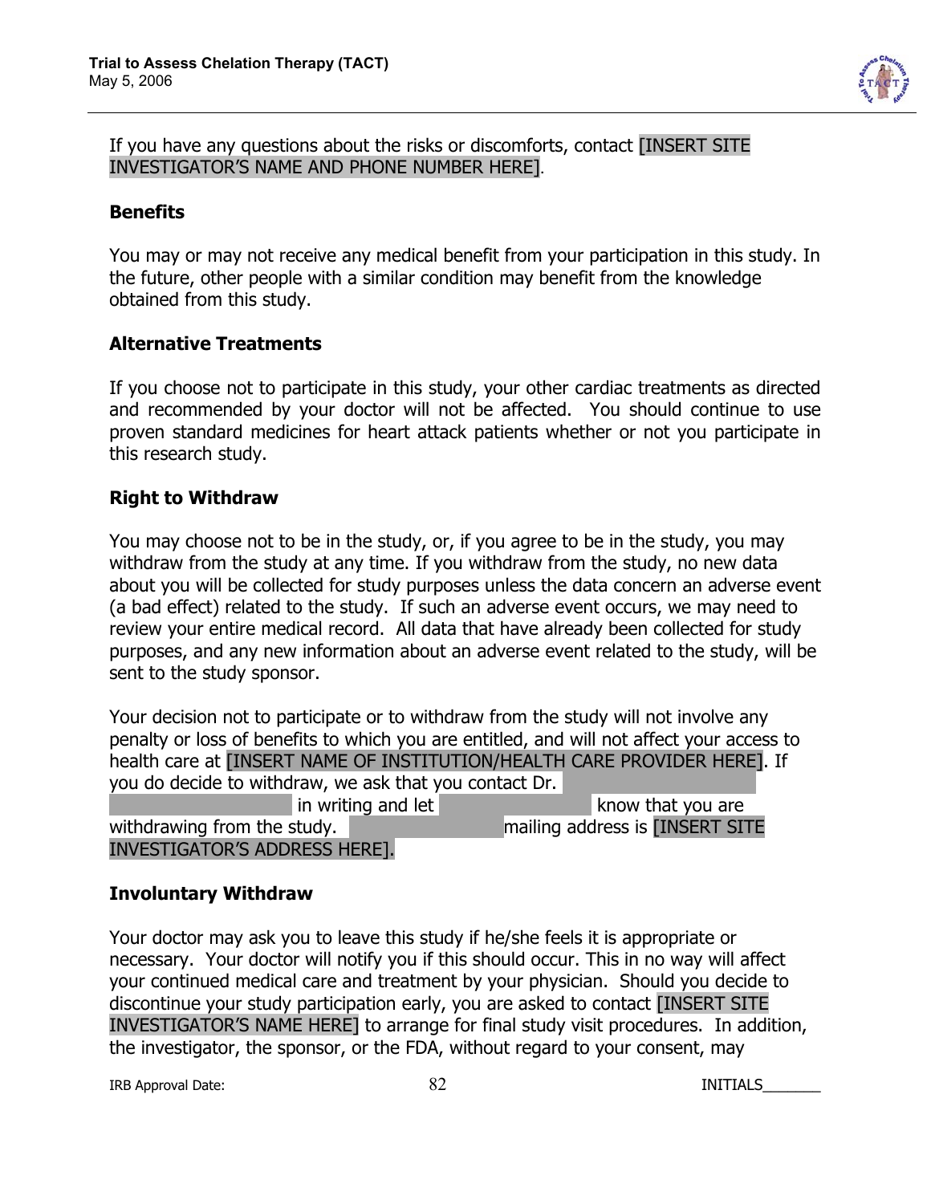If you have any questions about the risks or discomforts, contact [INSERT SITE INVESTIGATOR'S NAME AND PHONE NUMBER HERE].

### Benefits

You may or may not receive any medical benefit from your participation in this study. In the future, other people with a similar condition may benefit from the knowledge obtained from this study.

### Alternative Treatments

If you choose not to participate in this study, your other cardiac treatments as directed and recommended by your doctor will not be affected. You should continue to use proven standard medicines for heart attack patients whether or not you participate in this research study.

### Right to Withdraw

You may choose not to be in the study, or, if you agree to be in the study, you may withdraw from the study at any time. If you withdraw from the study, no new data about you will be collected for study purposes unless the data concern an adverse event (a bad effect) related to the study. If such an adverse event occurs, we may need to review your entire medical record. All data that have already been collected for study purposes, and any new information about an adverse event related to the study, will be sent to the study sponsor.

Your decision not to participate or to withdraw from the study will not involve any penalty or loss of benefits to which you are entitled, and will not affect your access to health care at [INSERT NAME OF INSTITUTION/HEALTH CARE PROVIDER HERE]. If you do decide to withdraw, we ask that you contact Dr. ______________ in writing and let ______________ know that you are withdrawing from the study. ______________ mailing address is [INSERT SITE INVESTIGATOR'S ADDRESS HERE].

### Involuntary Withdraw

Your doctor may ask you to leave this study if he/she feels it is appropriate or necessary. Your doctor will notify you if this should occur. This in no way will affect your continued medical care and treatment by your physician. Should you decide to discontinue your study participation early, you are asked to contact [INSERT SITE INVESTIGATOR'S NAME HERE] to arrange for final study visit procedures. In addition, the investigator, the sponsor, or the FDA, without regard to your consent, may

IRB Approval Date: INITIALS_______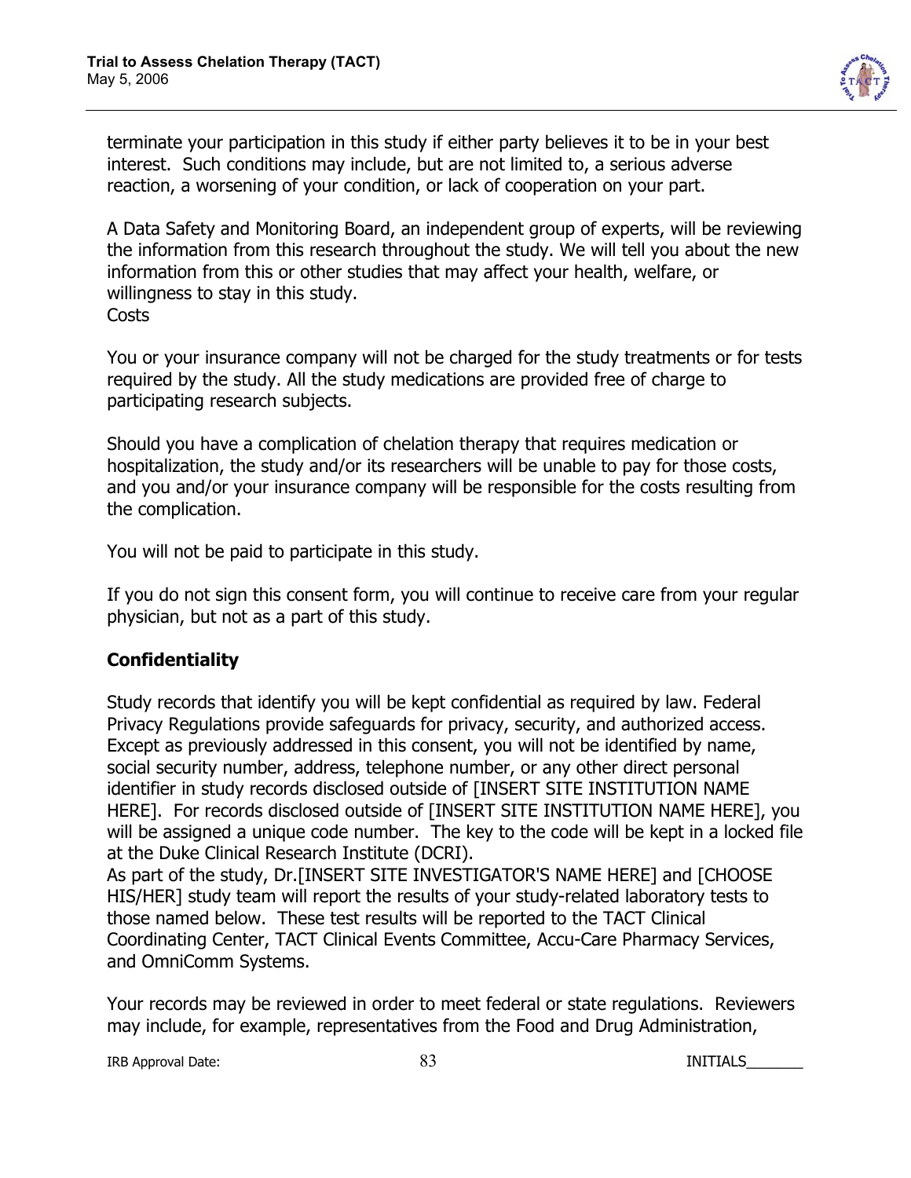terminate your participation in this study if either party believes it to be in your best interest. Such conditions may include, but are not limited to, a serious adverse reaction, a worsening of your condition, or lack of cooperation on your part.

A Data Safety and Monitoring Board, an independent group of experts, will be reviewing the information from this research throughout the study. We will tell you about the new information from this or other studies that may affect your health, welfare, or willingness to stay in this study.

Costs

You or your insurance company will not be charged for the study treatments or for tests required by the study. All the study medications are provided free of charge to participating research subjects.

Should you have a complication of chelation therapy that requires medication or hospitalization, the study and/or its researchers will be unable to pay for those costs, and you and/or your insurance company will be responsible for the costs resulting from the complication.

You will not be paid to participate in this study.

If you do not sign this consent form, you will continue to receive care from your regular physician, but not as a part of this study.

**Confidentiality**

Study records that identify you will be kept confidential as required by law. Federal Privacy Regulations provide safeguards for privacy, security, and authorized access. Except as previously addressed in this consent, you will not be identified by name, social security number, address, telephone number, or any other direct personal identifier in study records disclosed outside of [INSERT SITE INSTITUTION NAME HERE]. For records disclosed outside of [INSERT SITE INSTITUTION NAME HERE], you will be assigned a unique code number. The key to the code will be kept in a locked file at the Duke Clinical Research Institute (DCRI).

As part of the study, Dr.[INSERT SITE INVESTIGATOR'S NAME HERE] and [CHOOSE HIS/HER] study team will report the results of your study-related laboratory tests to those named below. These test results will be reported to the TACT Clinical Coordinating Center, TACT Clinical Events Committee, Accu-Care Pharmacy Services, and OmniComm Systems.

Your records may be reviewed in order to meet federal or state regulations. Reviewers may include, for example, representatives from the Food and Drug Administration,

IRB Approval Date: INITIALS_______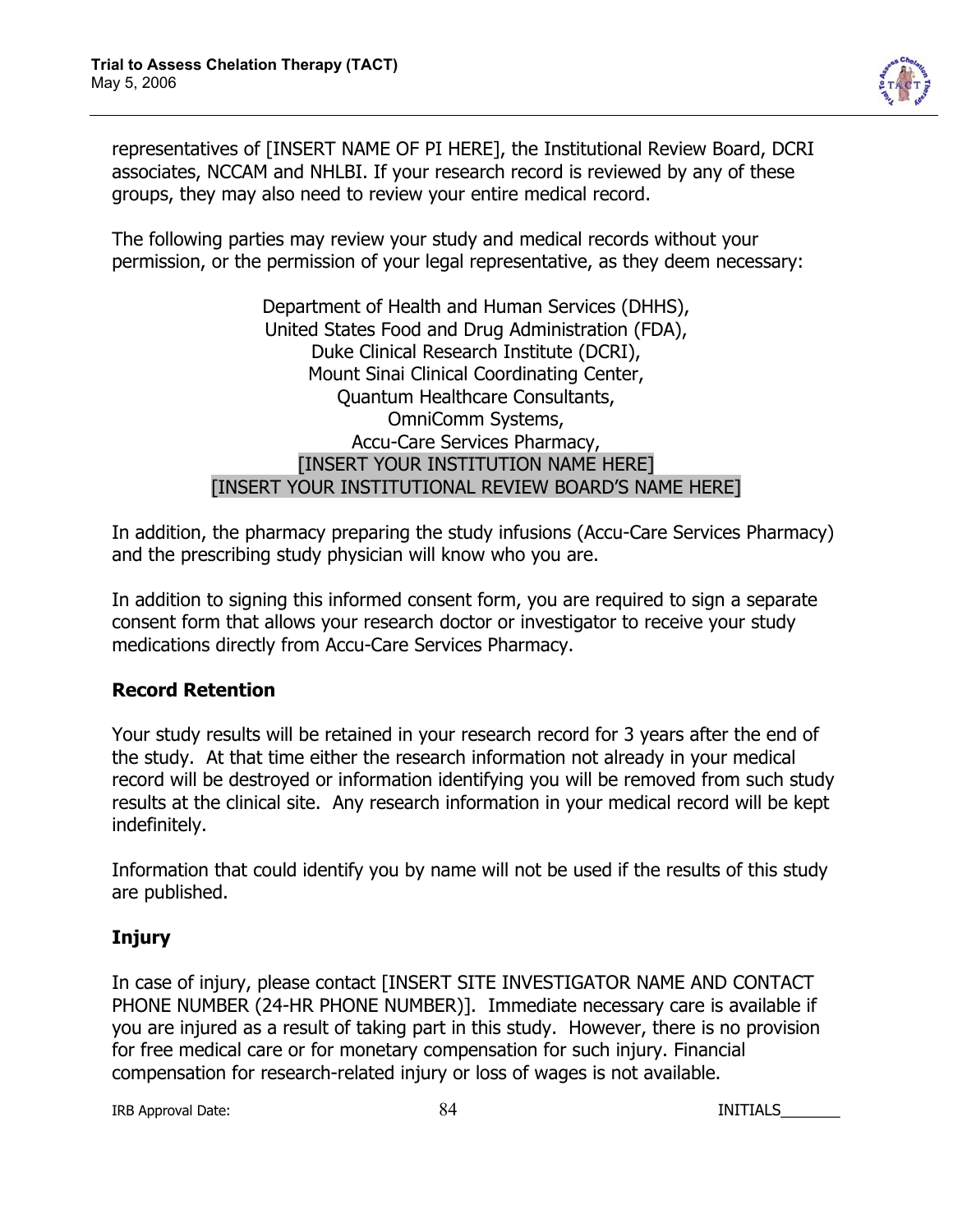representatives of [INSERT NAME OF PI HERE], the Institutional Review Board, DCRI associates, NCCAM and NHLBI. If your research record is reviewed by any of these groups, they may also need to review your entire medical record.

The following parties may review your study and medical records without your permission, or the permission of your legal representative, as they deem necessary:

Department of Health and Human Services (DHHS),
United States Food and Drug Administration (FDA),
Duke Clinical Research Institute (DCRI),
Mount Sinai Clinical Coordinating Center,
Quantum Healthcare Consultants,
OmniComm Systems,
Accu-Care Services Pharmacy,
[INSERT YOUR INSTITUTION NAME HERE]
[INSERT YOUR INSTITUTIONAL REVIEW BOARD'S NAME HERE]

In addition, the pharmacy preparing the study infusions (Accu-Care Services Pharmacy) and the prescribing study physician will know who you are.

In addition to signing this informed consent form, you are required to sign a separate consent form that allows your research doctor or investigator to receive your study medications directly from Accu-Care Services Pharmacy.

**Record Retention**

Your study results will be retained in your research record for 3 years after the end of the study. At that time either the research information not already in your medical record will be destroyed or information identifying you will be removed from such study results at the clinical site. Any research information in your medical record will be kept indefinitely.

Information that could identify you by name will not be used if the results of this study are published.

**Injury**

In case of injury, please contact [INSERT SITE INVESTIGATOR NAME AND CONTACT PHONE NUMBER (24-HR PHONE NUMBER)]. Immediate necessary care is available if you are injured as a result of taking part in this study. However, there is no provision for free medical care or for monetary compensation for such injury. Financial compensation for research-related injury or loss of wages is not available.

IRB Approval Date: INITIALS_______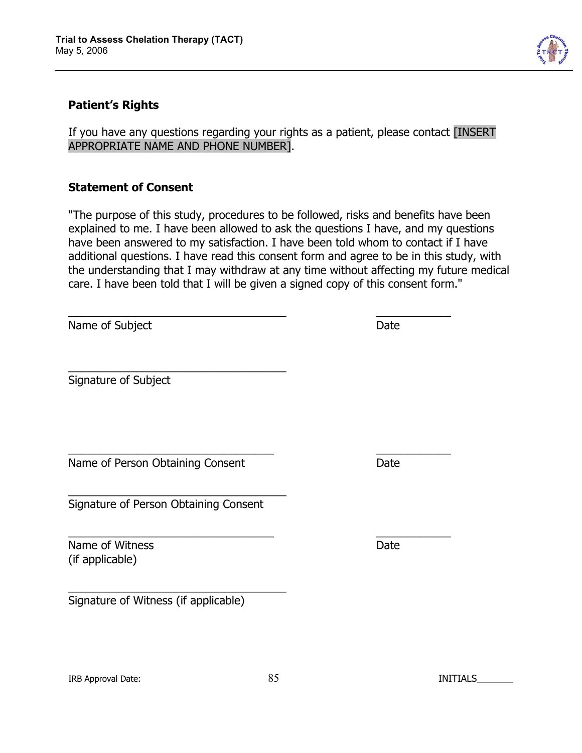**Patient's Rights**

If you have any questions regarding your rights as a patient, please contact [INSERT APPROPRIATE NAME AND PHONE NUMBER].

**Statement of Consent**

"The purpose of this study, procedures to be followed, risks and benefits have been explained to me. I have been allowed to ask the questions I have, and my questions have been answered to my satisfaction. I have been told whom to contact if I have additional questions. I have read this consent form and agree to be in this study, with the understanding that I may withdraw at any time without affecting my future medical care. I have been told that I will be given a signed copy of this consent form."

\_\_\_\_\_\_\_\_\_\_\_\_\_\_\_\_\_\_\_\_\_\_\_\_\_\_\_\_\_\_\_\_\_\_\_ \_\_\_\_\_\_\_\_\_\_\_\_
Name of Subject Date

\_\_\_\_\_\_\_\_\_\_\_\_\_\_\_\_\_\_\_\_\_\_\_\_\_\_\_\_\_\_\_\_\_\_\_
Signature of Subject

\_\_\_\_\_\_\_\_\_\_\_\_\_\_\_\_\_\_\_\_\_\_\_\_\_\_\_\_\_\_\_\_\_\_\_ \_\_\_\_\_\_\_\_\_\_\_\_
Name of Person Obtaining Consent Date

\_\_\_\_\_\_\_\_\_\_\_\_\_\_\_\_\_\_\_\_\_\_\_\_\_\_\_\_\_\_\_\_\_\_\_
Signature of Person Obtaining Consent

\_\_\_\_\_\_\_\_\_\_\_\_\_\_\_\_\_\_\_\_\_\_\_\_\_\_\_\_\_\_\_\_\_\_\_ \_\_\_\_\_\_\_\_\_\_\_\_
Name of Witness Date
(if applicable)

\_\_\_\_\_\_\_\_\_\_\_\_\_\_\_\_\_\_\_\_\_\_\_\_\_\_\_\_\_\_\_\_\_\_\_
Signature of Witness (if applicable)

IRB Approval Date: INITIALS\_\_\_\_\_\_\_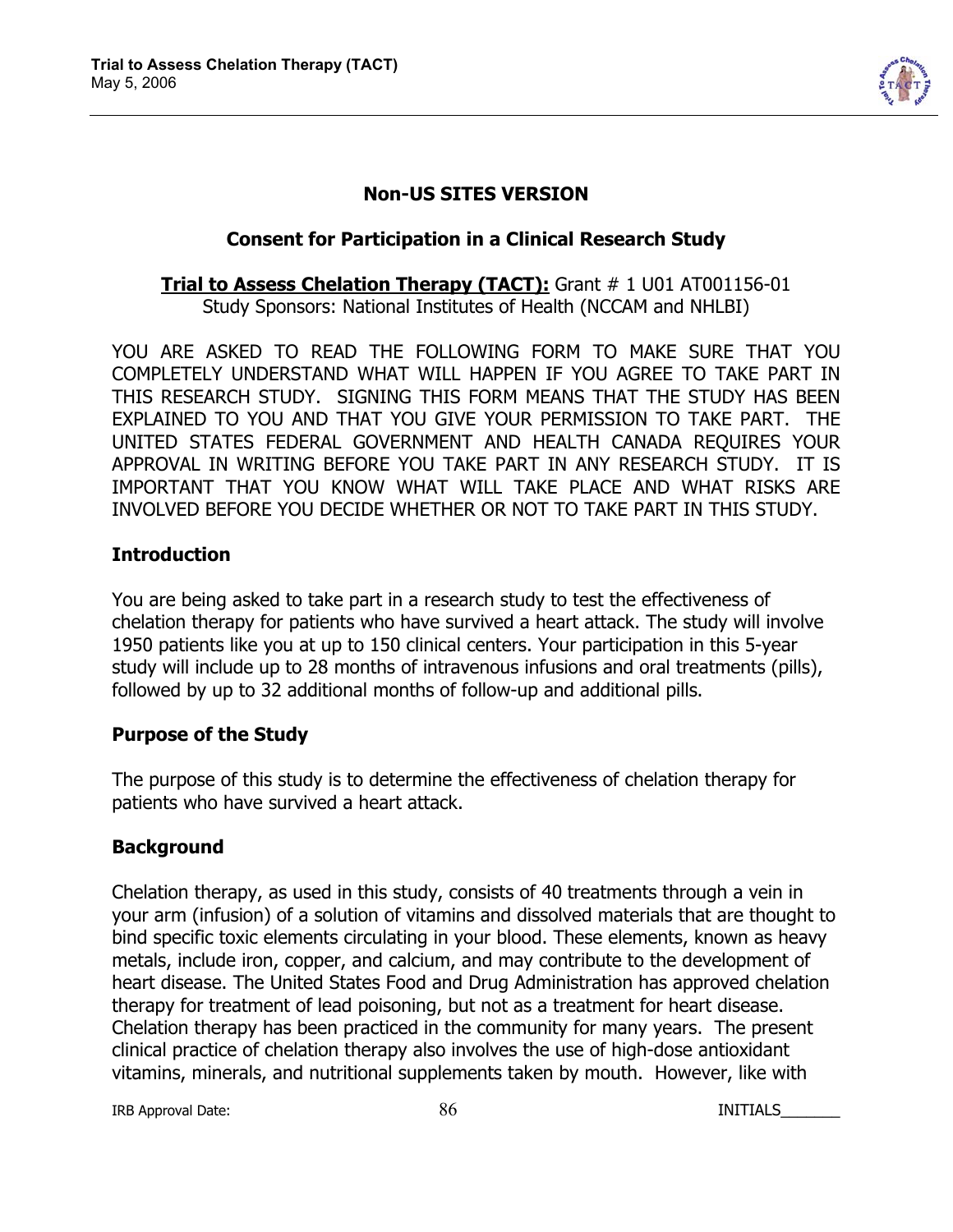## Non-US SITES VERSION

## Consent for Participation in a Clinical Research Study

**Trial to Assess Chelation Therapy (TACT):** Grant # 1 U01 AT001156-01
Study Sponsors: National Institutes of Health (NCCAM and NHLBI)

YOU ARE ASKED TO READ THE FOLLOWING FORM TO MAKE SURE THAT YOU COMPLETELY UNDERSTAND WHAT WILL HAPPEN IF YOU AGREE TO TAKE PART IN THIS RESEARCH STUDY. SIGNING THIS FORM MEANS THAT THE STUDY HAS BEEN EXPLAINED TO YOU AND THAT YOU GIVE YOUR PERMISSION TO TAKE PART. THE UNITED STATES FEDERAL GOVERNMENT AND HEALTH CANADA REQUIRES YOUR APPROVAL IN WRITING BEFORE YOU TAKE PART IN ANY RESEARCH STUDY. IT IS IMPORTANT THAT YOU KNOW WHAT WILL TAKE PLACE AND WHAT RISKS ARE INVOLVED BEFORE YOU DECIDE WHETHER OR NOT TO TAKE PART IN THIS STUDY.

### Introduction

You are being asked to take part in a research study to test the effectiveness of chelation therapy for patients who have survived a heart attack. The study will involve 1950 patients like you at up to 150 clinical centers. Your participation in this 5-year study will include up to 28 months of intravenous infusions and oral treatments (pills), followed by up to 32 additional months of follow-up and additional pills.

### Purpose of the Study

The purpose of this study is to determine the effectiveness of chelation therapy for patients who have survived a heart attack.

### Background

Chelation therapy, as used in this study, consists of 40 treatments through a vein in your arm (infusion) of a solution of vitamins and dissolved materials that are thought to bind specific toxic elements circulating in your blood. These elements, known as heavy metals, include iron, copper, and calcium, and may contribute to the development of heart disease. The United States Food and Drug Administration has approved chelation therapy for treatment of lead poisoning, but not as a treatment for heart disease. Chelation therapy has been practiced in the community for many years. The present clinical practice of chelation therapy also involves the use of high-dose antioxidant vitamins, minerals, and nutritional supplements taken by mouth. However, like with

IRB Approval Date: INITIALS_______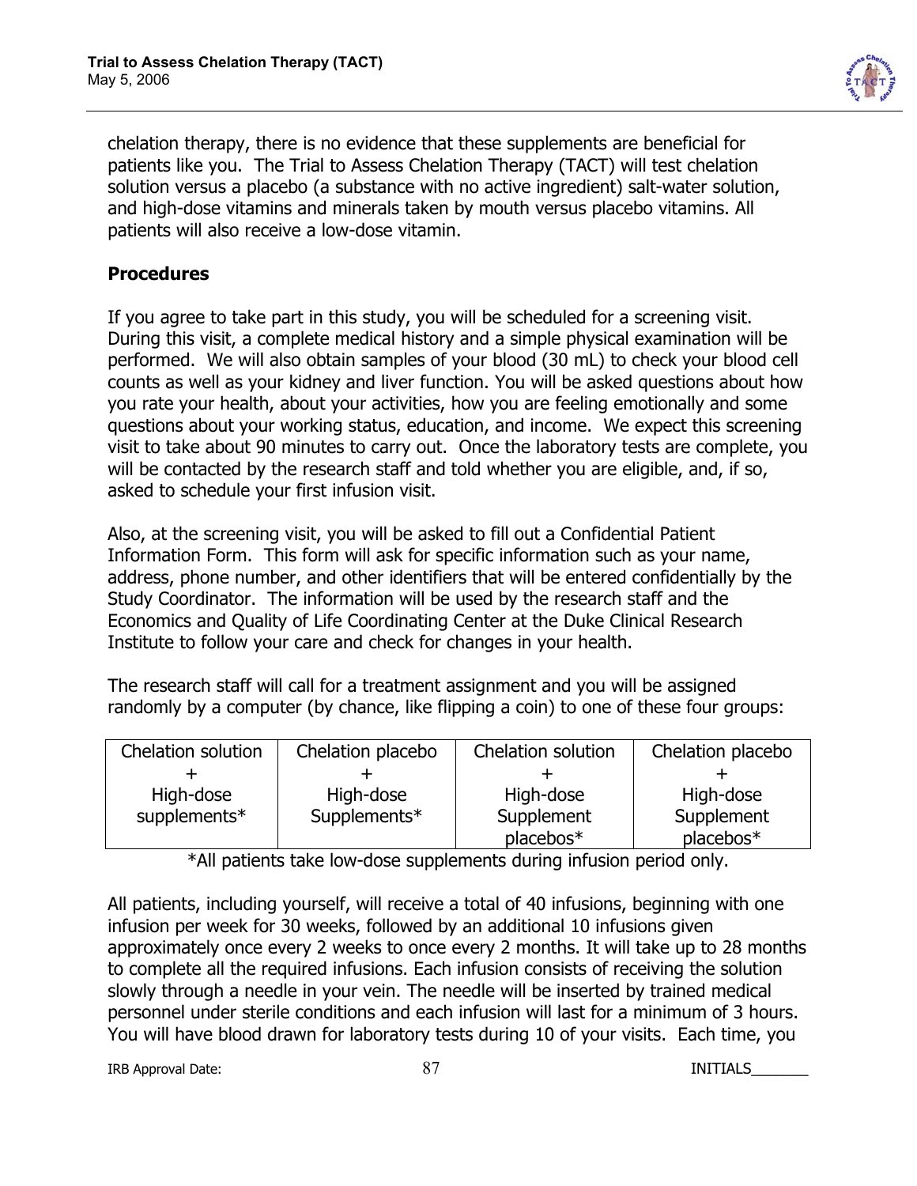chelation therapy, there is no evidence that these supplements are beneficial for patients like you. The Trial to Assess Chelation Therapy (TACT) will test chelation solution versus a placebo (a substance with no active ingredient) salt-water solution, and high-dose vitamins and minerals taken by mouth versus placebo vitamins. All patients will also receive a low-dose vitamin.

## Procedures

If you agree to take part in this study, you will be scheduled for a screening visit. During this visit, a complete medical history and a simple physical examination will be performed. We will also obtain samples of your blood (30 mL) to check your blood cell counts as well as your kidney and liver function. You will be asked questions about how you rate your health, about your activities, how you are feeling emotionally and some questions about your working status, education, and income. We expect this screening visit to take about 90 minutes to carry out. Once the laboratory tests are complete, you will be contacted by the research staff and told whether you are eligible, and, if so, asked to schedule your first infusion visit.

Also, at the screening visit, you will be asked to fill out a Confidential Patient Information Form. This form will ask for specific information such as your name, address, phone number, and other identifiers that will be entered confidentially by the Study Coordinator. The information will be used by the research staff and the Economics and Quality of Life Coordinating Center at the Duke Clinical Research Institute to follow your care and check for changes in your health.

The research staff will call for a treatment assignment and you will be assigned randomly by a computer (by chance, like flipping a coin) to one of these four groups:

| Chelation solution + High-dose supplements* | Chelation placebo + High-dose Supplements* | Chelation solution + High-dose Supplement placebos* | Chelation placebo + High-dose Supplement placebos* |
|---|---|---|---|

*All patients take low-dose supplements during infusion period only.

All patients, including yourself, will receive a total of 40 infusions, beginning with one infusion per week for 30 weeks, followed by an additional 10 infusions given approximately once every 2 weeks to once every 2 months. It will take up to 28 months to complete all the required infusions. Each infusion consists of receiving the solution slowly through a needle in your vein. The needle will be inserted by trained medical personnel under sterile conditions and each infusion will last for a minimum of 3 hours. You will have blood drawn for laboratory tests during 10 of your visits. Each time, you

IRB Approval Date: INITIALS_______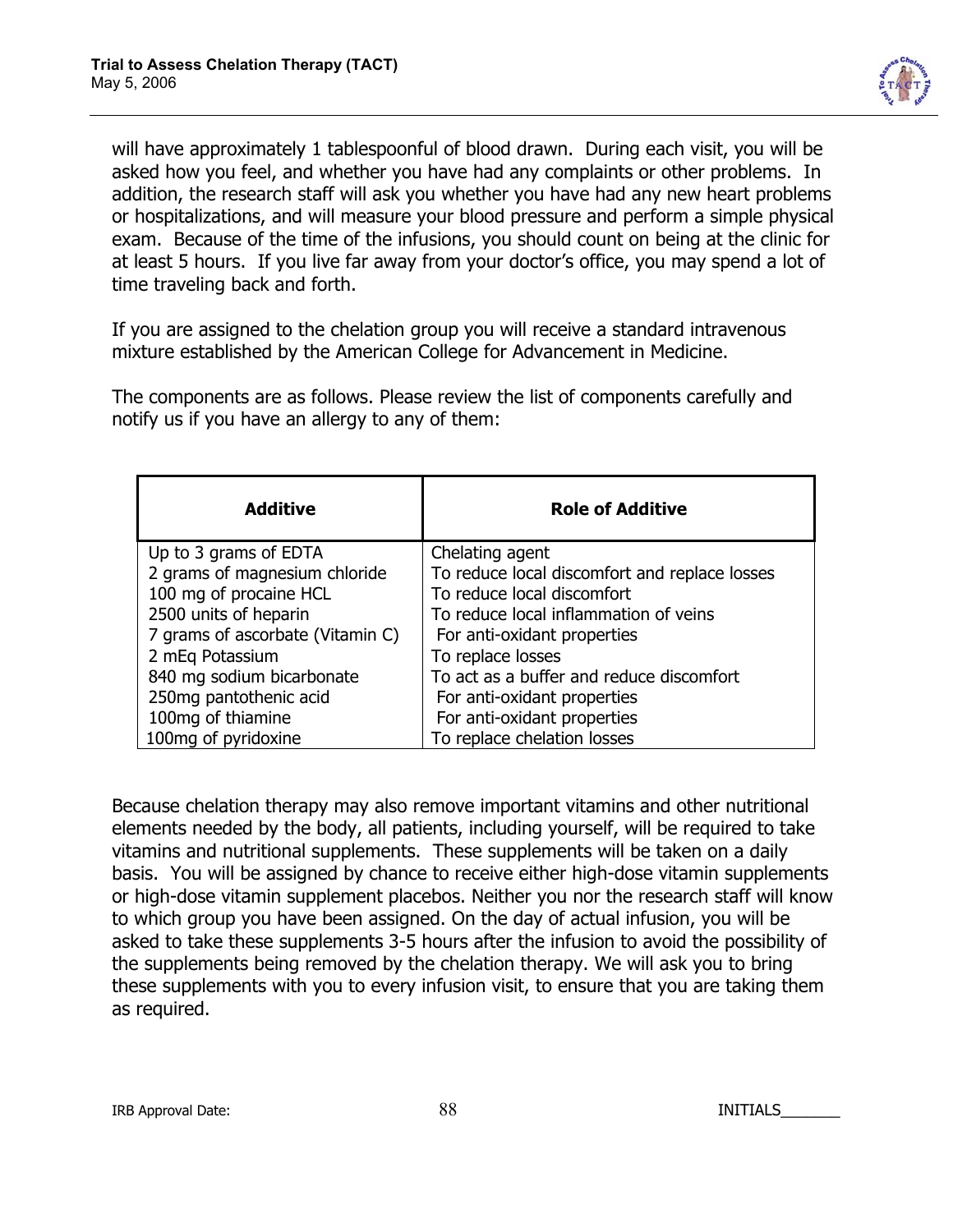will have approximately 1 tablespoonful of blood drawn. During each visit, you will be asked how you feel, and whether you have had any complaints or other problems. In addition, the research staff will ask you whether you have had any new heart problems or hospitalizations, and will measure your blood pressure and perform a simple physical exam. Because of the time of the infusions, you should count on being at the clinic for at least 5 hours. If you live far away from your doctor's office, you may spend a lot of time traveling back and forth.

If you are assigned to the chelation group you will receive a standard intravenous mixture established by the American College for Advancement in Medicine.

The components are as follows. Please review the list of components carefully and notify us if you have an allergy to any of them:

| Additive | Role of Additive |
|---|---|
| Up to 3 grams of EDTA | Chelating agent |
| 2 grams of magnesium chloride | To reduce local discomfort and replace losses |
| 100 mg of procaine HCL | To reduce local discomfort |
| 2500 units of heparin | To reduce local inflammation of veins |
| 7 grams of ascorbate (Vitamin C) | For anti-oxidant properties |
| 2 mEq Potassium | To replace losses |
| 840 mg sodium bicarbonate | To act as a buffer and reduce discomfort |
| 250mg pantothenic acid | For anti-oxidant properties |
| 100mg of thiamine | For anti-oxidant properties |
| 100mg of pyridoxine | To replace chelation losses |

Because chelation therapy may also remove important vitamins and other nutritional elements needed by the body, all patients, including yourself, will be required to take vitamins and nutritional supplements. These supplements will be taken on a daily basis. You will be assigned by chance to receive either high-dose vitamin supplements or high-dose vitamin supplement placebos. Neither you nor the research staff will know to which group you have been assigned. On the day of actual infusion, you will be asked to take these supplements 3-5 hours after the infusion to avoid the possibility of the supplements being removed by the chelation therapy. We will ask you to bring these supplements with you to every infusion visit, to ensure that you are taking them as required.

IRB Approval Date: INITIALS_______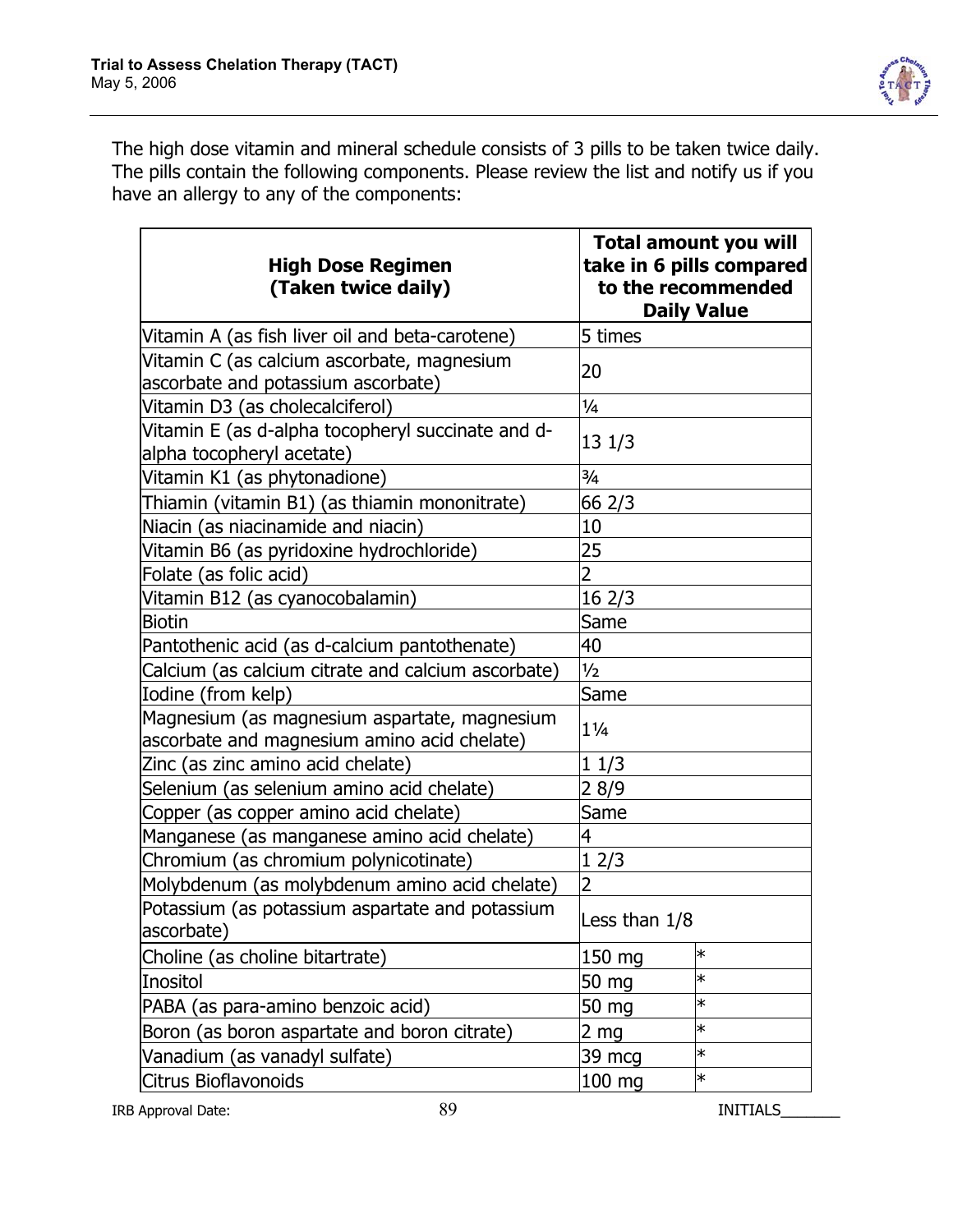The high dose vitamin and mineral schedule consists of 3 pills to be taken twice daily. The pills contain the following components. Please review the list and notify us if you have an allergy to any of the components:

| High Dose Regimen (Taken twice daily) | Total amount you will take in 6 pills compared to the recommended Daily Value | |
|---|---|---|
| Vitamin A (as fish liver oil and beta-carotene) | 5 times | |
| Vitamin C (as calcium ascorbate, magnesium ascorbate and potassium ascorbate) | 20 | |
| Vitamin D3 (as cholecalciferol) | ¼ | |
| Vitamin E (as d-alpha tocopheryl succinate and d-alpha tocopheryl acetate) | 13 1/3 | |
| Vitamin K1 (as phytonadione) | ¾ | |
| Thiamin (vitamin B1) (as thiamin mononitrate) | 66 2/3 | |
| Niacin (as niacinamide and niacin) | 10 | |
| Vitamin B6 (as pyridoxine hydrochloride) | 25 | |
| Folate (as folic acid) | 2 | |
| Vitamin B12 (as cyanocobalamin) | 16 2/3 | |
| Biotin | Same | |
| Pantothenic acid (as d-calcium pantothenate) | 40 | |
| Calcium (as calcium citrate and calcium ascorbate) | ½ | |
| Iodine (from kelp) | Same | |
| Magnesium (as magnesium aspartate, magnesium ascorbate and magnesium amino acid chelate) | 1¼ | |
| Zinc (as zinc amino acid chelate) | 1 1/3 | |
| Selenium (as selenium amino acid chelate) | 2 8/9 | |
| Copper (as copper amino acid chelate) | Same | |
| Manganese (as manganese amino acid chelate) | 4 | |
| Chromium (as chromium polynicotinate) | 1 2/3 | |
| Molybdenum (as molybdenum amino acid chelate) | 2 | |
| Potassium (as potassium aspartate and potassium ascorbate) | Less than 1/8 | |
| Choline (as choline bitartrate) | 150 mg | * |
| Inositol | 50 mg | * |
| PABA (as para-amino benzoic acid) | 50 mg | * |
| Boron (as boron aspartate and boron citrate) | 2 mg | * |
| Vanadium (as vanadyl sulfate) | 39 mcg | * |
| Citrus Bioflavonoids | 100 mg | * |

IRB Approval Date: INITIALS_______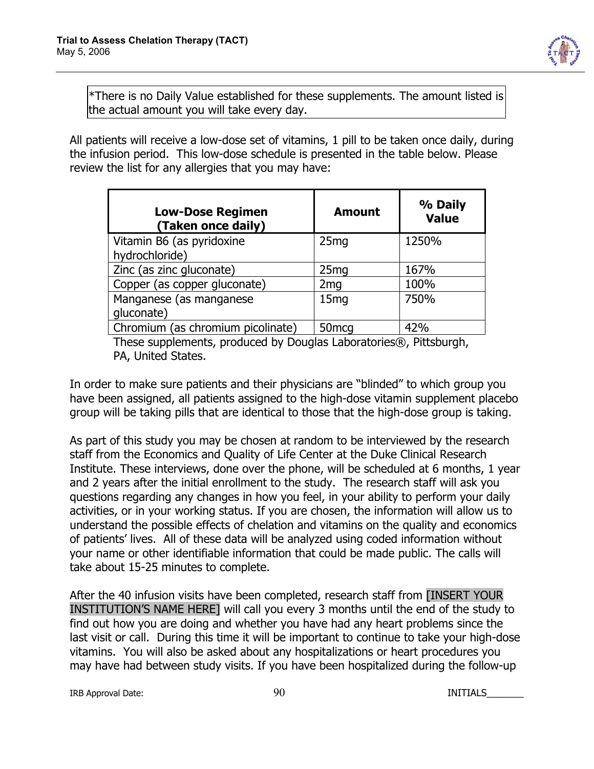*There is no Daily Value established for these supplements. The amount listed is the actual amount you will take every day.

All patients will receive a low-dose set of vitamins, 1 pill to be taken once daily, during the infusion period. This low-dose schedule is presented in the table below. Please review the list for any allergies that you may have:

| Low-Dose Regimen (Taken once daily) | Amount | % Daily Value |
|---|---|---|
| Vitamin B6 (as pyridoxine hydrochloride) | 25mg | 1250% |
| Zinc (as zinc gluconate) | 25mg | 167% |
| Copper (as copper gluconate) | 2mg | 100% |
| Manganese (as manganese gluconate) | 15mg | 750% |
| Chromium (as chromium picolinate) | 50mcg | 42% |

These supplements, produced by Douglas Laboratories®, Pittsburgh, PA, United States.

In order to make sure patients and their physicians are “blinded” to which group you have been assigned, all patients assigned to the high-dose vitamin supplement placebo group will be taking pills that are identical to those that the high-dose group is taking.

As part of this study you may be chosen at random to be interviewed by the research staff from the Economics and Quality of Life Center at the Duke Clinical Research Institute. These interviews, done over the phone, will be scheduled at 6 months, 1 year and 2 years after the initial enrollment to the study. The research staff will ask you questions regarding any changes in how you feel, in your ability to perform your daily activities, or in your working status. If you are chosen, the information will allow us to understand the possible effects of chelation and vitamins on the quality and economics of patients’ lives. All of these data will be analyzed using coded information without your name or other identifiable information that could be made public. The calls will take about 15-25 minutes to complete.

After the 40 infusion visits have been completed, research staff from [INSERT YOUR INSTITUTION’S NAME HERE] will call you every 3 months until the end of the study to find out how you are doing and whether you have had any heart problems since the last visit or call. During this time it will be important to continue to take your high-dose vitamins. You will also be asked about any hospitalizations or heart procedures you may have had between study visits. If you have been hospitalized during the follow-up

IRB Approval Date: INITIALS_______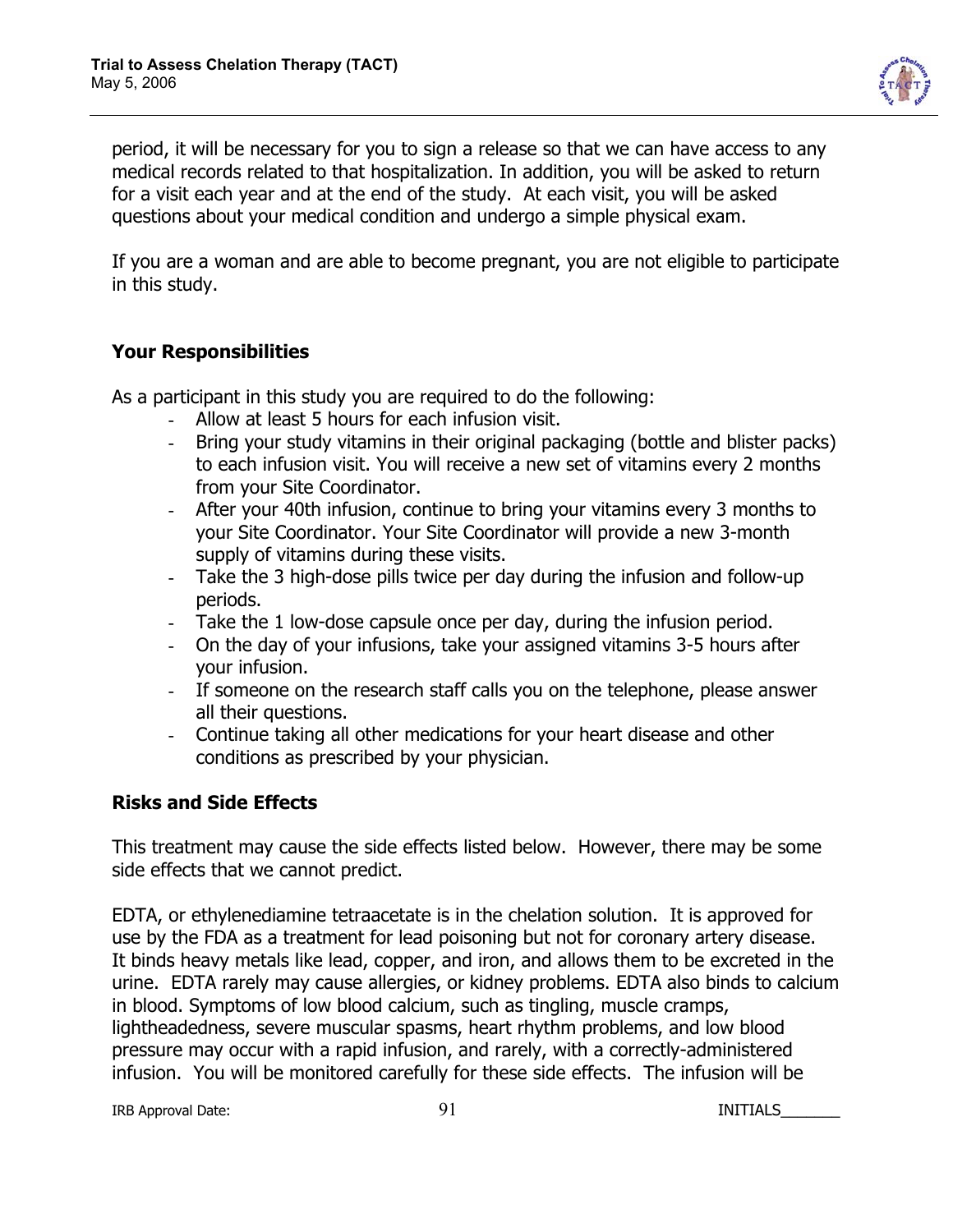period, it will be necessary for you to sign a release so that we can have access to any medical records related to that hospitalization. In addition, you will be asked to return for a visit each year and at the end of the study. At each visit, you will be asked questions about your medical condition and undergo a simple physical exam.

If you are a woman and are able to become pregnant, you are not eligible to participate in this study.

## Your Responsibilities

As a participant in this study you are required to do the following:

- Allow at least 5 hours for each infusion visit.
- Bring your study vitamins in their original packaging (bottle and blister packs) to each infusion visit. You will receive a new set of vitamins every 2 months from your Site Coordinator.
- After your 40th infusion, continue to bring your vitamins every 3 months to your Site Coordinator. Your Site Coordinator will provide a new 3-month supply of vitamins during these visits.
- Take the 3 high-dose pills twice per day during the infusion and follow-up periods.
- Take the 1 low-dose capsule once per day, during the infusion period.
- On the day of your infusions, take your assigned vitamins 3-5 hours after your infusion.
- If someone on the research staff calls you on the telephone, please answer all their questions.
- Continue taking all other medications for your heart disease and other conditions as prescribed by your physician.

## Risks and Side Effects

This treatment may cause the side effects listed below. However, there may be some side effects that we cannot predict.

EDTA, or ethylenediamine tetraacetate is in the chelation solution. It is approved for use by the FDA as a treatment for lead poisoning but not for coronary artery disease. It binds heavy metals like lead, copper, and iron, and allows them to be excreted in the urine. EDTA rarely may cause allergies, or kidney problems. EDTA also binds to calcium in blood. Symptoms of low blood calcium, such as tingling, muscle cramps, lightheadedness, severe muscular spasms, heart rhythm problems, and low blood pressure may occur with a rapid infusion, and rarely, with a correctly-administered infusion. You will be monitored carefully for these side effects. The infusion will be

IRB Approval Date: INITIALS_______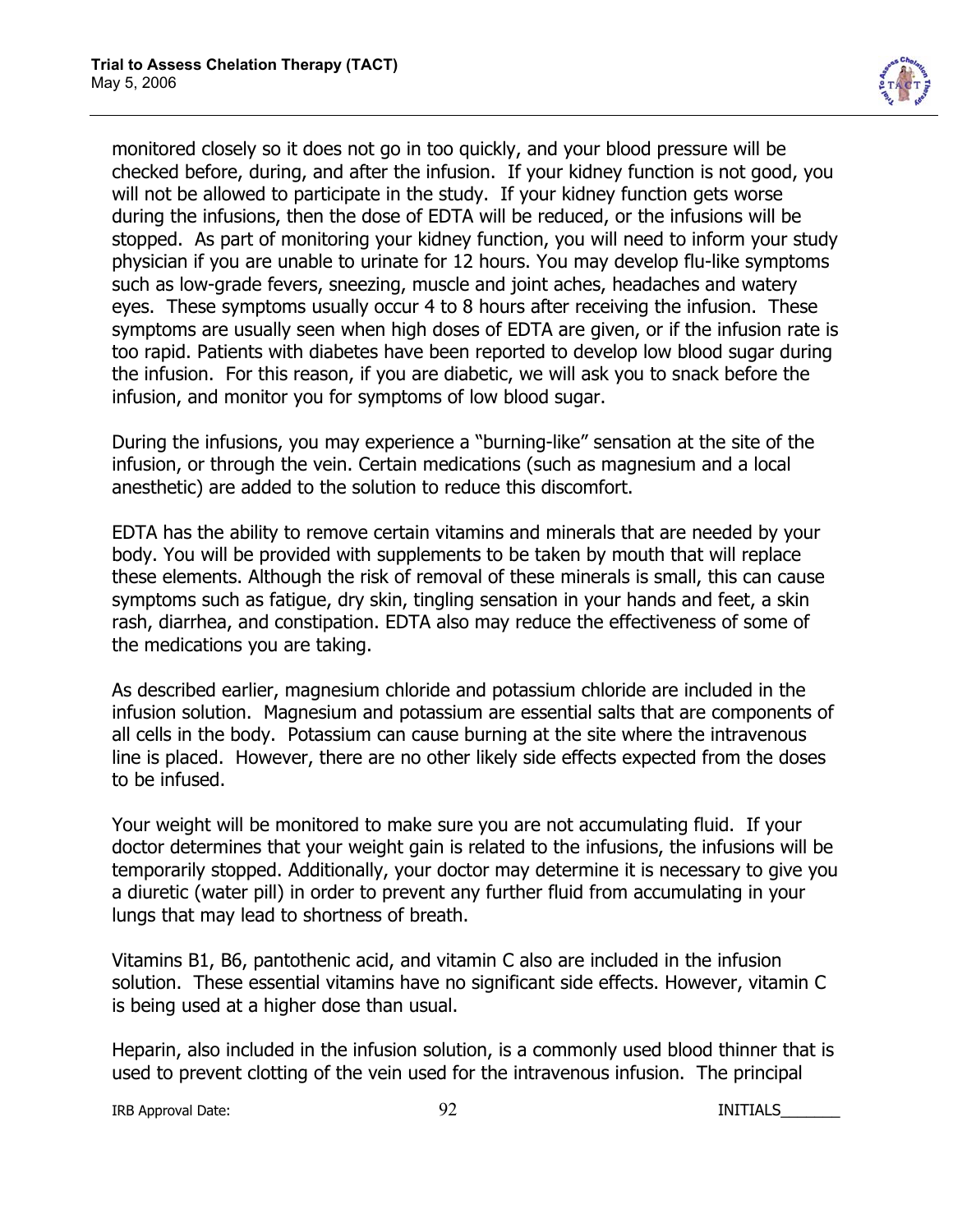monitored closely so it does not go in too quickly, and your blood pressure will be checked before, during, and after the infusion. If your kidney function is not good, you will not be allowed to participate in the study. If your kidney function gets worse during the infusions, then the dose of EDTA will be reduced, or the infusions will be stopped. As part of monitoring your kidney function, you will need to inform your study physician if you are unable to urinate for 12 hours. You may develop flu-like symptoms such as low-grade fevers, sneezing, muscle and joint aches, headaches and watery eyes. These symptoms usually occur 4 to 8 hours after receiving the infusion. These symptoms are usually seen when high doses of EDTA are given, or if the infusion rate is too rapid. Patients with diabetes have been reported to develop low blood sugar during the infusion. For this reason, if you are diabetic, we will ask you to snack before the infusion, and monitor you for symptoms of low blood sugar.

During the infusions, you may experience a "burning-like" sensation at the site of the infusion, or through the vein. Certain medications (such as magnesium and a local anesthetic) are added to the solution to reduce this discomfort.

EDTA has the ability to remove certain vitamins and minerals that are needed by your body. You will be provided with supplements to be taken by mouth that will replace these elements. Although the risk of removal of these minerals is small, this can cause symptoms such as fatigue, dry skin, tingling sensation in your hands and feet, a skin rash, diarrhea, and constipation. EDTA also may reduce the effectiveness of some of the medications you are taking.

As described earlier, magnesium chloride and potassium chloride are included in the infusion solution. Magnesium and potassium are essential salts that are components of all cells in the body. Potassium can cause burning at the site where the intravenous line is placed. However, there are no other likely side effects expected from the doses to be infused.

Your weight will be monitored to make sure you are not accumulating fluid. If your doctor determines that your weight gain is related to the infusions, the infusions will be temporarily stopped. Additionally, your doctor may determine it is necessary to give you a diuretic (water pill) in order to prevent any further fluid from accumulating in your lungs that may lead to shortness of breath.

Vitamins B1, B6, pantothenic acid, and vitamin C also are included in the infusion solution. These essential vitamins have no significant side effects. However, vitamin C is being used at a higher dose than usual.

Heparin, also included in the infusion solution, is a commonly used blood thinner that is used to prevent clotting of the vein used for the intravenous infusion. The principal

IRB Approval Date: INITIALS_______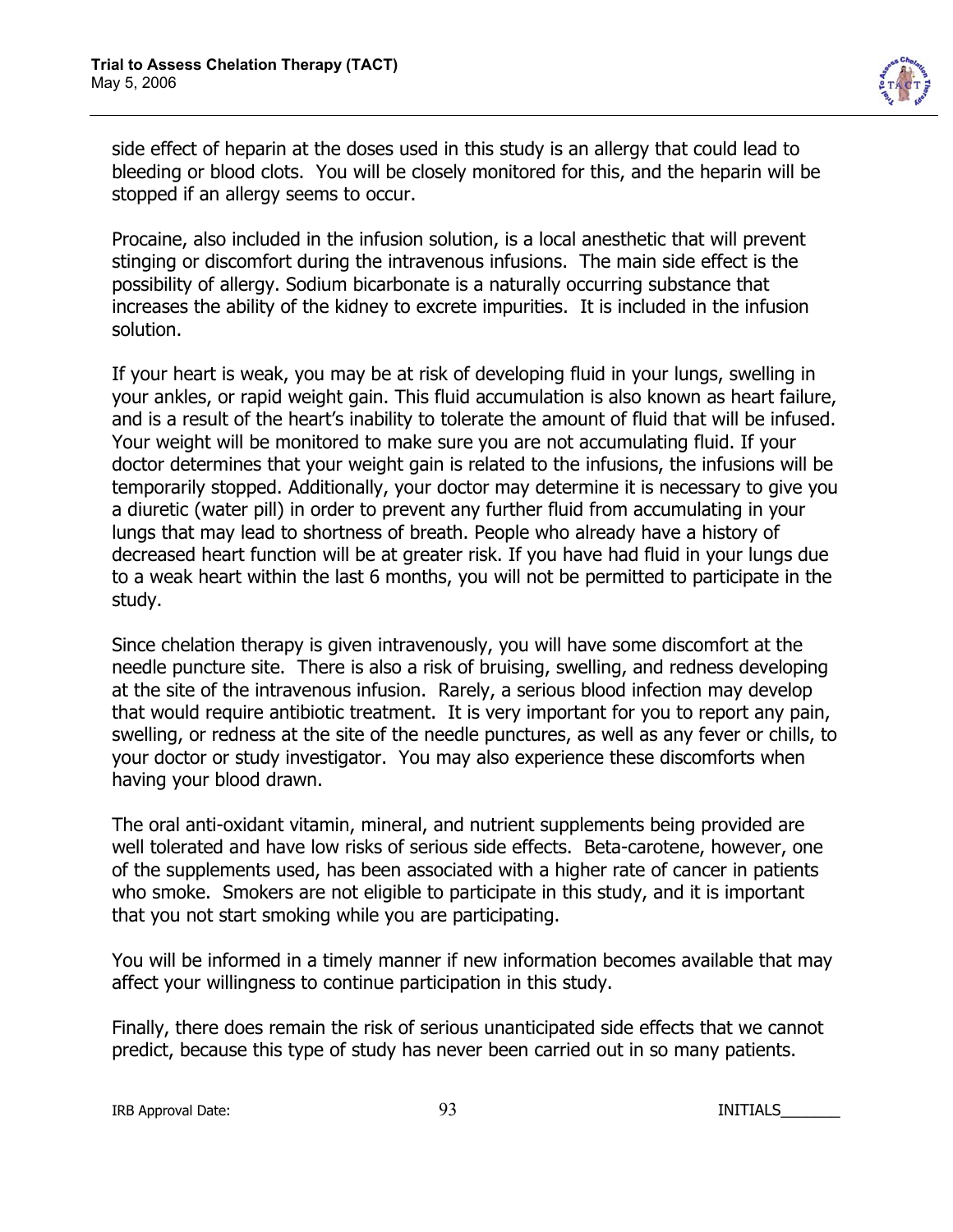side effect of heparin at the doses used in this study is an allergy that could lead to bleeding or blood clots. You will be closely monitored for this, and the heparin will be stopped if an allergy seems to occur.

Procaine, also included in the infusion solution, is a local anesthetic that will prevent stinging or discomfort during the intravenous infusions. The main side effect is the possibility of allergy. Sodium bicarbonate is a naturally occurring substance that increases the ability of the kidney to excrete impurities. It is included in the infusion solution.

If your heart is weak, you may be at risk of developing fluid in your lungs, swelling in your ankles, or rapid weight gain. This fluid accumulation is also known as heart failure, and is a result of the heart's inability to tolerate the amount of fluid that will be infused. Your weight will be monitored to make sure you are not accumulating fluid. If your doctor determines that your weight gain is related to the infusions, the infusions will be temporarily stopped. Additionally, your doctor may determine it is necessary to give you a diuretic (water pill) in order to prevent any further fluid from accumulating in your lungs that may lead to shortness of breath. People who already have a history of decreased heart function will be at greater risk. If you have had fluid in your lungs due to a weak heart within the last 6 months, you will not be permitted to participate in the study.

Since chelation therapy is given intravenously, you will have some discomfort at the needle puncture site. There is also a risk of bruising, swelling, and redness developing at the site of the intravenous infusion. Rarely, a serious blood infection may develop that would require antibiotic treatment. It is very important for you to report any pain, swelling, or redness at the site of the needle punctures, as well as any fever or chills, to your doctor or study investigator. You may also experience these discomforts when having your blood drawn.

The oral anti-oxidant vitamin, mineral, and nutrient supplements being provided are well tolerated and have low risks of serious side effects. Beta-carotene, however, one of the supplements used, has been associated with a higher rate of cancer in patients who smoke. Smokers are not eligible to participate in this study, and it is important that you not start smoking while you are participating.

You will be informed in a timely manner if new information becomes available that may affect your willingness to continue participation in this study.

Finally, there does remain the risk of serious unanticipated side effects that we cannot predict, because this type of study has never been carried out in so many patients.

IRB Approval Date: INITIALS_______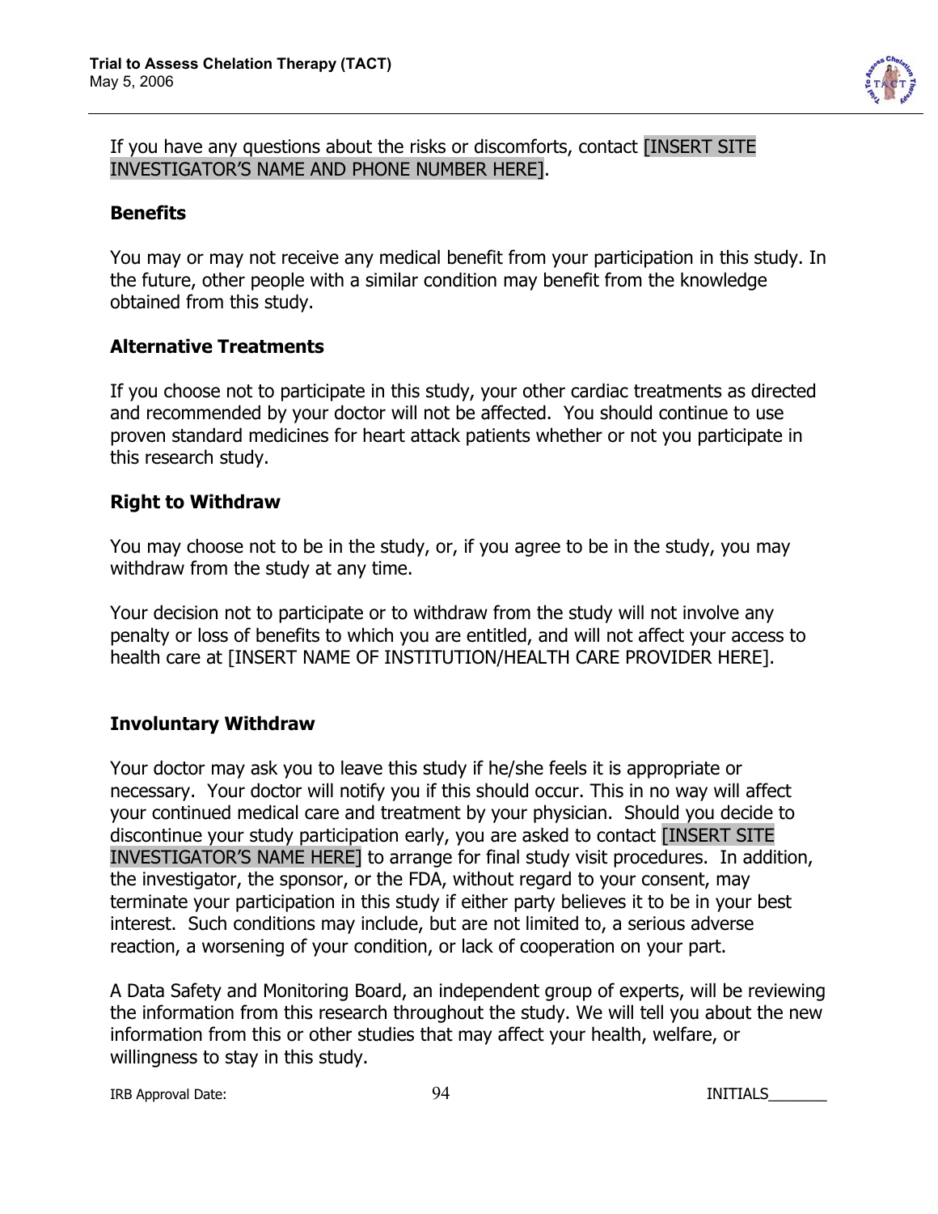If you have any questions about the risks or discomforts, contact [INSERT SITE INVESTIGATOR'S NAME AND PHONE NUMBER HERE].

### Benefits

You may or may not receive any medical benefit from your participation in this study. In the future, other people with a similar condition may benefit from the knowledge obtained from this study.

### Alternative Treatments

If you choose not to participate in this study, your other cardiac treatments as directed and recommended by your doctor will not be affected. You should continue to use proven standard medicines for heart attack patients whether or not you participate in this research study.

### Right to Withdraw

You may choose not to be in the study, or, if you agree to be in the study, you may withdraw from the study at any time.

Your decision not to participate or to withdraw from the study will not involve any penalty or loss of benefits to which you are entitled, and will not affect your access to health care at [INSERT NAME OF INSTITUTION/HEALTH CARE PROVIDER HERE].

### Involuntary Withdraw

Your doctor may ask you to leave this study if he/she feels it is appropriate or necessary. Your doctor will notify you if this should occur. This in no way will affect your continued medical care and treatment by your physician. Should you decide to discontinue your study participation early, you are asked to contact [INSERT SITE INVESTIGATOR'S NAME HERE] to arrange for final study visit procedures. In addition, the investigator, the sponsor, or the FDA, without regard to your consent, may terminate your participation in this study if either party believes it to be in your best interest. Such conditions may include, but are not limited to, a serious adverse reaction, a worsening of your condition, or lack of cooperation on your part.

A Data Safety and Monitoring Board, an independent group of experts, will be reviewing the information from this research throughout the study. We will tell you about the new information from this or other studies that may affect your health, welfare, or willingness to stay in this study.

IRB Approval Date: INITIALS_______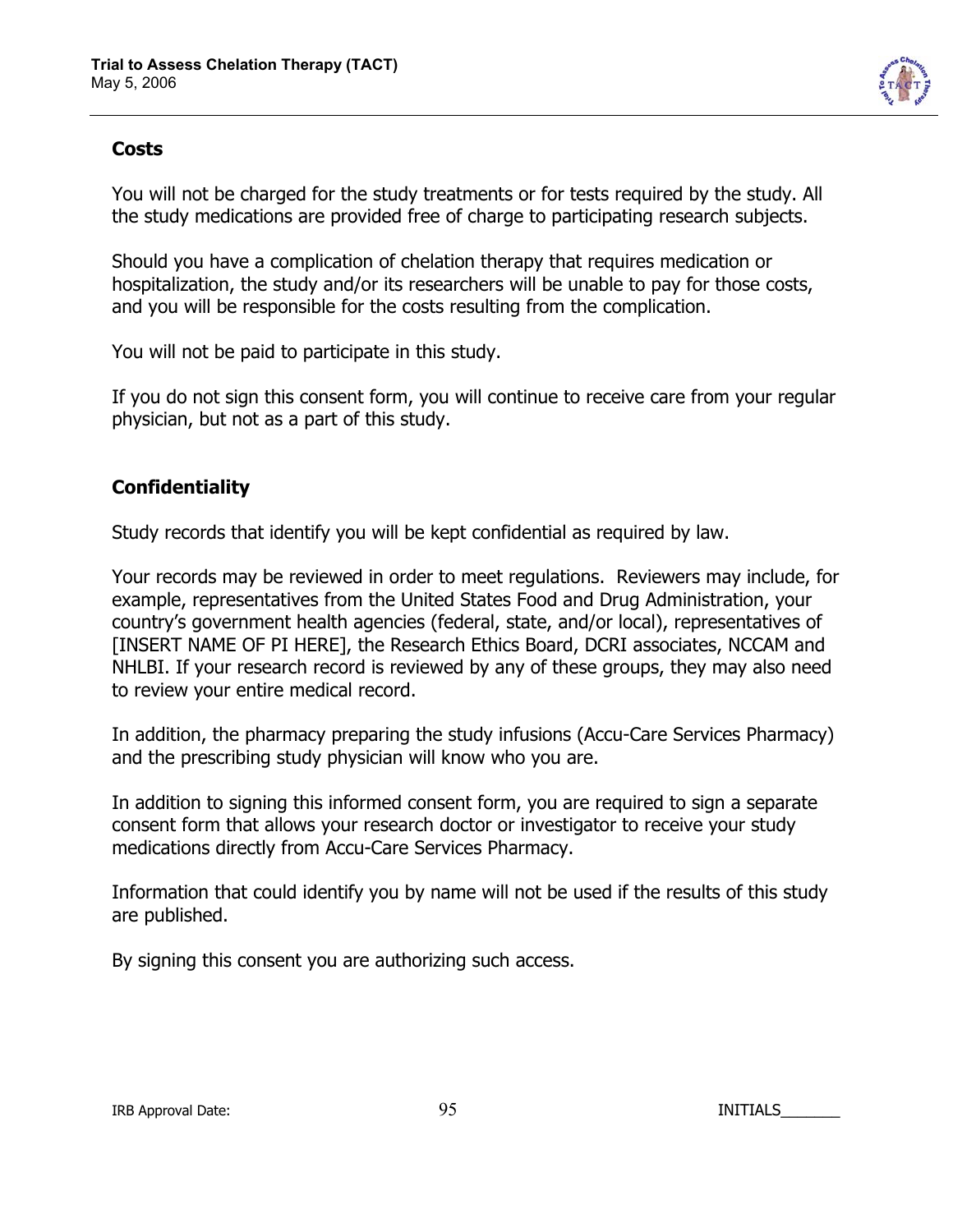## Costs

You will not be charged for the study treatments or for tests required by the study. All the study medications are provided free of charge to participating research subjects.

Should you have a complication of chelation therapy that requires medication or hospitalization, the study and/or its researchers will be unable to pay for those costs, and you will be responsible for the costs resulting from the complication.

You will not be paid to participate in this study.

If you do not sign this consent form, you will continue to receive care from your regular physician, but not as a part of this study.

## Confidentiality

Study records that identify you will be kept confidential as required by law.

Your records may be reviewed in order to meet regulations. Reviewers may include, for example, representatives from the United States Food and Drug Administration, your country's government health agencies (federal, state, and/or local), representatives of [INSERT NAME OF PI HERE], the Research Ethics Board, DCRI associates, NCCAM and NHLBI. If your research record is reviewed by any of these groups, they may also need to review your entire medical record.

In addition, the pharmacy preparing the study infusions (Accu-Care Services Pharmacy) and the prescribing study physician will know who you are.

In addition to signing this informed consent form, you are required to sign a separate consent form that allows your research doctor or investigator to receive your study medications directly from Accu-Care Services Pharmacy.

Information that could identify you by name will not be used if the results of this study are published.

By signing this consent you are authorizing such access.

IRB Approval Date: INITIALS_______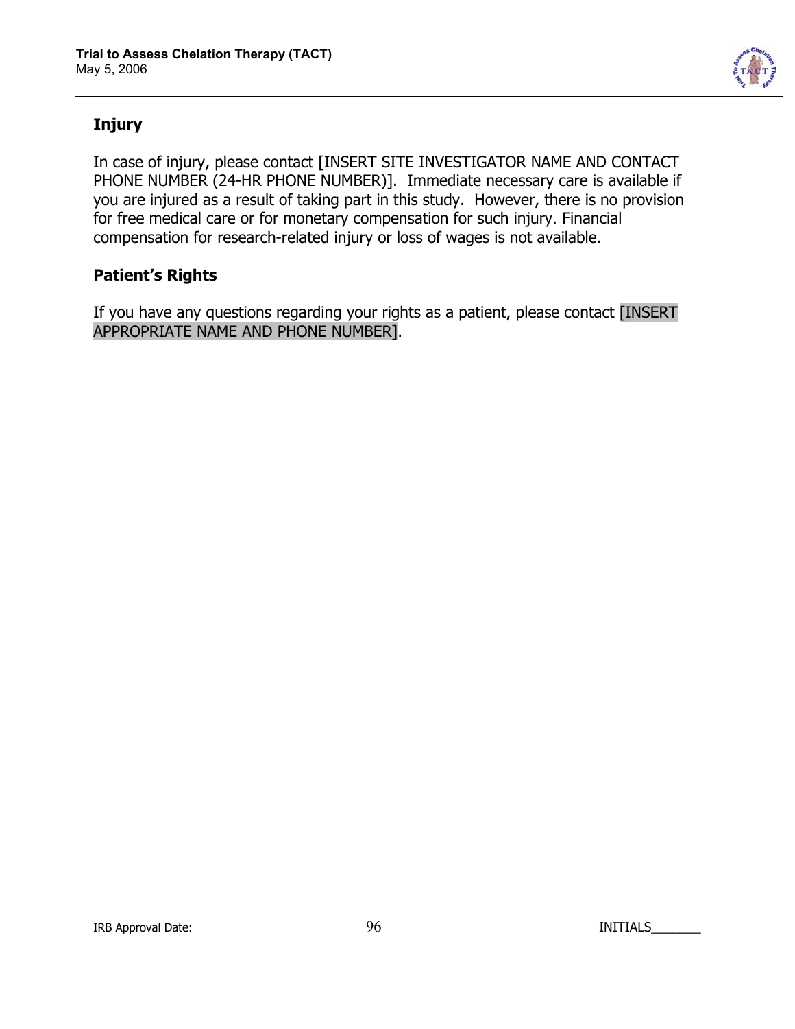## Injury

In case of injury, please contact [INSERT SITE INVESTIGATOR NAME AND CONTACT PHONE NUMBER (24-HR PHONE NUMBER)]. Immediate necessary care is available if you are injured as a result of taking part in this study. However, there is no provision for free medical care or for monetary compensation for such injury. Financial compensation for research-related injury or loss of wages is not available.

## Patient's Rights

If you have any questions regarding your rights as a patient, please contact [INSERT APPROPRIATE NAME AND PHONE NUMBER].

IRB Approval Date: INITIALS_______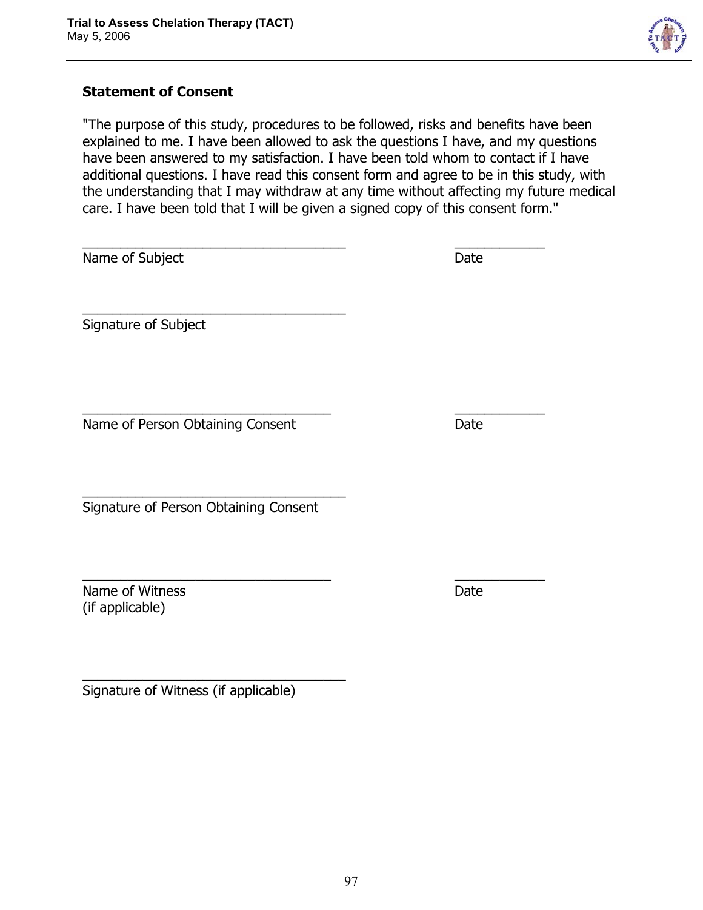### Statement of Consent

"The purpose of this study, procedures to be followed, risks and benefits have been explained to me. I have been allowed to ask the questions I have, and my questions have been answered to my satisfaction. I have been told whom to contact if I have additional questions. I have read this consent form and agree to be in this study, with the understanding that I may withdraw at any time without affecting my future medical care. I have been told that I will be given a signed copy of this consent form."

\_\_\_\_\_\_\_\_\_\_\_\_\_\_\_\_\_\_\_\_\_\_\_\_\_\_\_\_\_\_\_\_\_\_\_ \_\_\_\_\_\_\_\_\_\_\_\_
Name of Subject Date

\_\_\_\_\_\_\_\_\_\_\_\_\_\_\_\_\_\_\_\_\_\_\_\_\_\_\_\_\_\_\_\_\_\_\_
Signature of Subject

\_\_\_\_\_\_\_\_\_\_\_\_\_\_\_\_\_\_\_\_\_\_\_\_\_\_\_\_\_\_\_\_\_ \_\_\_\_\_\_\_\_\_\_\_\_
Name of Person Obtaining Consent Date

\_\_\_\_\_\_\_\_\_\_\_\_\_\_\_\_\_\_\_\_\_\_\_\_\_\_\_\_\_\_\_\_\_\_\_
Signature of Person Obtaining Consent

\_\_\_\_\_\_\_\_\_\_\_\_\_\_\_\_\_\_\_\_\_\_\_\_\_\_\_\_\_\_\_\_\_ \_\_\_\_\_\_\_\_\_\_\_\_
Name of Witness Date
(if applicable)

\_\_\_\_\_\_\_\_\_\_\_\_\_\_\_\_\_\_\_\_\_\_\_\_\_\_\_\_\_\_\_\_\_\_\_
Signature of Witness (if applicable)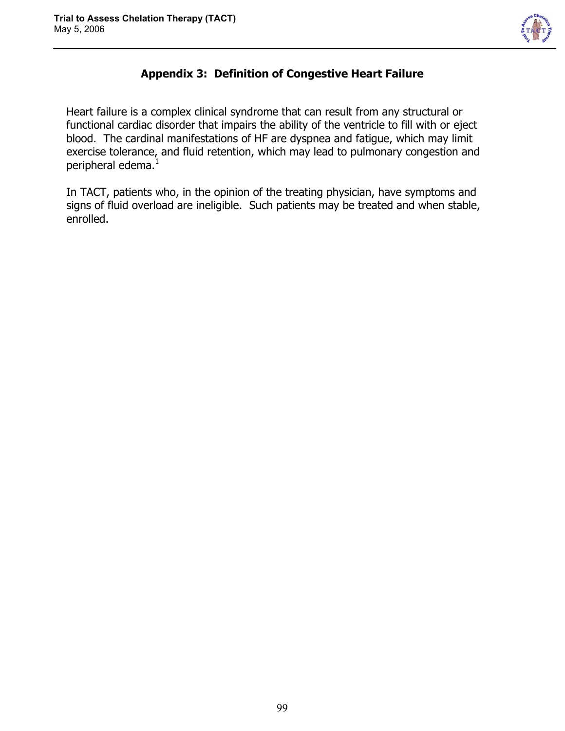## Appendix 3: Definition of Congestive Heart Failure

Heart failure is a complex clinical syndrome that can result from any structural or functional cardiac disorder that impairs the ability of the ventricle to fill with or eject blood. The cardinal manifestations of HF are dyspnea and fatigue, which may limit exercise tolerance, and fluid retention, which may lead to pulmonary congestion and peripheral edema.[1]

In TACT, patients who, in the opinion of the treating physician, have symptoms and signs of fluid overload are ineligible. Such patients may be treated and when stable, enrolled.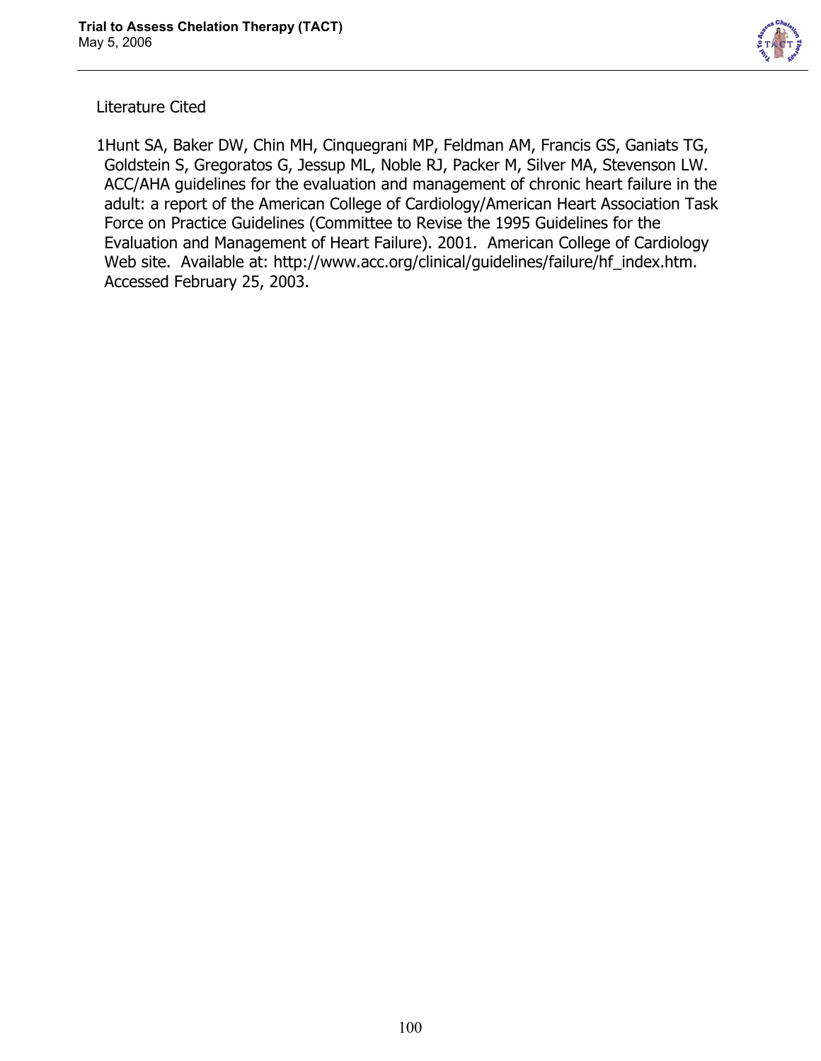Literature Cited

1Hunt SA, Baker DW, Chin MH, Cinquegrani MP, Feldman AM, Francis GS, Ganiats TG, Goldstein S, Gregoratos G, Jessup ML, Noble RJ, Packer M, Silver MA, Stevenson LW. ACC/AHA guidelines for the evaluation and management of chronic heart failure in the adult: a report of the American College of Cardiology/American Heart Association Task Force on Practice Guidelines (Committee to Revise the 1995 Guidelines for the Evaluation and Management of Heart Failure). 2001. American College of Cardiology Web site. Available at: http://www.acc.org/clinical/guidelines/failure/hf_index.htm. Accessed February 25, 2003.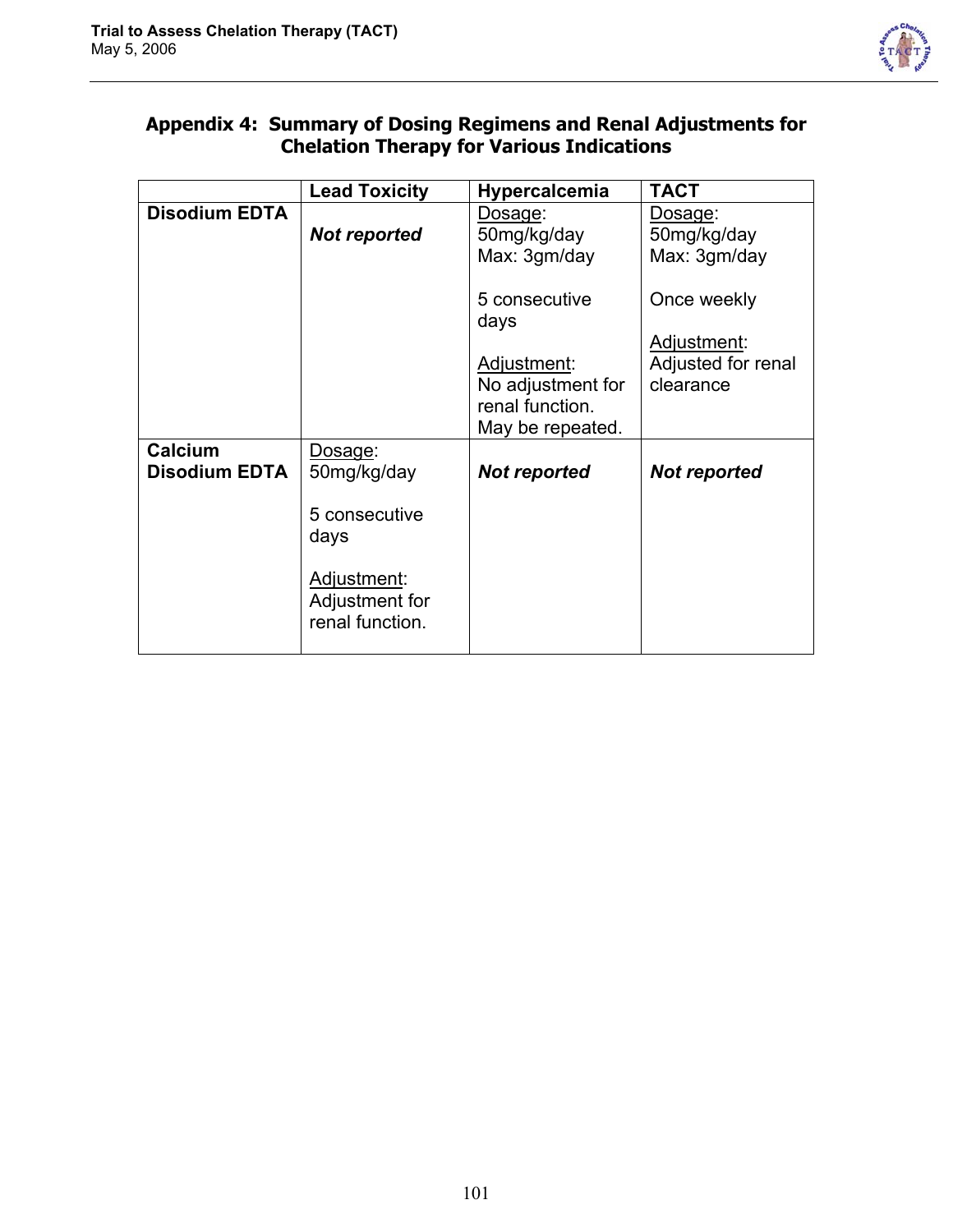## Appendix 4: Summary of Dosing Regimens and Renal Adjustments for Chelation Therapy for Various Indications

| | Lead Toxicity | Hypercalcemia | TACT |
|---|---|---|---|
| **Disodium EDTA** | ***Not reported*** | Dosage:<br>50mg/kg/day<br>Max: 3gm/day<br><br>5 consecutive days<br><br>Adjustment:<br>No adjustment for renal function.<br>May be repeated. | Dosage:<br>50mg/kg/day<br>Max: 3gm/day<br><br>Once weekly<br><br>Adjustment:<br>Adjusted for renal clearance |
| **Calcium Disodium EDTA** | Dosage:<br>50mg/kg/day<br><br>5 consecutive days<br><br>Adjustment:<br>Adjustment for renal function. | ***Not reported*** | ***Not reported*** |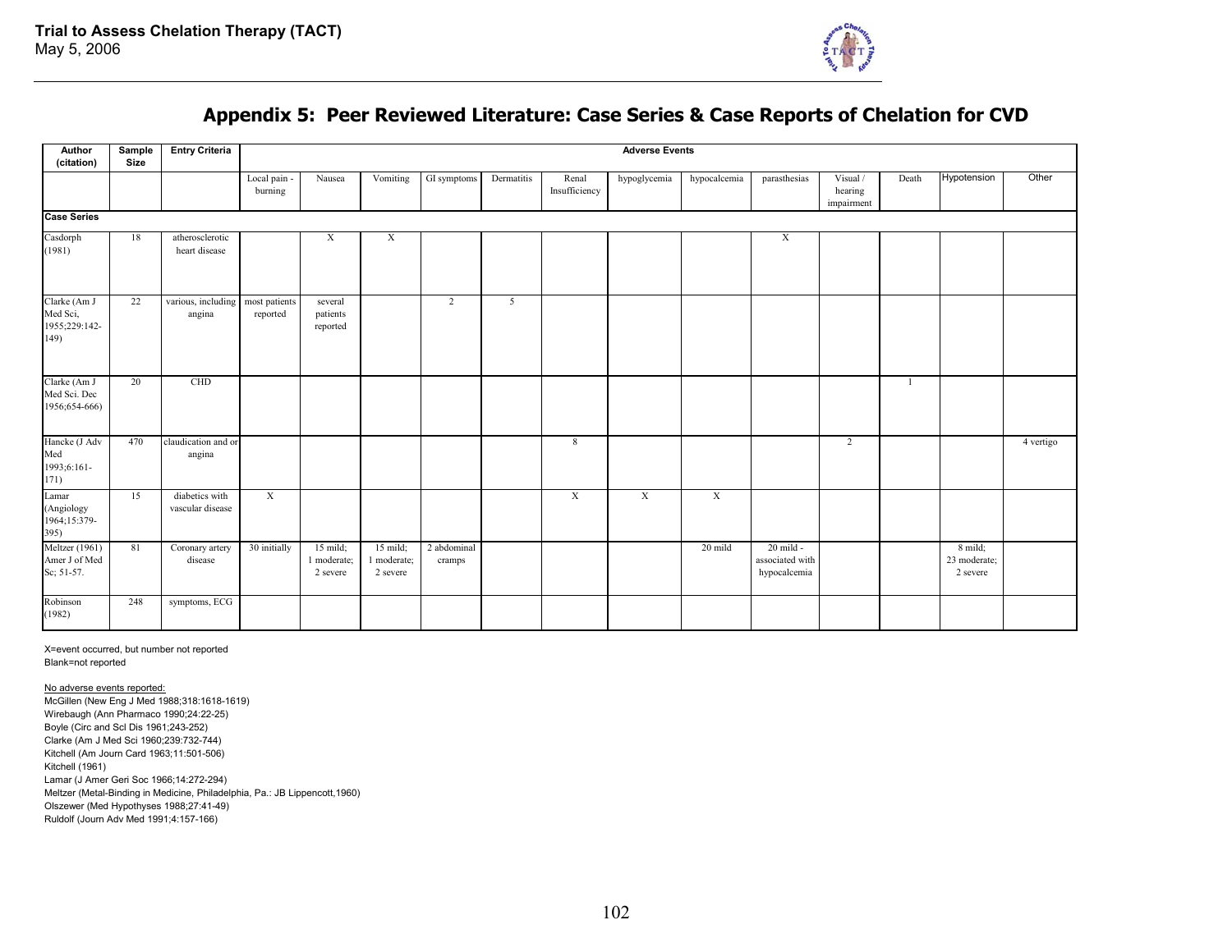## Appendix 5: Peer Reviewed Literature: Case Series & Case Reports of Chelation for CVD

| Author (citation) | Sample Size | Entry Criteria | Adverse Events | | | | | | | | | | | | |
|---|---|---|---|---|---|---|---|---|---|---|---|---|---|---|---|
| | | | Local pain - burning | Nausea | Vomiting | GI symptoms | Dermatitis | Renal Insufficiency | hypoglycemia | hypocalcemia | parasthesias | Visual / hearing impairment | Death | Hypotension | Other |
| **Case Series** | | | | | | | | | | | | | | | |
| Casdorph (1981) | 18 | atherosclerotic heart disease | | X | X | | | | | | X | | | | |
| Clarke (Am J Med Sci, 1955;229:142-149) | 22 | various, including angina | most patients reported | several patients reported | | 2 | 5 | | | | | | | | |
| Clarke (Am J Med Sci. Dec 1956;654-666) | 20 | CHD | | | | | | | | | | | 1 | | |
| Hancke (J Adv Med 1993;6:161-171) | 470 | claudication and or angina | | | | | | 8 | | | | 2 | | | 4 vertigo |
| Lamar (Angiology 1964;15:379-395) | 15 | diabetics with vascular disease | X | | | | | X | X | X | | | | | |
| Meltzer (1961) Amer J of Med Sc; 51-57. | 81 | Coronary artery disease | 30 initially | 15 mild; 1 moderate; 2 severe | 15 mild; 1 moderate; 2 severe | 2 abdominal cramps | | | | 20 mild | 20 mild - associated with hypocalcemia | | | 8 mild; 23 moderate; 2 severe | |
| Robinson (1982) | 248 | symptoms, ECG | | | | | | | | | | | | | |

X=event occurred, but number not reported
Blank=not reported

No adverse events reported:

McGillen (New Eng J Med 1988;318:1618-1619)
Wirebaugh (Ann Pharmaco 1990;24:22-25)
Boyle (Circ and Scl Dis 1961;243-252)
Clarke (Am J Med Sci 1960;239:732-744)
Kitchell (Am Journ Card 1963;11:501-506)
Kitchell (1961)
Lamar (J Amer Geri Soc 1966;14:272-294)
Meltzer (Metal-Binding in Medicine, Philadelphia, Pa.: JB Lippencott,1960)
Olszewer (Med Hypothyses 1988;27:41-49)
Ruldolf (Journ Adv Med 1991;4:157-166)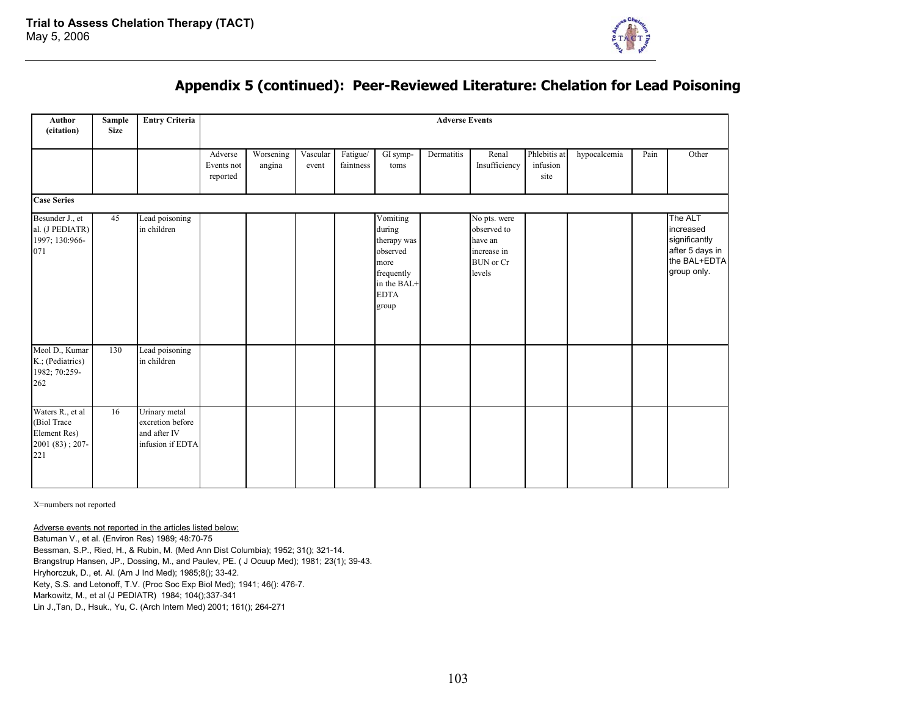## Appendix 5 (continued): Peer-Reviewed Literature: Chelation for Lead Poisoning

| Author (citation) | Sample Size | Entry Criteria | Adverse Events | | | | | | | | | | |
|---|---|---|---|---|---|---|---|---|---|---|---|---|---|
| | | | Adverse Events not reported | Worsening angina | Vascular event | Fatigue/ faintness | GI symp-toms | Dermatitis | Renal Insufficiency | Phlebitis at infusion site | hypocalcemia | Pain | Other |
| **Case Series** | | | | | | | | | | | | | |
| Besunder J., et al. (J PEDIATR) 1997; 130:966-071 | 45 | Lead poisoning in children | | | | | Vomiting during therapy was observed more frequently in the BAL+ EDTA group | | No pts. were observed to have an increase in BUN or Cr levels | | | | The ALT increased significantly after 5 days in the BAL+EDTA group only. |
| Meol D., Kumar K.; (Pediatrics) 1982; 70:259-262 | 130 | Lead poisoning in children | | | | | | | | | | | |
| Waters R., et al (Biol Trace Element Res) 2001 (83) ; 207-221 | 16 | Urinary metal excretion before and after IV infusion if EDTA | | | | | | | | | | | |

X=numbers not reported

Adverse events not reported in the articles listed below:

Batuman V., et al. (Environ Res) 1989; 48:70-75

Bessman, S.P., Ried, H., & Rubin, M. (Med Ann Dist Columbia); 1952; 31(); 321-14.

Brangstrup Hansen, JP., Dossing, M., and Paulev, PE. ( J Ocuup Med); 1981; 23(1); 39-43.

Hryhorczuk, D., et. Al. (Am J Ind Med); 1985;8(); 33-42.

Kety, S.S. and Letonoff, T.V. (Proc Soc Exp Biol Med); 1941; 46(): 476-7.

Markowitz, M., et al (J PEDIATR) 1984; 104();337-341

Lin J.,Tan, D., Hsuk., Yu, C. (Arch Intern Med) 2001; 161(); 264-271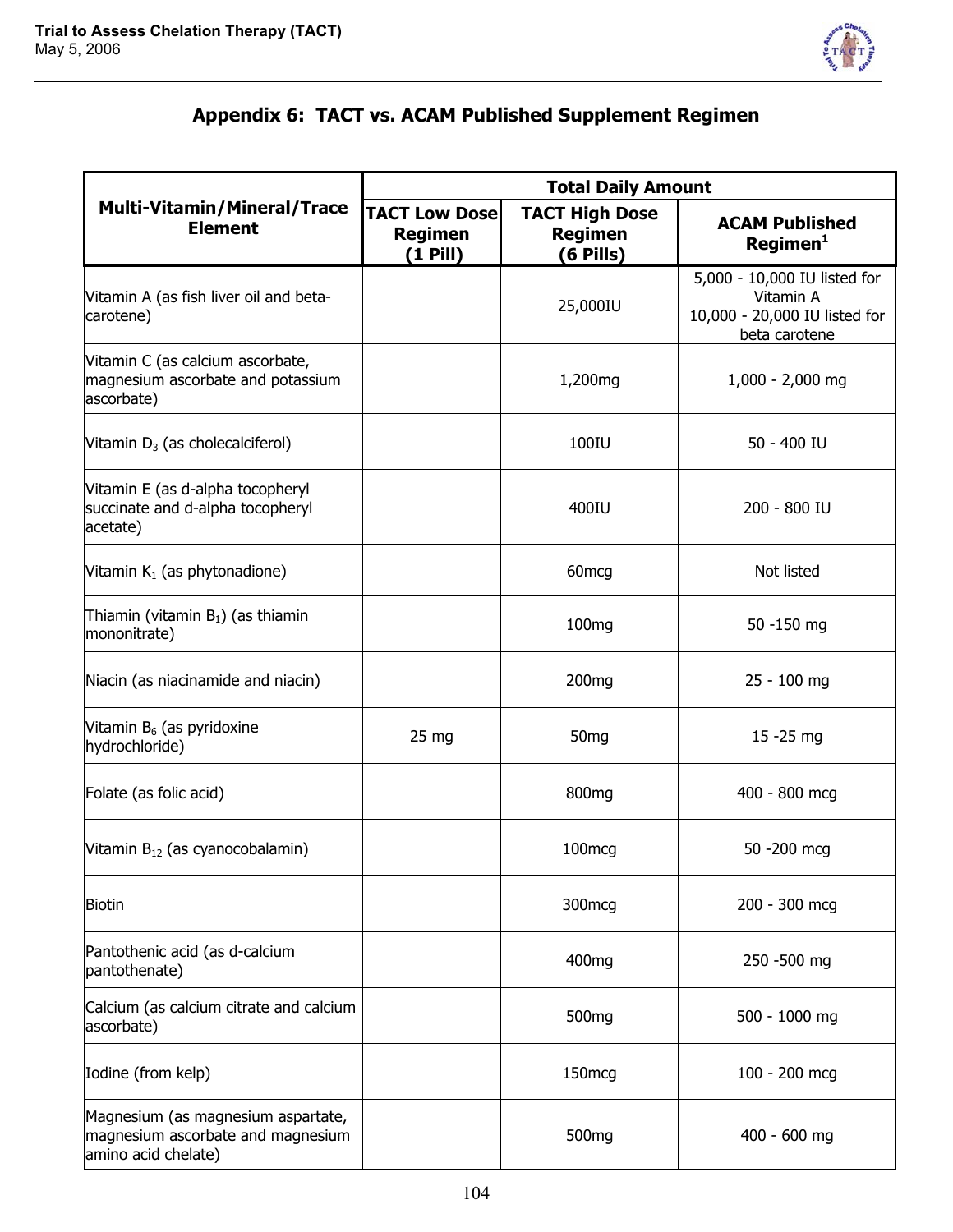## Appendix 6: TACT vs. ACAM Published Supplement Regimen

| Multi-Vitamin/Mineral/Trace Element | Total Daily Amount | | |
|---|---|---|---|
| | TACT Low Dose Regimen (1 Pill) | TACT High Dose Regimen (6 Pills) | ACAM Published Regimen[1] |
| Vitamin A (as fish liver oil and beta-carotene) | | 25,000IU | 5,000 - 10,000 IU listed for Vitamin A 10,000 - 20,000 IU listed for beta carotene |
| Vitamin C (as calcium ascorbate, magnesium ascorbate and potassium ascorbate) | | 1,200mg | 1,000 - 2,000 mg |
| Vitamin $D_3$ (as cholecalciferol) | | 100IU | 50 - 400 IU |
| Vitamin E (as d-alpha tocopheryl succinate and d-alpha tocopheryl acetate) | | 400IU | 200 - 800 IU |
| Vitamin $K_1$ (as phytonadione) | | 60mcg | Not listed |
| Thiamin (vitamin $B_1$) (as thiamin mononitrate) | | 100mg | 50 -150 mg |
| Niacin (as niacinamide and niacin) | | 200mg | 25 - 100 mg |
| Vitamin $B_6$ (as pyridoxine hydrochloride) | 25 mg | 50mg | 15 -25 mg |
| Folate (as folic acid) | | 800mg | 400 - 800 mcg |
| Vitamin $B_{12}$ (as cyanocobalamin) | | 100mcg | 50 -200 mcg |
| Biotin | | 300mcg | 200 - 300 mcg |
| Pantothenic acid (as d-calcium pantothenate) | | 400mg | 250 -500 mg |
| Calcium (as calcium citrate and calcium ascorbate) | | 500mg | 500 - 1000 mg |
| Iodine (from kelp) | | 150mcg | 100 - 200 mcg |
| Magnesium (as magnesium aspartate, magnesium ascorbate and magnesium amino acid chelate) | | 500mg | 400 - 600 mg |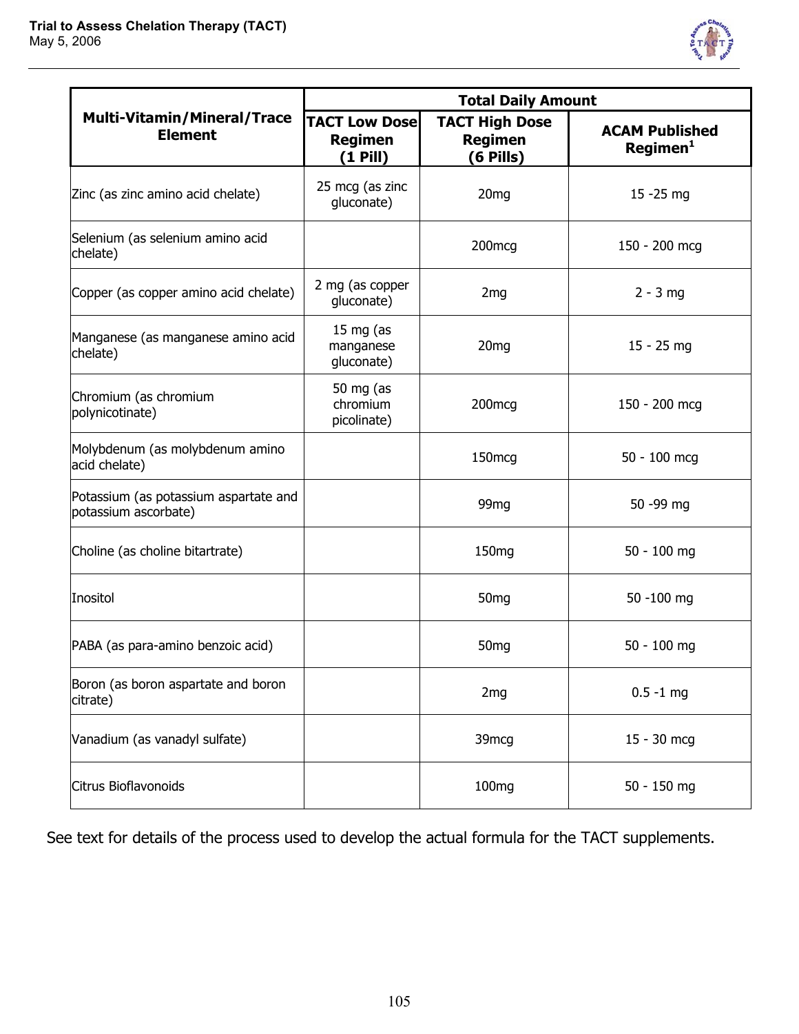| Multi-Vitamin/Mineral/Trace Element | Total Daily Amount | | |
|---|---|---|---|
| | TACT Low Dose Regimen (1 Pill) | TACT High Dose Regimen (6 Pills) | ACAM Published Regimen[1] |
| Zinc (as zinc amino acid chelate) | 25 mcg (as zinc gluconate) | 20mg | 15 -25 mg |
| Selenium (as selenium amino acid chelate) | | 200mcg | 150 - 200 mcg |
| Copper (as copper amino acid chelate) | 2 mg (as copper gluconate) | 2mg | 2 - 3 mg |
| Manganese (as manganese amino acid chelate) | 15 mg (as manganese gluconate) | 20mg | 15 - 25 mg |
| Chromium (as chromium polynicotinate) | 50 mg (as chromium picolinate) | 200mcg | 150 - 200 mcg |
| Molybdenum (as molybdenum amino acid chelate) | | 150mcg | 50 - 100 mcg |
| Potassium (as potassium aspartate and potassium ascorbate) | | 99mg | 50 -99 mg |
| Choline (as choline bitartrate) | | 150mg | 50 - 100 mg |
| Inositol | | 50mg | 50 -100 mg |
| PABA (as para-amino benzoic acid) | | 50mg | 50 - 100 mg |
| Boron (as boron aspartate and boron citrate) | | 2mg | 0.5 -1 mg |
| Vanadium (as vanadyl sulfate) | | 39mcg | 15 - 30 mcg |
| Citrus Bioflavonoids | | 100mg | 50 - 150 mg |

See text for details of the process used to develop the actual formula for the TACT supplements.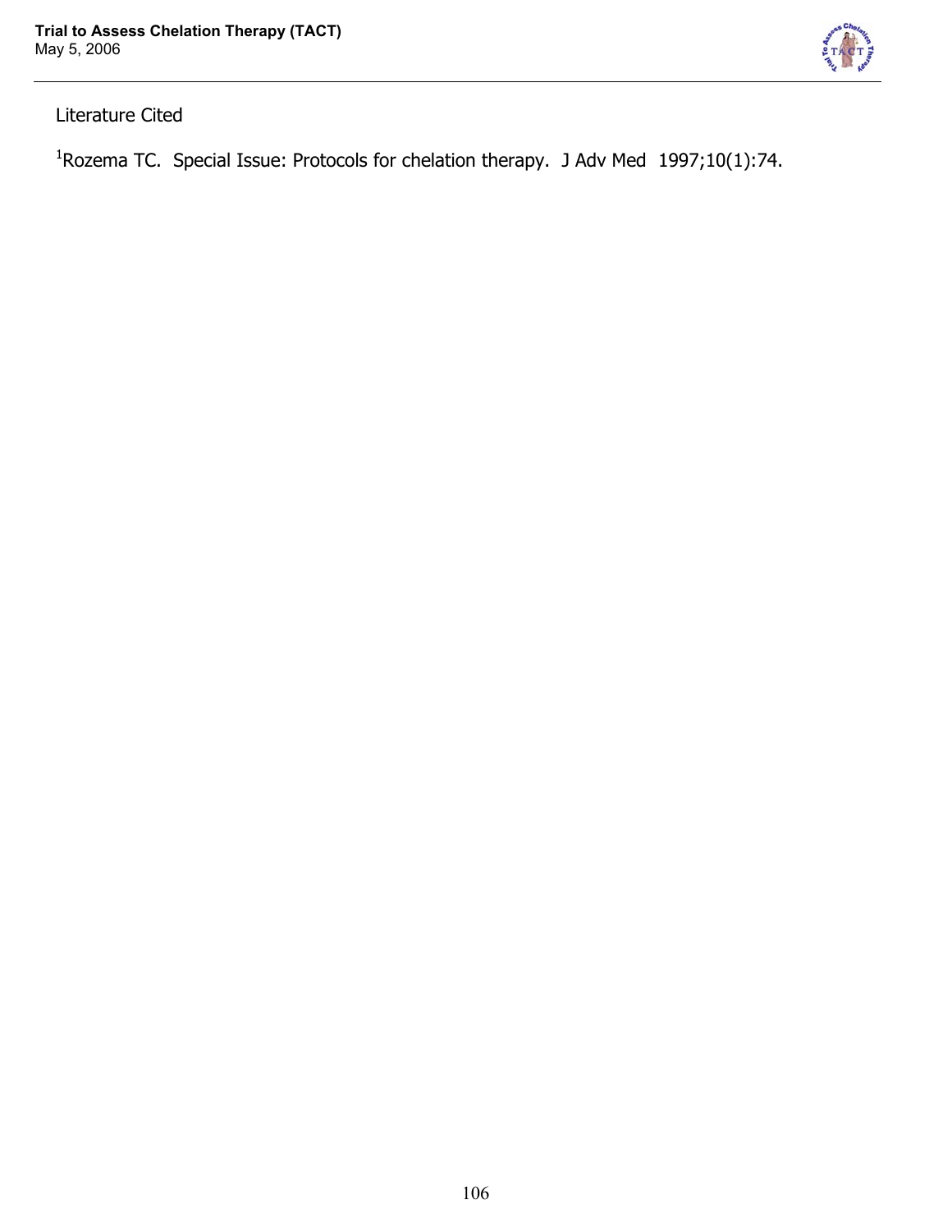Literature Cited

[1]Rozema TC. Special Issue: Protocols for chelation therapy. J Adv Med 1997;10(1):74.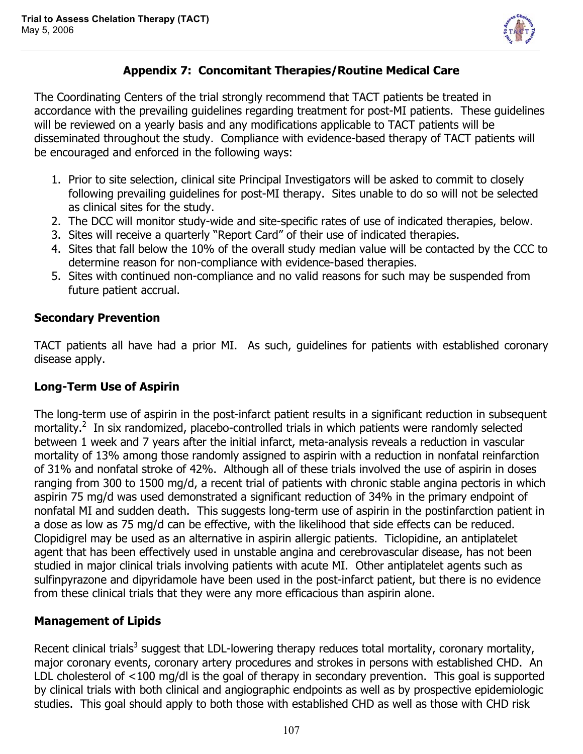## Appendix 7: Concomitant Therapies/Routine Medical Care

The Coordinating Centers of the trial strongly recommend that TACT patients be treated in accordance with the prevailing guidelines regarding treatment for post-MI patients. These guidelines will be reviewed on a yearly basis and any modifications applicable to TACT patients will be disseminated throughout the study. Compliance with evidence-based therapy of TACT patients will be encouraged and enforced in the following ways:

1. Prior to site selection, clinical site Principal Investigators will be asked to commit to closely following prevailing guidelines for post-MI therapy. Sites unable to do so will not be selected as clinical sites for the study.
2. The DCC will monitor study-wide and site-specific rates of use of indicated therapies, below.
3. Sites will receive a quarterly "Report Card" of their use of indicated therapies.
4. Sites that fall below the 10% of the overall study median value will be contacted by the CCC to determine reason for non-compliance with evidence-based therapies.
5. Sites with continued non-compliance and no valid reasons for such may be suspended from future patient accrual.

### Secondary Prevention

TACT patients all have had a prior MI. As such, guidelines for patients with established coronary disease apply.

### Long-Term Use of Aspirin

The long-term use of aspirin in the post-infarct patient results in a significant reduction in subsequent mortality.[2] In six randomized, placebo-controlled trials in which patients were randomly selected between 1 week and 7 years after the initial infarct, meta-analysis reveals a reduction in vascular mortality of 13% among those randomly assigned to aspirin with a reduction in nonfatal reinfarction of 31% and nonfatal stroke of 42%. Although all of these trials involved the use of aspirin in doses ranging from 300 to 1500 mg/d, a recent trial of patients with chronic stable angina pectoris in which aspirin 75 mg/d was used demonstrated a significant reduction of 34% in the primary endpoint of nonfatal MI and sudden death. This suggests long-term use of aspirin in the postinfarction patient in a dose as low as 75 mg/d can be effective, with the likelihood that side effects can be reduced. Clopidigrel may be used as an alternative in aspirin allergic patients. Ticlopidine, an antiplatelet agent that has been effectively used in unstable angina and cerebrovascular disease, has not been studied in major clinical trials involving patients with acute MI. Other antiplatelet agents such as sulfinpyrazone and dipyridamole have been used in the post-infarct patient, but there is no evidence from these clinical trials that they were any more efficacious than aspirin alone.

### Management of Lipids

Recent clinical trials[3] suggest that LDL-lowering therapy reduces total mortality, coronary mortality, major coronary events, coronary artery procedures and strokes in persons with established CHD. An LDL cholesterol of <100 mg/dl is the goal of therapy in secondary prevention. This goal is supported by clinical trials with both clinical and angiographic endpoints as well as by prospective epidemiologic studies. This goal should apply to both those with established CHD as well as those with CHD risk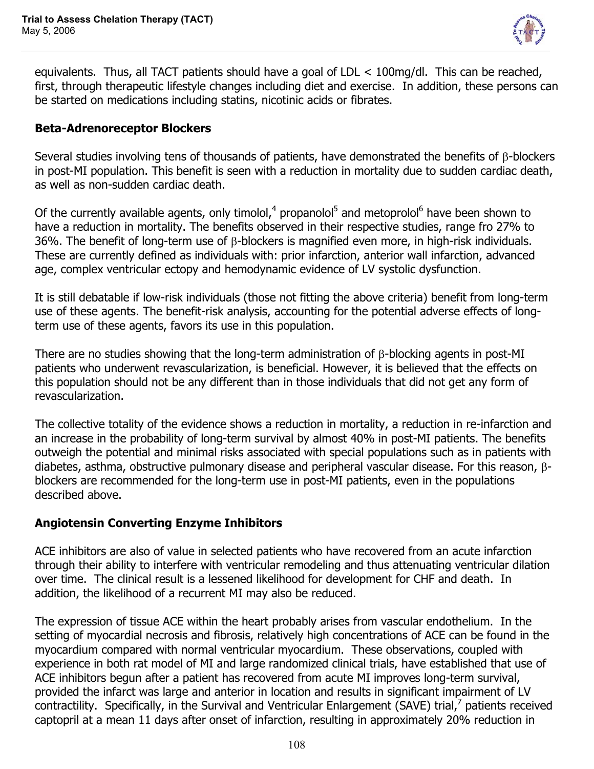equivalents. Thus, all TACT patients should have a goal of LDL < 100mg/dl. This can be reached, first, through therapeutic lifestyle changes including diet and exercise. In addition, these persons can be started on medications including statins, nicotinic acids or fibrates.

## Beta-Adrenoreceptor Blockers

Several studies involving tens of thousands of patients, have demonstrated the benefits of β-blockers in post-MI population. This benefit is seen with a reduction in mortality due to sudden cardiac death, as well as non-sudden cardiac death.

Of the currently available agents, only timolol,[4] propanolol[5] and metoprolol[6] have been shown to have a reduction in mortality. The benefits observed in their respective studies, range fro 27% to 36%. The benefit of long-term use of β-blockers is magnified even more, in high-risk individuals. These are currently defined as individuals with: prior infarction, anterior wall infarction, advanced age, complex ventricular ectopy and hemodynamic evidence of LV systolic dysfunction.

It is still debatable if low-risk individuals (those not fitting the above criteria) benefit from long-term use of these agents. The benefit-risk analysis, accounting for the potential adverse effects of long-term use of these agents, favors its use in this population.

There are no studies showing that the long-term administration of β-blocking agents in post-MI patients who underwent revascularization, is beneficial. However, it is believed that the effects on this population should not be any different than in those individuals that did not get any form of revascularization.

The collective totality of the evidence shows a reduction in mortality, a reduction in re-infarction and an increase in the probability of long-term survival by almost 40% in post-MI patients. The benefits outweigh the potential and minimal risks associated with special populations such as in patients with diabetes, asthma, obstructive pulmonary disease and peripheral vascular disease. For this reason, β-blockers are recommended for the long-term use in post-MI patients, even in the populations described above.

## Angiotensin Converting Enzyme Inhibitors

ACE inhibitors are also of value in selected patients who have recovered from an acute infarction through their ability to interfere with ventricular remodeling and thus attenuating ventricular dilation over time. The clinical result is a lessened likelihood for development for CHF and death. In addition, the likelihood of a recurrent MI may also be reduced.

The expression of tissue ACE within the heart probably arises from vascular endothelium. In the setting of myocardial necrosis and fibrosis, relatively high concentrations of ACE can be found in the myocardium compared with normal ventricular myocardium. These observations, coupled with experience in both rat model of MI and large randomized clinical trials, have established that use of ACE inhibitors begun after a patient has recovered from acute MI improves long-term survival, provided the infarct was large and anterior in location and results in significant impairment of LV contractility. Specifically, in the Survival and Ventricular Enlargement (SAVE) trial,[7] patients received captopril at a mean 11 days after onset of infarction, resulting in approximately 20% reduction in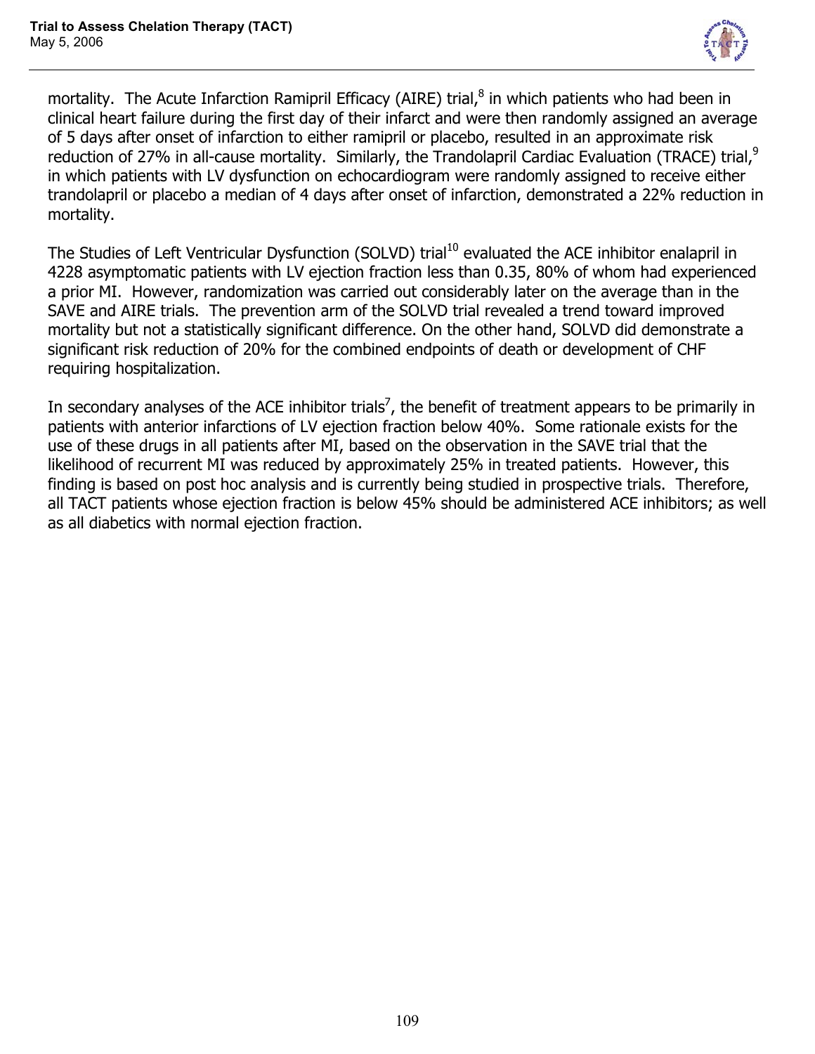mortality. The Acute Infarction Ramipril Efficacy (AIRE) trial,[8] in which patients who had been in clinical heart failure during the first day of their infarct and were then randomly assigned an average of 5 days after onset of infarction to either ramipril or placebo, resulted in an approximate risk reduction of 27% in all-cause mortality. Similarly, the Trandolapril Cardiac Evaluation (TRACE) trial,[9] in which patients with LV dysfunction on echocardiogram were randomly assigned to receive either trandolapril or placebo a median of 4 days after onset of infarction, demonstrated a 22% reduction in mortality.

The Studies of Left Ventricular Dysfunction (SOLVD) trial[10] evaluated the ACE inhibitor enalapril in 4228 asymptomatic patients with LV ejection fraction less than 0.35, 80% of whom had experienced a prior MI. However, randomization was carried out considerably later on the average than in the SAVE and AIRE trials. The prevention arm of the SOLVD trial revealed a trend toward improved mortality but not a statistically significant difference. On the other hand, SOLVD did demonstrate a significant risk reduction of 20% for the combined endpoints of death or development of CHF requiring hospitalization.

In secondary analyses of the ACE inhibitor trials[7], the benefit of treatment appears to be primarily in patients with anterior infarctions of LV ejection fraction below 40%. Some rationale exists for the use of these drugs in all patients after MI, based on the observation in the SAVE trial that the likelihood of recurrent MI was reduced by approximately 25% in treated patients. However, this finding is based on post hoc analysis and is currently being studied in prospective trials. Therefore, all TACT patients whose ejection fraction is below 45% should be administered ACE inhibitors; as well as all diabetics with normal ejection fraction.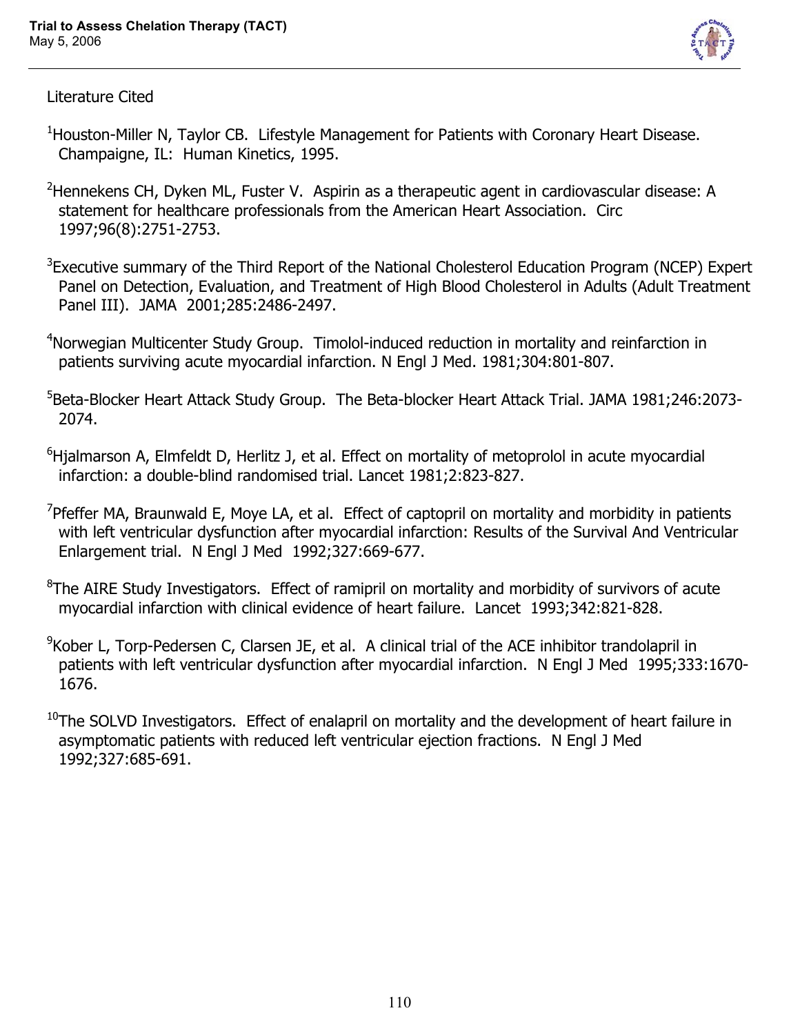Literature Cited

[1]Houston-Miller N, Taylor CB. Lifestyle Management for Patients with Coronary Heart Disease. Champaigne, IL: Human Kinetics, 1995.

[2]Hennekens CH, Dyken ML, Fuster V. Aspirin as a therapeutic agent in cardiovascular disease: A statement for healthcare professionals from the American Heart Association. Circ 1997;96(8):2751-2753.

[3]Executive summary of the Third Report of the National Cholesterol Education Program (NCEP) Expert Panel on Detection, Evaluation, and Treatment of High Blood Cholesterol in Adults (Adult Treatment Panel III). JAMA 2001;285:2486-2497.

[4]Norwegian Multicenter Study Group. Timolol-induced reduction in mortality and reinfarction in patients surviving acute myocardial infarction. N Engl J Med. 1981;304:801-807.

[5]Beta-Blocker Heart Attack Study Group. The Beta-blocker Heart Attack Trial. JAMA 1981;246:2073-2074.

[6]Hjalmarson A, Elmfeldt D, Herlitz J, et al. Effect on mortality of metoprolol in acute myocardial infarction: a double-blind randomised trial. Lancet 1981;2:823-827.

[7]Pfeffer MA, Braunwald E, Moye LA, et al. Effect of captopril on mortality and morbidity in patients with left ventricular dysfunction after myocardial infarction: Results of the Survival And Ventricular Enlargement trial. N Engl J Med 1992;327:669-677.

[8]The AIRE Study Investigators. Effect of ramipril on mortality and morbidity of survivors of acute myocardial infarction with clinical evidence of heart failure. Lancet 1993;342:821-828.

[9]Kober L, Torp-Pedersen C, Clarsen JE, et al. A clinical trial of the ACE inhibitor trandolapril in patients with left ventricular dysfunction after myocardial infarction. N Engl J Med 1995;333:1670-1676.

[10]The SOLVD Investigators. Effect of enalapril on mortality and the development of heart failure in asymptomatic patients with reduced left ventricular ejection fractions. N Engl J Med 1992;327:685-691.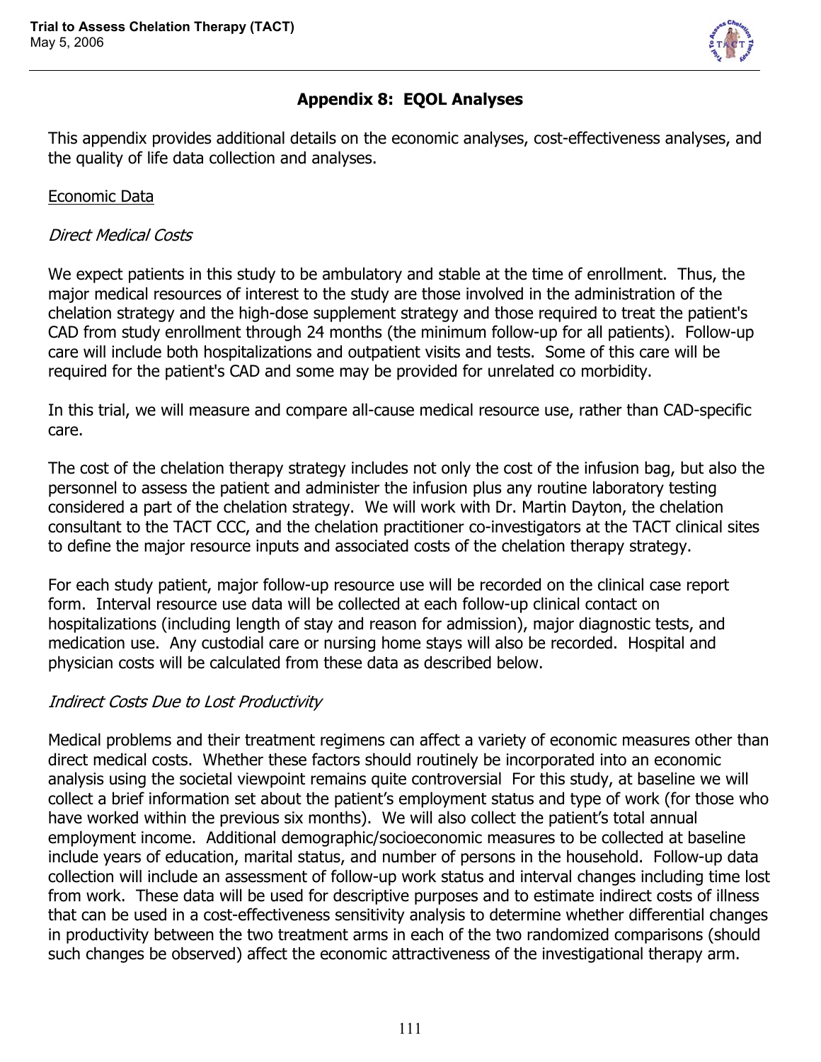## Appendix 8: EQOL Analyses

This appendix provides additional details on the economic analyses, cost-effectiveness analyses, and the quality of life data collection and analyses.

### Economic Data

#### *Direct Medical Costs*

We expect patients in this study to be ambulatory and stable at the time of enrollment. Thus, the major medical resources of interest to the study are those involved in the administration of the chelation strategy and the high-dose supplement strategy and those required to treat the patient's CAD from study enrollment through 24 months (the minimum follow-up for all patients). Follow-up care will include both hospitalizations and outpatient visits and tests. Some of this care will be required for the patient's CAD and some may be provided for unrelated co morbidity.

In this trial, we will measure and compare all-cause medical resource use, rather than CAD-specific care.

The cost of the chelation therapy strategy includes not only the cost of the infusion bag, but also the personnel to assess the patient and administer the infusion plus any routine laboratory testing considered a part of the chelation strategy. We will work with Dr. Martin Dayton, the chelation consultant to the TACT CCC, and the chelation practitioner co-investigators at the TACT clinical sites to define the major resource inputs and associated costs of the chelation therapy strategy.

For each study patient, major follow-up resource use will be recorded on the clinical case report form. Interval resource use data will be collected at each follow-up clinical contact on hospitalizations (including length of stay and reason for admission), major diagnostic tests, and medication use. Any custodial care or nursing home stays will also be recorded. Hospital and physician costs will be calculated from these data as described below.

#### *Indirect Costs Due to Lost Productivity*

Medical problems and their treatment regimens can affect a variety of economic measures other than direct medical costs. Whether these factors should routinely be incorporated into an economic analysis using the societal viewpoint remains quite controversial For this study, at baseline we will collect a brief information set about the patient's employment status and type of work (for those who have worked within the previous six months). We will also collect the patient's total annual employment income. Additional demographic/socioeconomic measures to be collected at baseline include years of education, marital status, and number of persons in the household. Follow-up data collection will include an assessment of follow-up work status and interval changes including time lost from work. These data will be used for descriptive purposes and to estimate indirect costs of illness that can be used in a cost-effectiveness sensitivity analysis to determine whether differential changes in productivity between the two treatment arms in each of the two randomized comparisons (should such changes be observed) affect the economic attractiveness of the investigational therapy arm.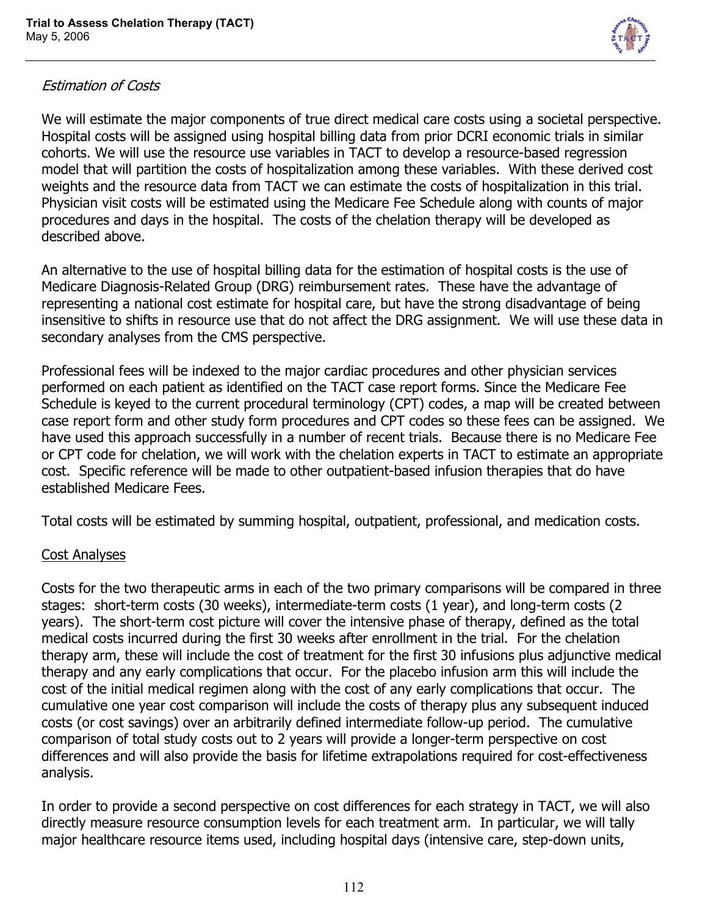*Estimation of Costs*

We will estimate the major components of true direct medical care costs using a societal perspective. Hospital costs will be assigned using hospital billing data from prior DCRI economic trials in similar cohorts. We will use the resource use variables in TACT to develop a resource-based regression model that will partition the costs of hospitalization among these variables. With these derived cost weights and the resource data from TACT we can estimate the costs of hospitalization in this trial. Physician visit costs will be estimated using the Medicare Fee Schedule along with counts of major procedures and days in the hospital. The costs of the chelation therapy will be developed as described above.

An alternative to the use of hospital billing data for the estimation of hospital costs is the use of Medicare Diagnosis-Related Group (DRG) reimbursement rates. These have the advantage of representing a national cost estimate for hospital care, but have the strong disadvantage of being insensitive to shifts in resource use that do not affect the DRG assignment. We will use these data in secondary analyses from the CMS perspective.

Professional fees will be indexed to the major cardiac procedures and other physician services performed on each patient as identified on the TACT case report forms. Since the Medicare Fee Schedule is keyed to the current procedural terminology (CPT) codes, a map will be created between case report form and other study form procedures and CPT codes so these fees can be assigned. We have used this approach successfully in a number of recent trials. Because there is no Medicare Fee or CPT code for chelation, we will work with the chelation experts in TACT to estimate an appropriate cost. Specific reference will be made to other outpatient-based infusion therapies that do have established Medicare Fees.

Total costs will be estimated by summing hospital, outpatient, professional, and medication costs.

<u>Cost Analyses</u>

Costs for the two therapeutic arms in each of the two primary comparisons will be compared in three stages: short-term costs (30 weeks), intermediate-term costs (1 year), and long-term costs (2 years). The short-term cost picture will cover the intensive phase of therapy, defined as the total medical costs incurred during the first 30 weeks after enrollment in the trial. For the chelation therapy arm, these will include the cost of treatment for the first 30 infusions plus adjunctive medical therapy and any early complications that occur. For the placebo infusion arm this will include the cost of the initial medical regimen along with the cost of any early complications that occur. The cumulative one year cost comparison will include the costs of therapy plus any subsequent induced costs (or cost savings) over an arbitrarily defined intermediate follow-up period. The cumulative comparison of total study costs out to 2 years will provide a longer-term perspective on cost differences and will also provide the basis for lifetime extrapolations required for cost-effectiveness analysis.

In order to provide a second perspective on cost differences for each strategy in TACT, we will also directly measure resource consumption levels for each treatment arm. In particular, we will tally major healthcare resource items used, including hospital days (intensive care, step-down units,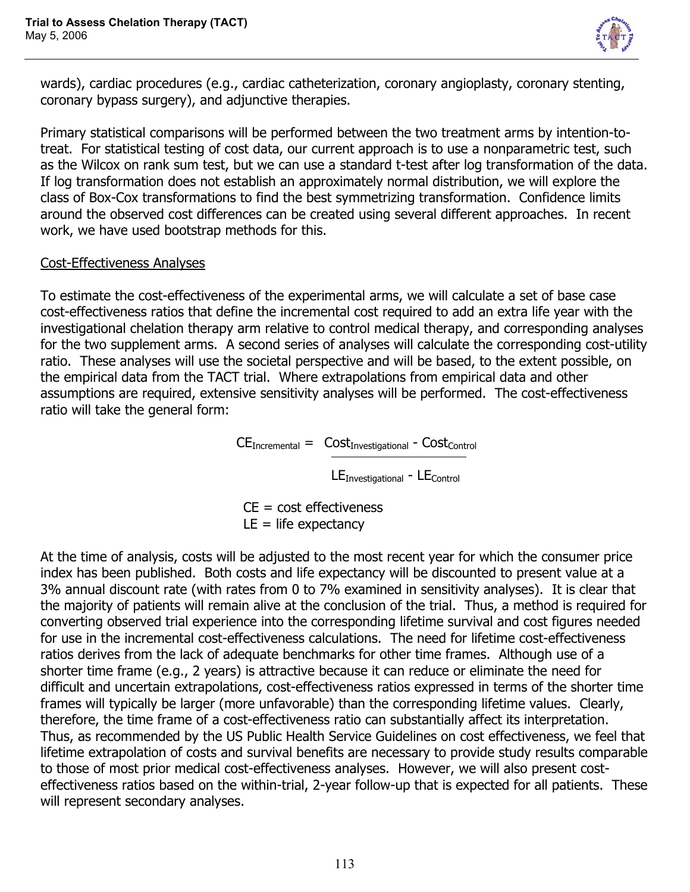wards), cardiac procedures (e.g., cardiac catheterization, coronary angioplasty, coronary stenting, coronary bypass surgery), and adjunctive therapies.

Primary statistical comparisons will be performed between the two treatment arms by intention-to-treat. For statistical testing of cost data, our current approach is to use a nonparametric test, such as the Wilcox on rank sum test, but we can use a standard t-test after log transformation of the data. If log transformation does not establish an approximately normal distribution, we will explore the class of Box-Cox transformations to find the best symmetrizing transformation. Confidence limits around the observed cost differences can be created using several different approaches. In recent work, we have used bootstrap methods for this.

Cost-Effectiveness Analyses

To estimate the cost-effectiveness of the experimental arms, we will calculate a set of base case cost-effectiveness ratios that define the incremental cost required to add an extra life year with the investigational chelation therapy arm relative to control medical therapy, and corresponding analyses for the two supplement arms. A second series of analyses will calculate the corresponding cost-utility ratio. These analyses will use the societal perspective and will be based, to the extent possible, on the empirical data from the TACT trial. Where extrapolations from empirical data and other assumptions are required, extensive sensitivity analyses will be performed. The cost-effectiveness ratio will take the general form:

$$CE_{Incremental} = \frac{Cost_{Investigational} - Cost_{Control}}{LE_{Investigational} - LE_{Control}}$$

CE = cost effectiveness
LE = life expectancy

At the time of analysis, costs will be adjusted to the most recent year for which the consumer price index has been published. Both costs and life expectancy will be discounted to present value at a 3% annual discount rate (with rates from 0 to 7% examined in sensitivity analyses). It is clear that the majority of patients will remain alive at the conclusion of the trial. Thus, a method is required for converting observed trial experience into the corresponding lifetime survival and cost figures needed for use in the incremental cost-effectiveness calculations. The need for lifetime cost-effectiveness ratios derives from the lack of adequate benchmarks for other time frames. Although use of a shorter time frame (e.g., 2 years) is attractive because it can reduce or eliminate the need for difficult and uncertain extrapolations, cost-effectiveness ratios expressed in terms of the shorter time frames will typically be larger (more unfavorable) than the corresponding lifetime values. Clearly, therefore, the time frame of a cost-effectiveness ratio can substantially affect its interpretation. Thus, as recommended by the US Public Health Service Guidelines on cost effectiveness, we feel that lifetime extrapolation of costs and survival benefits are necessary to provide study results comparable to those of most prior medical cost-effectiveness analyses. However, we will also present cost-effectiveness ratios based on the within-trial, 2-year follow-up that is expected for all patients. These will represent secondary analyses.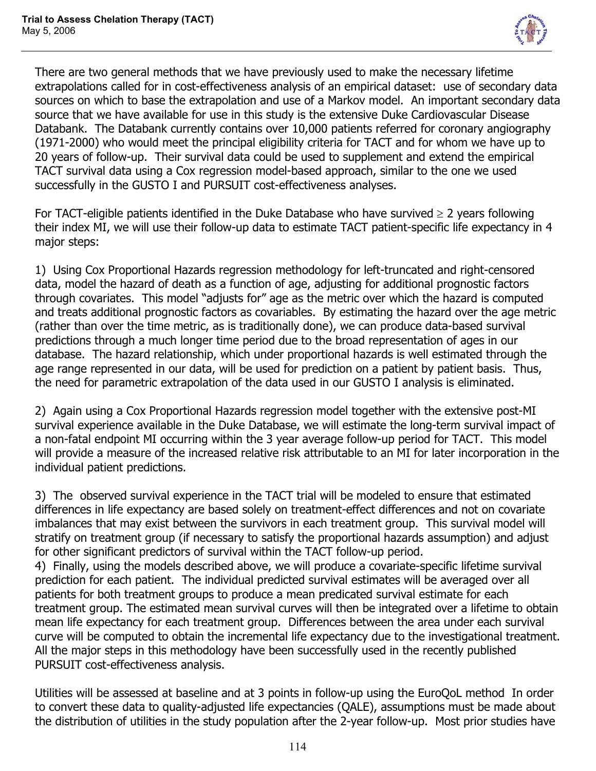There are two general methods that we have previously used to make the necessary lifetime extrapolations called for in cost-effectiveness analysis of an empirical dataset: use of secondary data sources on which to base the extrapolation and use of a Markov model. An important secondary data source that we have available for use in this study is the extensive Duke Cardiovascular Disease Databank. The Databank currently contains over 10,000 patients referred for coronary angiography (1971-2000) who would meet the principal eligibility criteria for TACT and for whom we have up to 20 years of follow-up. Their survival data could be used to supplement and extend the empirical TACT survival data using a Cox regression model-based approach, similar to the one we used successfully in the GUSTO I and PURSUIT cost-effectiveness analyses.

For TACT-eligible patients identified in the Duke Database who have survived ≥ 2 years following their index MI, we will use their follow-up data to estimate TACT patient-specific life expectancy in 4 major steps:

1) Using Cox Proportional Hazards regression methodology for left-truncated and right-censored data, model the hazard of death as a function of age, adjusting for additional prognostic factors through covariates. This model "adjusts for" age as the metric over which the hazard is computed and treats additional prognostic factors as covariables. By estimating the hazard over the age metric (rather than over the time metric, as is traditionally done), we can produce data-based survival predictions through a much longer time period due to the broad representation of ages in our database. The hazard relationship, which under proportional hazards is well estimated through the age range represented in our data, will be used for prediction on a patient by patient basis. Thus, the need for parametric extrapolation of the data used in our GUSTO I analysis is eliminated.

2) Again using a Cox Proportional Hazards regression model together with the extensive post-MI survival experience available in the Duke Database, we will estimate the long-term survival impact of a non-fatal endpoint MI occurring within the 3 year average follow-up period for TACT. This model will provide a measure of the increased relative risk attributable to an MI for later incorporation in the individual patient predictions.

3) The observed survival experience in the TACT trial will be modeled to ensure that estimated differences in life expectancy are based solely on treatment-effect differences and not on covariate imbalances that may exist between the survivors in each treatment group. This survival model will stratify on treatment group (if necessary to satisfy the proportional hazards assumption) and adjust for other significant predictors of survival within the TACT follow-up period.

4) Finally, using the models described above, we will produce a covariate-specific lifetime survival prediction for each patient. The individual predicted survival estimates will be averaged over all patients for both treatment groups to produce a mean predicated survival estimate for each treatment group. The estimated mean survival curves will then be integrated over a lifetime to obtain mean life expectancy for each treatment group. Differences between the area under each survival curve will be computed to obtain the incremental life expectancy due to the investigational treatment. All the major steps in this methodology have been successfully used in the recently published PURSUIT cost-effectiveness analysis.

Utilities will be assessed at baseline and at 3 points in follow-up using the EuroQoL method In order to convert these data to quality-adjusted life expectancies (QALE), assumptions must be made about the distribution of utilities in the study population after the 2-year follow-up. Most prior studies have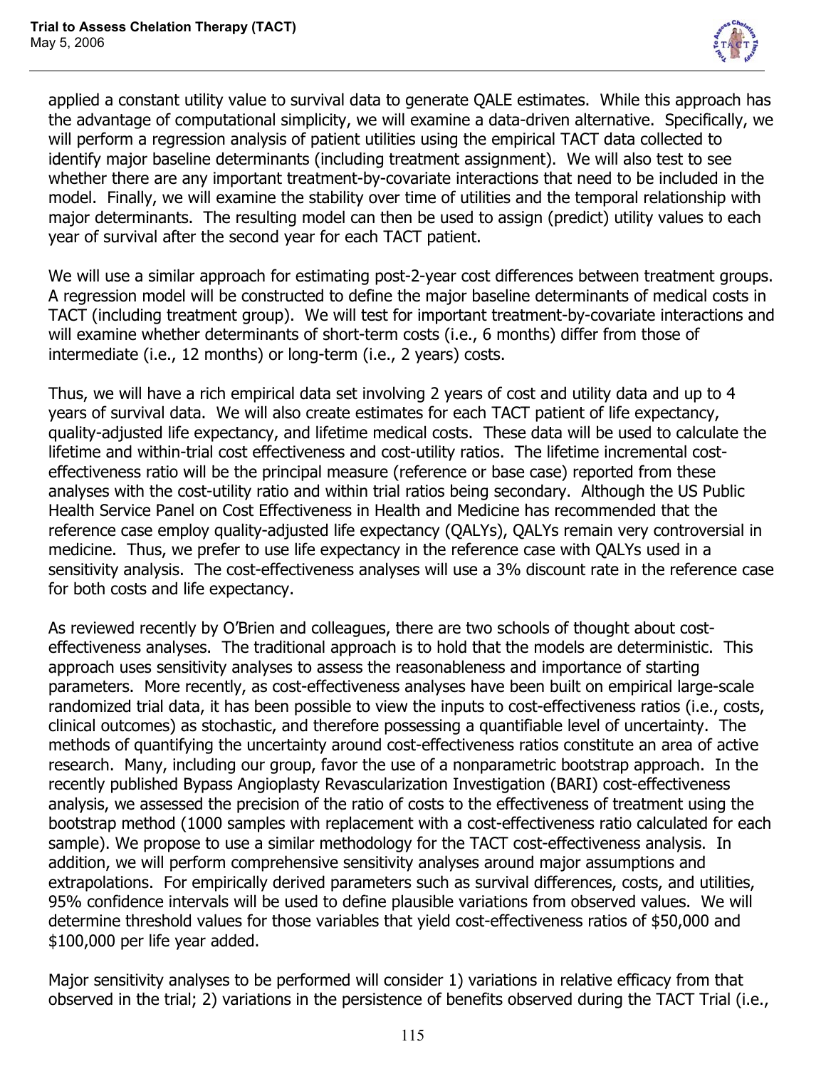applied a constant utility value to survival data to generate QALE estimates. While this approach has the advantage of computational simplicity, we will examine a data-driven alternative. Specifically, we will perform a regression analysis of patient utilities using the empirical TACT data collected to identify major baseline determinants (including treatment assignment). We will also test to see whether there are any important treatment-by-covariate interactions that need to be included in the model. Finally, we will examine the stability over time of utilities and the temporal relationship with major determinants. The resulting model can then be used to assign (predict) utility values to each year of survival after the second year for each TACT patient.

We will use a similar approach for estimating post-2-year cost differences between treatment groups. A regression model will be constructed to define the major baseline determinants of medical costs in TACT (including treatment group). We will test for important treatment-by-covariate interactions and will examine whether determinants of short-term costs (i.e., 6 months) differ from those of intermediate (i.e., 12 months) or long-term (i.e., 2 years) costs.

Thus, we will have a rich empirical data set involving 2 years of cost and utility data and up to 4 years of survival data. We will also create estimates for each TACT patient of life expectancy, quality-adjusted life expectancy, and lifetime medical costs. These data will be used to calculate the lifetime and within-trial cost effectiveness and cost-utility ratios. The lifetime incremental cost-effectiveness ratio will be the principal measure (reference or base case) reported from these analyses with the cost-utility ratio and within trial ratios being secondary. Although the US Public Health Service Panel on Cost Effectiveness in Health and Medicine has recommended that the reference case employ quality-adjusted life expectancy (QALYs), QALYs remain very controversial in medicine. Thus, we prefer to use life expectancy in the reference case with QALYs used in a sensitivity analysis. The cost-effectiveness analyses will use a 3% discount rate in the reference case for both costs and life expectancy.

As reviewed recently by O'Brien and colleagues, there are two schools of thought about cost-effectiveness analyses. The traditional approach is to hold that the models are deterministic. This approach uses sensitivity analyses to assess the reasonableness and importance of starting parameters. More recently, as cost-effectiveness analyses have been built on empirical large-scale randomized trial data, it has been possible to view the inputs to cost-effectiveness ratios (i.e., costs, clinical outcomes) as stochastic, and therefore possessing a quantifiable level of uncertainty. The methods of quantifying the uncertainty around cost-effectiveness ratios constitute an area of active research. Many, including our group, favor the use of a nonparametric bootstrap approach. In the recently published Bypass Angioplasty Revascularization Investigation (BARI) cost-effectiveness analysis, we assessed the precision of the ratio of costs to the effectiveness of treatment using the bootstrap method (1000 samples with replacement with a cost-effectiveness ratio calculated for each sample). We propose to use a similar methodology for the TACT cost-effectiveness analysis. In addition, we will perform comprehensive sensitivity analyses around major assumptions and extrapolations. For empirically derived parameters such as survival differences, costs, and utilities, 95% confidence intervals will be used to define plausible variations from observed values. We will determine threshold values for those variables that yield cost-effectiveness ratios of $50,000 and $100,000 per life year added.

Major sensitivity analyses to be performed will consider 1) variations in relative efficacy from that observed in the trial; 2) variations in the persistence of benefits observed during the TACT Trial (i.e.,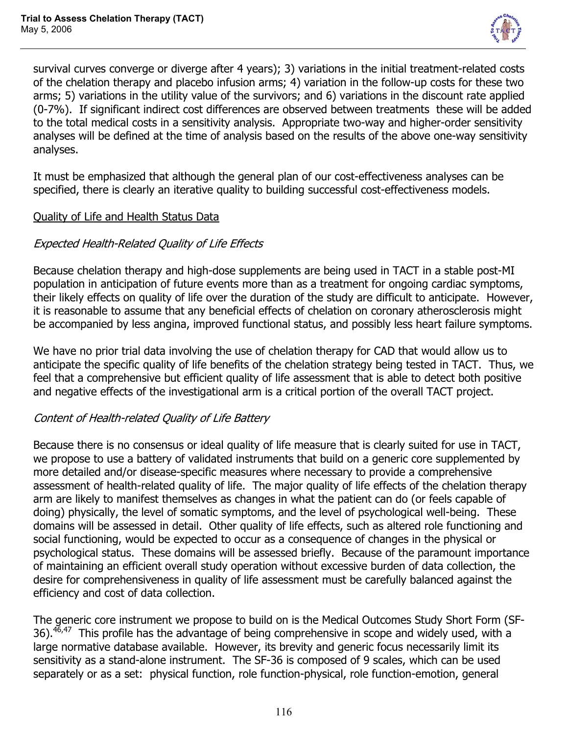survival curves converge or diverge after 4 years); 3) variations in the initial treatment-related costs of the chelation therapy and placebo infusion arms; 4) variation in the follow-up costs for these two arms; 5) variations in the utility value of the survivors; and 6) variations in the discount rate applied (0-7%). If significant indirect cost differences are observed between treatments these will be added to the total medical costs in a sensitivity analysis. Appropriate two-way and higher-order sensitivity analyses will be defined at the time of analysis based on the results of the above one-way sensitivity analyses.

It must be emphasized that although the general plan of our cost-effectiveness analyses can be specified, there is clearly an iterative quality to building successful cost-effectiveness models.

Quality of Life and Health Status Data

*Expected Health-Related Quality of Life Effects*

Because chelation therapy and high-dose supplements are being used in TACT in a stable post-MI population in anticipation of future events more than as a treatment for ongoing cardiac symptoms, their likely effects on quality of life over the duration of the study are difficult to anticipate. However, it is reasonable to assume that any beneficial effects of chelation on coronary atherosclerosis might be accompanied by less angina, improved functional status, and possibly less heart failure symptoms.

We have no prior trial data involving the use of chelation therapy for CAD that would allow us to anticipate the specific quality of life benefits of the chelation strategy being tested in TACT. Thus, we feel that a comprehensive but efficient quality of life assessment that is able to detect both positive and negative effects of the investigational arm is a critical portion of the overall TACT project.

*Content of Health-related Quality of Life Battery*

Because there is no consensus or ideal quality of life measure that is clearly suited for use in TACT, we propose to use a battery of validated instruments that build on a generic core supplemented by more detailed and/or disease-specific measures where necessary to provide a comprehensive assessment of health-related quality of life. The major quality of life effects of the chelation therapy arm are likely to manifest themselves as changes in what the patient can do (or feels capable of doing) physically, the level of somatic symptoms, and the level of psychological well-being. These domains will be assessed in detail. Other quality of life effects, such as altered role functioning and social functioning, would be expected to occur as a consequence of changes in the physical or psychological status. These domains will be assessed briefly. Because of the paramount importance of maintaining an efficient overall study operation without excessive burden of data collection, the desire for comprehensiveness in quality of life assessment must be carefully balanced against the efficiency and cost of data collection.

The generic core instrument we propose to build on is the Medical Outcomes Study Short Form (SF-36).[46,47] This profile has the advantage of being comprehensive in scope and widely used, with a large normative database available. However, its brevity and generic focus necessarily limit its sensitivity as a stand-alone instrument. The SF-36 is composed of 9 scales, which can be used separately or as a set: physical function, role function-physical, role function-emotion, general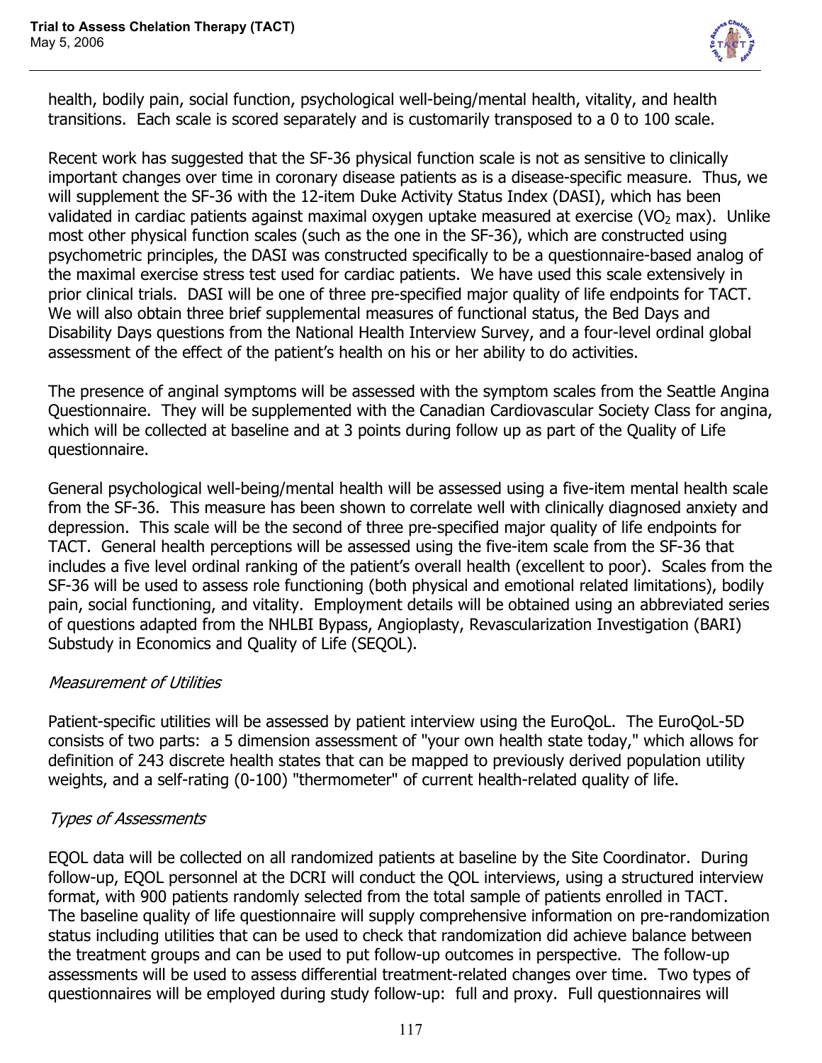health, bodily pain, social function, psychological well-being/mental health, vitality, and health transitions. Each scale is scored separately and is customarily transposed to a 0 to 100 scale.

Recent work has suggested that the SF-36 physical function scale is not as sensitive to clinically important changes over time in coronary disease patients as is a disease-specific measure. Thus, we will supplement the SF-36 with the 12-item Duke Activity Status Index (DASI), which has been validated in cardiac patients against maximal oxygen uptake measured at exercise ($VO_2$ max). Unlike most other physical function scales (such as the one in the SF-36), which are constructed using psychometric principles, the DASI was constructed specifically to be a questionnaire-based analog of the maximal exercise stress test used for cardiac patients. We have used this scale extensively in prior clinical trials. DASI will be one of three pre-specified major quality of life endpoints for TACT. We will also obtain three brief supplemental measures of functional status, the Bed Days and Disability Days questions from the National Health Interview Survey, and a four-level ordinal global assessment of the effect of the patient's health on his or her ability to do activities.

The presence of anginal symptoms will be assessed with the symptom scales from the Seattle Angina Questionnaire. They will be supplemented with the Canadian Cardiovascular Society Class for angina, which will be collected at baseline and at 3 points during follow up as part of the Quality of Life questionnaire.

General psychological well-being/mental health will be assessed using a five-item mental health scale from the SF-36. This measure has been shown to correlate well with clinically diagnosed anxiety and depression. This scale will be the second of three pre-specified major quality of life endpoints for TACT. General health perceptions will be assessed using the five-item scale from the SF-36 that includes a five level ordinal ranking of the patient's overall health (excellent to poor). Scales from the SF-36 will be used to assess role functioning (both physical and emotional related limitations), bodily pain, social functioning, and vitality. Employment details will be obtained using an abbreviated series of questions adapted from the NHLBI Bypass, Angioplasty, Revascularization Investigation (BARI) Substudy in Economics and Quality of Life (SEQOL).

*Measurement of Utilities*

Patient-specific utilities will be assessed by patient interview using the EuroQoL. The EuroQoL-5D consists of two parts: a 5 dimension assessment of "your own health state today," which allows for definition of 243 discrete health states that can be mapped to previously derived population utility weights, and a self-rating (0-100) "thermometer" of current health-related quality of life.

*Types of Assessments*

EQOL data will be collected on all randomized patients at baseline by the Site Coordinator. During follow-up, EQOL personnel at the DCRI will conduct the QOL interviews, using a structured interview format, with 900 patients randomly selected from the total sample of patients enrolled in TACT. The baseline quality of life questionnaire will supply comprehensive information on pre-randomization status including utilities that can be used to check that randomization did achieve balance between the treatment groups and can be used to put follow-up outcomes in perspective. The follow-up assessments will be used to assess differential treatment-related changes over time. Two types of questionnaires will be employed during study follow-up: full and proxy. Full questionnaires will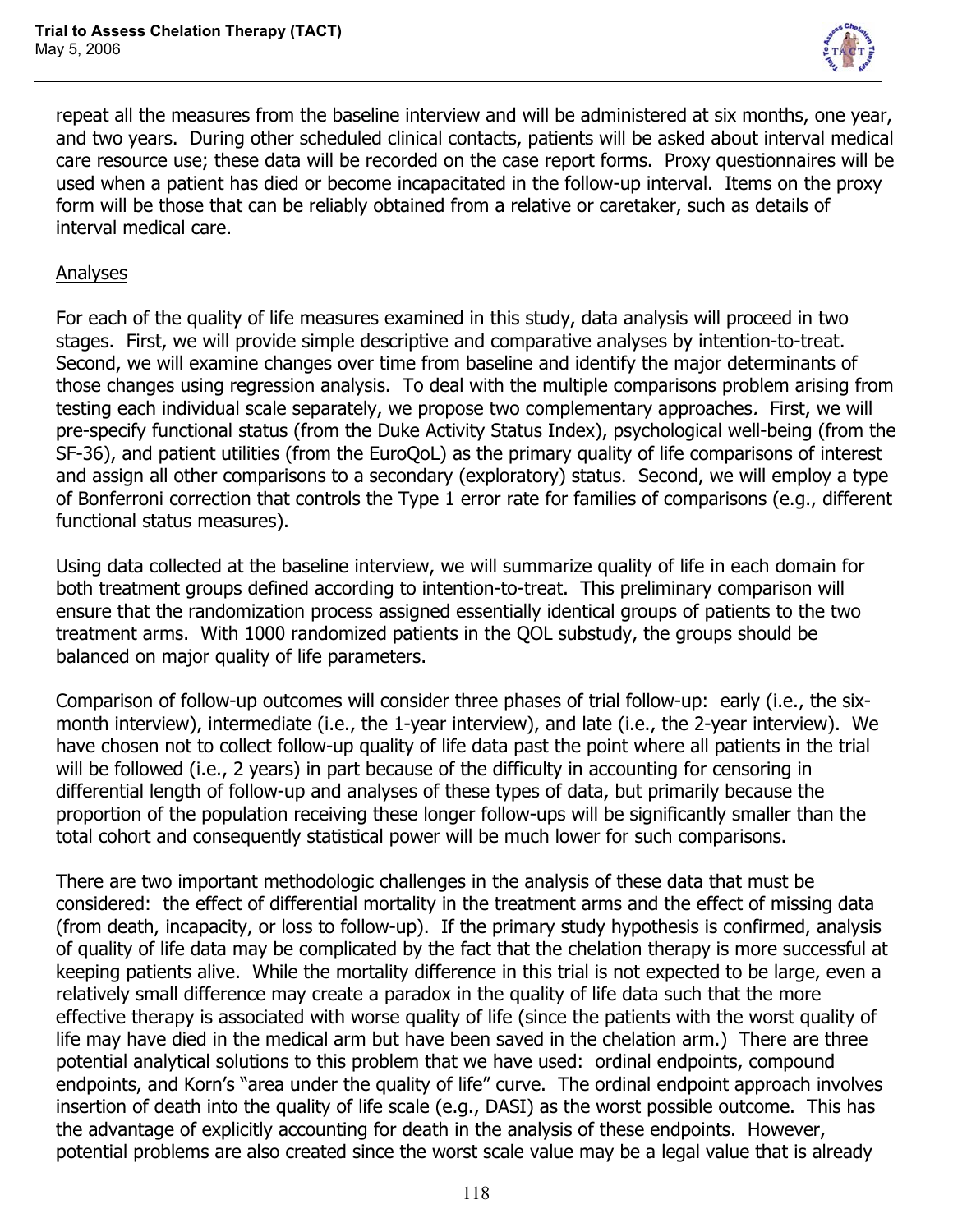repeat all the measures from the baseline interview and will be administered at six months, one year, and two years. During other scheduled clinical contacts, patients will be asked about interval medical care resource use; these data will be recorded on the case report forms. Proxy questionnaires will be used when a patient has died or become incapacitated in the follow-up interval. Items on the proxy form will be those that can be reliably obtained from a relative or caretaker, such as details of interval medical care.

Analyses

For each of the quality of life measures examined in this study, data analysis will proceed in two stages. First, we will provide simple descriptive and comparative analyses by intention-to-treat. Second, we will examine changes over time from baseline and identify the major determinants of those changes using regression analysis. To deal with the multiple comparisons problem arising from testing each individual scale separately, we propose two complementary approaches. First, we will pre-specify functional status (from the Duke Activity Status Index), psychological well-being (from the SF-36), and patient utilities (from the EuroQoL) as the primary quality of life comparisons of interest and assign all other comparisons to a secondary (exploratory) status. Second, we will employ a type of Bonferroni correction that controls the Type 1 error rate for families of comparisons (e.g., different functional status measures).

Using data collected at the baseline interview, we will summarize quality of life in each domain for both treatment groups defined according to intention-to-treat. This preliminary comparison will ensure that the randomization process assigned essentially identical groups of patients to the two treatment arms. With 1000 randomized patients in the QOL substudy, the groups should be balanced on major quality of life parameters.

Comparison of follow-up outcomes will consider three phases of trial follow-up: early (i.e., the six-month interview), intermediate (i.e., the 1-year interview), and late (i.e., the 2-year interview). We have chosen not to collect follow-up quality of life data past the point where all patients in the trial will be followed (i.e., 2 years) in part because of the difficulty in accounting for censoring in differential length of follow-up and analyses of these types of data, but primarily because the proportion of the population receiving these longer follow-ups will be significantly smaller than the total cohort and consequently statistical power will be much lower for such comparisons.

There are two important methodologic challenges in the analysis of these data that must be considered: the effect of differential mortality in the treatment arms and the effect of missing data (from death, incapacity, or loss to follow-up). If the primary study hypothesis is confirmed, analysis of quality of life data may be complicated by the fact that the chelation therapy is more successful at keeping patients alive. While the mortality difference in this trial is not expected to be large, even a relatively small difference may create a paradox in the quality of life data such that the more effective therapy is associated with worse quality of life (since the patients with the worst quality of life may have died in the medical arm but have been saved in the chelation arm.) There are three potential analytical solutions to this problem that we have used: ordinal endpoints, compound endpoints, and Korn's "area under the quality of life" curve. The ordinal endpoint approach involves insertion of death into the quality of life scale (e.g., DASI) as the worst possible outcome. This has the advantage of explicitly accounting for death in the analysis of these endpoints. However, potential problems are also created since the worst scale value may be a legal value that is already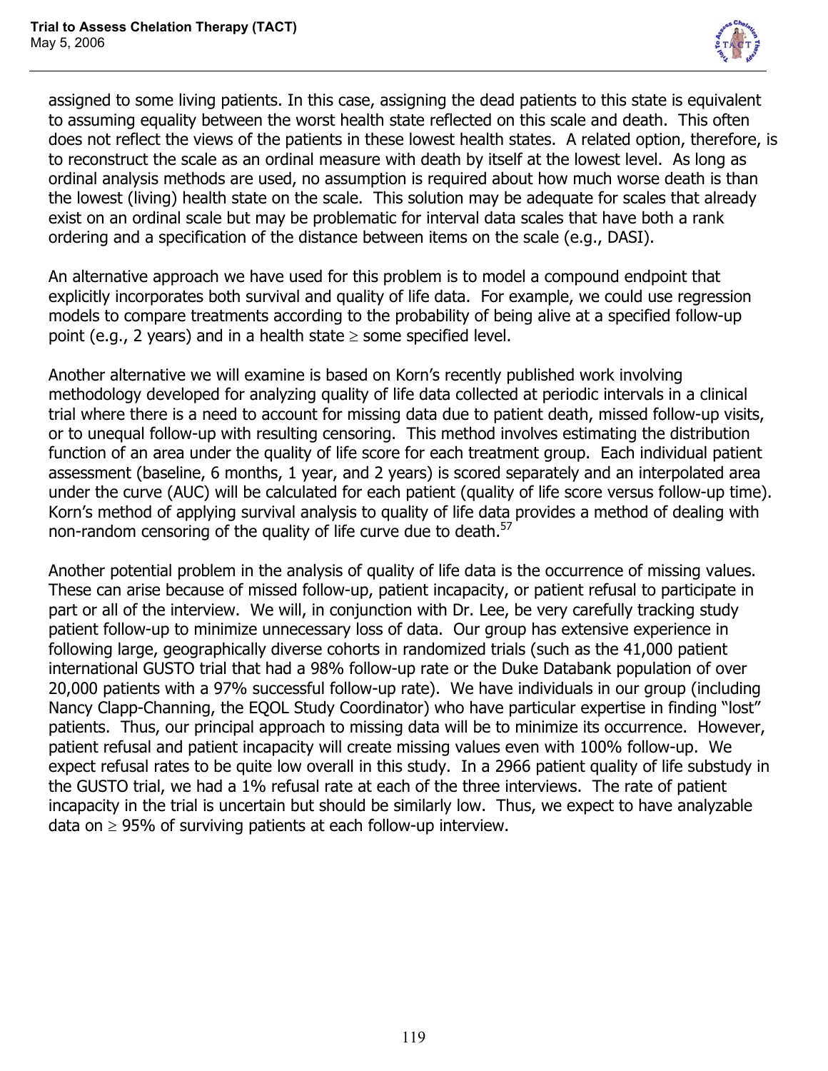assigned to some living patients. In this case, assigning the dead patients to this state is equivalent to assuming equality between the worst health state reflected on this scale and death. This often does not reflect the views of the patients in these lowest health states. A related option, therefore, is to reconstruct the scale as an ordinal measure with death by itself at the lowest level. As long as ordinal analysis methods are used, no assumption is required about how much worse death is than the lowest (living) health state on the scale. This solution may be adequate for scales that already exist on an ordinal scale but may be problematic for interval data scales that have both a rank ordering and a specification of the distance between items on the scale (e.g., DASI).

An alternative approach we have used for this problem is to model a compound endpoint that explicitly incorporates both survival and quality of life data. For example, we could use regression models to compare treatments according to the probability of being alive at a specified follow-up point (e.g., 2 years) and in a health state $\geq$ some specified level.

Another alternative we will examine is based on Korn's recently published work involving methodology developed for analyzing quality of life data collected at periodic intervals in a clinical trial where there is a need to account for missing data due to patient death, missed follow-up visits, or to unequal follow-up with resulting censoring. This method involves estimating the distribution function of an area under the quality of life score for each treatment group. Each individual patient assessment (baseline, 6 months, 1 year, and 2 years) is scored separately and an interpolated area under the curve (AUC) will be calculated for each patient (quality of life score versus follow-up time). Korn's method of applying survival analysis to quality of life data provides a method of dealing with non-random censoring of the quality of life curve due to death.[57]

Another potential problem in the analysis of quality of life data is the occurrence of missing values. These can arise because of missed follow-up, patient incapacity, or patient refusal to participate in part or all of the interview. We will, in conjunction with Dr. Lee, be very carefully tracking study patient follow-up to minimize unnecessary loss of data. Our group has extensive experience in following large, geographically diverse cohorts in randomized trials (such as the 41,000 patient international GUSTO trial that had a 98% follow-up rate or the Duke Databank population of over 20,000 patients with a 97% successful follow-up rate). We have individuals in our group (including Nancy Clapp-Channing, the EQOL Study Coordinator) who have particular expertise in finding "lost" patients. Thus, our principal approach to missing data will be to minimize its occurrence. However, patient refusal and patient incapacity will create missing values even with 100% follow-up. We expect refusal rates to be quite low overall in this study. In a 2966 patient quality of life substudy in the GUSTO trial, we had a 1% refusal rate at each of the three interviews. The rate of patient incapacity in the trial is uncertain but should be similarly low. Thus, we expect to have analyzable data on $\geq$ 95% of surviving patients at each follow-up interview.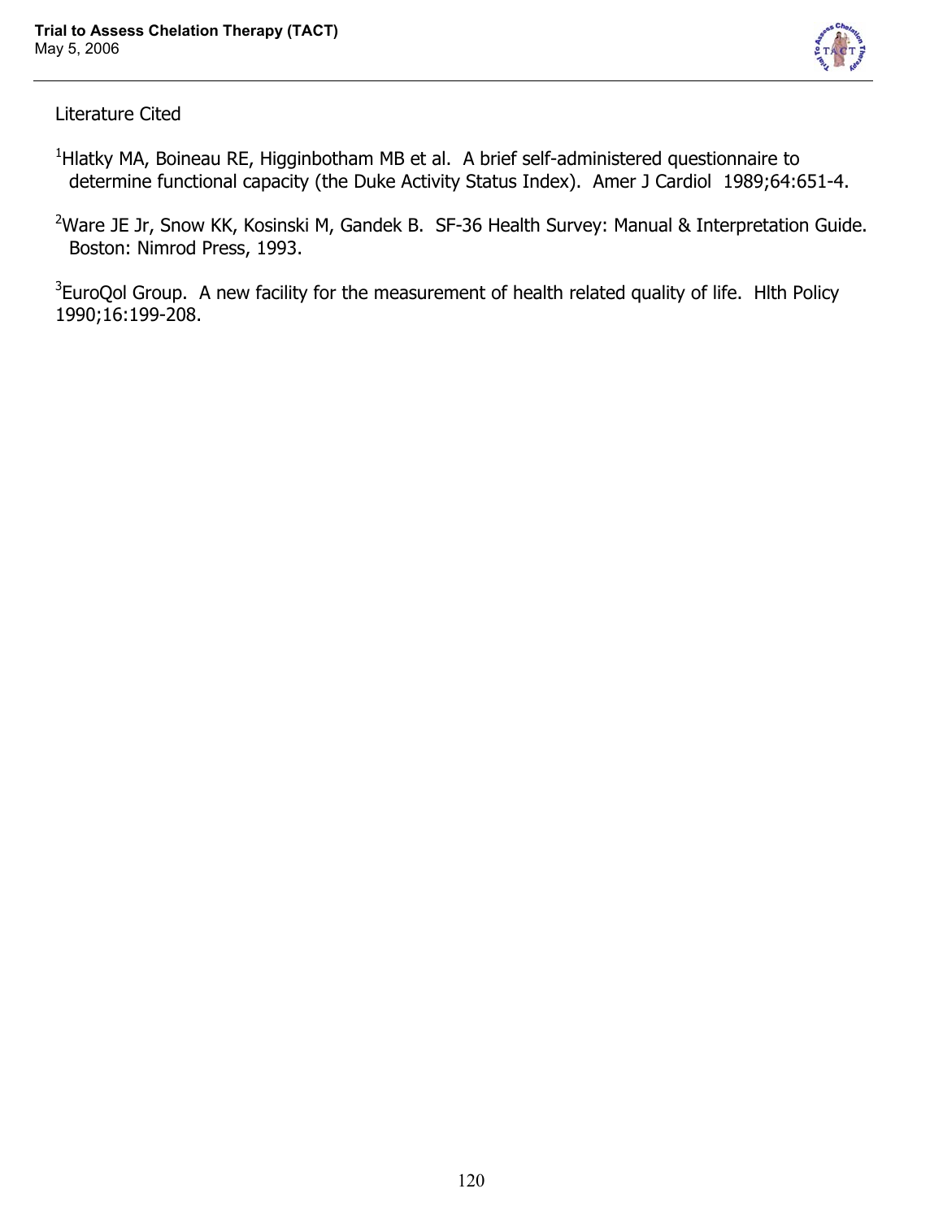Literature Cited

[1]Hlatky MA, Boineau RE, Higginbotham MB et al. A brief self-administered questionnaire to determine functional capacity (the Duke Activity Status Index). Amer J Cardiol 1989;64:651-4.

[2]Ware JE Jr, Snow KK, Kosinski M, Gandek B. SF-36 Health Survey: Manual & Interpretation Guide. Boston: Nimrod Press, 1993.

[3]EuroQol Group. A new facility for the measurement of health related quality of life. Hlth Policy 1990;16:199-208.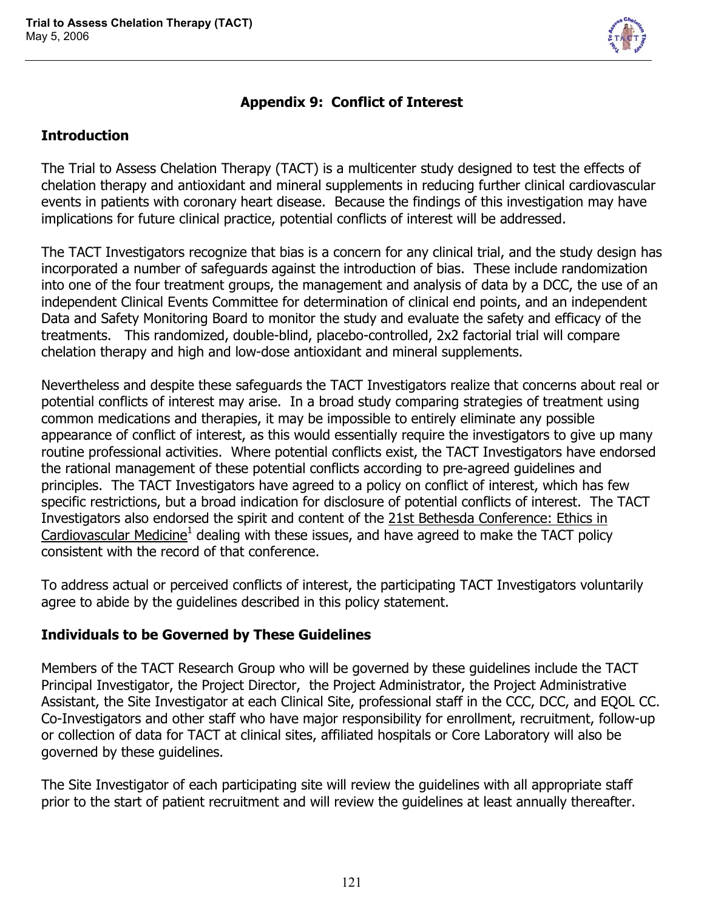## Appendix 9: Conflict of Interest

### Introduction

The Trial to Assess Chelation Therapy (TACT) is a multicenter study designed to test the effects of chelation therapy and antioxidant and mineral supplements in reducing further clinical cardiovascular events in patients with coronary heart disease. Because the findings of this investigation may have implications for future clinical practice, potential conflicts of interest will be addressed.

The TACT Investigators recognize that bias is a concern for any clinical trial, and the study design has incorporated a number of safeguards against the introduction of bias. These include randomization into one of the four treatment groups, the management and analysis of data by a DCC, the use of an independent Clinical Events Committee for determination of clinical end points, and an independent Data and Safety Monitoring Board to monitor the study and evaluate the safety and efficacy of the treatments. This randomized, double-blind, placebo-controlled, 2x2 factorial trial will compare chelation therapy and high and low-dose antioxidant and mineral supplements.

Nevertheless and despite these safeguards the TACT Investigators realize that concerns about real or potential conflicts of interest may arise. In a broad study comparing strategies of treatment using common medications and therapies, it may be impossible to entirely eliminate any possible appearance of conflict of interest, as this would essentially require the investigators to give up many routine professional activities. Where potential conflicts exist, the TACT Investigators have endorsed the rational management of these potential conflicts according to pre-agreed guidelines and principles. The TACT Investigators have agreed to a policy on conflict of interest, which has few specific restrictions, but a broad indication for disclosure of potential conflicts of interest. The TACT Investigators also endorsed the spirit and content of the 21st Bethesda Conference: Ethics in Cardiovascular Medicine[1] dealing with these issues, and have agreed to make the TACT policy consistent with the record of that conference.

To address actual or perceived conflicts of interest, the participating TACT Investigators voluntarily agree to abide by the guidelines described in this policy statement.

### Individuals to be Governed by These Guidelines

Members of the TACT Research Group who will be governed by these guidelines include the TACT Principal Investigator, the Project Director, the Project Administrator, the Project Administrative Assistant, the Site Investigator at each Clinical Site, professional staff in the CCC, DCC, and EQOL CC. Co-Investigators and other staff who have major responsibility for enrollment, recruitment, follow-up or collection of data for TACT at clinical sites, affiliated hospitals or Core Laboratory will also be governed by these guidelines.

The Site Investigator of each participating site will review the guidelines with all appropriate staff prior to the start of patient recruitment and will review the guidelines at least annually thereafter.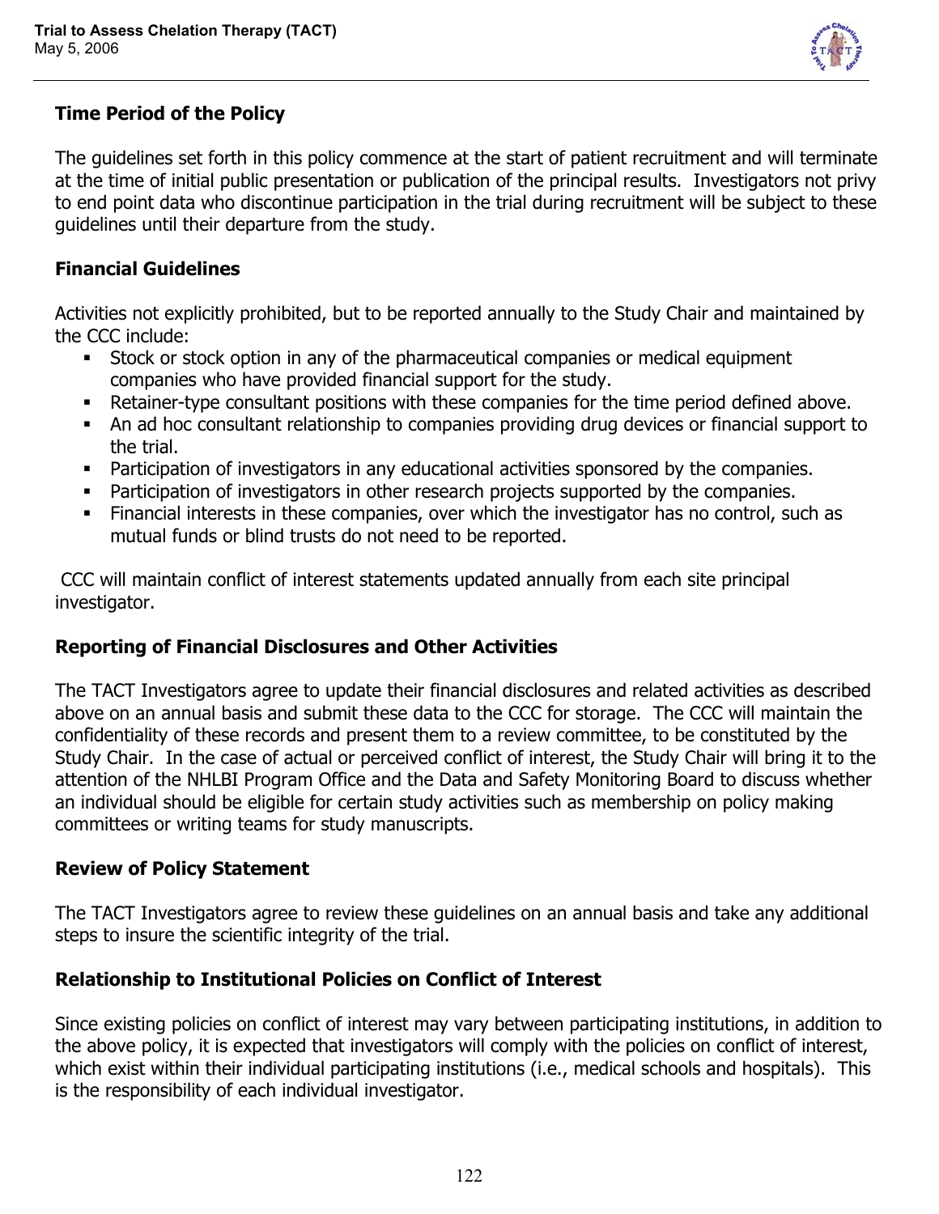## Time Period of the Policy

The guidelines set forth in this policy commence at the start of patient recruitment and will terminate at the time of initial public presentation or publication of the principal results. Investigators not privy to end point data who discontinue participation in the trial during recruitment will be subject to these guidelines until their departure from the study.

## Financial Guidelines

Activities not explicitly prohibited, but to be reported annually to the Study Chair and maintained by the CCC include:

- Stock or stock option in any of the pharmaceutical companies or medical equipment companies who have provided financial support for the study.
- Retainer-type consultant positions with these companies for the time period defined above.
- An ad hoc consultant relationship to companies providing drug devices or financial support to the trial.
- Participation of investigators in any educational activities sponsored by the companies.
- Participation of investigators in other research projects supported by the companies.
- Financial interests in these companies, over which the investigator has no control, such as mutual funds or blind trusts do not need to be reported.

CCC will maintain conflict of interest statements updated annually from each site principal investigator.

## Reporting of Financial Disclosures and Other Activities

The TACT Investigators agree to update their financial disclosures and related activities as described above on an annual basis and submit these data to the CCC for storage. The CCC will maintain the confidentiality of these records and present them to a review committee, to be constituted by the Study Chair. In the case of actual or perceived conflict of interest, the Study Chair will bring it to the attention of the NHLBI Program Office and the Data and Safety Monitoring Board to discuss whether an individual should be eligible for certain study activities such as membership on policy making committees or writing teams for study manuscripts.

## Review of Policy Statement

The TACT Investigators agree to review these guidelines on an annual basis and take any additional steps to insure the scientific integrity of the trial.

## Relationship to Institutional Policies on Conflict of Interest

Since existing policies on conflict of interest may vary between participating institutions, in addition to the above policy, it is expected that investigators will comply with the policies on conflict of interest, which exist within their individual participating institutions (i.e., medical schools and hospitals). This is the responsibility of each individual investigator.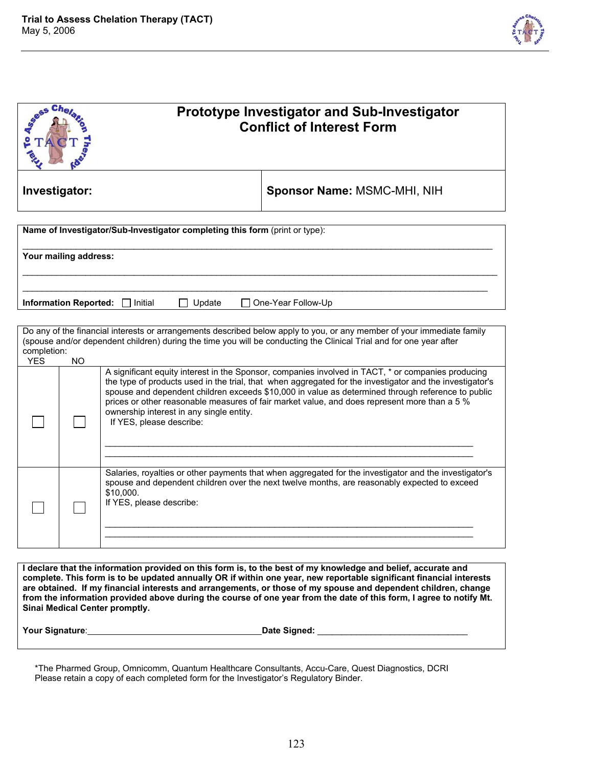# Prototype Investigator and Sub-Investigator Conflict of Interest Form

| **Investigator:** | **Sponsor Name:** MSMC-MHI, NIH |
|---|---|

**Name of Investigator/Sub-Investigator completing this form** (print or type):

______________________________________________________________________________

**Your mailing address:**

______________________________________________________________________________

______________________________________________________________________________

**Information Reported:** ☐ Initial ☐ Update ☐ One-Year Follow-Up

Do any of the financial interests or arrangements described below apply to you, or any member of your immediate family (spouse and/or dependent children) during the time you will be conducting the Clinical Trial and for one year after completion:

| YES | NO | |
|---|---|---|
| ☐ | ☐ | A significant equity interest in the Sponsor, companies involved in TACT, * or companies producing the type of products used in the trial, that when aggregated for the investigator and the investigator's spouse and dependent children exceeds $10,000 in value as determined through reference to public prices or other reasonable measures of fair market value, and does represent more than a 5 % ownership interest in any single entity.<br>If YES, please describe:<br>______________________________________<br>______________________________________ |
| ☐ | ☐ | Salaries, royalties or other payments that when aggregated for the investigator and the investigator's spouse and dependent children over the next twelve months, are reasonably expected to exceed $10,000.<br>If YES, please describe:<br>______________________________________<br>______________________________________ |

**I declare that the information provided on this form is, to the best of my knowledge and belief, accurate and complete. This form is to be updated annually OR if within one year, new reportable significant financial interests are obtained. If my financial interests and arrangements, or those of my spouse and dependent children, change from the information provided above during the course of one year from the date of this form, I agree to notify Mt. Sinai Medical Center promptly.**

**Your Signature**:__________________________________ **Date Signed:** ______________________________

*The Pharmed Group, Omnicomm, Quantum Healthcare Consultants, Accu-Care, Quest Diagnostics, DCRI

Please retain a copy of each completed form for the Investigator's Regulatory Binder.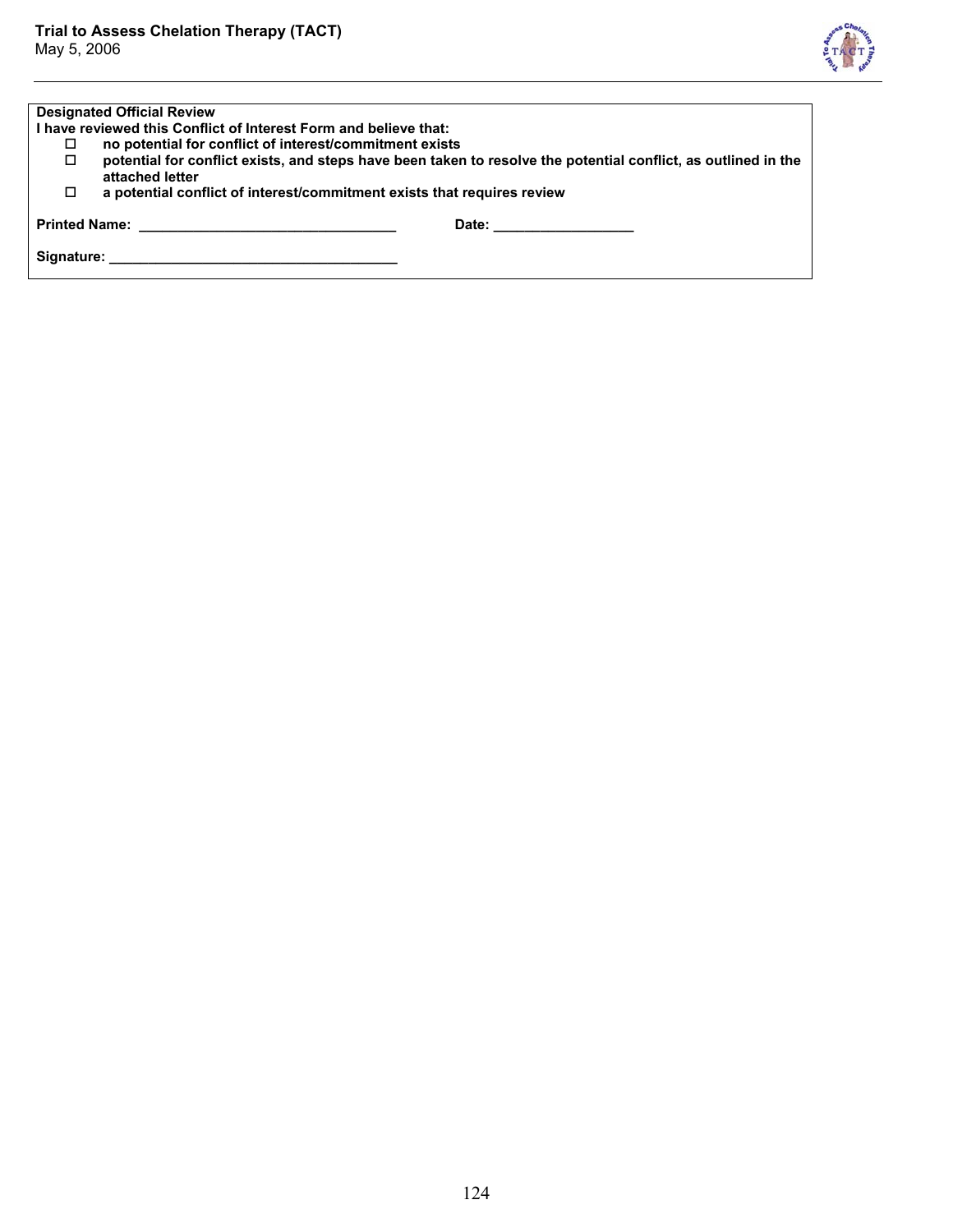**Designated Official Review**

**I have reviewed this Conflict of Interest Form and believe that:**

- ☐ **no potential for conflict of interest/commitment exists**
- ☐ **potential for conflict exists, and steps have been taken to resolve the potential conflict, as outlined in the attached letter**
- ☐ **a potential conflict of interest/commitment exists that requires review**

**Printed Name:** ________________________________ **Date:** __________________

**Signature:** ____________________________________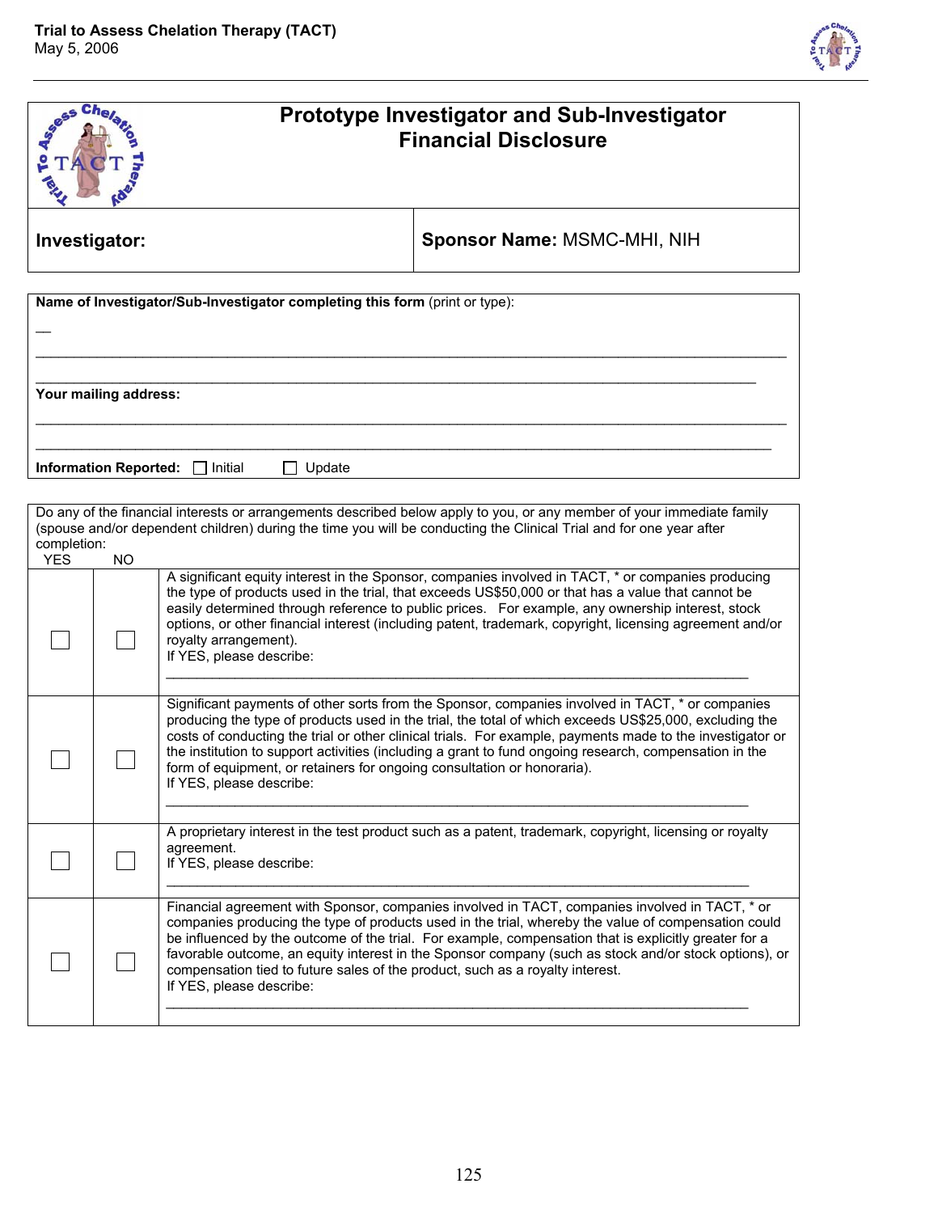# Prototype Investigator and Sub-Investigator Financial Disclosure

| **Investigator:** | **Sponsor Name:** MSMC-MHI, NIH |
|---|---|

**Name of Investigator/Sub-Investigator completing this form** (print or type):

__

________________________________________________________________________________

________________________________________________________________________________

**Your mailing address:**

________________________________________________________________________________

________________________________________________________________________________

**Information Reported:** ☐ Initial ☐ Update

Do any of the financial interests or arrangements described below apply to you, or any member of your immediate family (spouse and/or dependent children) during the time you will be conducting the Clinical Trial and for one year after completion:

| YES | NO | |
|---|---|---|
| ☐ | ☐ | A significant equity interest in the Sponsor, companies involved in TACT, * or companies producing the type of products used in the trial, that exceeds US$50,000 or that has a value that cannot be easily determined through reference to public prices. For example, any ownership interest, stock options, or other financial interest (including patent, trademark, copyright, licensing agreement and/or royalty arrangement).<br>If YES, please describe:<br>________________________________________________________________ |
| ☐ | ☐ | Significant payments of other sorts from the Sponsor, companies involved in TACT, * or companies producing the type of products used in the trial, the total of which exceeds US$25,000, excluding the costs of conducting the trial or other clinical trials. For example, payments made to the investigator or the institution to support activities (including a grant to fund ongoing research, compensation in the form of equipment, or retainers for ongoing consultation or honoraria).<br>If YES, please describe:<br>________________________________________________________________ |
| ☐ | ☐ | A proprietary interest in the test product such as a patent, trademark, copyright, licensing or royalty agreement.<br>If YES, please describe:<br>________________________________________________________________ |
| ☐ | ☐ | Financial agreement with Sponsor, companies involved in TACT, companies involved in TACT, * or companies producing the type of products used in the trial, whereby the value of compensation could be influenced by the outcome of the trial. For example, compensation that is explicitly greater for a favorable outcome, an equity interest in the Sponsor company (such as stock and/or stock options), or compensation tied to future sales of the product, such as a royalty interest.<br>If YES, please describe:<br>________________________________________________________________ |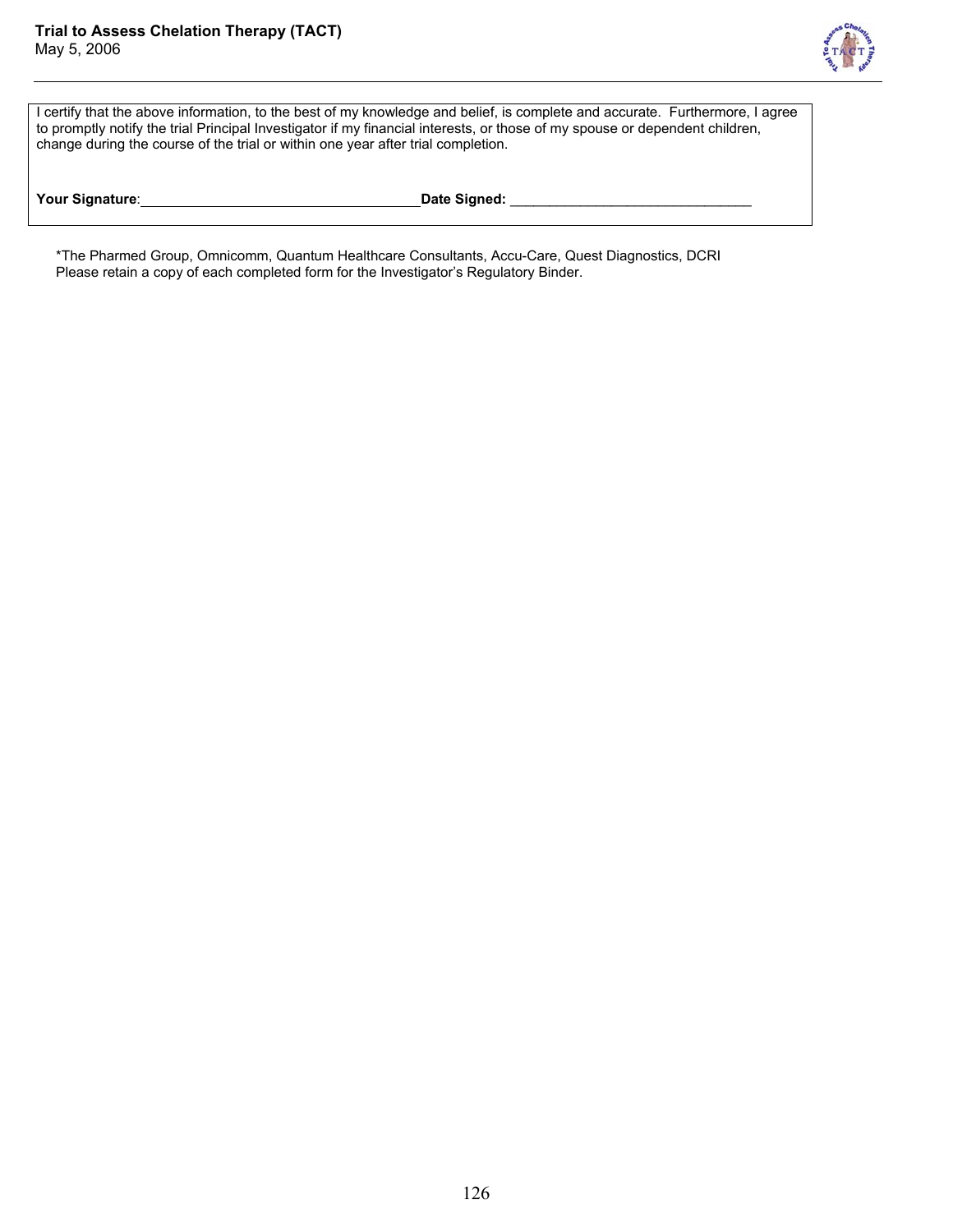I certify that the above information, to the best of my knowledge and belief, is complete and accurate. Furthermore, I agree to promptly notify the trial Principal Investigator if my financial interests, or those of my spouse or dependent children, change during the course of the trial or within one year after trial completion.

**Your Signature**:\_\_\_\_\_\_\_\_\_\_\_\_\_\_\_\_\_\_\_\_\_\_\_\_\_\_\_\_\_\_\_\_\_\_\_ **Date Signed:** \_\_\_\_\_\_\_\_\_\_\_\_\_\_\_\_\_\_\_\_\_\_\_\_\_\_\_\_\_\_\_\_

*The Pharmed Group, Omnicomm, Quantum Healthcare Consultants, Accu-Care, Quest Diagnostics, DCRI
Please retain a copy of each completed form for the Investigator's Regulatory Binder.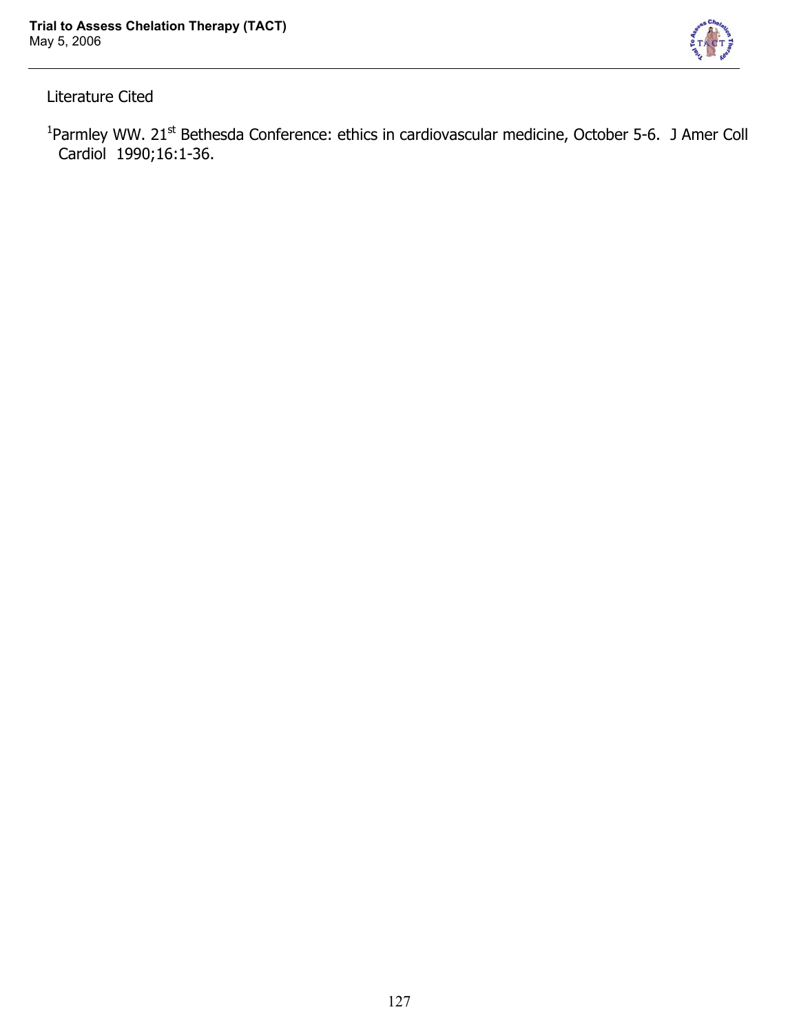Literature Cited

[1]Parmley WW. 21st Bethesda Conference: ethics in cardiovascular medicine, October 5-6. J Amer Coll Cardiol 1990;16:1-36.